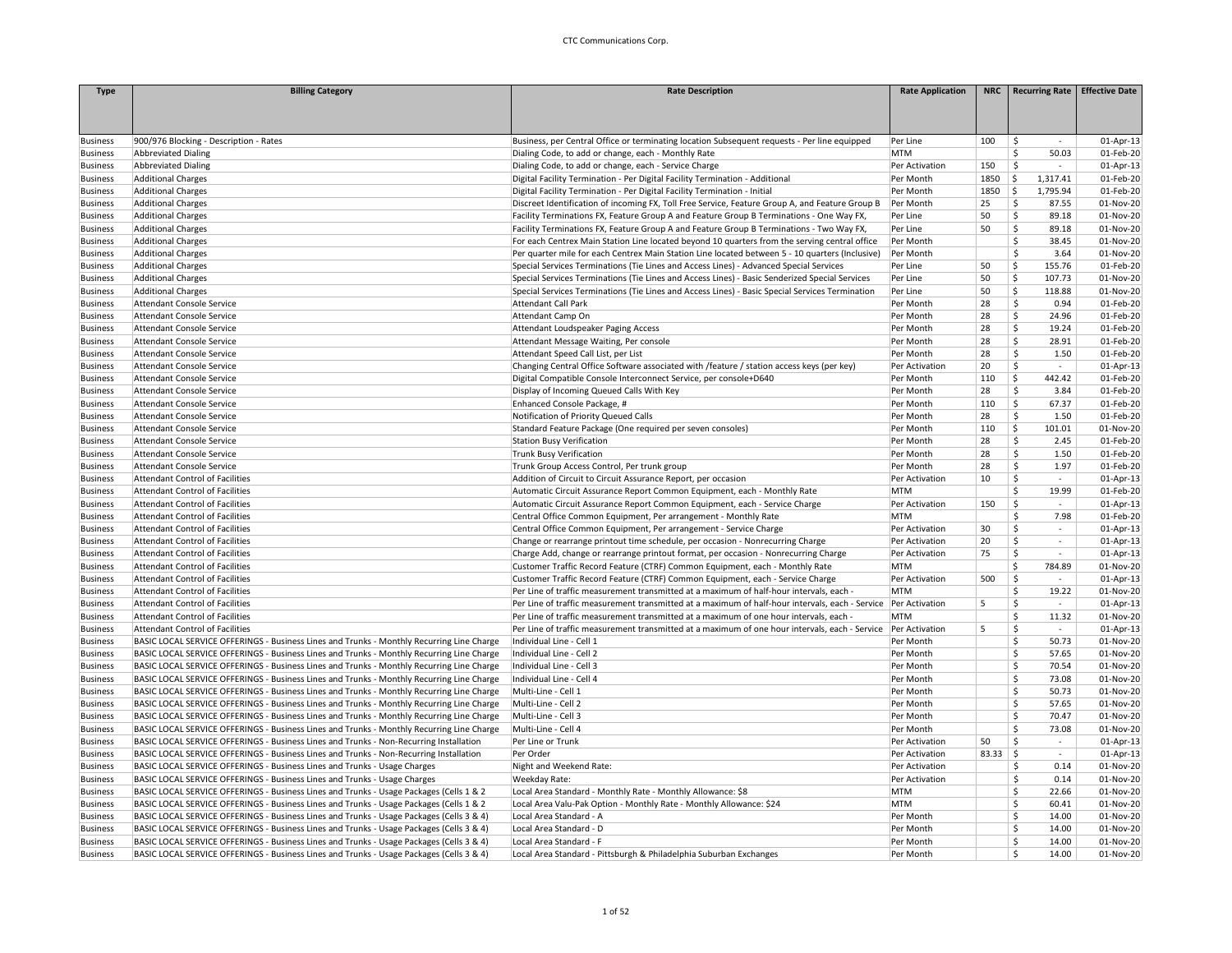CTC Communications Corp.

| Type | Billing Category | Rate Description | Rate Application | NRC | Recurring Rate | Effective Date |
|---|---|---|---|---|---|---|
| Business | 900/976 Blocking - Description - Rates | Business, per Central Office or terminating location Subsequent requests - Per line equipped | Per Line | 100 | $ - | 01-Apr-13 |
| Business | Abbreviated Dialing | Dialing Code, to add or change, each - Monthly Rate | MTM | | $ 50.03 | 01-Feb-20 |
| Business | Abbreviated Dialing | Dialing Code, to add or change, each - Service Charge | Per Activation | 150 | $ - | 01-Apr-13 |
| Business | Additional Charges | Digital Facility Termination - Per Digital Facility Termination - Additional | Per Month | 1850 | $ 1,317.41 | 01-Feb-20 |
| Business | Additional Charges | Digital Facility Termination - Per Digital Facility Termination - Initial | Per Month | 1850 | $ 1,795.94 | 01-Feb-20 |
| Business | Additional Charges | Discreet Identification of incoming FX, Toll Free Service, Feature Group A, and Feature Group B | Per Month | 25 | $ 87.55 | 01-Nov-20 |
| Business | Additional Charges | Facility Terminations FX, Feature Group A and Feature Group B Terminations - One Way FX, | Per Line | 50 | $ 89.18 | 01-Nov-20 |
| Business | Additional Charges | Facility Terminations FX, Feature Group A and Feature Group B Terminations - Two Way FX, | Per Line | 50 | $ 89.18 | 01-Nov-20 |
| Business | Additional Charges | For each Centrex Main Station Line located beyond 10 quarters from the serving central office | Per Month | | $ 38.45 | 01-Nov-20 |
| Business | Additional Charges | Per quarter mile for each Centrex Main Station Line located between 5 - 10 quarters (Inclusive) | Per Month | | $ 3.64 | 01-Nov-20 |
| Business | Additional Charges | Special Services Terminations (Tie Lines and Access Lines) - Advanced Special Services | Per Line | 50 | $ 155.76 | 01-Feb-20 |
| Business | Additional Charges | Special Services Terminations (Tie Lines and Access Lines) - Basic Senderized Special Services | Per Line | 50 | $ 107.73 | 01-Nov-20 |
| Business | Additional Charges | Special Services Terminations (Tie Lines and Access Lines) - Basic Special Services Termination | Per Line | 50 | $ 118.88 | 01-Nov-20 |
| Business | Attendant Console Service | Attendant Call Park | Per Month | 28 | $ 0.94 | 01-Feb-20 |
| Business | Attendant Console Service | Attendant Camp On | Per Month | 28 | $ 24.96 | 01-Feb-20 |
| Business | Attendant Console Service | Attendant Loudspeaker Paging Access | Per Month | 28 | $ 19.24 | 01-Feb-20 |
| Business | Attendant Console Service | Attendant Message Waiting, Per console | Per Month | 28 | $ 28.91 | 01-Feb-20 |
| Business | Attendant Console Service | Attendant Speed Call List, per List | Per Month | 28 | $ 1.50 | 01-Feb-20 |
| Business | Attendant Console Service | Changing Central Office Software associated with /feature / station access keys (per key) | Per Activation | 20 | $ - | 01-Apr-13 |
| Business | Attendant Console Service | Digital Compatible Console Interconnect Service, per console+D640 | Per Month | 110 | $ 442.42 | 01-Feb-20 |
| Business | Attendant Console Service | Display of Incoming Queued Calls With Key | Per Month | 28 | $ 3.84 | 01-Feb-20 |
| Business | Attendant Console Service | Enhanced Console Package, # | Per Month | 110 | $ 67.37 | 01-Feb-20 |
| Business | Attendant Console Service | Notification of Priority Queued Calls | Per Month | 28 | $ 1.50 | 01-Feb-20 |
| Business | Attendant Console Service | Standard Feature Package (One required per seven consoles) | Per Month | 110 | $ 101.01 | 01-Nov-20 |
| Business | Attendant Console Service | Station Busy Verification | Per Month | 28 | $ 2.45 | 01-Feb-20 |
| Business | Attendant Console Service | Trunk Busy Verification | Per Month | 28 | $ 1.50 | 01-Feb-20 |
| Business | Attendant Console Service | Trunk Group Access Control, Per trunk group | Per Month | 28 | $ 1.97 | 01-Feb-20 |
| Business | Attendant Control of Facilities | Addition of Circuit to Circuit Assurance Report, per occasion | Per Activation | 10 | $ - | 01-Apr-13 |
| Business | Attendant Control of Facilities | Automatic Circuit Assurance Report Common Equipment, each - Monthly Rate | MTM | | $ 19.99 | 01-Feb-20 |
| Business | Attendant Control of Facilities | Automatic Circuit Assurance Report Common Equipment, each - Service Charge | Per Activation | 150 | $ - | 01-Apr-13 |
| Business | Attendant Control of Facilities | Central Office Common Equipment, Per arrangement - Monthly Rate | MTM | | $ 7.98 | 01-Feb-20 |
| Business | Attendant Control of Facilities | Central Office Common Equipment, Per arrangement - Service Charge | Per Activation | 30 | $ - | 01-Apr-13 |
| Business | Attendant Control of Facilities | Change or rearrange printout time schedule, per occasion - Nonrecurring Charge | Per Activation | 20 | $ - | 01-Apr-13 |
| Business | Attendant Control of Facilities | Charge Add, change or rearrange printout format, per occasion - Nonrecurring Charge | Per Activation | 75 | $ - | 01-Apr-13 |
| Business | Attendant Control of Facilities | Customer Traffic Record Feature (CTRF) Common Equipment, each - Monthly Rate | MTM | | $ 784.89 | 01-Nov-20 |
| Business | Attendant Control of Facilities | Customer Traffic Record Feature (CTRF) Common Equipment, each - Service Charge | Per Activation | 500 | $ - | 01-Apr-13 |
| Business | Attendant Control of Facilities | Per Line of traffic measurement transmitted at a maximum of half-hour intervals, each - | MTM | | $ 19.22 | 01-Nov-20 |
| Business | Attendant Control of Facilities | Per Line of traffic measurement transmitted at a maximum of half-hour intervals, each - Service | Per Activation | 5 | $ - | 01-Apr-13 |
| Business | Attendant Control of Facilities | Per Line of traffic measurement transmitted at a maximum of one hour intervals, each - | MTM | | $ 11.32 | 01-Nov-20 |
| Business | Attendant Control of Facilities | Per Line of traffic measurement transmitted at a maximum of one hour intervals, each - Service | Per Activation | 5 | $ - | 01-Apr-13 |
| Business | BASIC LOCAL SERVICE OFFERINGS - Business Lines and Trunks - Monthly Recurring Line Charge | Individual Line - Cell 1 | Per Month | | $ 50.73 | 01-Nov-20 |
| Business | BASIC LOCAL SERVICE OFFERINGS - Business Lines and Trunks - Monthly Recurring Line Charge | Individual Line - Cell 2 | Per Month | | $ 57.65 | 01-Nov-20 |
| Business | BASIC LOCAL SERVICE OFFERINGS - Business Lines and Trunks - Monthly Recurring Line Charge | Individual Line - Cell 3 | Per Month | | $ 70.54 | 01-Nov-20 |
| Business | BASIC LOCAL SERVICE OFFERINGS - Business Lines and Trunks - Monthly Recurring Line Charge | Individual Line - Cell 4 | Per Month | | $ 73.08 | 01-Nov-20 |
| Business | BASIC LOCAL SERVICE OFFERINGS - Business Lines and Trunks - Monthly Recurring Line Charge | Multi-Line - Cell 1 | Per Month | | $ 50.73 | 01-Nov-20 |
| Business | BASIC LOCAL SERVICE OFFERINGS - Business Lines and Trunks - Monthly Recurring Line Charge | Multi-Line - Cell 2 | Per Month | | $ 57.65 | 01-Nov-20 |
| Business | BASIC LOCAL SERVICE OFFERINGS - Business Lines and Trunks - Monthly Recurring Line Charge | Multi-Line - Cell 3 | Per Month | | $ 70.47 | 01-Nov-20 |
| Business | BASIC LOCAL SERVICE OFFERINGS - Business Lines and Trunks - Monthly Recurring Line Charge | Multi-Line - Cell 4 | Per Month | | $ 73.08 | 01-Nov-20 |
| Business | BASIC LOCAL SERVICE OFFERINGS - Business Lines and Trunks - Non-Recurring Installation | Per Line or Trunk | Per Activation | 50 | $ - | 01-Apr-13 |
| Business | BASIC LOCAL SERVICE OFFERINGS - Business Lines and Trunks - Non-Recurring Installation | Per Order | Per Activation | 83.33 | $ - | 01-Apr-13 |
| Business | BASIC LOCAL SERVICE OFFERINGS - Business Lines and Trunks - Usage Charges | Night and Weekend Rate: | Per Activation | | $ 0.14 | 01-Nov-20 |
| Business | BASIC LOCAL SERVICE OFFERINGS - Business Lines and Trunks - Usage Charges | Weekday Rate: | Per Activation | | $ 0.14 | 01-Nov-20 |
| Business | BASIC LOCAL SERVICE OFFERINGS - Business Lines and Trunks - Usage Packages (Cells 1 & 2 | Local Area Standard - Monthly Rate - Monthly Allowance: $8 | MTM | | $ 22.66 | 01-Nov-20 |
| Business | BASIC LOCAL SERVICE OFFERINGS - Business Lines and Trunks - Usage Packages (Cells 1 & 2 | Local Area Valu-Pak Option - Monthly Rate - Monthly Allowance: $24 | MTM | | $ 60.41 | 01-Nov-20 |
| Business | BASIC LOCAL SERVICE OFFERINGS - Business Lines and Trunks - Usage Packages (Cells 3 & 4) | Local Area Standard - A | Per Month | | $ 14.00 | 01-Nov-20 |
| Business | BASIC LOCAL SERVICE OFFERINGS - Business Lines and Trunks - Usage Packages (Cells 3 & 4) | Local Area Standard - D | Per Month | | $ 14.00 | 01-Nov-20 |
| Business | BASIC LOCAL SERVICE OFFERINGS - Business Lines and Trunks - Usage Packages (Cells 3 & 4) | Local Area Standard - F | Per Month | | $ 14.00 | 01-Nov-20 |
| Business | BASIC LOCAL SERVICE OFFERINGS - Business Lines and Trunks - Usage Packages (Cells 3 & 4) | Local Area Standard - Pittsburgh & Philadelphia Suburban Exchanges | Per Month | | $ 14.00 | 01-Nov-20 |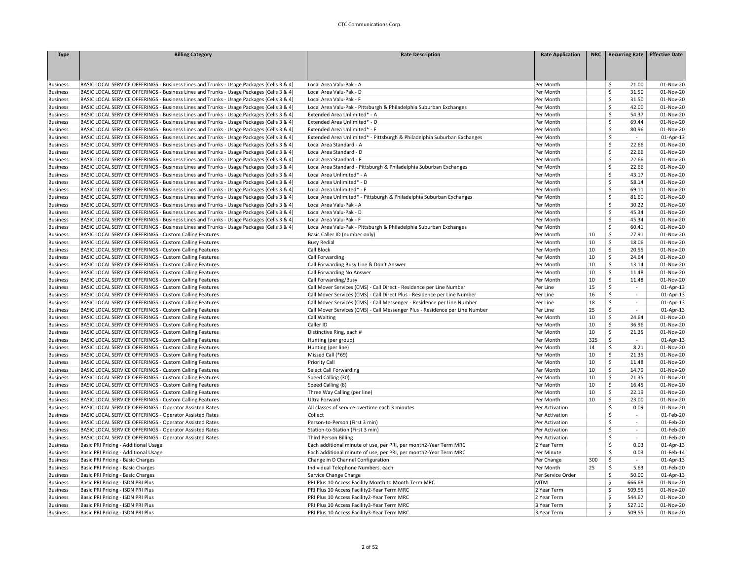| Type | Billing Category | Rate Description | Rate Application | NRC | Recurring Rate | Effective Date |
|---|---|---|---|---|---|---|
| Business | BASIC LOCAL SERVICE OFFERINGS - Business Lines and Trunks - Usage Packages (Cells 3 & 4) | Local Area Valu-Pak - A | Per Month | | $ 21.00 | 01-Nov-20 |
| Business | BASIC LOCAL SERVICE OFFERINGS - Business Lines and Trunks - Usage Packages (Cells 3 & 4) | Local Area Valu-Pak - D | Per Month | | $ 31.50 | 01-Nov-20 |
| Business | BASIC LOCAL SERVICE OFFERINGS - Business Lines and Trunks - Usage Packages (Cells 3 & 4) | Local Area Valu-Pak - F | Per Month | | $ 31.50 | 01-Nov-20 |
| Business | BASIC LOCAL SERVICE OFFERINGS - Business Lines and Trunks - Usage Packages (Cells 3 & 4) | Local Area Valu-Pak - Pittsburgh & Philadelphia Suburban Exchanges | Per Month | | $ 42.00 | 01-Nov-20 |
| Business | BASIC LOCAL SERVICE OFFERINGS - Business Lines and Trunks - Usage Packages (Cells 3 & 4) | Extended Area Unlimited* - A | Per Month | | $ 54.37 | 01-Nov-20 |
| Business | BASIC LOCAL SERVICE OFFERINGS - Business Lines and Trunks - Usage Packages (Cells 3 & 4) | Extended Area Unlimited* - D | Per Month | | $ 69.44 | 01-Nov-20 |
| Business | BASIC LOCAL SERVICE OFFERINGS - Business Lines and Trunks - Usage Packages (Cells 3 & 4) | Extended Area Unlimited* - F | Per Month | | $ 80.96 | 01-Nov-20 |
| Business | BASIC LOCAL SERVICE OFFERINGS - Business Lines and Trunks - Usage Packages (Cells 3 & 4) | Extended Area Unlimited* - Pittsburgh & Philadelphia Suburban Exchanges | Per Month | | $ - | 01-Apr-13 |
| Business | BASIC LOCAL SERVICE OFFERINGS - Business Lines and Trunks - Usage Packages (Cells 3 & 4) | Local Area Standard - A | Per Month | | $ 22.66 | 01-Nov-20 |
| Business | BASIC LOCAL SERVICE OFFERINGS - Business Lines and Trunks - Usage Packages (Cells 3 & 4) | Local Area Standard - D | Per Month | | $ 22.66 | 01-Nov-20 |
| Business | BASIC LOCAL SERVICE OFFERINGS - Business Lines and Trunks - Usage Packages (Cells 3 & 4) | Local Area Standard - F | Per Month | | $ 22.66 | 01-Nov-20 |
| Business | BASIC LOCAL SERVICE OFFERINGS - Business Lines and Trunks - Usage Packages (Cells 3 & 4) | Local Area Standard - Pittsburgh & Philadelphia Suburban Exchanges | Per Month | | $ 22.66 | 01-Nov-20 |
| Business | BASIC LOCAL SERVICE OFFERINGS - Business Lines and Trunks - Usage Packages (Cells 3 & 4) | Local Area Unlimited* - A | Per Month | | $ 43.17 | 01-Nov-20 |
| Business | BASIC LOCAL SERVICE OFFERINGS - Business Lines and Trunks - Usage Packages (Cells 3 & 4) | Local Area Unlimited* - D | Per Month | | $ 58.14 | 01-Nov-20 |
| Business | BASIC LOCAL SERVICE OFFERINGS - Business Lines and Trunks - Usage Packages (Cells 3 & 4) | Local Area Unlimited* - F | Per Month | | $ 69.11 | 01-Nov-20 |
| Business | BASIC LOCAL SERVICE OFFERINGS - Business Lines and Trunks - Usage Packages (Cells 3 & 4) | Local Area Unlimited* - Pittsburgh & Philadelphia Suburban Exchanges | Per Month | | $ 81.60 | 01-Nov-20 |
| Business | BASIC LOCAL SERVICE OFFERINGS - Business Lines and Trunks - Usage Packages (Cells 3 & 4) | Local Area Valu-Pak - A | Per Month | | $ 30.22 | 01-Nov-20 |
| Business | BASIC LOCAL SERVICE OFFERINGS - Business Lines and Trunks - Usage Packages (Cells 3 & 4) | Local Area Valu-Pak - D | Per Month | | $ 45.34 | 01-Nov-20 |
| Business | BASIC LOCAL SERVICE OFFERINGS - Business Lines and Trunks - Usage Packages (Cells 3 & 4) | Local Area Valu-Pak - F | Per Month | | $ 45.34 | 01-Nov-20 |
| Business | BASIC LOCAL SERVICE OFFERINGS - Business Lines and Trunks - Usage Packages (Cells 3 & 4) | Local Area Valu-Pak - Pittsburgh & Philadelphia Suburban Exchanges | Per Month | | $ 60.41 | 01-Nov-20 |
| Business | BASIC LOCAL SERVICE OFFERINGS - Custom Calling Features | Basic Caller ID (number only) | Per Month | 10 | $ 27.91 | 01-Nov-20 |
| Business | BASIC LOCAL SERVICE OFFERINGS - Custom Calling Features | Busy Redial | Per Month | 10 | $ 18.06 | 01-Nov-20 |
| Business | BASIC LOCAL SERVICE OFFERINGS - Custom Calling Features | Call Block | Per Month | 10 | $ 20.55 | 01-Nov-20 |
| Business | BASIC LOCAL SERVICE OFFERINGS - Custom Calling Features | Call Forwarding | Per Month | 10 | $ 24.64 | 01-Nov-20 |
| Business | BASIC LOCAL SERVICE OFFERINGS - Custom Calling Features | Call Forwarding Busy Line & Don't Answer | Per Month | 10 | $ 13.14 | 01-Nov-20 |
| Business | BASIC LOCAL SERVICE OFFERINGS - Custom Calling Features | Call Forwarding No Answer | Per Month | 10 | $ 11.48 | 01-Nov-20 |
| Business | BASIC LOCAL SERVICE OFFERINGS - Custom Calling Features | Call Forwarding/Busy | Per Month | 10 | $ 11.48 | 01-Nov-20 |
| Business | BASIC LOCAL SERVICE OFFERINGS - Custom Calling Features | Call Mover Services (CMS) - Call Direct - Residence per Line Number | Per Line | 15 | $ - | 01-Apr-13 |
| Business | BASIC LOCAL SERVICE OFFERINGS - Custom Calling Features | Call Mover Services (CMS) - Call Direct Plus - Residence per Line Number | Per Line | 16 | $ - | 01-Apr-13 |
| Business | BASIC LOCAL SERVICE OFFERINGS - Custom Calling Features | Call Mover Services (CMS) - Call Messenger - Residence per Line Number | Per Line | 18 | $ - | 01-Apr-13 |
| Business | BASIC LOCAL SERVICE OFFERINGS - Custom Calling Features | Call Mover Services (CMS) - Call Messenger Plus - Residence per Line Number | Per Line | 25 | $ - | 01-Apr-13 |
| Business | BASIC LOCAL SERVICE OFFERINGS - Custom Calling Features | Call Waiting | Per Month | 10 | $ 24.64 | 01-Nov-20 |
| Business | BASIC LOCAL SERVICE OFFERINGS - Custom Calling Features | Caller ID | Per Month | 10 | $ 36.96 | 01-Nov-20 |
| Business | BASIC LOCAL SERVICE OFFERINGS - Custom Calling Features | Distinctive Ring, each # | Per Month | 10 | $ 21.35 | 01-Nov-20 |
| Business | BASIC LOCAL SERVICE OFFERINGS - Custom Calling Features | Hunting (per group) | Per Month | 325 | $ - | 01-Apr-13 |
| Business | BASIC LOCAL SERVICE OFFERINGS - Custom Calling Features | Hunting (per line) | Per Month | 14 | $ 8.21 | 01-Nov-20 |
| Business | BASIC LOCAL SERVICE OFFERINGS - Custom Calling Features | Missed Call (*69) | Per Month | 10 | $ 21.35 | 01-Nov-20 |
| Business | BASIC LOCAL SERVICE OFFERINGS - Custom Calling Features | Priority Call | Per Month | 10 | $ 11.48 | 01-Nov-20 |
| Business | BASIC LOCAL SERVICE OFFERINGS - Custom Calling Features | Select Call Forwarding | Per Month | 10 | $ 14.79 | 01-Nov-20 |
| Business | BASIC LOCAL SERVICE OFFERINGS - Custom Calling Features | Speed Calling (30) | Per Month | 10 | $ 21.35 | 01-Nov-20 |
| Business | BASIC LOCAL SERVICE OFFERINGS - Custom Calling Features | Speed Calling (8) | Per Month | 10 | $ 16.45 | 01-Nov-20 |
| Business | BASIC LOCAL SERVICE OFFERINGS - Custom Calling Features | Three Way Calling (per line) | Per Month | 10 | $ 22.19 | 01-Nov-20 |
| Business | BASIC LOCAL SERVICE OFFERINGS - Custom Calling Features | Ultra Forward | Per Month | 10 | $ 23.00 | 01-Nov-20 |
| Business | BASIC LOCAL SERVICE OFFERINGS - Operator Assisted Rates | All classes of service overtime each 3 minutes | Per Activation | | $ 0.09 | 01-Nov-20 |
| Business | BASIC LOCAL SERVICE OFFERINGS - Operator Assisted Rates | Collect | Per Activation | | $ - | 01-Feb-20 |
| Business | BASIC LOCAL SERVICE OFFERINGS - Operator Assisted Rates | Person-to-Person (First 3 min) | Per Activation | | $ - | 01-Feb-20 |
| Business | BASIC LOCAL SERVICE OFFERINGS - Operator Assisted Rates | Station-to-Station (First 3 min) | Per Activation | | $ - | 01-Feb-20 |
| Business | BASIC LOCAL SERVICE OFFERINGS - Operator Assisted Rates | Third Person Billing | Per Activation | | $ - | 01-Feb-20 |
| Business | Basic PRI Pricing - Additional Usage | Each additional minute of use, per PRI, per month2-Year Term MRC | 2 Year Term | | $ 0.03 | 01-Apr-13 |
| Business | Basic PRI Pricing - Additional Usage | Each additional minute of use, per PRI, per month2-Year Term MRC | Per Minute | | $ 0.03 | 01-Feb-14 |
| Business | Basic PRI Pricing - Basic Charges | Change in D Channel Configuration | Per Change | 300 | $ - | 01-Apr-13 |
| Business | Basic PRI Pricing - Basic Charges | Individual Telephone Numbers, each | Per Month | 25 | $ 5.63 | 01-Feb-20 |
| Business | Basic PRI Pricing - Basic Charges | Service Change Charge | Per Service Order | | $ 50.00 | 01-Apr-13 |
| Business | Basic PRI Pricing - ISDN PRI Plus | PRI Plus 10 Access Facility Month to Month Term MRC | MTM | | $ 666.68 | 01-Nov-20 |
| Business | Basic PRI Pricing - ISDN PRI Plus | PRI Plus 10 Access Facility2-Year Term MRC | 2 Year Term | | $ 509.55 | 01-Nov-20 |
| Business | Basic PRI Pricing - ISDN PRI Plus | PRI Plus 10 Access Facility2-Year Term MRC | 2 Year Term | | $ 544.67 | 01-Nov-20 |
| Business | Basic PRI Pricing - ISDN PRI Plus | PRI Plus 10 Access Facility3-Year Term MRC | 3 Year Term | | $ 527.10 | 01-Nov-20 |
| Business | Basic PRI Pricing - ISDN PRI Plus | PRI Plus 10 Access Facility3-Year Term MRC | 3 Year Term | | $ 509.55 | 01-Nov-20 |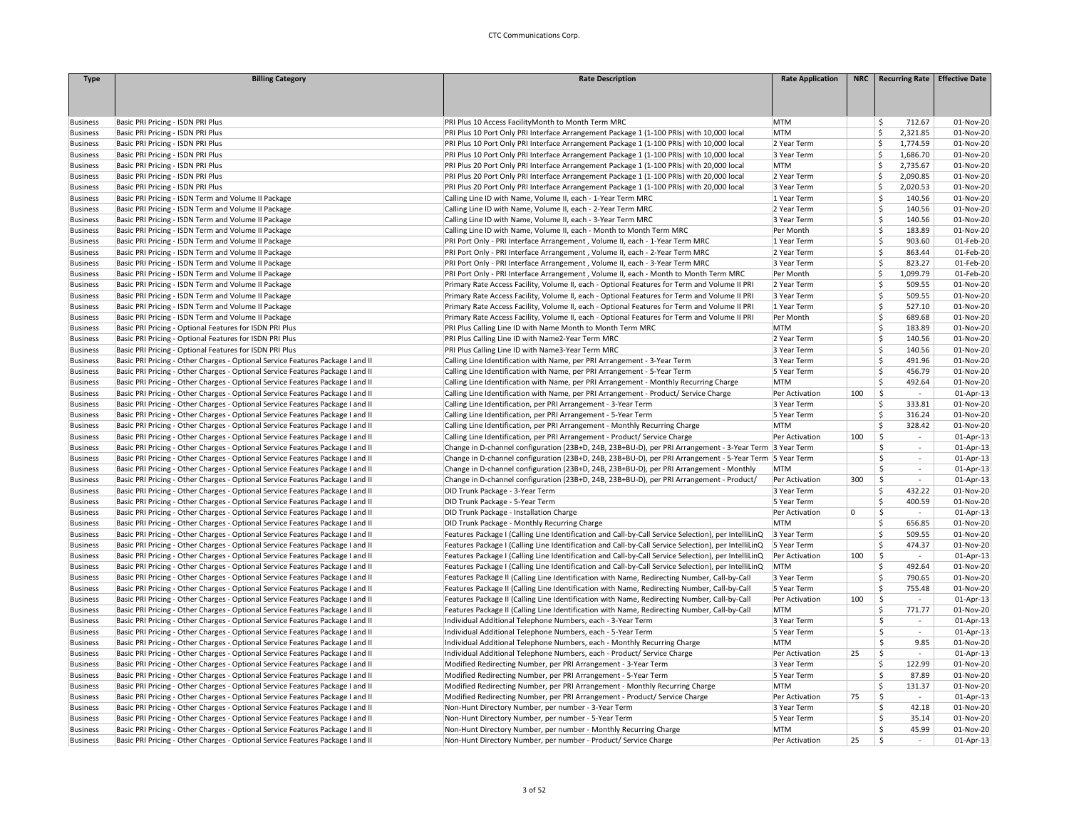| Type | Billing Category | Rate Description | Rate Application | NRC | Recurring Rate | Effective Date |
|---|---|---|---|---|---|---|
| Business | Basic PRI Pricing - ISDN PRI Plus | PRI Plus 10 Access FacilityMonth to Month Term MRC | MTM | | $ 712.67 | 01-Nov-20 |
| Business | Basic PRI Pricing - ISDN PRI Plus | PRI Plus 10 Port Only PRI Interface Arrangement Package 1 (1-100 PRIs) with 10,000 local | MTM | | $ 2,321.85 | 01-Nov-20 |
| Business | Basic PRI Pricing - ISDN PRI Plus | PRI Plus 10 Port Only PRI Interface Arrangement Package 1 (1-100 PRIs) with 10,000 local | 2 Year Term | | $ 1,774.59 | 01-Nov-20 |
| Business | Basic PRI Pricing - ISDN PRI Plus | PRI Plus 10 Port Only PRI Interface Arrangement Package 1 (1-100 PRIs) with 10,000 local | 3 Year Term | | $ 1,686.70 | 01-Nov-20 |
| Business | Basic PRI Pricing - ISDN PRI Plus | PRI Plus 20 Port Only PRI Interface Arrangement Package 1 (1-100 PRIs) with 20,000 local | MTM | | $ 2,735.67 | 01-Nov-20 |
| Business | Basic PRI Pricing - ISDN PRI Plus | PRI Plus 20 Port Only PRI Interface Arrangement Package 1 (1-100 PRIs) with 20,000 local | 2 Year Term | | $ 2,090.85 | 01-Nov-20 |
| Business | Basic PRI Pricing - ISDN PRI Plus | PRI Plus 20 Port Only PRI Interface Arrangement Package 1 (1-100 PRIs) with 20,000 local | 3 Year Term | | $ 2,020.53 | 01-Nov-20 |
| Business | Basic PRI Pricing - ISDN Term and Volume II Package | Calling Line ID with Name, Volume II, each - 1-Year Term MRC | 1 Year Term | | $ 140.56 | 01-Nov-20 |
| Business | Basic PRI Pricing - ISDN Term and Volume II Package | Calling Line ID with Name, Volume II, each - 2-Year Term MRC | 2 Year Term | | $ 140.56 | 01-Nov-20 |
| Business | Basic PRI Pricing - ISDN Term and Volume II Package | Calling Line ID with Name, Volume II, each - 3-Year Term MRC | 3 Year Term | | $ 140.56 | 01-Nov-20 |
| Business | Basic PRI Pricing - ISDN Term and Volume II Package | Calling Line ID with Name, Volume II, each - Month to Month Term MRC | Per Month | | $ 183.89 | 01-Nov-20 |
| Business | Basic PRI Pricing - ISDN Term and Volume II Package | PRI Port Only - PRI Interface Arrangement , Volume II, each - 1-Year Term MRC | 1 Year Term | | $ 903.60 | 01-Feb-20 |
| Business | Basic PRI Pricing - ISDN Term and Volume II Package | PRI Port Only - PRI Interface Arrangement , Volume II, each - 2-Year Term MRC | 2 Year Term | | $ 863.44 | 01-Feb-20 |
| Business | Basic PRI Pricing - ISDN Term and Volume II Package | PRI Port Only - PRI Interface Arrangement , Volume II, each - 3-Year Term MRC | 3 Year Term | | $ 823.27 | 01-Feb-20 |
| Business | Basic PRI Pricing - ISDN Term and Volume II Package | PRI Port Only - PRI Interface Arrangement , Volume II, each - Month to Month Term MRC | Per Month | | $ 1,099.79 | 01-Feb-20 |
| Business | Basic PRI Pricing - ISDN Term and Volume II Package | Primary Rate Access Facility, Volume II, each - Optional Features for Term and Volume II PRI | 2 Year Term | | $ 509.55 | 01-Nov-20 |
| Business | Basic PRI Pricing - ISDN Term and Volume II Package | Primary Rate Access Facility, Volume II, each - Optional Features for Term and Volume II PRI | 3 Year Term | | $ 509.55 | 01-Nov-20 |
| Business | Basic PRI Pricing - ISDN Term and Volume II Package | Primary Rate Access Facility, Volume II, each - Optional Features for Term and Volume II PRI | 1 Year Term | | $ 527.10 | 01-Nov-20 |
| Business | Basic PRI Pricing - ISDN Term and Volume II Package | Primary Rate Access Facility, Volume II, each - Optional Features for Term and Volume II PRI | Per Month | | $ 689.68 | 01-Nov-20 |
| Business | Basic PRI Pricing - Optional Features for ISDN PRI Plus | PRI Plus Calling Line ID with Name Month to Month Term MRC | MTM | | $ 183.89 | 01-Nov-20 |
| Business | Basic PRI Pricing - Optional Features for ISDN PRI Plus | PRI Plus Calling Line ID with Name2-Year Term MRC | 2 Year Term | | $ 140.56 | 01-Nov-20 |
| Business | Basic PRI Pricing - Optional Features for ISDN PRI Plus | PRI Plus Calling Line ID with Name3-Year Term MRC | 3 Year Term | | $ 140.56 | 01-Nov-20 |
| Business | Basic PRI Pricing - Other Charges - Optional Service Features Package I and II | Calling Line Identification with Name, per PRI Arrangement - 3-Year Term | 3 Year Term | | $ 491.96 | 01-Nov-20 |
| Business | Basic PRI Pricing - Other Charges - Optional Service Features Package I and II | Calling Line Identification with Name, per PRI Arrangement - 5-Year Term | 5 Year Term | | $ 456.79 | 01-Nov-20 |
| Business | Basic PRI Pricing - Other Charges - Optional Service Features Package I and II | Calling Line Identification with Name, per PRI Arrangement - Monthly Recurring Charge | MTM | | $ 492.64 | 01-Nov-20 |
| Business | Basic PRI Pricing - Other Charges - Optional Service Features Package I and II | Calling Line Identification with Name, per PRI Arrangement - Product/ Service Charge | Per Activation | 100 | $ - | 01-Apr-13 |
| Business | Basic PRI Pricing - Other Charges - Optional Service Features Package I and II | Calling Line Identification, per PRI Arrangement - 3-Year Term | 3 Year Term | | $ 333.81 | 01-Nov-20 |
| Business | Basic PRI Pricing - Other Charges - Optional Service Features Package I and II | Calling Line Identification, per PRI Arrangement - 5-Year Term | 5 Year Term | | $ 316.24 | 01-Nov-20 |
| Business | Basic PRI Pricing - Other Charges - Optional Service Features Package I and II | Calling Line Identification, per PRI Arrangement - Monthly Recurring Charge | MTM | | $ 328.42 | 01-Nov-20 |
| Business | Basic PRI Pricing - Other Charges - Optional Service Features Package I and II | Calling Line Identification, per PRI Arrangement - Product/ Service Charge | Per Activation | 100 | $ - | 01-Apr-13 |
| Business | Basic PRI Pricing - Other Charges - Optional Service Features Package I and II | Change in D-channel configuration (23B+D, 24B, 23B+BU-D), per PRI Arrangement - 3-Year Term | 3 Year Term | | $ - | 01-Apr-13 |
| Business | Basic PRI Pricing - Other Charges - Optional Service Features Package I and II | Change in D-channel configuration (23B+D, 24B, 23B+BU-D), per PRI Arrangement - 5-Year Term | 5 Year Term | | $ - | 01-Apr-13 |
| Business | Basic PRI Pricing - Other Charges - Optional Service Features Package I and II | Change in D-channel configuration (23B+D, 24B, 23B+BU-D), per PRI Arrangement - Monthly | MTM | | $ - | 01-Apr-13 |
| Business | Basic PRI Pricing - Other Charges - Optional Service Features Package I and II | Change in D-channel configuration (23B+D, 24B, 23B+BU-D), per PRI Arrangement - Product/ | Per Activation | 300 | $ - | 01-Apr-13 |
| Business | Basic PRI Pricing - Other Charges - Optional Service Features Package I and II | DID Trunk Package - 3-Year Term | 3 Year Term | | $ 432.22 | 01-Nov-20 |
| Business | Basic PRI Pricing - Other Charges - Optional Service Features Package I and II | DID Trunk Package - 5-Year Term | 5 Year Term | | $ 400.59 | 01-Nov-20 |
| Business | Basic PRI Pricing - Other Charges - Optional Service Features Package I and II | DID Trunk Package - Installation Charge | Per Activation | 0 | $ - | 01-Apr-13 |
| Business | Basic PRI Pricing - Other Charges - Optional Service Features Package I and II | DID Trunk Package - Monthly Recurring Charge | MTM | | $ 656.85 | 01-Nov-20 |
| Business | Basic PRI Pricing - Other Charges - Optional Service Features Package I and II | Features Package I (Calling Line Identification and Call-by-Call Service Selection), per IntelliLinQ | 3 Year Term | | $ 509.55 | 01-Nov-20 |
| Business | Basic PRI Pricing - Other Charges - Optional Service Features Package I and II | Features Package I (Calling Line Identification and Call-by-Call Service Selection), per IntelliLinQ | 5 Year Term | | $ 474.37 | 01-Nov-20 |
| Business | Basic PRI Pricing - Other Charges - Optional Service Features Package I and II | Features Package I (Calling Line Identification and Call-by-Call Service Selection), per IntelliLinQ | Per Activation | 100 | $ - | 01-Apr-13 |
| Business | Basic PRI Pricing - Other Charges - Optional Service Features Package I and II | Features Package I (Calling Line Identification and Call-by-Call Service Selection), per IntelliLinQ | MTM | | $ 492.64 | 01-Nov-20 |
| Business | Basic PRI Pricing - Other Charges - Optional Service Features Package I and II | Features Package II (Calling Line Identification with Name, Redirecting Number, Call-by-Call | 3 Year Term | | $ 790.65 | 01-Nov-20 |
| Business | Basic PRI Pricing - Other Charges - Optional Service Features Package I and II | Features Package II (Calling Line Identification with Name, Redirecting Number, Call-by-Call | 5 Year Term | | $ 755.48 | 01-Nov-20 |
| Business | Basic PRI Pricing - Other Charges - Optional Service Features Package I and II | Features Package II (Calling Line Identification with Name, Redirecting Number, Call-by-Call | Per Activation | 100 | $ - | 01-Apr-13 |
| Business | Basic PRI Pricing - Other Charges - Optional Service Features Package I and II | Features Package II (Calling Line Identification with Name, Redirecting Number, Call-by-Call | MTM | | $ 771.77 | 01-Nov-20 |
| Business | Basic PRI Pricing - Other Charges - Optional Service Features Package I and II | Individual Additional Telephone Numbers, each - 3-Year Term | 3 Year Term | | $ - | 01-Apr-13 |
| Business | Basic PRI Pricing - Other Charges - Optional Service Features Package I and II | Individual Additional Telephone Numbers, each - 5-Year Term | 5 Year Term | | $ - | 01-Apr-13 |
| Business | Basic PRI Pricing - Other Charges - Optional Service Features Package I and II | Individual Additional Telephone Numbers, each - Monthly Recurring Charge | MTM | | $ 9.85 | 01-Nov-20 |
| Business | Basic PRI Pricing - Other Charges - Optional Service Features Package I and II | Individual Additional Telephone Numbers, each - Product/ Service Charge | Per Activation | 25 | $ - | 01-Apr-13 |
| Business | Basic PRI Pricing - Other Charges - Optional Service Features Package I and II | Modified Redirecting Number, per PRI Arrangement - 3-Year Term | 3 Year Term | | $ 122.99 | 01-Nov-20 |
| Business | Basic PRI Pricing - Other Charges - Optional Service Features Package I and II | Modified Redirecting Number, per PRI Arrangement - 5-Year Term | 5 Year Term | | $ 87.89 | 01-Nov-20 |
| Business | Basic PRI Pricing - Other Charges - Optional Service Features Package I and II | Modified Redirecting Number, per PRI Arrangement - Monthly Recurring Charge | MTM | | $ 131.37 | 01-Nov-20 |
| Business | Basic PRI Pricing - Other Charges - Optional Service Features Package I and II | Modified Redirecting Number, per PRI Arrangement - Product/ Service Charge | Per Activation | 75 | $ - | 01-Apr-13 |
| Business | Basic PRI Pricing - Other Charges - Optional Service Features Package I and II | Non-Hunt Directory Number, per number - 3-Year Term | 3 Year Term | | $ 42.18 | 01-Nov-20 |
| Business | Basic PRI Pricing - Other Charges - Optional Service Features Package I and II | Non-Hunt Directory Number, per number - 5-Year Term | 5 Year Term | | $ 35.14 | 01-Nov-20 |
| Business | Basic PRI Pricing - Other Charges - Optional Service Features Package I and II | Non-Hunt Directory Number, per number - Monthly Recurring Charge | MTM | | $ 45.99 | 01-Nov-20 |
| Business | Basic PRI Pricing - Other Charges - Optional Service Features Package I and II | Non-Hunt Directory Number, per number - Product/ Service Charge | Per Activation | 25 | $ - | 01-Apr-13 |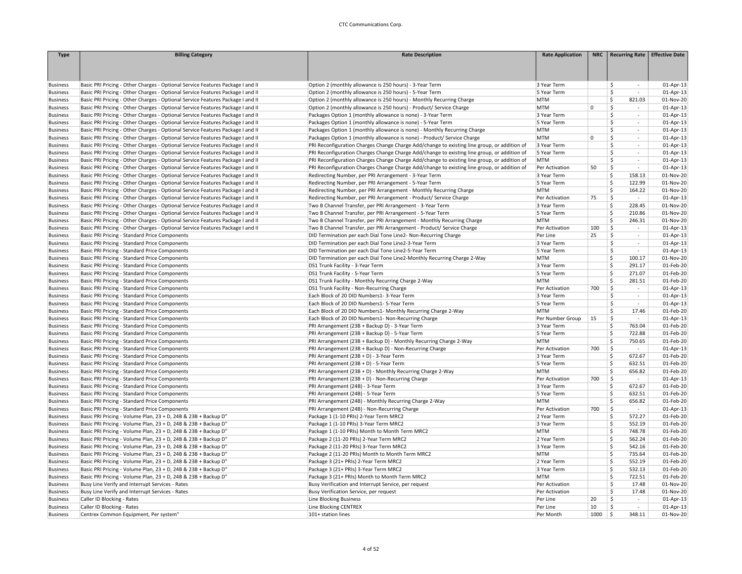| Type | Billing Category | Rate Description | Rate Application | NRC | Recurring Rate | Effective Date |
|---|---|---|---|---|---|---|
| Business | Basic PRI Pricing - Other Charges - Optional Service Features Package I and II | Option 2 (monthly allowance is 250 hours) - 3-Year Term | 3 Year Term | | $ - | 01-Apr-13 |
| Business | Basic PRI Pricing - Other Charges - Optional Service Features Package I and II | Option 2 (monthly allowance is 250 hours) - 5-Year Term | 5 Year Term | | $ - | 01-Apr-13 |
| Business | Basic PRI Pricing - Other Charges - Optional Service Features Package I and II | Option 2 (monthly allowance is 250 hours) - Monthly Recurring Charge | MTM | | $ 821.03 | 01-Nov-20 |
| Business | Basic PRI Pricing - Other Charges - Optional Service Features Package I and II | Option 2 (monthly allowance is 250 hours) - Product/ Service Charge | MTM | 0 | $ - | 01-Apr-13 |
| Business | Basic PRI Pricing - Other Charges - Optional Service Features Package I and II | Packages Option 1 (monthly allowance is none) - 3-Year Term | 3 Year Term | | $ - | 01-Apr-13 |
| Business | Basic PRI Pricing - Other Charges - Optional Service Features Package I and II | Packages Option 1 (monthly allowance is none) - 5-Year Term | 5 Year Term | | $ - | 01-Apr-13 |
| Business | Basic PRI Pricing - Other Charges - Optional Service Features Package I and II | Packages Option 1 (monthly allowance is none) - Monthly Recurring Charge | MTM | | $ - | 01-Apr-13 |
| Business | Basic PRI Pricing - Other Charges - Optional Service Features Package I and II | Packages Option 1 (monthly allowance is none) - Product/ Service Charge | MTM | 0 | $ - | 01-Apr-13 |
| Business | Basic PRI Pricing - Other Charges - Optional Service Features Package I and II | PRI Reconfiguration Charges Change Charge Add/change to existing line group, or addition of | 3 Year Term | | $ - | 01-Apr-13 |
| Business | Basic PRI Pricing - Other Charges - Optional Service Features Package I and II | PRI Reconfiguration Charges Change Charge Add/change to existing line group, or addition of | 5 Year Term | | $ - | 01-Apr-13 |
| Business | Basic PRI Pricing - Other Charges - Optional Service Features Package I and II | PRI Reconfiguration Charges Change Charge Add/change to existing line group, or addition of | MTM | | $ - | 01-Apr-13 |
| Business | Basic PRI Pricing - Other Charges - Optional Service Features Package I and II | PRI Reconfiguration Charges Change Charge Add/change to existing line group, or addition of | Per Activation | 50 | $ - | 01-Apr-13 |
| Business | Basic PRI Pricing - Other Charges - Optional Service Features Package I and II | Redirecting Number, per PRI Arrangement - 3-Year Term | 3 Year Term | | $ 158.13 | 01-Nov-20 |
| Business | Basic PRI Pricing - Other Charges - Optional Service Features Package I and II | Redirecting Number, per PRI Arrangement - 5-Year Term | 5 Year Term | | $ 122.99 | 01-Nov-20 |
| Business | Basic PRI Pricing - Other Charges - Optional Service Features Package I and II | Redirecting Number, per PRI Arrangement - Monthly Recurring Charge | MTM | | $ 164.22 | 01-Nov-20 |
| Business | Basic PRI Pricing - Other Charges - Optional Service Features Package I and II | Redirecting Number, per PRI Arrangement - Product/ Service Charge | Per Activation | 75 | $ - | 01-Apr-13 |
| Business | Basic PRI Pricing - Other Charges - Optional Service Features Package I and II | Two B Channel Transfer, per PRI Arrangement - 3-Year Term | 3 Year Term | | $ 228.45 | 01-Nov-20 |
| Business | Basic PRI Pricing - Other Charges - Optional Service Features Package I and II | Two B Channel Transfer, per PRI Arrangement - 5-Year Term | 5 Year Term | | $ 210.86 | 01-Nov-20 |
| Business | Basic PRI Pricing - Other Charges - Optional Service Features Package I and II | Two B Channel Transfer, per PRI Arrangement - Monthly Recurring Charge | MTM | | $ 246.31 | 01-Nov-20 |
| Business | Basic PRI Pricing - Other Charges - Optional Service Features Package I and II | Two B Channel Transfer, per PRI Arrangement - Product/ Service Charge | Per Activation | 100 | $ - | 01-Apr-13 |
| Business | Basic PRI Pricing - Standard Price Components | DID Termination per each Dial Tone Line2- Non-Recurring Charge | Per Line | 25 | $ - | 01-Apr-13 |
| Business | Basic PRI Pricing - Standard Price Components | DID Termination per each Dial Tone Line2-3-Year Term | 3 Year Term | | $ - | 01-Apr-13 |
| Business | Basic PRI Pricing - Standard Price Components | DID Termination per each Dial Tone Line2-5-Year Term | 5 Year Term | | $ - | 01-Apr-13 |
| Business | Basic PRI Pricing - Standard Price Components | DID Termination per each Dial Tone Line2-Monthly Recurring Charge 2-Way | MTM | | $ 100.17 | 01-Nov-20 |
| Business | Basic PRI Pricing - Standard Price Components | DS1 Trunk Facility - 3-Year Term | 3 Year Term | | $ 291.17 | 01-Feb-20 |
| Business | Basic PRI Pricing - Standard Price Components | DS1 Trunk Facility - 5-Year Term | 5 Year Term | | $ 271.07 | 01-Feb-20 |
| Business | Basic PRI Pricing - Standard Price Components | DS1 Trunk Facility - Monthly Recurring Charge 2-Way | MTM | | $ 281.51 | 01-Feb-20 |
| Business | Basic PRI Pricing - Standard Price Components | DS1 Trunk Facility - Non-Recurring Charge | Per Activation | 700 | $ - | 01-Apr-13 |
| Business | Basic PRI Pricing - Standard Price Components | Each Block of 20 DID Numbers1- 3-Year Term | 3 Year Term | | $ - | 01-Apr-13 |
| Business | Basic PRI Pricing - Standard Price Components | Each Block of 20 DID Numbers1- 5-Year Term | 5 Year Term | | $ - | 01-Apr-13 |
| Business | Basic PRI Pricing - Standard Price Components | Each Block of 20 DID Numbers1- Monthly Recurring Charge 2-Way | MTM | | $ 17.46 | 01-Feb-20 |
| Business | Basic PRI Pricing - Standard Price Components | Each Block of 20 DID Numbers1- Non-Recurring Charge | Per Number Group | 15 | $ - | 01-Apr-13 |
| Business | Basic PRI Pricing - Standard Price Components | PRI Arrangement (23B + Backup D) - 3-Year Term | 3 Year Term | | $ 763.04 | 01-Feb-20 |
| Business | Basic PRI Pricing - Standard Price Components | PRI Arrangement (23B + Backup D) - 5-Year Term | 5 Year Term | | $ 722.88 | 01-Feb-20 |
| Business | Basic PRI Pricing - Standard Price Components | PRI Arrangement (23B + Backup D) - Monthly Recurring Charge 2-Way | MTM | | $ 750.65 | 01-Feb-20 |
| Business | Basic PRI Pricing - Standard Price Components | PRI Arrangement (23B + Backup D) - Non-Recurring Charge | Per Activation | 700 | $ - | 01-Apr-13 |
| Business | Basic PRI Pricing - Standard Price Components | PRI Arrangement (23B + D) - 3-Year Term | 3 Year Term | | $ 672.67 | 01-Feb-20 |
| Business | Basic PRI Pricing - Standard Price Components | PRI Arrangement (23B + D) - 5-Year Term | 5 Year Term | | $ 632.51 | 01-Feb-20 |
| Business | Basic PRI Pricing - Standard Price Components | PRI Arrangement (23B + D) - Monthly Recurring Charge 2-Way | MTM | | $ 656.82 | 01-Feb-20 |
| Business | Basic PRI Pricing - Standard Price Components | PRI Arrangement (23B + D) - Non-Recurring Charge | Per Activation | 700 | $ - | 01-Apr-13 |
| Business | Basic PRI Pricing - Standard Price Components | PRI Arrangement (24B) - 3-Year Term | 3 Year Term | | $ 672.67 | 01-Feb-20 |
| Business | Basic PRI Pricing - Standard Price Components | PRI Arrangement (24B) - 5-Year Term | 5 Year Term | | $ 632.51 | 01-Feb-20 |
| Business | Basic PRI Pricing - Standard Price Components | PRI Arrangement (24B) - Monthly Recurring Charge 2-Way | MTM | | $ 656.82 | 01-Feb-20 |
| Business | Basic PRI Pricing - Standard Price Components | PRI Arrangement (24B) - Non-Recurring Charge | Per Activation | 700 | $ - | 01-Apr-13 |
| Business | Basic PRI Pricing - Volume Plan, 23 + D, 24B & 23B + Backup D" | Package 1 (1-10 PRIs) 2-Year Term MRC2 | 2 Year Term | | $ 572.27 | 01-Feb-20 |
| Business | Basic PRI Pricing - Volume Plan, 23 + D, 24B & 23B + Backup D" | Package 1 (1-10 PRIs) 3-Year Term MRC2 | 3 Year Term | | $ 552.19 | 01-Feb-20 |
| Business | Basic PRI Pricing - Volume Plan, 23 + D, 24B & 23B + Backup D" | Package 1 (1-10 PRIs) Month to Month Term MRC2 | MTM | | $ 748.78 | 01-Feb-20 |
| Business | Basic PRI Pricing - Volume Plan, 23 + D, 24B & 23B + Backup D" | Package 2 (11-20 PRIs) 2-Year Term MRC2 | 2 Year Term | | $ 562.24 | 01-Feb-20 |
| Business | Basic PRI Pricing - Volume Plan, 23 + D, 24B & 23B + Backup D" | Package 2 (11-20 PRIs) 3-Year Term MRC2 | 3 Year Term | | $ 542.16 | 01-Feb-20 |
| Business | Basic PRI Pricing - Volume Plan, 23 + D, 24B & 23B + Backup D" | Package 2 (11-20 PRIs) Month to Month Term MRC2 | MTM | | $ 735.64 | 01-Feb-20 |
| Business | Basic PRI Pricing - Volume Plan, 23 + D, 24B & 23B + Backup D" | Package 3 (21+ PRIs) 2-Year Term MRC2 | 2 Year Term | | $ 552.19 | 01-Feb-20 |
| Business | Basic PRI Pricing - Volume Plan, 23 + D, 24B & 23B + Backup D" | Package 3 (21+ PRIs) 3-Year Term MRC2 | 3 Year Term | | $ 532.13 | 01-Feb-20 |
| Business | Basic PRI Pricing - Volume Plan, 23 + D, 24B & 23B + Backup D" | Package 3 (21+ PRIs) Month to Month Term MRC2 | MTM | | $ 722.51 | 01-Feb-20 |
| Business | Busy Line Verify and Interrupt Services - Rates | Busy Verification and Interrupt Service, per request | Per Activation | | $ 17.48 | 01-Nov-20 |
| Business | Busy Line Verify and Interrupt Services - Rates | Busy Verification Service, per request | Per Activation | | $ 17.48 | 01-Nov-20 |
| Business | Caller ID Blocking - Rates | Line Blocking Business | Per Line | 20 | $ - | 01-Apr-13 |
| Business | Caller ID Blocking - Rates | Line Blocking CENTREX | Per Line | 10 | $ - | 01-Apr-13 |
| Business | Centrex Common Equipment, Per system" | 101+ station lines | Per Month | 1000 | $ 348.11 | 01-Nov-20 |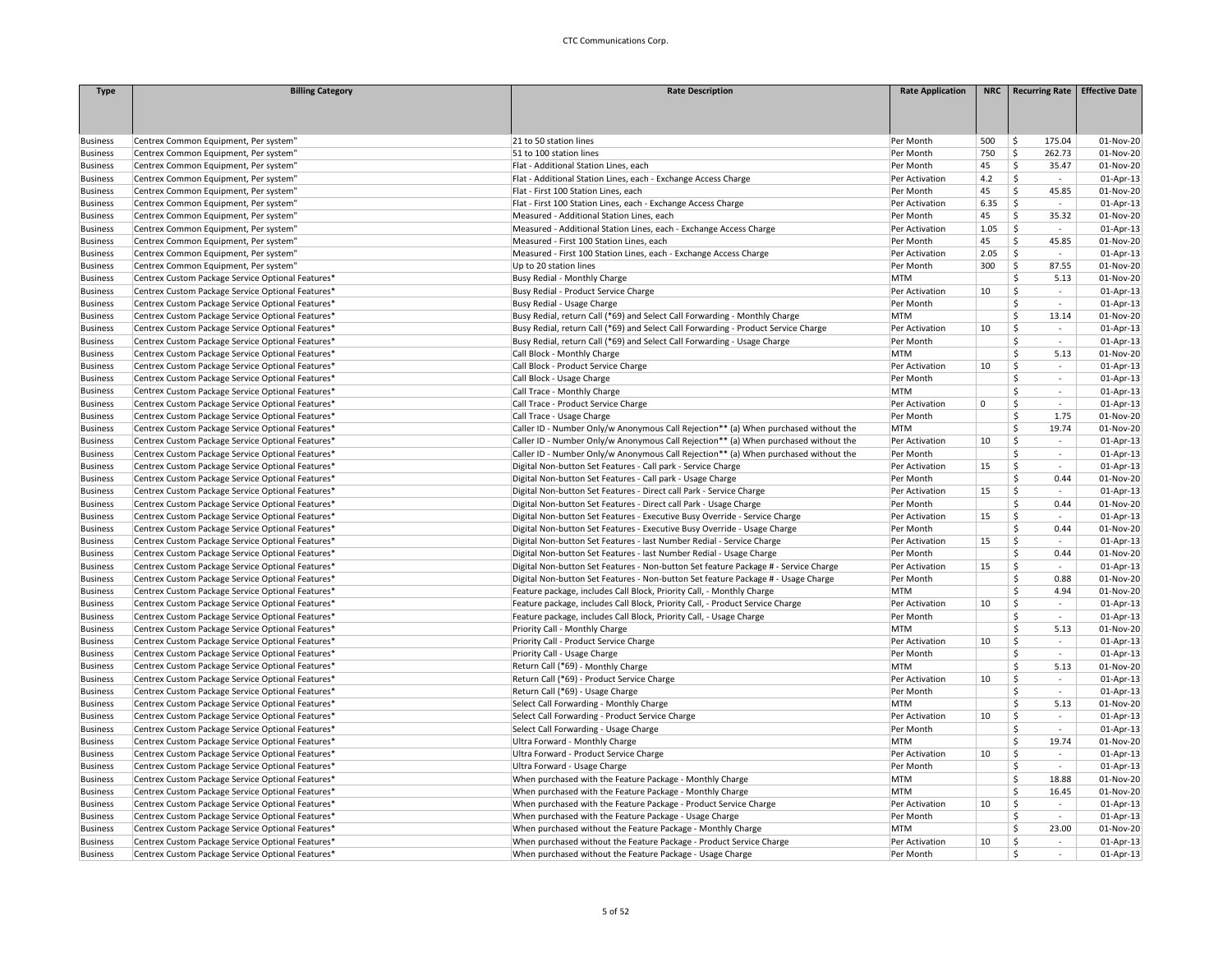| Type | Billing Category | Rate Description | Rate Application | NRC | Recurring Rate | Effective Date |
|---|---|---|---|---|---|---|
| Business | Centrex Common Equipment, Per system" | 21 to 50 station lines | Per Month | 500 | $ 175.04 | 01-Nov-20 |
| Business | Centrex Common Equipment, Per system" | 51 to 100 station lines | Per Month | 750 | $ 262.73 | 01-Nov-20 |
| Business | Centrex Common Equipment, Per system" | Flat - Additional Station Lines, each | Per Month | 45 | $ 35.47 | 01-Nov-20 |
| Business | Centrex Common Equipment, Per system" | Flat - Additional Station Lines, each - Exchange Access Charge | Per Activation | 4.2 | $ - | 01-Apr-13 |
| Business | Centrex Common Equipment, Per system" | Flat - First 100 Station Lines, each | Per Month | 45 | $ 45.85 | 01-Nov-20 |
| Business | Centrex Common Equipment, Per system" | Flat - First 100 Station Lines, each - Exchange Access Charge | Per Activation | 6.35 | $ - | 01-Apr-13 |
| Business | Centrex Common Equipment, Per system" | Measured - Additional Station Lines, each | Per Month | 45 | $ 35.32 | 01-Nov-20 |
| Business | Centrex Common Equipment, Per system" | Measured - Additional Station Lines, each - Exchange Access Charge | Per Activation | 1.05 | $ - | 01-Apr-13 |
| Business | Centrex Common Equipment, Per system" | Measured - First 100 Station Lines, each | Per Month | 45 | $ 45.85 | 01-Nov-20 |
| Business | Centrex Common Equipment, Per system" | Measured - First 100 Station Lines, each - Exchange Access Charge | Per Activation | 2.05 | $ - | 01-Apr-13 |
| Business | Centrex Common Equipment, Per system" | Up to 20 station lines | Per Month | 300 | $ 87.55 | 01-Nov-20 |
| Business | Centrex Custom Package Service Optional Features* | Busy Redial - Monthly Charge | MTM | | $ 5.13 | 01-Nov-20 |
| Business | Centrex Custom Package Service Optional Features* | Busy Redial - Product Service Charge | Per Activation | 10 | $ - | 01-Apr-13 |
| Business | Centrex Custom Package Service Optional Features* | Busy Redial - Usage Charge | Per Month | | $ - | 01-Apr-13 |
| Business | Centrex Custom Package Service Optional Features* | Busy Redial, return Call (*69) and Select Call Forwarding - Monthly Charge | MTM | | $ 13.14 | 01-Nov-20 |
| Business | Centrex Custom Package Service Optional Features* | Busy Redial, return Call (*69) and Select Call Forwarding - Product Service Charge | Per Activation | 10 | $ - | 01-Apr-13 |
| Business | Centrex Custom Package Service Optional Features* | Busy Redial, return Call (*69) and Select Call Forwarding - Usage Charge | Per Month | | $ - | 01-Apr-13 |
| Business | Centrex Custom Package Service Optional Features* | Call Block - Monthly Charge | MTM | | $ 5.13 | 01-Nov-20 |
| Business | Centrex Custom Package Service Optional Features* | Call Block - Product Service Charge | Per Activation | 10 | $ - | 01-Apr-13 |
| Business | Centrex Custom Package Service Optional Features* | Call Block - Usage Charge | Per Month | | $ - | 01-Apr-13 |
| Business | Centrex Custom Package Service Optional Features* | Call Trace - Monthly Charge | MTM | | $ - | 01-Apr-13 |
| Business | Centrex Custom Package Service Optional Features* | Call Trace - Product Service Charge | Per Activation | 0 | $ - | 01-Apr-13 |
| Business | Centrex Custom Package Service Optional Features* | Call Trace - Usage Charge | Per Month | | $ 1.75 | 01-Nov-20 |
| Business | Centrex Custom Package Service Optional Features* | Caller ID - Number Only/w Anonymous Call Rejection** (a) When purchased without the | MTM | | $ 19.74 | 01-Nov-20 |
| Business | Centrex Custom Package Service Optional Features* | Caller ID - Number Only/w Anonymous Call Rejection** (a) When purchased without the | Per Activation | 10 | $ - | 01-Apr-13 |
| Business | Centrex Custom Package Service Optional Features* | Caller ID - Number Only/w Anonymous Call Rejection** (a) When purchased without the | Per Month | | $ - | 01-Apr-13 |
| Business | Centrex Custom Package Service Optional Features* | Digital Non-button Set Features - Call park - Service Charge | Per Activation | 15 | $ - | 01-Apr-13 |
| Business | Centrex Custom Package Service Optional Features* | Digital Non-button Set Features - Call park - Usage Charge | Per Month | | $ 0.44 | 01-Nov-20 |
| Business | Centrex Custom Package Service Optional Features* | Digital Non-button Set Features - Direct call Park - Service Charge | Per Activation | 15 | $ - | 01-Apr-13 |
| Business | Centrex Custom Package Service Optional Features* | Digital Non-button Set Features - Direct call Park - Usage Charge | Per Month | | $ 0.44 | 01-Nov-20 |
| Business | Centrex Custom Package Service Optional Features* | Digital Non-button Set Features - Executive Busy Override - Service Charge | Per Activation | 15 | $ - | 01-Apr-13 |
| Business | Centrex Custom Package Service Optional Features* | Digital Non-button Set Features - Executive Busy Override - Usage Charge | Per Month | | $ 0.44 | 01-Nov-20 |
| Business | Centrex Custom Package Service Optional Features* | Digital Non-button Set Features - last Number Redial - Service Charge | Per Activation | 15 | $ - | 01-Apr-13 |
| Business | Centrex Custom Package Service Optional Features* | Digital Non-button Set Features - last Number Redial - Usage Charge | Per Month | | $ 0.44 | 01-Nov-20 |
| Business | Centrex Custom Package Service Optional Features* | Digital Non-button Set Features - Non-button Set feature Package # - Service Charge | Per Activation | 15 | $ - | 01-Apr-13 |
| Business | Centrex Custom Package Service Optional Features* | Digital Non-button Set Features - Non-button Set feature Package # - Usage Charge | Per Month | | $ 0.88 | 01-Nov-20 |
| Business | Centrex Custom Package Service Optional Features* | Feature package, includes Call Block, Priority Call, - Monthly Charge | MTM | | $ 4.94 | 01-Nov-20 |
| Business | Centrex Custom Package Service Optional Features* | Feature package, includes Call Block, Priority Call, - Product Service Charge | Per Activation | 10 | $ - | 01-Apr-13 |
| Business | Centrex Custom Package Service Optional Features* | Feature package, includes Call Block, Priority Call, - Usage Charge | Per Month | | $ - | 01-Apr-13 |
| Business | Centrex Custom Package Service Optional Features* | Priority Call - Monthly Charge | MTM | | $ 5.13 | 01-Nov-20 |
| Business | Centrex Custom Package Service Optional Features* | Priority Call - Product Service Charge | Per Activation | 10 | $ - | 01-Apr-13 |
| Business | Centrex Custom Package Service Optional Features* | Priority Call - Usage Charge | Per Month | | $ - | 01-Apr-13 |
| Business | Centrex Custom Package Service Optional Features* | Return Call (*69) - Monthly Charge | MTM | | $ 5.13 | 01-Nov-20 |
| Business | Centrex Custom Package Service Optional Features* | Return Call (*69) - Product Service Charge | Per Activation | 10 | $ - | 01-Apr-13 |
| Business | Centrex Custom Package Service Optional Features* | Return Call (*69) - Usage Charge | Per Month | | $ - | 01-Apr-13 |
| Business | Centrex Custom Package Service Optional Features* | Select Call Forwarding - Monthly Charge | MTM | | $ 5.13 | 01-Nov-20 |
| Business | Centrex Custom Package Service Optional Features* | Select Call Forwarding - Product Service Charge | Per Activation | 10 | $ - | 01-Apr-13 |
| Business | Centrex Custom Package Service Optional Features* | Select Call Forwarding - Usage Charge | Per Month | | $ - | 01-Apr-13 |
| Business | Centrex Custom Package Service Optional Features* | Ultra Forward - Monthly Charge | MTM | | $ 19.74 | 01-Nov-20 |
| Business | Centrex Custom Package Service Optional Features* | Ultra Forward - Product Service Charge | Per Activation | 10 | $ - | 01-Apr-13 |
| Business | Centrex Custom Package Service Optional Features* | Ultra Forward - Usage Charge | Per Month | | $ - | 01-Apr-13 |
| Business | Centrex Custom Package Service Optional Features* | When purchased with the Feature Package - Monthly Charge | MTM | | $ 18.88 | 01-Nov-20 |
| Business | Centrex Custom Package Service Optional Features* | When purchased with the Feature Package - Monthly Charge | MTM | | $ 16.45 | 01-Nov-20 |
| Business | Centrex Custom Package Service Optional Features* | When purchased with the Feature Package - Product Service Charge | Per Activation | 10 | $ - | 01-Apr-13 |
| Business | Centrex Custom Package Service Optional Features* | When purchased with the Feature Package - Usage Charge | Per Month | | $ - | 01-Apr-13 |
| Business | Centrex Custom Package Service Optional Features* | When purchased without the Feature Package - Monthly Charge | MTM | | $ 23.00 | 01-Nov-20 |
| Business | Centrex Custom Package Service Optional Features* | When purchased without the Feature Package - Product Service Charge | Per Activation | 10 | $ - | 01-Apr-13 |
| Business | Centrex Custom Package Service Optional Features* | When purchased without the Feature Package - Usage Charge | Per Month | | $ - | 01-Apr-13 |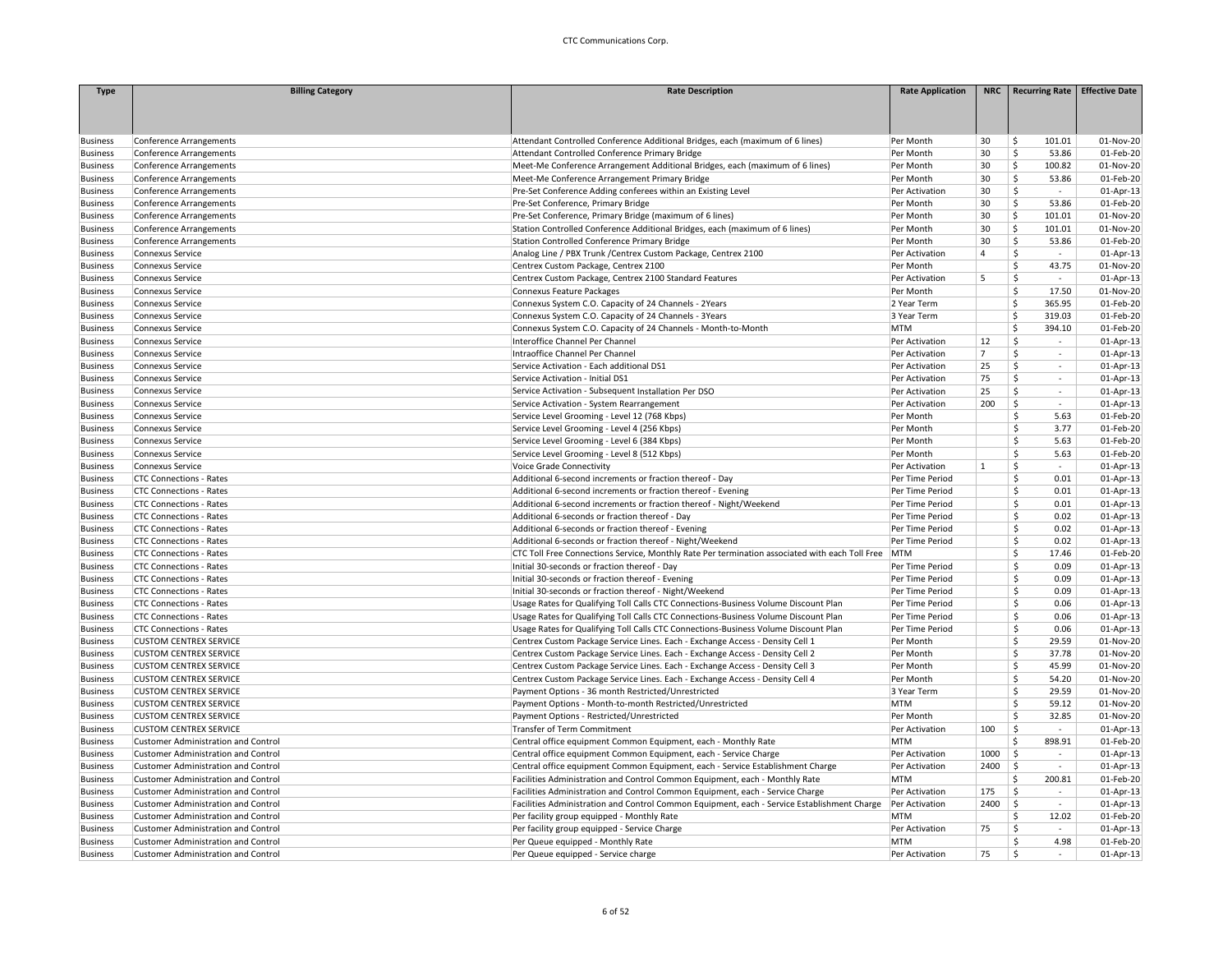| Type | Billing Category | Rate Description | Rate Application | NRC | Recurring Rate | Effective Date |
|---|---|---|---|---|---|---|
| Business | Conference Arrangements | Attendant Controlled Conference Additional Bridges, each (maximum of 6 lines) | Per Month | 30 | $ 101.01 | 01-Nov-20 |
| Business | Conference Arrangements | Attendant Controlled Conference Primary Bridge | Per Month | 30 | $ 53.86 | 01-Feb-20 |
| Business | Conference Arrangements | Meet-Me Conference Arrangement Additional Bridges, each (maximum of 6 lines) | Per Month | 30 | $ 100.82 | 01-Nov-20 |
| Business | Conference Arrangements | Meet-Me Conference Arrangement Primary Bridge | Per Month | 30 | $ 53.86 | 01-Feb-20 |
| Business | Conference Arrangements | Pre-Set Conference Adding conferees within an Existing Level | Per Activation | 30 | $ - | 01-Apr-13 |
| Business | Conference Arrangements | Pre-Set Conference, Primary Bridge | Per Month | 30 | $ 53.86 | 01-Feb-20 |
| Business | Conference Arrangements | Pre-Set Conference, Primary Bridge (maximum of 6 lines) | Per Month | 30 | $ 101.01 | 01-Nov-20 |
| Business | Conference Arrangements | Station Controlled Conference Additional Bridges, each (maximum of 6 lines) | Per Month | 30 | $ 101.01 | 01-Nov-20 |
| Business | Conference Arrangements | Station Controlled Conference Primary Bridge | Per Month | 30 | $ 53.86 | 01-Feb-20 |
| Business | Connexus Service | Analog Line / PBX Trunk /Centrex Custom Package, Centrex 2100 | Per Activation | 4 | $ - | 01-Apr-13 |
| Business | Connexus Service | Centrex Custom Package, Centrex 2100 | Per Month | | $ 43.75 | 01-Nov-20 |
| Business | Connexus Service | Centrex Custom Package, Centrex 2100 Standard Features | Per Activation | 5 | $ - | 01-Apr-13 |
| Business | Connexus Service | Connexus Feature Packages | Per Month | | $ 17.50 | 01-Nov-20 |
| Business | Connexus Service | Connexus System C.O. Capacity of 24 Channels - 2Years | 2 Year Term | | $ 365.95 | 01-Feb-20 |
| Business | Connexus Service | Connexus System C.O. Capacity of 24 Channels - 3Years | 3 Year Term | | $ 319.03 | 01-Feb-20 |
| Business | Connexus Service | Connexus System C.O. Capacity of 24 Channels - Month-to-Month | MTM | | $ 394.10 | 01-Feb-20 |
| Business | Connexus Service | Interoffice Channel Per Channel | Per Activation | 12 | $ - | 01-Apr-13 |
| Business | Connexus Service | Intraoffice Channel Per Channel | Per Activation | 7 | $ - | 01-Apr-13 |
| Business | Connexus Service | Service Activation - Each additional DS1 | Per Activation | 25 | $ - | 01-Apr-13 |
| Business | Connexus Service | Service Activation - Initial DS1 | Per Activation | 75 | $ - | 01-Apr-13 |
| Business | Connexus Service | Service Activation - Subsequent Installation Per DSO | Per Activation | 25 | $ - | 01-Apr-13 |
| Business | Connexus Service | Service Activation - System Rearrangement | Per Activation | 200 | $ - | 01-Apr-13 |
| Business | Connexus Service | Service Level Grooming - Level 12 (768 Kbps) | Per Month | | $ 5.63 | 01-Feb-20 |
| Business | Connexus Service | Service Level Grooming - Level 4 (256 Kbps) | Per Month | | $ 3.77 | 01-Feb-20 |
| Business | Connexus Service | Service Level Grooming - Level 6 (384 Kbps) | Per Month | | $ 5.63 | 01-Feb-20 |
| Business | Connexus Service | Service Level Grooming - Level 8 (512 Kbps) | Per Month | | $ 5.63 | 01-Feb-20 |
| Business | Connexus Service | Voice Grade Connectivity | Per Activation | 1 | $ - | 01-Apr-13 |
| Business | CTC Connections - Rates | Additional 6-second increments or fraction thereof - Day | Per Time Period | | $ 0.01 | 01-Apr-13 |
| Business | CTC Connections - Rates | Additional 6-second increments or fraction thereof - Evening | Per Time Period | | $ 0.01 | 01-Apr-13 |
| Business | CTC Connections - Rates | Additional 6-second increments or fraction thereof - Night/Weekend | Per Time Period | | $ 0.01 | 01-Apr-13 |
| Business | CTC Connections - Rates | Additional 6-seconds or fraction thereof - Day | Per Time Period | | $ 0.02 | 01-Apr-13 |
| Business | CTC Connections - Rates | Additional 6-seconds or fraction thereof - Evening | Per Time Period | | $ 0.02 | 01-Apr-13 |
| Business | CTC Connections - Rates | Additional 6-seconds or fraction thereof - Night/Weekend | Per Time Period | | $ 0.02 | 01-Apr-13 |
| Business | CTC Connections - Rates | CTC Toll Free Connections Service, Monthly Rate Per termination associated with each Toll Free | MTM | | $ 17.46 | 01-Feb-20 |
| Business | CTC Connections - Rates | Initial 30-seconds or fraction thereof - Day | Per Time Period | | $ 0.09 | 01-Apr-13 |
| Business | CTC Connections - Rates | Initial 30-seconds or fraction thereof - Evening | Per Time Period | | $ 0.09 | 01-Apr-13 |
| Business | CTC Connections - Rates | Initial 30-seconds or fraction thereof - Night/Weekend | Per Time Period | | $ 0.09 | 01-Apr-13 |
| Business | CTC Connections - Rates | Usage Rates for Qualifying Toll Calls CTC Connections-Business Volume Discount Plan | Per Time Period | | $ 0.06 | 01-Apr-13 |
| Business | CTC Connections - Rates | Usage Rates for Qualifying Toll Calls CTC Connections-Business Volume Discount Plan | Per Time Period | | $ 0.06 | 01-Apr-13 |
| Business | CTC Connections - Rates | Usage Rates for Qualifying Toll Calls CTC Connections-Business Volume Discount Plan | Per Time Period | | $ 0.06 | 01-Apr-13 |
| Business | CUSTOM CENTREX SERVICE | Centrex Custom Package Service Lines. Each - Exchange Access - Density Cell 1 | Per Month | | $ 29.59 | 01-Nov-20 |
| Business | CUSTOM CENTREX SERVICE | Centrex Custom Package Service Lines. Each - Exchange Access - Density Cell 2 | Per Month | | $ 37.78 | 01-Nov-20 |
| Business | CUSTOM CENTREX SERVICE | Centrex Custom Package Service Lines. Each - Exchange Access - Density Cell 3 | Per Month | | $ 45.99 | 01-Nov-20 |
| Business | CUSTOM CENTREX SERVICE | Centrex Custom Package Service Lines. Each - Exchange Access - Density Cell 4 | Per Month | | $ 54.20 | 01-Nov-20 |
| Business | CUSTOM CENTREX SERVICE | Payment Options - 36 month Restricted/Unrestricted | 3 Year Term | | $ 29.59 | 01-Nov-20 |
| Business | CUSTOM CENTREX SERVICE | Payment Options - Month-to-month Restricted/Unrestricted | MTM | | $ 59.12 | 01-Nov-20 |
| Business | CUSTOM CENTREX SERVICE | Payment Options - Restricted/Unrestricted | Per Month | | $ 32.85 | 01-Nov-20 |
| Business | CUSTOM CENTREX SERVICE | Transfer of Term Commitment | Per Activation | 100 | $ - | 01-Apr-13 |
| Business | Customer Administration and Control | Central office equipment Common Equipment, each - Monthly Rate | MTM | | $ 898.91 | 01-Feb-20 |
| Business | Customer Administration and Control | Central office equipment Common Equipment, each - Service Charge | Per Activation | 1000 | $ - | 01-Apr-13 |
| Business | Customer Administration and Control | Central office equipment Common Equipment, each - Service Establishment Charge | Per Activation | 2400 | $ - | 01-Apr-13 |
| Business | Customer Administration and Control | Facilities Administration and Control Common Equipment, each - Monthly Rate | MTM | | $ 200.81 | 01-Feb-20 |
| Business | Customer Administration and Control | Facilities Administration and Control Common Equipment, each - Service Charge | Per Activation | 175 | $ - | 01-Apr-13 |
| Business | Customer Administration and Control | Facilities Administration and Control Common Equipment, each - Service Establishment Charge | Per Activation | 2400 | $ - | 01-Apr-13 |
| Business | Customer Administration and Control | Per facility group equipped - Monthly Rate | MTM | | $ 12.02 | 01-Feb-20 |
| Business | Customer Administration and Control | Per facility group equipped - Service Charge | Per Activation | 75 | $ - | 01-Apr-13 |
| Business | Customer Administration and Control | Per Queue equipped - Monthly Rate | MTM | | $ 4.98 | 01-Feb-20 |
| Business | Customer Administration and Control | Per Queue equipped - Service charge | Per Activation | 75 | $ - | 01-Apr-13 |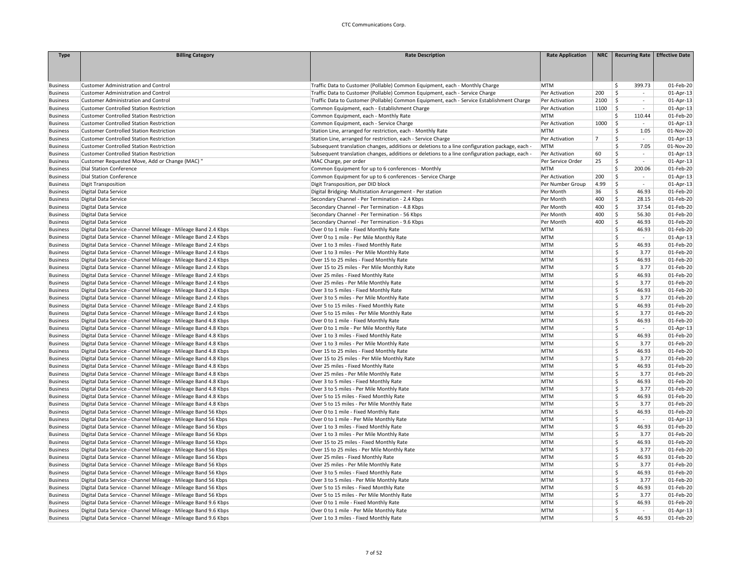| Type | Billing Category | Rate Description | Rate Application | NRC | Recurring Rate | Effective Date |
|---|---|---|---|---|---|---|
| Business | Customer Administration and Control | Traffic Data to Customer (Pollable) Common Equipment, each - Monthly Charge | MTM | | $ 399.73 | 01-Feb-20 |
| Business | Customer Administration and Control | Traffic Data to Customer (Pollable) Common Equipment, each - Service Charge | Per Activation | 200 | $ - | 01-Apr-13 |
| Business | Customer Administration and Control | Traffic Data to Customer (Pollable) Common Equipment, each - Service Establishment Charge | Per Activation | 2100 | $ - | 01-Apr-13 |
| Business | Customer Controlled Station Restriction | Common Equipment, each - Establishment Charge | Per Activation | 1100 | $ - | 01-Apr-13 |
| Business | Customer Controlled Station Restriction | Common Equipment, each - Monthly Rate | MTM | | $ 110.44 | 01-Feb-20 |
| Business | Customer Controlled Station Restriction | Common Equipment, each - Service Charge | Per Activation | 1000 | $ - | 01-Apr-13 |
| Business | Customer Controlled Station Restriction | Station Line, arranged for restriction, each - Monthly Rate | MTM | | $ 1.05 | 01-Nov-20 |
| Business | Customer Controlled Station Restriction | Station Line, arranged for restriction, each - Service Charge | Per Activation | 7 | $ - | 01-Apr-13 |
| Business | Customer Controlled Station Restriction | Subsequent translation changes, additions or deletions to a line configuration package, each - | MTM | | $ 7.05 | 01-Nov-20 |
| Business | Customer Controlled Station Restriction | Subsequent translation changes, additions or deletions to a line configuration package, each - | Per Activation | 60 | $ - | 01-Apr-13 |
| Business | Customer Requested Move, Add or Change (MAC) " | MAC Charge, per order | Per Service Order | 25 | $ - | 01-Apr-13 |
| Business | Dial Station Conference | Common Equipment for up to 6 conferences - Monthly | MTM | | $ 200.06 | 01-Feb-20 |
| Business | Dial Station Conference | Common Equipment for up to 6 conferences - Service Charge | Per Activation | 200 | $ - | 01-Apr-13 |
| Business | Digit Transposition | Digit Transposition, per DID block | Per Number Group | 4.99 | $ - | 01-Apr-13 |
| Business | Digital Data Service | Digital Bridging- Multistation Arrangement - Per station | Per Month | 36 | $ 46.93 | 01-Feb-20 |
| Business | Digital Data Service | Secondary Channel - Per Termination - 2.4 Kbps | Per Month | 400 | $ 28.15 | 01-Feb-20 |
| Business | Digital Data Service | Secondary Channel - Per Termination - 4.8 Kbps | Per Month | 400 | $ 37.54 | 01-Feb-20 |
| Business | Digital Data Service | Secondary Channel - Per Termination - 56 Kbps | Per Month | 400 | $ 56.30 | 01-Feb-20 |
| Business | Digital Data Service | Secondary Channel - Per Termination - 9.6 Kbps | Per Month | 400 | $ 46.93 | 01-Feb-20 |
| Business | Digital Data Service - Channel Mileage - Mileage Band 2.4 Kbps | Over 0 to 1 mile - Fixed Monthly Rate | MTM | | $ 46.93 | 01-Feb-20 |
| Business | Digital Data Service - Channel Mileage - Mileage Band 2.4 Kbps | Over 0 to 1 mile - Per Mile Monthly Rate | MTM | | $ - | 01-Apr-13 |
| Business | Digital Data Service - Channel Mileage - Mileage Band 2.4 Kbps | Over 1 to 3 miles - Fixed Monthly Rate | MTM | | $ 46.93 | 01-Feb-20 |
| Business | Digital Data Service - Channel Mileage - Mileage Band 2.4 Kbps | Over 1 to 3 miles - Per Mile Monthly Rate | MTM | | $ 3.77 | 01-Feb-20 |
| Business | Digital Data Service - Channel Mileage - Mileage Band 2.4 Kbps | Over 15 to 25 miles - Fixed Monthly Rate | MTM | | $ 46.93 | 01-Feb-20 |
| Business | Digital Data Service - Channel Mileage - Mileage Band 2.4 Kbps | Over 15 to 25 miles - Per Mile Monthly Rate | MTM | | $ 3.77 | 01-Feb-20 |
| Business | Digital Data Service - Channel Mileage - Mileage Band 2.4 Kbps | Over 25 miles - Fixed Monthly Rate | MTM | | $ 46.93 | 01-Feb-20 |
| Business | Digital Data Service - Channel Mileage - Mileage Band 2.4 Kbps | Over 25 miles - Per Mile Monthly Rate | MTM | | $ 3.77 | 01-Feb-20 |
| Business | Digital Data Service - Channel Mileage - Mileage Band 2.4 Kbps | Over 3 to 5 miles - Fixed Monthly Rate | MTM | | $ 46.93 | 01-Feb-20 |
| Business | Digital Data Service - Channel Mileage - Mileage Band 2.4 Kbps | Over 3 to 5 miles - Per Mile Monthly Rate | MTM | | $ 3.77 | 01-Feb-20 |
| Business | Digital Data Service - Channel Mileage - Mileage Band 2.4 Kbps | Over 5 to 15 miles - Fixed Monthly Rate | MTM | | $ 46.93 | 01-Feb-20 |
| Business | Digital Data Service - Channel Mileage - Mileage Band 2.4 Kbps | Over 5 to 15 miles - Per Mile Monthly Rate | MTM | | $ 3.77 | 01-Feb-20 |
| Business | Digital Data Service - Channel Mileage - Mileage Band 4.8 Kbps | Over 0 to 1 mile - Fixed Monthly Rate | MTM | | $ 46.93 | 01-Feb-20 |
| Business | Digital Data Service - Channel Mileage - Mileage Band 4.8 Kbps | Over 0 to 1 mile - Per Mile Monthly Rate | MTM | | $ - | 01-Apr-13 |
| Business | Digital Data Service - Channel Mileage - Mileage Band 4.8 Kbps | Over 1 to 3 miles - Fixed Monthly Rate | MTM | | $ 46.93 | 01-Feb-20 |
| Business | Digital Data Service - Channel Mileage - Mileage Band 4.8 Kbps | Over 1 to 3 miles - Per Mile Monthly Rate | MTM | | $ 3.77 | 01-Feb-20 |
| Business | Digital Data Service - Channel Mileage - Mileage Band 4.8 Kbps | Over 15 to 25 miles - Fixed Monthly Rate | MTM | | $ 46.93 | 01-Feb-20 |
| Business | Digital Data Service - Channel Mileage - Mileage Band 4.8 Kbps | Over 15 to 25 miles - Per Mile Monthly Rate | MTM | | $ 3.77 | 01-Feb-20 |
| Business | Digital Data Service - Channel Mileage - Mileage Band 4.8 Kbps | Over 25 miles - Fixed Monthly Rate | MTM | | $ 46.93 | 01-Feb-20 |
| Business | Digital Data Service - Channel Mileage - Mileage Band 4.8 Kbps | Over 25 miles - Per Mile Monthly Rate | MTM | | $ 3.77 | 01-Feb-20 |
| Business | Digital Data Service - Channel Mileage - Mileage Band 4.8 Kbps | Over 3 to 5 miles - Fixed Monthly Rate | MTM | | $ 46.93 | 01-Feb-20 |
| Business | Digital Data Service - Channel Mileage - Mileage Band 4.8 Kbps | Over 3 to 5 miles - Per Mile Monthly Rate | MTM | | $ 3.77 | 01-Feb-20 |
| Business | Digital Data Service - Channel Mileage - Mileage Band 4.8 Kbps | Over 5 to 15 miles - Fixed Monthly Rate | MTM | | $ 46.93 | 01-Feb-20 |
| Business | Digital Data Service - Channel Mileage - Mileage Band 4.8 Kbps | Over 5 to 15 miles - Per Mile Monthly Rate | MTM | | $ 3.77 | 01-Feb-20 |
| Business | Digital Data Service - Channel Mileage - Mileage Band 56 Kbps | Over 0 to 1 mile - Fixed Monthly Rate | MTM | | $ 46.93 | 01-Feb-20 |
| Business | Digital Data Service - Channel Mileage - Mileage Band 56 Kbps | Over 0 to 1 mile - Per Mile Monthly Rate | MTM | | $ - | 01-Apr-13 |
| Business | Digital Data Service - Channel Mileage - Mileage Band 56 Kbps | Over 1 to 3 miles - Fixed Monthly Rate | MTM | | $ 46.93 | 01-Feb-20 |
| Business | Digital Data Service - Channel Mileage - Mileage Band 56 Kbps | Over 1 to 3 miles - Per Mile Monthly Rate | MTM | | $ 3.77 | 01-Feb-20 |
| Business | Digital Data Service - Channel Mileage - Mileage Band 56 Kbps | Over 15 to 25 miles - Fixed Monthly Rate | MTM | | $ 46.93 | 01-Feb-20 |
| Business | Digital Data Service - Channel Mileage - Mileage Band 56 Kbps | Over 15 to 25 miles - Per Mile Monthly Rate | MTM | | $ 3.77 | 01-Feb-20 |
| Business | Digital Data Service - Channel Mileage - Mileage Band 56 Kbps | Over 25 miles - Fixed Monthly Rate | MTM | | $ 46.93 | 01-Feb-20 |
| Business | Digital Data Service - Channel Mileage - Mileage Band 56 Kbps | Over 25 miles - Per Mile Monthly Rate | MTM | | $ 3.77 | 01-Feb-20 |
| Business | Digital Data Service - Channel Mileage - Mileage Band 56 Kbps | Over 3 to 5 miles - Fixed Monthly Rate | MTM | | $ 46.93 | 01-Feb-20 |
| Business | Digital Data Service - Channel Mileage - Mileage Band 56 Kbps | Over 3 to 5 miles - Per Mile Monthly Rate | MTM | | $ 3.77 | 01-Feb-20 |
| Business | Digital Data Service - Channel Mileage - Mileage Band 56 Kbps | Over 5 to 15 miles - Fixed Monthly Rate | MTM | | $ 46.93 | 01-Feb-20 |
| Business | Digital Data Service - Channel Mileage - Mileage Band 56 Kbps | Over 5 to 15 miles - Per Mile Monthly Rate | MTM | | $ 3.77 | 01-Feb-20 |
| Business | Digital Data Service - Channel Mileage - Mileage Band 9.6 Kbps | Over 0 to 1 mile - Fixed Monthly Rate | MTM | | $ 46.93 | 01-Feb-20 |
| Business | Digital Data Service - Channel Mileage - Mileage Band 9.6 Kbps | Over 0 to 1 mile - Per Mile Monthly Rate | MTM | | $ - | 01-Apr-13 |
| Business | Digital Data Service - Channel Mileage - Mileage Band 9.6 Kbps | Over 1 to 3 miles - Fixed Monthly Rate | MTM | | $ 46.93 | 01-Feb-20 |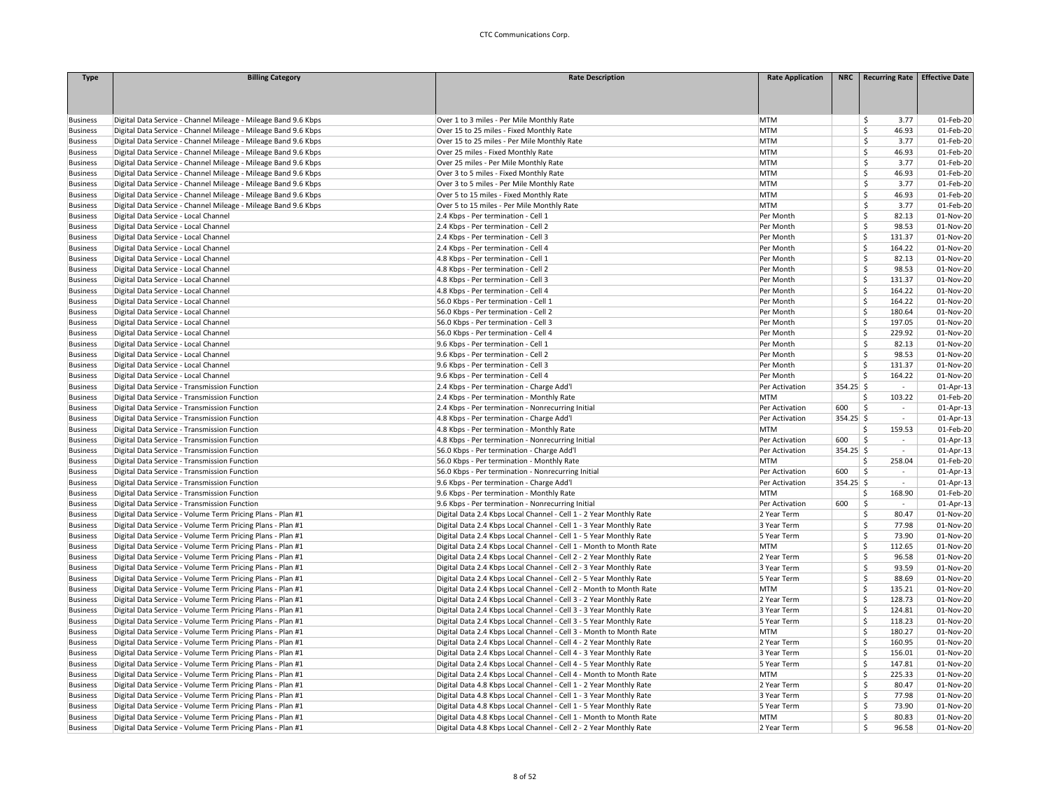| Type | Billing Category | Rate Description | Rate Application | NRC | Recurring Rate | Effective Date |
|---|---|---|---|---|---|---|
| Business | Digital Data Service - Channel Mileage - Mileage Band 9.6 Kbps | Over 1 to 3 miles - Per Mile Monthly Rate | MTM | | $ 3.77 | 01-Feb-20 |
| Business | Digital Data Service - Channel Mileage - Mileage Band 9.6 Kbps | Over 15 to 25 miles - Fixed Monthly Rate | MTM | | $ 46.93 | 01-Feb-20 |
| Business | Digital Data Service - Channel Mileage - Mileage Band 9.6 Kbps | Over 15 to 25 miles - Per Mile Monthly Rate | MTM | | $ 3.77 | 01-Feb-20 |
| Business | Digital Data Service - Channel Mileage - Mileage Band 9.6 Kbps | Over 25 miles - Fixed Monthly Rate | MTM | | $ 46.93 | 01-Feb-20 |
| Business | Digital Data Service - Channel Mileage - Mileage Band 9.6 Kbps | Over 25 miles - Per Mile Monthly Rate | MTM | | $ 3.77 | 01-Feb-20 |
| Business | Digital Data Service - Channel Mileage - Mileage Band 9.6 Kbps | Over 3 to 5 miles - Fixed Monthly Rate | MTM | | $ 46.93 | 01-Feb-20 |
| Business | Digital Data Service - Channel Mileage - Mileage Band 9.6 Kbps | Over 3 to 5 miles - Per Mile Monthly Rate | MTM | | $ 3.77 | 01-Feb-20 |
| Business | Digital Data Service - Channel Mileage - Mileage Band 9.6 Kbps | Over 5 to 15 miles - Fixed Monthly Rate | MTM | | $ 46.93 | 01-Feb-20 |
| Business | Digital Data Service - Channel Mileage - Mileage Band 9.6 Kbps | Over 5 to 15 miles - Per Mile Monthly Rate | MTM | | $ 3.77 | 01-Feb-20 |
| Business | Digital Data Service - Local Channel | 2.4 Kbps - Per termination - Cell 1 | Per Month | | $ 82.13 | 01-Nov-20 |
| Business | Digital Data Service - Local Channel | 2.4 Kbps - Per termination - Cell 2 | Per Month | | $ 98.53 | 01-Nov-20 |
| Business | Digital Data Service - Local Channel | 2.4 Kbps - Per termination - Cell 3 | Per Month | | $ 131.37 | 01-Nov-20 |
| Business | Digital Data Service - Local Channel | 2.4 Kbps - Per termination - Cell 4 | Per Month | | $ 164.22 | 01-Nov-20 |
| Business | Digital Data Service - Local Channel | 4.8 Kbps - Per termination - Cell 1 | Per Month | | $ 82.13 | 01-Nov-20 |
| Business | Digital Data Service - Local Channel | 4.8 Kbps - Per termination - Cell 2 | Per Month | | $ 98.53 | 01-Nov-20 |
| Business | Digital Data Service - Local Channel | 4.8 Kbps - Per termination - Cell 3 | Per Month | | $ 131.37 | 01-Nov-20 |
| Business | Digital Data Service - Local Channel | 4.8 Kbps - Per termination - Cell 4 | Per Month | | $ 164.22 | 01-Nov-20 |
| Business | Digital Data Service - Local Channel | 56.0 Kbps - Per termination - Cell 1 | Per Month | | $ 164.22 | 01-Nov-20 |
| Business | Digital Data Service - Local Channel | 56.0 Kbps - Per termination - Cell 2 | Per Month | | $ 180.64 | 01-Nov-20 |
| Business | Digital Data Service - Local Channel | 56.0 Kbps - Per termination - Cell 3 | Per Month | | $ 197.05 | 01-Nov-20 |
| Business | Digital Data Service - Local Channel | 56.0 Kbps - Per termination - Cell 4 | Per Month | | $ 229.92 | 01-Nov-20 |
| Business | Digital Data Service - Local Channel | 9.6 Kbps - Per termination - Cell 1 | Per Month | | $ 82.13 | 01-Nov-20 |
| Business | Digital Data Service - Local Channel | 9.6 Kbps - Per termination - Cell 2 | Per Month | | $ 98.53 | 01-Nov-20 |
| Business | Digital Data Service - Local Channel | 9.6 Kbps - Per termination - Cell 3 | Per Month | | $ 131.37 | 01-Nov-20 |
| Business | Digital Data Service - Local Channel | 9.6 Kbps - Per termination - Cell 4 | Per Month | | $ 164.22 | 01-Nov-20 |
| Business | Digital Data Service - Transmission Function | 2.4 Kbps - Per termination - Charge Add'l | Per Activation | 354.25 | $ - | 01-Apr-13 |
| Business | Digital Data Service - Transmission Function | 2.4 Kbps - Per termination - Monthly Rate | MTM | | $ 103.22 | 01-Feb-20 |
| Business | Digital Data Service - Transmission Function | 2.4 Kbps - Per termination - Nonrecurring Initial | Per Activation | 600 | $ - | 01-Apr-13 |
| Business | Digital Data Service - Transmission Function | 4.8 Kbps - Per termination - Charge Add'l | Per Activation | 354.25 | $ - | 01-Apr-13 |
| Business | Digital Data Service - Transmission Function | 4.8 Kbps - Per termination - Monthly Rate | MTM | | $ 159.53 | 01-Feb-20 |
| Business | Digital Data Service - Transmission Function | 4.8 Kbps - Per termination - Nonrecurring Initial | Per Activation | 600 | $ - | 01-Apr-13 |
| Business | Digital Data Service - Transmission Function | 56.0 Kbps - Per termination - Charge Add'l | Per Activation | 354.25 | $ - | 01-Apr-13 |
| Business | Digital Data Service - Transmission Function | 56.0 Kbps - Per termination - Monthly Rate | MTM | | $ 258.04 | 01-Feb-20 |
| Business | Digital Data Service - Transmission Function | 56.0 Kbps - Per termination - Nonrecurring Initial | Per Activation | 600 | $ - | 01-Apr-13 |
| Business | Digital Data Service - Transmission Function | 9.6 Kbps - Per termination - Charge Add'l | Per Activation | 354.25 | $ - | 01-Apr-13 |
| Business | Digital Data Service - Transmission Function | 9.6 Kbps - Per termination - Monthly Rate | MTM | | $ 168.90 | 01-Feb-20 |
| Business | Digital Data Service - Transmission Function | 9.6 Kbps - Per termination - Nonrecurring Initial | Per Activation | 600 | $ - | 01-Apr-13 |
| Business | Digital Data Service - Volume Term Pricing Plans - Plan #1 | Digital Data 2.4 Kbps Local Channel - Cell 1 - 2 Year Monthly Rate | 2 Year Term | | $ 80.47 | 01-Nov-20 |
| Business | Digital Data Service - Volume Term Pricing Plans - Plan #1 | Digital Data 2.4 Kbps Local Channel - Cell 1 - 3 Year Monthly Rate | 3 Year Term | | $ 77.98 | 01-Nov-20 |
| Business | Digital Data Service - Volume Term Pricing Plans - Plan #1 | Digital Data 2.4 Kbps Local Channel - Cell 1 - 5 Year Monthly Rate | 5 Year Term | | $ 73.90 | 01-Nov-20 |
| Business | Digital Data Service - Volume Term Pricing Plans - Plan #1 | Digital Data 2.4 Kbps Local Channel - Cell 1 - Month to Month Rate | MTM | | $ 112.65 | 01-Nov-20 |
| Business | Digital Data Service - Volume Term Pricing Plans - Plan #1 | Digital Data 2.4 Kbps Local Channel - Cell 2 - 2 Year Monthly Rate | 2 Year Term | | $ 96.58 | 01-Nov-20 |
| Business | Digital Data Service - Volume Term Pricing Plans - Plan #1 | Digital Data 2.4 Kbps Local Channel - Cell 2 - 3 Year Monthly Rate | 3 Year Term | | $ 93.59 | 01-Nov-20 |
| Business | Digital Data Service - Volume Term Pricing Plans - Plan #1 | Digital Data 2.4 Kbps Local Channel - Cell 2 - 5 Year Monthly Rate | 5 Year Term | | $ 88.69 | 01-Nov-20 |
| Business | Digital Data Service - Volume Term Pricing Plans - Plan #1 | Digital Data 2.4 Kbps Local Channel - Cell 2 - Month to Month Rate | MTM | | $ 135.21 | 01-Nov-20 |
| Business | Digital Data Service - Volume Term Pricing Plans - Plan #1 | Digital Data 2.4 Kbps Local Channel - Cell 3 - 2 Year Monthly Rate | 2 Year Term | | $ 128.73 | 01-Nov-20 |
| Business | Digital Data Service - Volume Term Pricing Plans - Plan #1 | Digital Data 2.4 Kbps Local Channel - Cell 3 - 3 Year Monthly Rate | 3 Year Term | | $ 124.81 | 01-Nov-20 |
| Business | Digital Data Service - Volume Term Pricing Plans - Plan #1 | Digital Data 2.4 Kbps Local Channel - Cell 3 - 5 Year Monthly Rate | 5 Year Term | | $ 118.23 | 01-Nov-20 |
| Business | Digital Data Service - Volume Term Pricing Plans - Plan #1 | Digital Data 2.4 Kbps Local Channel - Cell 3 - Month to Month Rate | MTM | | $ 180.27 | 01-Nov-20 |
| Business | Digital Data Service - Volume Term Pricing Plans - Plan #1 | Digital Data 2.4 Kbps Local Channel - Cell 4 - 2 Year Monthly Rate | 2 Year Term | | $ 160.95 | 01-Nov-20 |
| Business | Digital Data Service - Volume Term Pricing Plans - Plan #1 | Digital Data 2.4 Kbps Local Channel - Cell 4 - 3 Year Monthly Rate | 3 Year Term | | $ 156.01 | 01-Nov-20 |
| Business | Digital Data Service - Volume Term Pricing Plans - Plan #1 | Digital Data 2.4 Kbps Local Channel - Cell 4 - 5 Year Monthly Rate | 5 Year Term | | $ 147.81 | 01-Nov-20 |
| Business | Digital Data Service - Volume Term Pricing Plans - Plan #1 | Digital Data 2.4 Kbps Local Channel - Cell 4 - Month to Month Rate | MTM | | $ 225.33 | 01-Nov-20 |
| Business | Digital Data Service - Volume Term Pricing Plans - Plan #1 | Digital Data 4.8 Kbps Local Channel - Cell 1 - 2 Year Monthly Rate | 2 Year Term | | $ 80.47 | 01-Nov-20 |
| Business | Digital Data Service - Volume Term Pricing Plans - Plan #1 | Digital Data 4.8 Kbps Local Channel - Cell 1 - 3 Year Monthly Rate | 3 Year Term | | $ 77.98 | 01-Nov-20 |
| Business | Digital Data Service - Volume Term Pricing Plans - Plan #1 | Digital Data 4.8 Kbps Local Channel - Cell 1 - 5 Year Monthly Rate | 5 Year Term | | $ 73.90 | 01-Nov-20 |
| Business | Digital Data Service - Volume Term Pricing Plans - Plan #1 | Digital Data 4.8 Kbps Local Channel - Cell 1 - Month to Month Rate | MTM | | $ 80.83 | 01-Nov-20 |
| Business | Digital Data Service - Volume Term Pricing Plans - Plan #1 | Digital Data 4.8 Kbps Local Channel - Cell 2 - 2 Year Monthly Rate | 2 Year Term | | $ 96.58 | 01-Nov-20 |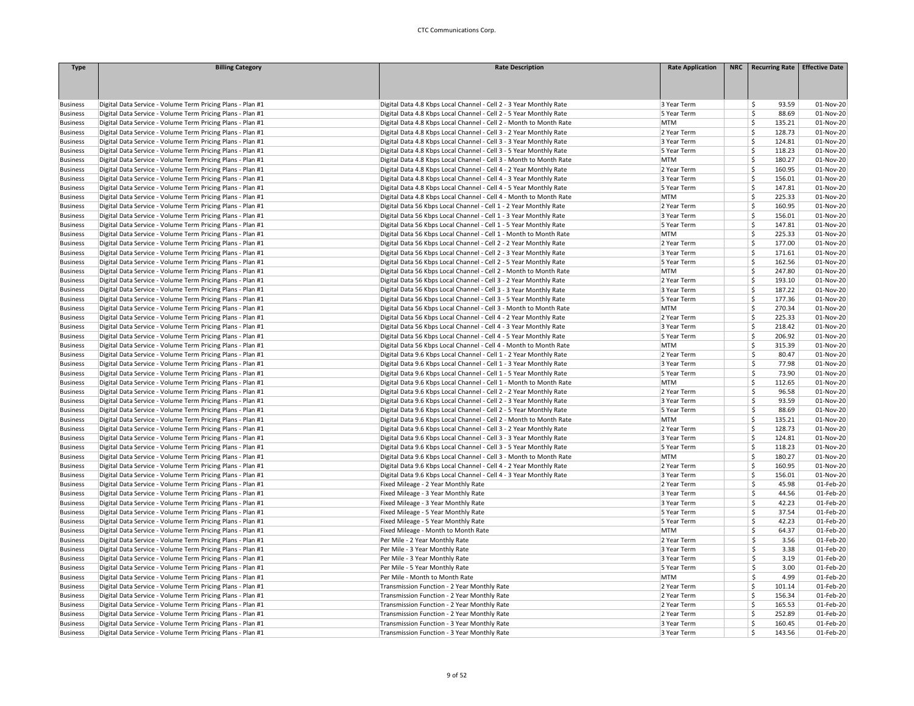| Type | Billing Category | Rate Description | Rate Application | NRC | Recurring Rate | Effective Date |
|---|---|---|---|---|---|---|
| Business | Digital Data Service - Volume Term Pricing Plans - Plan #1 | Digital Data 4.8 Kbps Local Channel - Cell 2 - 3 Year Monthly Rate | 3 Year Term | | $ 93.59 | 01-Nov-20 |
| Business | Digital Data Service - Volume Term Pricing Plans - Plan #1 | Digital Data 4.8 Kbps Local Channel - Cell 2 - 5 Year Monthly Rate | 5 Year Term | | $ 88.69 | 01-Nov-20 |
| Business | Digital Data Service - Volume Term Pricing Plans - Plan #1 | Digital Data 4.8 Kbps Local Channel - Cell 2 - Month to Month Rate | MTM | | $ 135.21 | 01-Nov-20 |
| Business | Digital Data Service - Volume Term Pricing Plans - Plan #1 | Digital Data 4.8 Kbps Local Channel - Cell 3 - 2 Year Monthly Rate | 2 Year Term | | $ 128.73 | 01-Nov-20 |
| Business | Digital Data Service - Volume Term Pricing Plans - Plan #1 | Digital Data 4.8 Kbps Local Channel - Cell 3 - 3 Year Monthly Rate | 3 Year Term | | $ 124.81 | 01-Nov-20 |
| Business | Digital Data Service - Volume Term Pricing Plans - Plan #1 | Digital Data 4.8 Kbps Local Channel - Cell 3 - 5 Year Monthly Rate | 5 Year Term | | $ 118.23 | 01-Nov-20 |
| Business | Digital Data Service - Volume Term Pricing Plans - Plan #1 | Digital Data 4.8 Kbps Local Channel - Cell 3 - Month to Month Rate | MTM | | $ 180.27 | 01-Nov-20 |
| Business | Digital Data Service - Volume Term Pricing Plans - Plan #1 | Digital Data 4.8 Kbps Local Channel - Cell 4 - 2 Year Monthly Rate | 2 Year Term | | $ 160.95 | 01-Nov-20 |
| Business | Digital Data Service - Volume Term Pricing Plans - Plan #1 | Digital Data 4.8 Kbps Local Channel - Cell 4 - 3 Year Monthly Rate | 3 Year Term | | $ 156.01 | 01-Nov-20 |
| Business | Digital Data Service - Volume Term Pricing Plans - Plan #1 | Digital Data 4.8 Kbps Local Channel - Cell 4 - 5 Year Monthly Rate | 5 Year Term | | $ 147.81 | 01-Nov-20 |
| Business | Digital Data Service - Volume Term Pricing Plans - Plan #1 | Digital Data 4.8 Kbps Local Channel - Cell 4 - Month to Month Rate | MTM | | $ 225.33 | 01-Nov-20 |
| Business | Digital Data Service - Volume Term Pricing Plans - Plan #1 | Digital Data 56 Kbps Local Channel - Cell 1 - 2 Year Monthly Rate | 2 Year Term | | $ 160.95 | 01-Nov-20 |
| Business | Digital Data Service - Volume Term Pricing Plans - Plan #1 | Digital Data 56 Kbps Local Channel - Cell 1 - 3 Year Monthly Rate | 3 Year Term | | $ 156.01 | 01-Nov-20 |
| Business | Digital Data Service - Volume Term Pricing Plans - Plan #1 | Digital Data 56 Kbps Local Channel - Cell 1 - 5 Year Monthly Rate | 5 Year Term | | $ 147.81 | 01-Nov-20 |
| Business | Digital Data Service - Volume Term Pricing Plans - Plan #1 | Digital Data 56 Kbps Local Channel - Cell 1 - Month to Month Rate | MTM | | $ 225.33 | 01-Nov-20 |
| Business | Digital Data Service - Volume Term Pricing Plans - Plan #1 | Digital Data 56 Kbps Local Channel - Cell 2 - 2 Year Monthly Rate | 2 Year Term | | $ 177.00 | 01-Nov-20 |
| Business | Digital Data Service - Volume Term Pricing Plans - Plan #1 | Digital Data 56 Kbps Local Channel - Cell 2 - 3 Year Monthly Rate | 3 Year Term | | $ 171.61 | 01-Nov-20 |
| Business | Digital Data Service - Volume Term Pricing Plans - Plan #1 | Digital Data 56 Kbps Local Channel - Cell 2 - 5 Year Monthly Rate | 5 Year Term | | $ 162.56 | 01-Nov-20 |
| Business | Digital Data Service - Volume Term Pricing Plans - Plan #1 | Digital Data 56 Kbps Local Channel - Cell 2 - Month to Month Rate | MTM | | $ 247.80 | 01-Nov-20 |
| Business | Digital Data Service - Volume Term Pricing Plans - Plan #1 | Digital Data 56 Kbps Local Channel - Cell 3 - 2 Year Monthly Rate | 2 Year Term | | $ 193.10 | 01-Nov-20 |
| Business | Digital Data Service - Volume Term Pricing Plans - Plan #1 | Digital Data 56 Kbps Local Channel - Cell 3 - 3 Year Monthly Rate | 3 Year Term | | $ 187.22 | 01-Nov-20 |
| Business | Digital Data Service - Volume Term Pricing Plans - Plan #1 | Digital Data 56 Kbps Local Channel - Cell 3 - 5 Year Monthly Rate | 5 Year Term | | $ 177.36 | 01-Nov-20 |
| Business | Digital Data Service - Volume Term Pricing Plans - Plan #1 | Digital Data 56 Kbps Local Channel - Cell 3 - Month to Month Rate | MTM | | $ 270.34 | 01-Nov-20 |
| Business | Digital Data Service - Volume Term Pricing Plans - Plan #1 | Digital Data 56 Kbps Local Channel - Cell 4 - 2 Year Monthly Rate | 2 Year Term | | $ 225.33 | 01-Nov-20 |
| Business | Digital Data Service - Volume Term Pricing Plans - Plan #1 | Digital Data 56 Kbps Local Channel - Cell 4 - 3 Year Monthly Rate | 3 Year Term | | $ 218.42 | 01-Nov-20 |
| Business | Digital Data Service - Volume Term Pricing Plans - Plan #1 | Digital Data 56 Kbps Local Channel - Cell 4 - 5 Year Monthly Rate | 5 Year Term | | $ 206.92 | 01-Nov-20 |
| Business | Digital Data Service - Volume Term Pricing Plans - Plan #1 | Digital Data 56 Kbps Local Channel - Cell 4 - Month to Month Rate | MTM | | $ 315.39 | 01-Nov-20 |
| Business | Digital Data Service - Volume Term Pricing Plans - Plan #1 | Digital Data 9.6 Kbps Local Channel - Cell 1 - 2 Year Monthly Rate | 2 Year Term | | $ 80.47 | 01-Nov-20 |
| Business | Digital Data Service - Volume Term Pricing Plans - Plan #1 | Digital Data 9.6 Kbps Local Channel - Cell 1 - 3 Year Monthly Rate | 3 Year Term | | $ 77.98 | 01-Nov-20 |
| Business | Digital Data Service - Volume Term Pricing Plans - Plan #1 | Digital Data 9.6 Kbps Local Channel - Cell 1 - 5 Year Monthly Rate | 5 Year Term | | $ 73.90 | 01-Nov-20 |
| Business | Digital Data Service - Volume Term Pricing Plans - Plan #1 | Digital Data 9.6 Kbps Local Channel - Cell 1 - Month to Month Rate | MTM | | $ 112.65 | 01-Nov-20 |
| Business | Digital Data Service - Volume Term Pricing Plans - Plan #1 | Digital Data 9.6 Kbps Local Channel - Cell 2 - 2 Year Monthly Rate | 2 Year Term | | $ 96.58 | 01-Nov-20 |
| Business | Digital Data Service - Volume Term Pricing Plans - Plan #1 | Digital Data 9.6 Kbps Local Channel - Cell 2 - 3 Year Monthly Rate | 3 Year Term | | $ 93.59 | 01-Nov-20 |
| Business | Digital Data Service - Volume Term Pricing Plans - Plan #1 | Digital Data 9.6 Kbps Local Channel - Cell 2 - 5 Year Monthly Rate | 5 Year Term | | $ 88.69 | 01-Nov-20 |
| Business | Digital Data Service - Volume Term Pricing Plans - Plan #1 | Digital Data 9.6 Kbps Local Channel - Cell 2 - Month to Month Rate | MTM | | $ 135.21 | 01-Nov-20 |
| Business | Digital Data Service - Volume Term Pricing Plans - Plan #1 | Digital Data 9.6 Kbps Local Channel - Cell 3 - 2 Year Monthly Rate | 2 Year Term | | $ 128.73 | 01-Nov-20 |
| Business | Digital Data Service - Volume Term Pricing Plans - Plan #1 | Digital Data 9.6 Kbps Local Channel - Cell 3 - 3 Year Monthly Rate | 3 Year Term | | $ 124.81 | 01-Nov-20 |
| Business | Digital Data Service - Volume Term Pricing Plans - Plan #1 | Digital Data 9.6 Kbps Local Channel - Cell 3 - 5 Year Monthly Rate | 5 Year Term | | $ 118.23 | 01-Nov-20 |
| Business | Digital Data Service - Volume Term Pricing Plans - Plan #1 | Digital Data 9.6 Kbps Local Channel - Cell 3 - Month to Month Rate | MTM | | $ 180.27 | 01-Nov-20 |
| Business | Digital Data Service - Volume Term Pricing Plans - Plan #1 | Digital Data 9.6 Kbps Local Channel - Cell 4 - 2 Year Monthly Rate | 2 Year Term | | $ 160.95 | 01-Nov-20 |
| Business | Digital Data Service - Volume Term Pricing Plans - Plan #1 | Digital Data 9.6 Kbps Local Channel - Cell 4 - 3 Year Monthly Rate | 3 Year Term | | $ 156.01 | 01-Nov-20 |
| Business | Digital Data Service - Volume Term Pricing Plans - Plan #1 | Fixed Mileage - 2 Year Monthly Rate | 2 Year Term | | $ 45.98 | 01-Feb-20 |
| Business | Digital Data Service - Volume Term Pricing Plans - Plan #1 | Fixed Mileage - 3 Year Monthly Rate | 3 Year Term | | $ 44.56 | 01-Feb-20 |
| Business | Digital Data Service - Volume Term Pricing Plans - Plan #1 | Fixed Mileage - 3 Year Monthly Rate | 3 Year Term | | $ 42.23 | 01-Feb-20 |
| Business | Digital Data Service - Volume Term Pricing Plans - Plan #1 | Fixed Mileage - 5 Year Monthly Rate | 5 Year Term | | $ 37.54 | 01-Feb-20 |
| Business | Digital Data Service - Volume Term Pricing Plans - Plan #1 | Fixed Mileage - 5 Year Monthly Rate | 5 Year Term | | $ 42.23 | 01-Feb-20 |
| Business | Digital Data Service - Volume Term Pricing Plans - Plan #1 | Fixed Mileage - Month to Month Rate | MTM | | $ 64.37 | 01-Feb-20 |
| Business | Digital Data Service - Volume Term Pricing Plans - Plan #1 | Per Mile - 2 Year Monthly Rate | 2 Year Term | | $ 3.56 | 01-Feb-20 |
| Business | Digital Data Service - Volume Term Pricing Plans - Plan #1 | Per Mile - 3 Year Monthly Rate | 3 Year Term | | $ 3.38 | 01-Feb-20 |
| Business | Digital Data Service - Volume Term Pricing Plans - Plan #1 | Per Mile - 3 Year Monthly Rate | 3 Year Term | | $ 3.19 | 01-Feb-20 |
| Business | Digital Data Service - Volume Term Pricing Plans - Plan #1 | Per Mile - 5 Year Monthly Rate | 5 Year Term | | $ 3.00 | 01-Feb-20 |
| Business | Digital Data Service - Volume Term Pricing Plans - Plan #1 | Per Mile - Month to Month Rate | MTM | | $ 4.99 | 01-Feb-20 |
| Business | Digital Data Service - Volume Term Pricing Plans - Plan #1 | Transmission Function - 2 Year Monthly Rate | 2 Year Term | | $ 101.14 | 01-Feb-20 |
| Business | Digital Data Service - Volume Term Pricing Plans - Plan #1 | Transmission Function - 2 Year Monthly Rate | 2 Year Term | | $ 156.34 | 01-Feb-20 |
| Business | Digital Data Service - Volume Term Pricing Plans - Plan #1 | Transmission Function - 2 Year Monthly Rate | 2 Year Term | | $ 165.53 | 01-Feb-20 |
| Business | Digital Data Service - Volume Term Pricing Plans - Plan #1 | Transmission Function - 2 Year Monthly Rate | 2 Year Term | | $ 252.89 | 01-Feb-20 |
| Business | Digital Data Service - Volume Term Pricing Plans - Plan #1 | Transmission Function - 3 Year Monthly Rate | 3 Year Term | | $ 160.45 | 01-Feb-20 |
| Business | Digital Data Service - Volume Term Pricing Plans - Plan #1 | Transmission Function - 3 Year Monthly Rate | 3 Year Term | | $ 143.56 | 01-Feb-20 |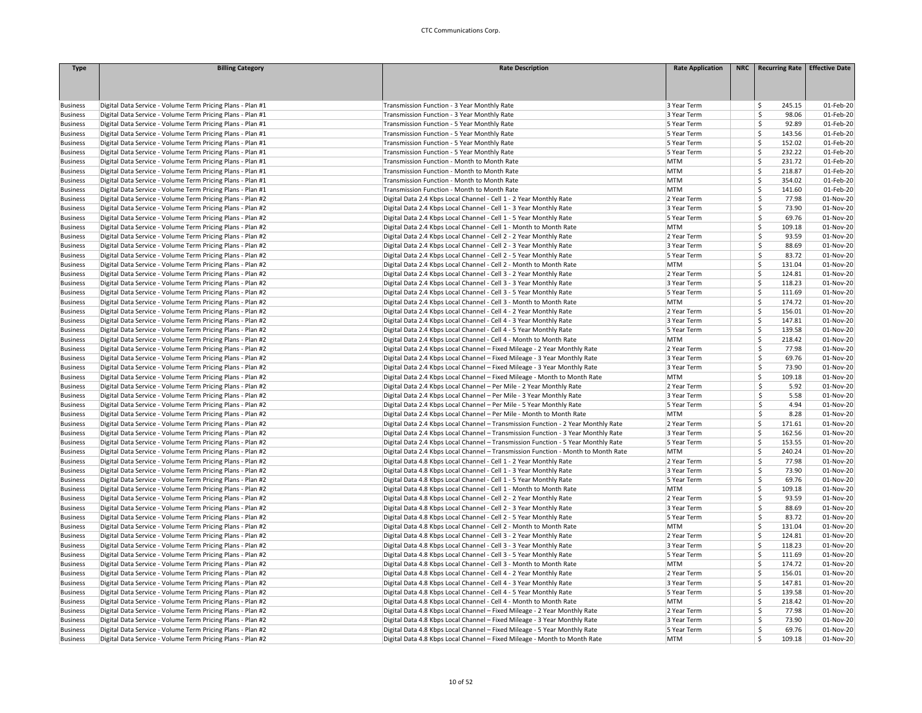| Type | Billing Category | Rate Description | Rate Application | NRC | Recurring Rate | Effective Date |
|---|---|---|---|---|---|---|
| Business | Digital Data Service - Volume Term Pricing Plans - Plan #1 | Transmission Function - 3 Year Monthly Rate | 3 Year Term | | $ 245.15 | 01-Feb-20 |
| Business | Digital Data Service - Volume Term Pricing Plans - Plan #1 | Transmission Function - 3 Year Monthly Rate | 3 Year Term | | $ 98.06 | 01-Feb-20 |
| Business | Digital Data Service - Volume Term Pricing Plans - Plan #1 | Transmission Function - 5 Year Monthly Rate | 5 Year Term | | $ 92.89 | 01-Feb-20 |
| Business | Digital Data Service - Volume Term Pricing Plans - Plan #1 | Transmission Function - 5 Year Monthly Rate | 5 Year Term | | $ 143.56 | 01-Feb-20 |
| Business | Digital Data Service - Volume Term Pricing Plans - Plan #1 | Transmission Function - 5 Year Monthly Rate | 5 Year Term | | $ 152.02 | 01-Feb-20 |
| Business | Digital Data Service - Volume Term Pricing Plans - Plan #1 | Transmission Function - 5 Year Monthly Rate | 5 Year Term | | $ 232.22 | 01-Feb-20 |
| Business | Digital Data Service - Volume Term Pricing Plans - Plan #1 | Transmission Function - Month to Month Rate | MTM | | $ 231.72 | 01-Feb-20 |
| Business | Digital Data Service - Volume Term Pricing Plans - Plan #1 | Transmission Function - Month to Month Rate | MTM | | $ 218.87 | 01-Feb-20 |
| Business | Digital Data Service - Volume Term Pricing Plans - Plan #1 | Transmission Function - Month to Month Rate | MTM | | $ 354.02 | 01-Feb-20 |
| Business | Digital Data Service - Volume Term Pricing Plans - Plan #1 | Transmission Function - Month to Month Rate | MTM | | $ 141.60 | 01-Feb-20 |
| Business | Digital Data Service - Volume Term Pricing Plans - Plan #2 | Digital Data 2.4 Kbps Local Channel - Cell 1 - 2 Year Monthly Rate | 2 Year Term | | $ 77.98 | 01-Nov-20 |
| Business | Digital Data Service - Volume Term Pricing Plans - Plan #2 | Digital Data 2.4 Kbps Local Channel - Cell 1 - 3 Year Monthly Rate | 3 Year Term | | $ 73.90 | 01-Nov-20 |
| Business | Digital Data Service - Volume Term Pricing Plans - Plan #2 | Digital Data 2.4 Kbps Local Channel - Cell 1 - 5 Year Monthly Rate | 5 Year Term | | $ 69.76 | 01-Nov-20 |
| Business | Digital Data Service - Volume Term Pricing Plans - Plan #2 | Digital Data 2.4 Kbps Local Channel - Cell 1 - Month to Month Rate | MTM | | $ 109.18 | 01-Nov-20 |
| Business | Digital Data Service - Volume Term Pricing Plans - Plan #2 | Digital Data 2.4 Kbps Local Channel - Cell 2 - 2 Year Monthly Rate | 2 Year Term | | $ 93.59 | 01-Nov-20 |
| Business | Digital Data Service - Volume Term Pricing Plans - Plan #2 | Digital Data 2.4 Kbps Local Channel - Cell 2 - 3 Year Monthly Rate | 3 Year Term | | $ 88.69 | 01-Nov-20 |
| Business | Digital Data Service - Volume Term Pricing Plans - Plan #2 | Digital Data 2.4 Kbps Local Channel - Cell 2 - 5 Year Monthly Rate | 5 Year Term | | $ 83.72 | 01-Nov-20 |
| Business | Digital Data Service - Volume Term Pricing Plans - Plan #2 | Digital Data 2.4 Kbps Local Channel - Cell 2 - Month to Month Rate | MTM | | $ 131.04 | 01-Nov-20 |
| Business | Digital Data Service - Volume Term Pricing Plans - Plan #2 | Digital Data 2.4 Kbps Local Channel - Cell 3 - 2 Year Monthly Rate | 2 Year Term | | $ 124.81 | 01-Nov-20 |
| Business | Digital Data Service - Volume Term Pricing Plans - Plan #2 | Digital Data 2.4 Kbps Local Channel - Cell 3 - 3 Year Monthly Rate | 3 Year Term | | $ 118.23 | 01-Nov-20 |
| Business | Digital Data Service - Volume Term Pricing Plans - Plan #2 | Digital Data 2.4 Kbps Local Channel - Cell 3 - 5 Year Monthly Rate | 5 Year Term | | $ 111.69 | 01-Nov-20 |
| Business | Digital Data Service - Volume Term Pricing Plans - Plan #2 | Digital Data 2.4 Kbps Local Channel - Cell 3 - Month to Month Rate | MTM | | $ 174.72 | 01-Nov-20 |
| Business | Digital Data Service - Volume Term Pricing Plans - Plan #2 | Digital Data 2.4 Kbps Local Channel - Cell 4 - 2 Year Monthly Rate | 2 Year Term | | $ 156.01 | 01-Nov-20 |
| Business | Digital Data Service - Volume Term Pricing Plans - Plan #2 | Digital Data 2.4 Kbps Local Channel - Cell 4 - 3 Year Monthly Rate | 3 Year Term | | $ 147.81 | 01-Nov-20 |
| Business | Digital Data Service - Volume Term Pricing Plans - Plan #2 | Digital Data 2.4 Kbps Local Channel - Cell 4 - 5 Year Monthly Rate | 5 Year Term | | $ 139.58 | 01-Nov-20 |
| Business | Digital Data Service - Volume Term Pricing Plans - Plan #2 | Digital Data 2.4 Kbps Local Channel - Cell 4 - Month to Month Rate | MTM | | $ 218.42 | 01-Nov-20 |
| Business | Digital Data Service - Volume Term Pricing Plans - Plan #2 | Digital Data 2.4 Kbps Local Channel – Fixed Mileage - 2 Year Monthly Rate | 2 Year Term | | $ 77.98 | 01-Nov-20 |
| Business | Digital Data Service - Volume Term Pricing Plans - Plan #2 | Digital Data 2.4 Kbps Local Channel – Fixed Mileage - 3 Year Monthly Rate | 3 Year Term | | $ 69.76 | 01-Nov-20 |
| Business | Digital Data Service - Volume Term Pricing Plans - Plan #2 | Digital Data 2.4 Kbps Local Channel – Fixed Mileage - 3 Year Monthly Rate | 3 Year Term | | $ 73.90 | 01-Nov-20 |
| Business | Digital Data Service - Volume Term Pricing Plans - Plan #2 | Digital Data 2.4 Kbps Local Channel – Fixed Mileage - Month to Month Rate | MTM | | $ 109.18 | 01-Nov-20 |
| Business | Digital Data Service - Volume Term Pricing Plans - Plan #2 | Digital Data 2.4 Kbps Local Channel – Per Mile - 2 Year Monthly Rate | 2 Year Term | | $ 5.92 | 01-Nov-20 |
| Business | Digital Data Service - Volume Term Pricing Plans - Plan #2 | Digital Data 2.4 Kbps Local Channel – Per Mile - 3 Year Monthly Rate | 3 Year Term | | $ 5.58 | 01-Nov-20 |
| Business | Digital Data Service - Volume Term Pricing Plans - Plan #2 | Digital Data 2.4 Kbps Local Channel – Per Mile - 5 Year Monthly Rate | 5 Year Term | | $ 4.94 | 01-Nov-20 |
| Business | Digital Data Service - Volume Term Pricing Plans - Plan #2 | Digital Data 2.4 Kbps Local Channel – Per Mile - Month to Month Rate | MTM | | $ 8.28 | 01-Nov-20 |
| Business | Digital Data Service - Volume Term Pricing Plans - Plan #2 | Digital Data 2.4 Kbps Local Channel – Transmission Function - 2 Year Monthly Rate | 2 Year Term | | $ 171.61 | 01-Nov-20 |
| Business | Digital Data Service - Volume Term Pricing Plans - Plan #2 | Digital Data 2.4 Kbps Local Channel – Transmission Function - 3 Year Monthly Rate | 3 Year Term | | $ 162.56 | 01-Nov-20 |
| Business | Digital Data Service - Volume Term Pricing Plans - Plan #2 | Digital Data 2.4 Kbps Local Channel – Transmission Function - 5 Year Monthly Rate | 5 Year Term | | $ 153.55 | 01-Nov-20 |
| Business | Digital Data Service - Volume Term Pricing Plans - Plan #2 | Digital Data 2.4 Kbps Local Channel – Transmission Function - Month to Month Rate | MTM | | $ 240.24 | 01-Nov-20 |
| Business | Digital Data Service - Volume Term Pricing Plans - Plan #2 | Digital Data 4.8 Kbps Local Channel - Cell 1 - 2 Year Monthly Rate | 2 Year Term | | $ 77.98 | 01-Nov-20 |
| Business | Digital Data Service - Volume Term Pricing Plans - Plan #2 | Digital Data 4.8 Kbps Local Channel - Cell 1 - 3 Year Monthly Rate | 3 Year Term | | $ 73.90 | 01-Nov-20 |
| Business | Digital Data Service - Volume Term Pricing Plans - Plan #2 | Digital Data 4.8 Kbps Local Channel - Cell 1 - 5 Year Monthly Rate | 5 Year Term | | $ 69.76 | 01-Nov-20 |
| Business | Digital Data Service - Volume Term Pricing Plans - Plan #2 | Digital Data 4.8 Kbps Local Channel - Cell 1 - Month to Month Rate | MTM | | $ 109.18 | 01-Nov-20 |
| Business | Digital Data Service - Volume Term Pricing Plans - Plan #2 | Digital Data 4.8 Kbps Local Channel - Cell 2 - 2 Year Monthly Rate | 2 Year Term | | $ 93.59 | 01-Nov-20 |
| Business | Digital Data Service - Volume Term Pricing Plans - Plan #2 | Digital Data 4.8 Kbps Local Channel - Cell 2 - 3 Year Monthly Rate | 3 Year Term | | $ 88.69 | 01-Nov-20 |
| Business | Digital Data Service - Volume Term Pricing Plans - Plan #2 | Digital Data 4.8 Kbps Local Channel - Cell 2 - 5 Year Monthly Rate | 5 Year Term | | $ 83.72 | 01-Nov-20 |
| Business | Digital Data Service - Volume Term Pricing Plans - Plan #2 | Digital Data 4.8 Kbps Local Channel - Cell 2 - Month to Month Rate | MTM | | $ 131.04 | 01-Nov-20 |
| Business | Digital Data Service - Volume Term Pricing Plans - Plan #2 | Digital Data 4.8 Kbps Local Channel - Cell 3 - 2 Year Monthly Rate | 2 Year Term | | $ 124.81 | 01-Nov-20 |
| Business | Digital Data Service - Volume Term Pricing Plans - Plan #2 | Digital Data 4.8 Kbps Local Channel - Cell 3 - 3 Year Monthly Rate | 3 Year Term | | $ 118.23 | 01-Nov-20 |
| Business | Digital Data Service - Volume Term Pricing Plans - Plan #2 | Digital Data 4.8 Kbps Local Channel - Cell 3 - 5 Year Monthly Rate | 5 Year Term | | $ 111.69 | 01-Nov-20 |
| Business | Digital Data Service - Volume Term Pricing Plans - Plan #2 | Digital Data 4.8 Kbps Local Channel - Cell 3 - Month to Month Rate | MTM | | $ 174.72 | 01-Nov-20 |
| Business | Digital Data Service - Volume Term Pricing Plans - Plan #2 | Digital Data 4.8 Kbps Local Channel - Cell 4 - 2 Year Monthly Rate | 2 Year Term | | $ 156.01 | 01-Nov-20 |
| Business | Digital Data Service - Volume Term Pricing Plans - Plan #2 | Digital Data 4.8 Kbps Local Channel - Cell 4 - 3 Year Monthly Rate | 3 Year Term | | $ 147.81 | 01-Nov-20 |
| Business | Digital Data Service - Volume Term Pricing Plans - Plan #2 | Digital Data 4.8 Kbps Local Channel - Cell 4 - 5 Year Monthly Rate | 5 Year Term | | $ 139.58 | 01-Nov-20 |
| Business | Digital Data Service - Volume Term Pricing Plans - Plan #2 | Digital Data 4.8 Kbps Local Channel - Cell 4 - Month to Month Rate | MTM | | $ 218.42 | 01-Nov-20 |
| Business | Digital Data Service - Volume Term Pricing Plans - Plan #2 | Digital Data 4.8 Kbps Local Channel – Fixed Mileage - 2 Year Monthly Rate | 2 Year Term | | $ 77.98 | 01-Nov-20 |
| Business | Digital Data Service - Volume Term Pricing Plans - Plan #2 | Digital Data 4.8 Kbps Local Channel – Fixed Mileage - 3 Year Monthly Rate | 3 Year Term | | $ 73.90 | 01-Nov-20 |
| Business | Digital Data Service - Volume Term Pricing Plans - Plan #2 | Digital Data 4.8 Kbps Local Channel – Fixed Mileage - 5 Year Monthly Rate | 5 Year Term | | $ 69.76 | 01-Nov-20 |
| Business | Digital Data Service - Volume Term Pricing Plans - Plan #2 | Digital Data 4.8 Kbps Local Channel – Fixed Mileage - Month to Month Rate | MTM | | $ 109.18 | 01-Nov-20 |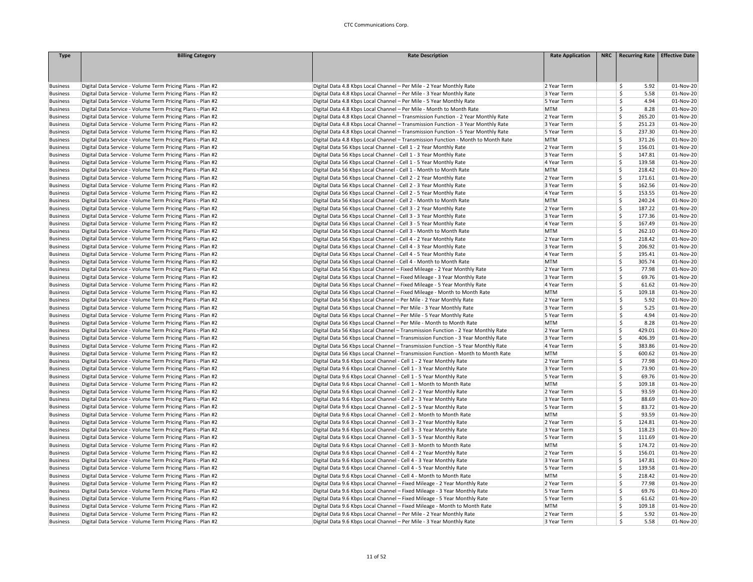| Type | Billing Category | Rate Description | Rate Application | NRC | Recurring Rate | Effective Date |
|---|---|---|---|---|---|---|
| Business | Digital Data Service - Volume Term Pricing Plans - Plan #2 | Digital Data 4.8 Kbps Local Channel – Per Mile - 2 Year Monthly Rate | 2 Year Term | | $ 5.92 | 01-Nov-20 |
| Business | Digital Data Service - Volume Term Pricing Plans - Plan #2 | Digital Data 4.8 Kbps Local Channel – Per Mile - 3 Year Monthly Rate | 3 Year Term | | $ 5.58 | 01-Nov-20 |
| Business | Digital Data Service - Volume Term Pricing Plans - Plan #2 | Digital Data 4.8 Kbps Local Channel – Per Mile - 5 Year Monthly Rate | 5 Year Term | | $ 4.94 | 01-Nov-20 |
| Business | Digital Data Service - Volume Term Pricing Plans - Plan #2 | Digital Data 4.8 Kbps Local Channel – Per Mile - Month to Month Rate | MTM | | $ 8.28 | 01-Nov-20 |
| Business | Digital Data Service - Volume Term Pricing Plans - Plan #2 | Digital Data 4.8 Kbps Local Channel – Transmission Function - 2 Year Monthly Rate | 2 Year Term | | $ 265.20 | 01-Nov-20 |
| Business | Digital Data Service - Volume Term Pricing Plans - Plan #2 | Digital Data 4.8 Kbps Local Channel – Transmission Function - 3 Year Monthly Rate | 3 Year Term | | $ 251.23 | 01-Nov-20 |
| Business | Digital Data Service - Volume Term Pricing Plans - Plan #2 | Digital Data 4.8 Kbps Local Channel – Transmission Function - 5 Year Monthly Rate | 5 Year Term | | $ 237.30 | 01-Nov-20 |
| Business | Digital Data Service - Volume Term Pricing Plans - Plan #2 | Digital Data 4.8 Kbps Local Channel – Transmission Function - Month to Month Rate | MTM | | $ 371.26 | 01-Nov-20 |
| Business | Digital Data Service - Volume Term Pricing Plans - Plan #2 | Digital Data 56 Kbps Local Channel - Cell 1 - 2 Year Monthly Rate | 2 Year Term | | $ 156.01 | 01-Nov-20 |
| Business | Digital Data Service - Volume Term Pricing Plans - Plan #2 | Digital Data 56 Kbps Local Channel - Cell 1 - 3 Year Monthly Rate | 3 Year Term | | $ 147.81 | 01-Nov-20 |
| Business | Digital Data Service - Volume Term Pricing Plans - Plan #2 | Digital Data 56 Kbps Local Channel - Cell 1 - 5 Year Monthly Rate | 4 Year Term | | $ 139.58 | 01-Nov-20 |
| Business | Digital Data Service - Volume Term Pricing Plans - Plan #2 | Digital Data 56 Kbps Local Channel - Cell 1 - Month to Month Rate | MTM | | $ 218.42 | 01-Nov-20 |
| Business | Digital Data Service - Volume Term Pricing Plans - Plan #2 | Digital Data 56 Kbps Local Channel - Cell 2 - 2 Year Monthly Rate | 2 Year Term | | $ 171.61 | 01-Nov-20 |
| Business | Digital Data Service - Volume Term Pricing Plans - Plan #2 | Digital Data 56 Kbps Local Channel - Cell 2 - 3 Year Monthly Rate | 3 Year Term | | $ 162.56 | 01-Nov-20 |
| Business | Digital Data Service - Volume Term Pricing Plans - Plan #2 | Digital Data 56 Kbps Local Channel - Cell 2 - 5 Year Monthly Rate | 4 Year Term | | $ 153.55 | 01-Nov-20 |
| Business | Digital Data Service - Volume Term Pricing Plans - Plan #2 | Digital Data 56 Kbps Local Channel - Cell 2 - Month to Month Rate | MTM | | $ 240.24 | 01-Nov-20 |
| Business | Digital Data Service - Volume Term Pricing Plans - Plan #2 | Digital Data 56 Kbps Local Channel - Cell 3 - 2 Year Monthly Rate | 2 Year Term | | $ 187.22 | 01-Nov-20 |
| Business | Digital Data Service - Volume Term Pricing Plans - Plan #2 | Digital Data 56 Kbps Local Channel - Cell 3 - 3 Year Monthly Rate | 3 Year Term | | $ 177.36 | 01-Nov-20 |
| Business | Digital Data Service - Volume Term Pricing Plans - Plan #2 | Digital Data 56 Kbps Local Channel - Cell 3 - 5 Year Monthly Rate | 4 Year Term | | $ 167.49 | 01-Nov-20 |
| Business | Digital Data Service - Volume Term Pricing Plans - Plan #2 | Digital Data 56 Kbps Local Channel - Cell 3 - Month to Month Rate | MTM | | $ 262.10 | 01-Nov-20 |
| Business | Digital Data Service - Volume Term Pricing Plans - Plan #2 | Digital Data 56 Kbps Local Channel - Cell 4 - 2 Year Monthly Rate | 2 Year Term | | $ 218.42 | 01-Nov-20 |
| Business | Digital Data Service - Volume Term Pricing Plans - Plan #2 | Digital Data 56 Kbps Local Channel - Cell 4 - 3 Year Monthly Rate | 3 Year Term | | $ 206.92 | 01-Nov-20 |
| Business | Digital Data Service - Volume Term Pricing Plans - Plan #2 | Digital Data 56 Kbps Local Channel - Cell 4 - 5 Year Monthly Rate | 4 Year Term | | $ 195.41 | 01-Nov-20 |
| Business | Digital Data Service - Volume Term Pricing Plans - Plan #2 | Digital Data 56 Kbps Local Channel - Cell 4 - Month to Month Rate | MTM | | $ 305.74 | 01-Nov-20 |
| Business | Digital Data Service - Volume Term Pricing Plans - Plan #2 | Digital Data 56 Kbps Local Channel – Fixed Mileage - 2 Year Monthly Rate | 2 Year Term | | $ 77.98 | 01-Nov-20 |
| Business | Digital Data Service - Volume Term Pricing Plans - Plan #2 | Digital Data 56 Kbps Local Channel – Fixed Mileage - 3 Year Monthly Rate | 3 Year Term | | $ 69.76 | 01-Nov-20 |
| Business | Digital Data Service - Volume Term Pricing Plans - Plan #2 | Digital Data 56 Kbps Local Channel – Fixed Mileage - 5 Year Monthly Rate | 4 Year Term | | $ 61.62 | 01-Nov-20 |
| Business | Digital Data Service - Volume Term Pricing Plans - Plan #2 | Digital Data 56 Kbps Local Channel – Fixed Mileage - Month to Month Rate | MTM | | $ 109.18 | 01-Nov-20 |
| Business | Digital Data Service - Volume Term Pricing Plans - Plan #2 | Digital Data 56 Kbps Local Channel – Per Mile - 2 Year Monthly Rate | 2 Year Term | | $ 5.92 | 01-Nov-20 |
| Business | Digital Data Service - Volume Term Pricing Plans - Plan #2 | Digital Data 56 Kbps Local Channel – Per Mile - 3 Year Monthly Rate | 3 Year Term | | $ 5.25 | 01-Nov-20 |
| Business | Digital Data Service - Volume Term Pricing Plans - Plan #2 | Digital Data 56 Kbps Local Channel – Per Mile - 5 Year Monthly Rate | 5 Year Term | | $ 4.94 | 01-Nov-20 |
| Business | Digital Data Service - Volume Term Pricing Plans - Plan #2 | Digital Data 56 Kbps Local Channel – Per Mile - Month to Month Rate | MTM | | $ 8.28 | 01-Nov-20 |
| Business | Digital Data Service - Volume Term Pricing Plans - Plan #2 | Digital Data 56 Kbps Local Channel – Transmission Function - 2 Year Monthly Rate | 2 Year Term | | $ 429.01 | 01-Nov-20 |
| Business | Digital Data Service - Volume Term Pricing Plans - Plan #2 | Digital Data 56 Kbps Local Channel – Transmission Function - 3 Year Monthly Rate | 3 Year Term | | $ 406.39 | 01-Nov-20 |
| Business | Digital Data Service - Volume Term Pricing Plans - Plan #2 | Digital Data 56 Kbps Local Channel – Transmission Function - 5 Year Monthly Rate | 4 Year Term | | $ 383.86 | 01-Nov-20 |
| Business | Digital Data Service - Volume Term Pricing Plans - Plan #2 | Digital Data 56 Kbps Local Channel – Transmission Function - Month to Month Rate | MTM | | $ 600.62 | 01-Nov-20 |
| Business | Digital Data Service - Volume Term Pricing Plans - Plan #2 | Digital Data 9.6 Kbps Local Channel - Cell 1 - 2 Year Monthly Rate | 2 Year Term | | $ 77.98 | 01-Nov-20 |
| Business | Digital Data Service - Volume Term Pricing Plans - Plan #2 | Digital Data 9.6 Kbps Local Channel - Cell 1 - 3 Year Monthly Rate | 3 Year Term | | $ 73.90 | 01-Nov-20 |
| Business | Digital Data Service - Volume Term Pricing Plans - Plan #2 | Digital Data 9.6 Kbps Local Channel - Cell 1 - 5 Year Monthly Rate | 5 Year Term | | $ 69.76 | 01-Nov-20 |
| Business | Digital Data Service - Volume Term Pricing Plans - Plan #2 | Digital Data 9.6 Kbps Local Channel - Cell 1 - Month to Month Rate | MTM | | $ 109.18 | 01-Nov-20 |
| Business | Digital Data Service - Volume Term Pricing Plans - Plan #2 | Digital Data 9.6 Kbps Local Channel - Cell 2 - 2 Year Monthly Rate | 2 Year Term | | $ 93.59 | 01-Nov-20 |
| Business | Digital Data Service - Volume Term Pricing Plans - Plan #2 | Digital Data 9.6 Kbps Local Channel - Cell 2 - 3 Year Monthly Rate | 3 Year Term | | $ 88.69 | 01-Nov-20 |
| Business | Digital Data Service - Volume Term Pricing Plans - Plan #2 | Digital Data 9.6 Kbps Local Channel - Cell 2 - 5 Year Monthly Rate | 5 Year Term | | $ 83.72 | 01-Nov-20 |
| Business | Digital Data Service - Volume Term Pricing Plans - Plan #2 | Digital Data 9.6 Kbps Local Channel - Cell 2 - Month to Month Rate | MTM | | $ 93.59 | 01-Nov-20 |
| Business | Digital Data Service - Volume Term Pricing Plans - Plan #2 | Digital Data 9.6 Kbps Local Channel - Cell 3 - 2 Year Monthly Rate | 2 Year Term | | $ 124.81 | 01-Nov-20 |
| Business | Digital Data Service - Volume Term Pricing Plans - Plan #2 | Digital Data 9.6 Kbps Local Channel - Cell 3 - 3 Year Monthly Rate | 3 Year Term | | $ 118.23 | 01-Nov-20 |
| Business | Digital Data Service - Volume Term Pricing Plans - Plan #2 | Digital Data 9.6 Kbps Local Channel - Cell 3 - 5 Year Monthly Rate | 5 Year Term | | $ 111.69 | 01-Nov-20 |
| Business | Digital Data Service - Volume Term Pricing Plans - Plan #2 | Digital Data 9.6 Kbps Local Channel - Cell 3 - Month to Month Rate | MTM | | $ 174.72 | 01-Nov-20 |
| Business | Digital Data Service - Volume Term Pricing Plans - Plan #2 | Digital Data 9.6 Kbps Local Channel - Cell 4 - 2 Year Monthly Rate | 2 Year Term | | $ 156.01 | 01-Nov-20 |
| Business | Digital Data Service - Volume Term Pricing Plans - Plan #2 | Digital Data 9.6 Kbps Local Channel - Cell 4 - 3 Year Monthly Rate | 3 Year Term | | $ 147.81 | 01-Nov-20 |
| Business | Digital Data Service - Volume Term Pricing Plans - Plan #2 | Digital Data 9.6 Kbps Local Channel - Cell 4 - 5 Year Monthly Rate | 5 Year Term | | $ 139.58 | 01-Nov-20 |
| Business | Digital Data Service - Volume Term Pricing Plans - Plan #2 | Digital Data 9.6 Kbps Local Channel - Cell 4 - Month to Month Rate | MTM | | $ 218.42 | 01-Nov-20 |
| Business | Digital Data Service - Volume Term Pricing Plans - Plan #2 | Digital Data 9.6 Kbps Local Channel – Fixed Mileage - 2 Year Monthly Rate | 2 Year Term | | $ 77.98 | 01-Nov-20 |
| Business | Digital Data Service - Volume Term Pricing Plans - Plan #2 | Digital Data 9.6 Kbps Local Channel – Fixed Mileage - 3 Year Monthly Rate | 5 Year Term | | $ 69.76 | 01-Nov-20 |
| Business | Digital Data Service - Volume Term Pricing Plans - Plan #2 | Digital Data 9.6 Kbps Local Channel – Fixed Mileage - 5 Year Monthly Rate | 5 Year Term | | $ 61.62 | 01-Nov-20 |
| Business | Digital Data Service - Volume Term Pricing Plans - Plan #2 | Digital Data 9.6 Kbps Local Channel – Fixed Mileage - Month to Month Rate | MTM | | $ 109.18 | 01-Nov-20 |
| Business | Digital Data Service - Volume Term Pricing Plans - Plan #2 | Digital Data 9.6 Kbps Local Channel – Per Mile - 2 Year Monthly Rate | 2 Year Term | | $ 5.92 | 01-Nov-20 |
| Business | Digital Data Service - Volume Term Pricing Plans - Plan #2 | Digital Data 9.6 Kbps Local Channel – Per Mile - 3 Year Monthly Rate | 3 Year Term | | $ 5.58 | 01-Nov-20 |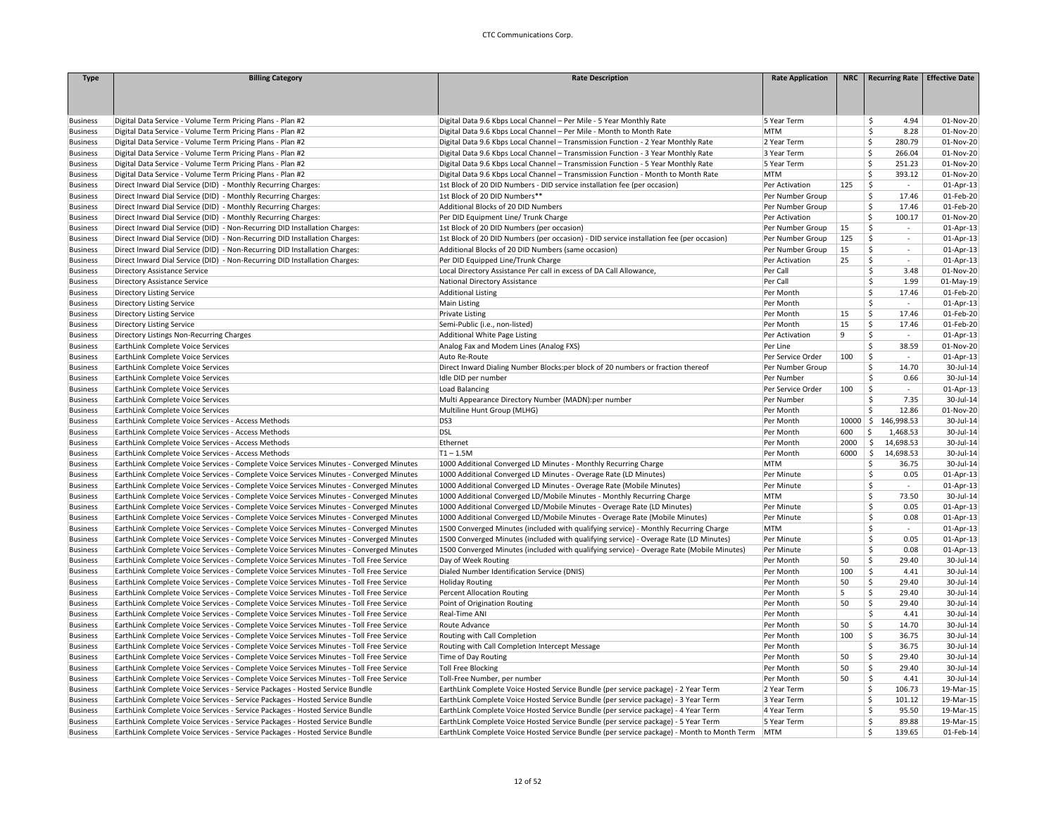| Type | Billing Category | Rate Description | Rate Application | NRC | Recurring Rate | Effective Date |
|---|---|---|---|---|---|---|
| Business | Digital Data Service - Volume Term Pricing Plans - Plan #2 | Digital Data 9.6 Kbps Local Channel – Per Mile - 5 Year Monthly Rate | 5 Year Term | | $ 4.94 | 01-Nov-20 |
| Business | Digital Data Service - Volume Term Pricing Plans - Plan #2 | Digital Data 9.6 Kbps Local Channel – Per Mile - Month to Month Rate | MTM | | $ 8.28 | 01-Nov-20 |
| Business | Digital Data Service - Volume Term Pricing Plans - Plan #2 | Digital Data 9.6 Kbps Local Channel – Transmission Function - 2 Year Monthly Rate | 2 Year Term | | $ 280.79 | 01-Nov-20 |
| Business | Digital Data Service - Volume Term Pricing Plans - Plan #2 | Digital Data 9.6 Kbps Local Channel – Transmission Function - 3 Year Monthly Rate | 3 Year Term | | $ 266.04 | 01-Nov-20 |
| Business | Digital Data Service - Volume Term Pricing Plans - Plan #2 | Digital Data 9.6 Kbps Local Channel – Transmission Function - 5 Year Monthly Rate | 5 Year Term | | $ 251.23 | 01-Nov-20 |
| Business | Digital Data Service - Volume Term Pricing Plans - Plan #2 | Digital Data 9.6 Kbps Local Channel – Transmission Function - Month to Month Rate | MTM | | $ 393.12 | 01-Nov-20 |
| Business | Direct Inward Dial Service (DID) - Monthly Recurring Charges: | 1st Block of 20 DID Numbers - DID service installation fee (per occasion) | Per Activation | 125 | $ - | 01-Apr-13 |
| Business | Direct Inward Dial Service (DID) - Monthly Recurring Charges: | 1st Block of 20 DID Numbers** | Per Number Group | | $ 17.46 | 01-Feb-20 |
| Business | Direct Inward Dial Service (DID) - Monthly Recurring Charges: | Additional Blocks of 20 DID Numbers | Per Number Group | | $ 17.46 | 01-Feb-20 |
| Business | Direct Inward Dial Service (DID) - Monthly Recurring Charges: | Per DID Equipment Line/ Trunk Charge | Per Activation | | $ 100.17 | 01-Nov-20 |
| Business | Direct Inward Dial Service (DID) - Non-Recurring DID Installation Charges: | 1st Block of 20 DID Numbers (per occasion) | Per Number Group | 15 | $ - | 01-Apr-13 |
| Business | Direct Inward Dial Service (DID) - Non-Recurring DID Installation Charges: | 1st Block of 20 DID Numbers (per occasion) - DID service installation fee (per occasion) | Per Number Group | 125 | $ - | 01-Apr-13 |
| Business | Direct Inward Dial Service (DID) - Non-Recurring DID Installation Charges: | Additional Blocks of 20 DID Numbers (same occasion) | Per Number Group | 15 | $ - | 01-Apr-13 |
| Business | Direct Inward Dial Service (DID) - Non-Recurring DID Installation Charges: | Per DID Equipped Line/Trunk Charge | Per Activation | 25 | $ - | 01-Apr-13 |
| Business | Directory Assistance Service | Local Directory Assistance Per call in excess of DA Call Allowance, | Per Call | | $ 3.48 | 01-Nov-20 |
| Business | Directory Assistance Service | National Directory Assistance | Per Call | | $ 1.99 | 01-May-19 |
| Business | Directory Listing Service | Additional Listing | Per Month | | $ 17.46 | 01-Feb-20 |
| Business | Directory Listing Service | Main Listing | Per Month | | $ - | 01-Apr-13 |
| Business | Directory Listing Service | Private Listing | Per Month | 15 | $ 17.46 | 01-Feb-20 |
| Business | Directory Listing Service | Semi-Public (i.e., non-listed) | Per Month | 15 | $ 17.46 | 01-Feb-20 |
| Business | Directory Listings Non-Recurring Charges | Additional White Page Listing | Per Activation | 9 | $ - | 01-Apr-13 |
| Business | EarthLink Complete Voice Services | Analog Fax and Modem Lines (Analog FXS) | Per Line | | $ 38.59 | 01-Nov-20 |
| Business | EarthLink Complete Voice Services | Auto Re-Route | Per Service Order | 100 | $ - | 01-Apr-13 |
| Business | EarthLink Complete Voice Services | Direct Inward Dialing Number Blocks:per block of 20 numbers or fraction thereof | Per Number Group | | $ 14.70 | 30-Jul-14 |
| Business | EarthLink Complete Voice Services | Idle DID per number | Per Number | | $ 0.66 | 30-Jul-14 |
| Business | EarthLink Complete Voice Services | Load Balancing | Per Service Order | 100 | $ - | 01-Apr-13 |
| Business | EarthLink Complete Voice Services | Multi Appearance Directory Number (MADN):per number | Per Number | | $ 7.35 | 30-Jul-14 |
| Business | EarthLink Complete Voice Services | Multiline Hunt Group (MLHG) | Per Month | | $ 12.86 | 01-Nov-20 |
| Business | EarthLink Complete Voice Services - Access Methods | DS3 | Per Month | 10000 | $ 146,998.53 | 30-Jul-14 |
| Business | EarthLink Complete Voice Services - Access Methods | DSL | Per Month | 600 | $ 1,468.53 | 30-Jul-14 |
| Business | EarthLink Complete Voice Services - Access Methods | Ethernet | Per Month | 2000 | $ 14,698.53 | 30-Jul-14 |
| Business | EarthLink Complete Voice Services - Access Methods | T1 – 1.5M | Per Month | 6000 | $ 14,698.53 | 30-Jul-14 |
| Business | EarthLink Complete Voice Services - Complete Voice Services Minutes - Converged Minutes | 1000 Additional Converged LD Minutes - Monthly Recurring Charge | MTM | | $ 36.75 | 30-Jul-14 |
| Business | EarthLink Complete Voice Services - Complete Voice Services Minutes - Converged Minutes | 1000 Additional Converged LD Minutes - Overage Rate (LD Minutes) | Per Minute | | $ 0.05 | 01-Apr-13 |
| Business | EarthLink Complete Voice Services - Complete Voice Services Minutes - Converged Minutes | 1000 Additional Converged LD Minutes - Overage Rate (Mobile Minutes) | Per Minute | | $ - | 01-Apr-13 |
| Business | EarthLink Complete Voice Services - Complete Voice Services Minutes - Converged Minutes | 1000 Additional Converged LD/Mobile Minutes - Monthly Recurring Charge | MTM | | $ 73.50 | 30-Jul-14 |
| Business | EarthLink Complete Voice Services - Complete Voice Services Minutes - Converged Minutes | 1000 Additional Converged LD/Mobile Minutes - Overage Rate (LD Minutes) | Per Minute | | $ 0.05 | 01-Apr-13 |
| Business | EarthLink Complete Voice Services - Complete Voice Services Minutes - Converged Minutes | 1000 Additional Converged LD/Mobile Minutes - Overage Rate (Mobile Minutes) | Per Minute | | $ 0.08 | 01-Apr-13 |
| Business | EarthLink Complete Voice Services - Complete Voice Services Minutes - Converged Minutes | 1500 Converged Minutes (included with qualifying service) - Monthly Recurring Charge | MTM | | $ - | 01-Apr-13 |
| Business | EarthLink Complete Voice Services - Complete Voice Services Minutes - Converged Minutes | 1500 Converged Minutes (included with qualifying service) - Overage Rate (LD Minutes) | Per Minute | | $ 0.05 | 01-Apr-13 |
| Business | EarthLink Complete Voice Services - Complete Voice Services Minutes - Converged Minutes | 1500 Converged Minutes (included with qualifying service) - Overage Rate (Mobile Minutes) | Per Minute | | $ 0.08 | 01-Apr-13 |
| Business | EarthLink Complete Voice Services - Complete Voice Services Minutes - Toll Free Service | Day of Week Routing | Per Month | 50 | $ 29.40 | 30-Jul-14 |
| Business | EarthLink Complete Voice Services - Complete Voice Services Minutes - Toll Free Service | Dialed Number Identification Service (DNIS) | Per Month | 100 | $ 4.41 | 30-Jul-14 |
| Business | EarthLink Complete Voice Services - Complete Voice Services Minutes - Toll Free Service | Holiday Routing | Per Month | 50 | $ 29.40 | 30-Jul-14 |
| Business | EarthLink Complete Voice Services - Complete Voice Services Minutes - Toll Free Service | Percent Allocation Routing | Per Month | 5 | $ 29.40 | 30-Jul-14 |
| Business | EarthLink Complete Voice Services - Complete Voice Services Minutes - Toll Free Service | Point of Origination Routing | Per Month | 50 | $ 29.40 | 30-Jul-14 |
| Business | EarthLink Complete Voice Services - Complete Voice Services Minutes - Toll Free Service | Real-Time ANI | Per Month | | $ 4.41 | 30-Jul-14 |
| Business | EarthLink Complete Voice Services - Complete Voice Services Minutes - Toll Free Service | Route Advance | Per Month | 50 | $ 14.70 | 30-Jul-14 |
| Business | EarthLink Complete Voice Services - Complete Voice Services Minutes - Toll Free Service | Routing with Call Completion | Per Month | 100 | $ 36.75 | 30-Jul-14 |
| Business | EarthLink Complete Voice Services - Complete Voice Services Minutes - Toll Free Service | Routing with Call Completion Intercept Message | Per Month | | $ 36.75 | 30-Jul-14 |
| Business | EarthLink Complete Voice Services - Complete Voice Services Minutes - Toll Free Service | Time of Day Routing | Per Month | 50 | $ 29.40 | 30-Jul-14 |
| Business | EarthLink Complete Voice Services - Complete Voice Services Minutes - Toll Free Service | Toll Free Blocking | Per Month | 50 | $ 29.40 | 30-Jul-14 |
| Business | EarthLink Complete Voice Services - Complete Voice Services Minutes - Toll Free Service | Toll-Free Number, per number | Per Month | 50 | $ 4.41 | 30-Jul-14 |
| Business | EarthLink Complete Voice Services - Service Packages - Hosted Service Bundle | EarthLink Complete Voice Hosted Service Bundle (per service package) - 2 Year Term | 2 Year Term | | $ 106.73 | 19-Mar-15 |
| Business | EarthLink Complete Voice Services - Service Packages - Hosted Service Bundle | EarthLink Complete Voice Hosted Service Bundle (per service package) - 3 Year Term | 3 Year Term | | $ 101.12 | 19-Mar-15 |
| Business | EarthLink Complete Voice Services - Service Packages - Hosted Service Bundle | EarthLink Complete Voice Hosted Service Bundle (per service package) - 4 Year Term | 4 Year Term | | $ 95.50 | 19-Mar-15 |
| Business | EarthLink Complete Voice Services - Service Packages - Hosted Service Bundle | EarthLink Complete Voice Hosted Service Bundle (per service package) - 5 Year Term | 5 Year Term | | $ 89.88 | 19-Mar-15 |
| Business | EarthLink Complete Voice Services - Service Packages - Hosted Service Bundle | EarthLink Complete Voice Hosted Service Bundle (per service package) - Month to Month Term | MTM | | $ 139.65 | 01-Feb-14 |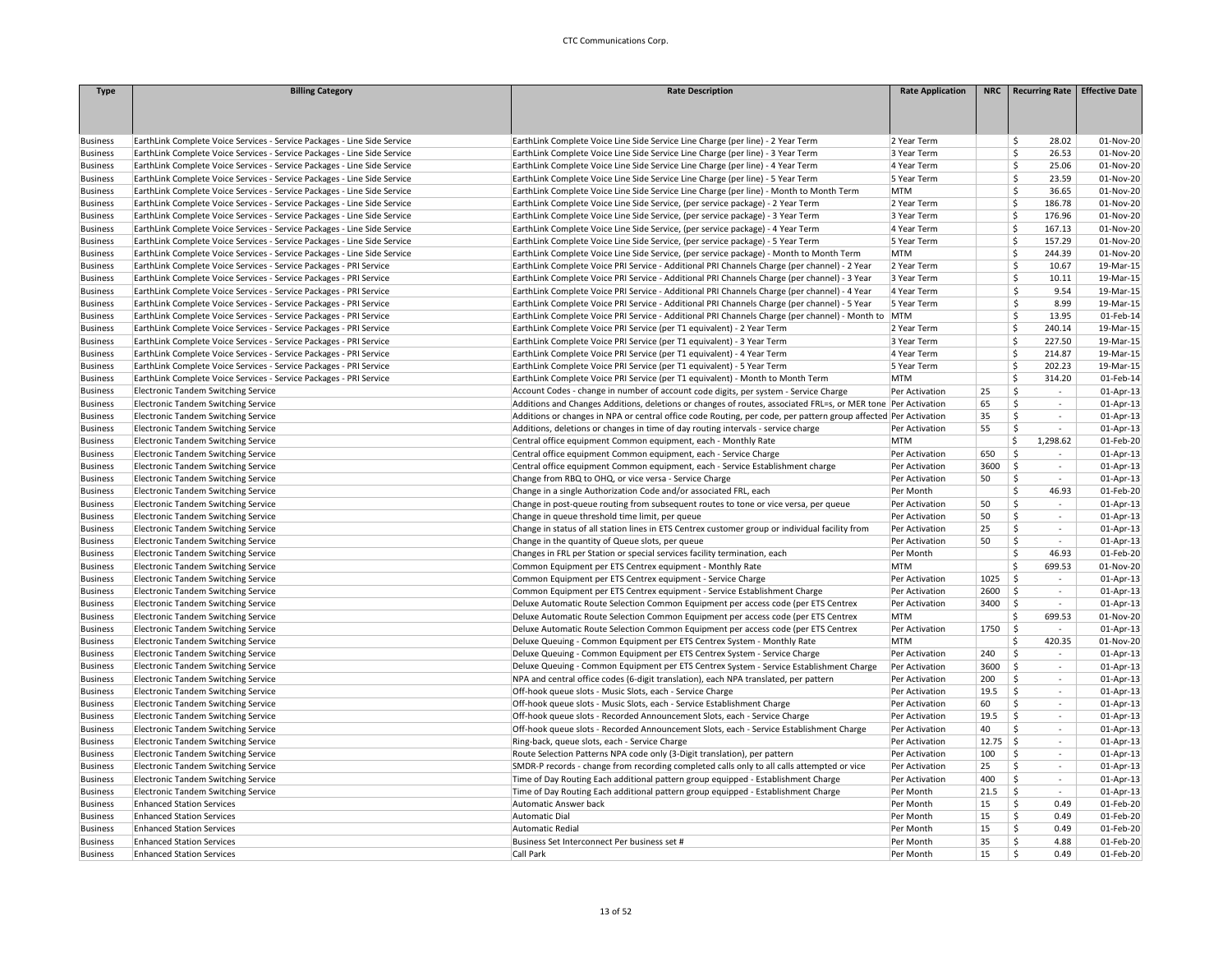| Type | Billing Category | Rate Description | Rate Application | NRC | Recurring Rate | Effective Date |
|---|---|---|---|---|---|---|
| Business | EarthLink Complete Voice Services - Service Packages - Line Side Service | EarthLink Complete Voice Line Side Service Line Charge (per line) - 2 Year Term | 2 Year Term | | $ 28.02 | 01-Nov-20 |
| Business | EarthLink Complete Voice Services - Service Packages - Line Side Service | EarthLink Complete Voice Line Side Service Line Charge (per line) - 3 Year Term | 3 Year Term | | $ 26.53 | 01-Nov-20 |
| Business | EarthLink Complete Voice Services - Service Packages - Line Side Service | EarthLink Complete Voice Line Side Service Line Charge (per line) - 4 Year Term | 4 Year Term | | $ 25.06 | 01-Nov-20 |
| Business | EarthLink Complete Voice Services - Service Packages - Line Side Service | EarthLink Complete Voice Line Side Service Line Charge (per line) - 5 Year Term | 5 Year Term | | $ 23.59 | 01-Nov-20 |
| Business | EarthLink Complete Voice Services - Service Packages - Line Side Service | EarthLink Complete Voice Line Side Service Line Charge (per line) - Month to Month Term | MTM | | $ 36.65 | 01-Nov-20 |
| Business | EarthLink Complete Voice Services - Service Packages - Line Side Service | EarthLink Complete Voice Line Side Service, (per service package) - 2 Year Term | 2 Year Term | | $ 186.78 | 01-Nov-20 |
| Business | EarthLink Complete Voice Services - Service Packages - Line Side Service | EarthLink Complete Voice Line Side Service, (per service package) - 3 Year Term | 3 Year Term | | $ 176.96 | 01-Nov-20 |
| Business | EarthLink Complete Voice Services - Service Packages - Line Side Service | EarthLink Complete Voice Line Side Service, (per service package) - 4 Year Term | 4 Year Term | | $ 167.13 | 01-Nov-20 |
| Business | EarthLink Complete Voice Services - Service Packages - Line Side Service | EarthLink Complete Voice Line Side Service, (per service package) - 5 Year Term | 5 Year Term | | $ 157.29 | 01-Nov-20 |
| Business | EarthLink Complete Voice Services - Service Packages - Line Side Service | EarthLink Complete Voice Line Side Service, (per service package) - Month to Month Term | MTM | | $ 244.39 | 01-Nov-20 |
| Business | EarthLink Complete Voice Services - Service Packages - PRI Service | EarthLink Complete Voice PRI Service - Additional PRI Channels Charge (per channel) - 2 Year | 2 Year Term | | $ 10.67 | 19-Mar-15 |
| Business | EarthLink Complete Voice Services - Service Packages - PRI Service | EarthLink Complete Voice PRI Service - Additional PRI Channels Charge (per channel) - 3 Year | 3 Year Term | | $ 10.11 | 19-Mar-15 |
| Business | EarthLink Complete Voice Services - Service Packages - PRI Service | EarthLink Complete Voice PRI Service - Additional PRI Channels Charge (per channel) - 4 Year | 4 Year Term | | $ 9.54 | 19-Mar-15 |
| Business | EarthLink Complete Voice Services - Service Packages - PRI Service | EarthLink Complete Voice PRI Service - Additional PRI Channels Charge (per channel) - 5 Year | 5 Year Term | | $ 8.99 | 19-Mar-15 |
| Business | EarthLink Complete Voice Services - Service Packages - PRI Service | EarthLink Complete Voice PRI Service - Additional PRI Channels Charge (per channel) - Month to | MTM | | $ 13.95 | 01-Feb-14 |
| Business | EarthLink Complete Voice Services - Service Packages - PRI Service | EarthLink Complete Voice PRI Service (per T1 equivalent) - 2 Year Term | 2 Year Term | | $ 240.14 | 19-Mar-15 |
| Business | EarthLink Complete Voice Services - Service Packages - PRI Service | EarthLink Complete Voice PRI Service (per T1 equivalent) - 3 Year Term | 3 Year Term | | $ 227.50 | 19-Mar-15 |
| Business | EarthLink Complete Voice Services - Service Packages - PRI Service | EarthLink Complete Voice PRI Service (per T1 equivalent) - 4 Year Term | 4 Year Term | | $ 214.87 | 19-Mar-15 |
| Business | EarthLink Complete Voice Services - Service Packages - PRI Service | EarthLink Complete Voice PRI Service (per T1 equivalent) - 5 Year Term | 5 Year Term | | $ 202.23 | 19-Mar-15 |
| Business | EarthLink Complete Voice Services - Service Packages - PRI Service | EarthLink Complete Voice PRI Service (per T1 equivalent) - Month to Month Term | MTM | | $ 314.20 | 01-Feb-14 |
| Business | Electronic Tandem Switching Service | Account Codes - change in number of account code digits, per system - Service Charge | Per Activation | 25 | $ - | 01-Apr-13 |
| Business | Electronic Tandem Switching Service | Additions and Changes Additions, deletions or changes of routes, associated FRL=s, or MER tone | Per Activation | 65 | $ - | 01-Apr-13 |
| Business | Electronic Tandem Switching Service | Additions or changes in NPA or central office code Routing, per code, per pattern group affected | Per Activation | 35 | $ - | 01-Apr-13 |
| Business | Electronic Tandem Switching Service | Additions, deletions or changes in time of day routing intervals - service charge | Per Activation | 55 | $ - | 01-Apr-13 |
| Business | Electronic Tandem Switching Service | Central office equipment Common equipment, each - Monthly Rate | MTM | | $ 1,298.62 | 01-Feb-20 |
| Business | Electronic Tandem Switching Service | Central office equipment Common equipment, each - Service Charge | Per Activation | 650 | $ - | 01-Apr-13 |
| Business | Electronic Tandem Switching Service | Central office equipment Common equipment, each - Service Establishment charge | Per Activation | 3600 | $ - | 01-Apr-13 |
| Business | Electronic Tandem Switching Service | Change from RBQ to OHQ, or vice versa - Service Charge | Per Activation | 50 | $ - | 01-Apr-13 |
| Business | Electronic Tandem Switching Service | Change in a single Authorization Code and/or associated FRL, each | Per Month | | $ 46.93 | 01-Feb-20 |
| Business | Electronic Tandem Switching Service | Change in post-queue routing from subsequent routes to tone or vice versa, per queue | Per Activation | 50 | $ - | 01-Apr-13 |
| Business | Electronic Tandem Switching Service | Change in queue threshold time limit, per queue | Per Activation | 50 | $ - | 01-Apr-13 |
| Business | Electronic Tandem Switching Service | Change in status of all station lines in ETS Centrex customer group or individual facility from | Per Activation | 25 | $ - | 01-Apr-13 |
| Business | Electronic Tandem Switching Service | Change in the quantity of Queue slots, per queue | Per Activation | 50 | $ - | 01-Apr-13 |
| Business | Electronic Tandem Switching Service | Changes in FRL per Station or special services facility termination, each | Per Month | | $ 46.93 | 01-Feb-20 |
| Business | Electronic Tandem Switching Service | Common Equipment per ETS Centrex equipment - Monthly Rate | MTM | | $ 699.53 | 01-Nov-20 |
| Business | Electronic Tandem Switching Service | Common Equipment per ETS Centrex equipment - Service Charge | Per Activation | 1025 | $ - | 01-Apr-13 |
| Business | Electronic Tandem Switching Service | Common Equipment per ETS Centrex equipment - Service Establishment Charge | Per Activation | 2600 | $ - | 01-Apr-13 |
| Business | Electronic Tandem Switching Service | Deluxe Automatic Route Selection Common Equipment per access code (per ETS Centrex | Per Activation | 3400 | $ - | 01-Apr-13 |
| Business | Electronic Tandem Switching Service | Deluxe Automatic Route Selection Common Equipment per access code (per ETS Centrex | MTM | | $ 699.53 | 01-Nov-20 |
| Business | Electronic Tandem Switching Service | Deluxe Automatic Route Selection Common Equipment per access code (per ETS Centrex | Per Activation | 1750 | $ - | 01-Apr-13 |
| Business | Electronic Tandem Switching Service | Deluxe Queuing - Common Equipment per ETS Centrex System - Monthly Rate | MTM | | $ 420.35 | 01-Nov-20 |
| Business | Electronic Tandem Switching Service | Deluxe Queuing - Common Equipment per ETS Centrex System - Service Charge | Per Activation | 240 | $ - | 01-Apr-13 |
| Business | Electronic Tandem Switching Service | Deluxe Queuing - Common Equipment per ETS Centrex System - Service Establishment Charge | Per Activation | 3600 | $ - | 01-Apr-13 |
| Business | Electronic Tandem Switching Service | NPA and central office codes (6-digit translation), each NPA translated, per pattern | Per Activation | 200 | $ - | 01-Apr-13 |
| Business | Electronic Tandem Switching Service | Off-hook queue slots - Music Slots, each - Service Charge | Per Activation | 19.5 | $ - | 01-Apr-13 |
| Business | Electronic Tandem Switching Service | Off-hook queue slots - Music Slots, each - Service Establishment Charge | Per Activation | 60 | $ - | 01-Apr-13 |
| Business | Electronic Tandem Switching Service | Off-hook queue slots - Recorded Announcement Slots, each - Service Charge | Per Activation | 19.5 | $ - | 01-Apr-13 |
| Business | Electronic Tandem Switching Service | Off-hook queue slots - Recorded Announcement Slots, each - Service Establishment Charge | Per Activation | 40 | $ - | 01-Apr-13 |
| Business | Electronic Tandem Switching Service | Ring-back, queue slots, each - Service Charge | Per Activation | 12.75 | $ - | 01-Apr-13 |
| Business | Electronic Tandem Switching Service | Route Selection Patterns NPA code only (3-Digit translation), per pattern | Per Activation | 100 | $ - | 01-Apr-13 |
| Business | Electronic Tandem Switching Service | SMDR-P records - change from recording completed calls only to all calls attempted or vice | Per Activation | 25 | $ - | 01-Apr-13 |
| Business | Electronic Tandem Switching Service | Time of Day Routing Each additional pattern group equipped - Establishment Charge | Per Activation | 400 | $ - | 01-Apr-13 |
| Business | Electronic Tandem Switching Service | Time of Day Routing Each additional pattern group equipped - Establishment Charge | Per Month | 21.5 | $ - | 01-Apr-13 |
| Business | Enhanced Station Services | Automatic Answer back | Per Month | 15 | $ 0.49 | 01-Feb-20 |
| Business | Enhanced Station Services | Automatic Dial | Per Month | 15 | $ 0.49 | 01-Feb-20 |
| Business | Enhanced Station Services | Automatic Redial | Per Month | 15 | $ 0.49 | 01-Feb-20 |
| Business | Enhanced Station Services | Business Set Interconnect Per business set # | Per Month | 35 | $ 4.88 | 01-Feb-20 |
| Business | Enhanced Station Services | Call Park | Per Month | 15 | $ 0.49 | 01-Feb-20 |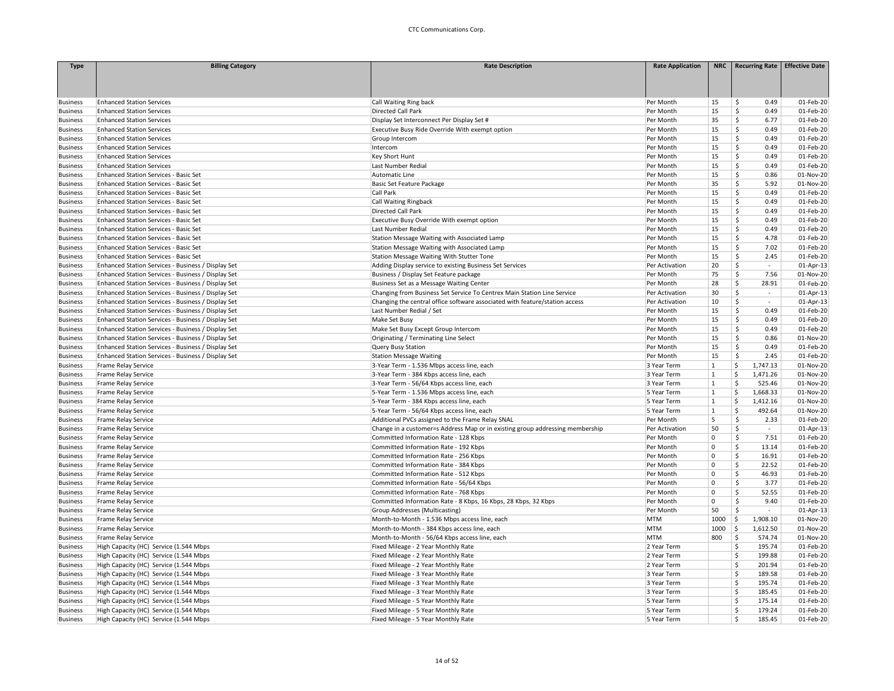| Type | Billing Category | Rate Description | Rate Application | NRC | Recurring Rate | Effective Date |
|---|---|---|---|---|---|---|
| Business | Enhanced Station Services | Call Waiting Ring back | Per Month | 15 | $ 0.49 | 01-Feb-20 |
| Business | Enhanced Station Services | Directed Call Park | Per Month | 15 | $ 0.49 | 01-Feb-20 |
| Business | Enhanced Station Services | Display Set Interconnect Per Display Set # | Per Month | 35 | $ 6.77 | 01-Feb-20 |
| Business | Enhanced Station Services | Executive Busy Ride Override With exempt option | Per Month | 15 | $ 0.49 | 01-Feb-20 |
| Business | Enhanced Station Services | Group Intercom | Per Month | 15 | $ 0.49 | 01-Feb-20 |
| Business | Enhanced Station Services | Intercom | Per Month | 15 | $ 0.49 | 01-Feb-20 |
| Business | Enhanced Station Services | Key Short Hunt | Per Month | 15 | $ 0.49 | 01-Feb-20 |
| Business | Enhanced Station Services | Last Number Redial | Per Month | 15 | $ 0.49 | 01-Feb-20 |
| Business | Enhanced Station Services - Basic Set | Automatic Line | Per Month | 15 | $ 0.86 | 01-Nov-20 |
| Business | Enhanced Station Services - Basic Set | Basic Set Feature Package | Per Month | 35 | $ 5.92 | 01-Nov-20 |
| Business | Enhanced Station Services - Basic Set | Call Park | Per Month | 15 | $ 0.49 | 01-Feb-20 |
| Business | Enhanced Station Services - Basic Set | Call Waiting Ringback | Per Month | 15 | $ 0.49 | 01-Feb-20 |
| Business | Enhanced Station Services - Basic Set | Directed Call Park | Per Month | 15 | $ 0.49 | 01-Feb-20 |
| Business | Enhanced Station Services - Basic Set | Executive Busy Override With exempt option | Per Month | 15 | $ 0.49 | 01-Feb-20 |
| Business | Enhanced Station Services - Basic Set | Last Number Redial | Per Month | 15 | $ 0.49 | 01-Feb-20 |
| Business | Enhanced Station Services - Basic Set | Station Message Waiting with Associated Lamp | Per Month | 15 | $ 4.78 | 01-Feb-20 |
| Business | Enhanced Station Services - Basic Set | Station Message Waiting with Associated Lamp | Per Month | 15 | $ 7.02 | 01-Feb-20 |
| Business | Enhanced Station Services - Basic Set | Station Message Waiting With Stutter Tone | Per Month | 15 | $ 2.45 | 01-Feb-20 |
| Business | Enhanced Station Services - Business / Display Set | Adding Display service to existing Business Set Services | Per Activation | 20 | $ - | 01-Apr-13 |
| Business | Enhanced Station Services - Business / Display Set | Business / Display Set Feature package | Per Month | 75 | $ 7.56 | 01-Nov-20 |
| Business | Enhanced Station Services - Business / Display Set | Business Set as a Message Waiting Center | Per Month | 28 | $ 28.91 | 01-Feb-20 |
| Business | Enhanced Station Services - Business / Display Set | Changing from Business Set Service To Centrex Main Station Line Service | Per Activation | 30 | $ - | 01-Apr-13 |
| Business | Enhanced Station Services - Business / Display Set | Changing the central office software associated with feature/station access | Per Activation | 10 | $ - | 01-Apr-13 |
| Business | Enhanced Station Services - Business / Display Set | Last Number Redial / Set | Per Month | 15 | $ 0.49 | 01-Feb-20 |
| Business | Enhanced Station Services - Business / Display Set | Make Set Busy | Per Month | 15 | $ 0.49 | 01-Feb-20 |
| Business | Enhanced Station Services - Business / Display Set | Make Set Busy Except Group Intercom | Per Month | 15 | $ 0.49 | 01-Feb-20 |
| Business | Enhanced Station Services - Business / Display Set | Originating / Terminating Line Select | Per Month | 15 | $ 0.86 | 01-Nov-20 |
| Business | Enhanced Station Services - Business / Display Set | Query Busy Station | Per Month | 15 | $ 0.49 | 01-Feb-20 |
| Business | Enhanced Station Services - Business / Display Set | Station Message Waiting | Per Month | 15 | $ 2.45 | 01-Feb-20 |
| Business | Frame Relay Service | 3-Year Term - 1.536 Mbps access line, each | 3 Year Term | 1 | $ 1,747.13 | 01-Nov-20 |
| Business | Frame Relay Service | 3-Year Term - 384 Kbps access line, each | 3 Year Term | 1 | $ 1,471.26 | 01-Nov-20 |
| Business | Frame Relay Service | 3-Year Term - 56/64 Kbps access line, each | 3 Year Term | 1 | $ 525.46 | 01-Nov-20 |
| Business | Frame Relay Service | 5-Year Term - 1.536 Mbps access line, each | 5 Year Term | 1 | $ 1,668.33 | 01-Nov-20 |
| Business | Frame Relay Service | 5-Year Term - 384 Kbps access line, each | 5 Year Term | 1 | $ 1,412.16 | 01-Nov-20 |
| Business | Frame Relay Service | 5-Year Term - 56/64 Kbps access line, each | 5 Year Term | 1 | $ 492.64 | 01-Nov-20 |
| Business | Frame Relay Service | Additional PVCs assigned to the Frame Relay SNAL | Per Month | 5 | $ 2.33 | 01-Feb-20 |
| Business | Frame Relay Service | Change in a customer=s Address Map or in existing group addressing membership | Per Activation | 50 | $ - | 01-Apr-13 |
| Business | Frame Relay Service | Committed Information Rate - 128 Kbps | Per Month | 0 | $ 7.51 | 01-Feb-20 |
| Business | Frame Relay Service | Committed Information Rate - 192 Kbps | Per Month | 0 | $ 13.14 | 01-Feb-20 |
| Business | Frame Relay Service | Committed Information Rate - 256 Kbps | Per Month | 0 | $ 16.91 | 01-Feb-20 |
| Business | Frame Relay Service | Committed Information Rate - 384 Kbps | Per Month | 0 | $ 22.52 | 01-Feb-20 |
| Business | Frame Relay Service | Committed Information Rate - 512 Kbps | Per Month | 0 | $ 46.93 | 01-Feb-20 |
| Business | Frame Relay Service | Committed Information Rate - 56/64 Kbps | Per Month | 0 | $ 3.77 | 01-Feb-20 |
| Business | Frame Relay Service | Committed Information Rate - 768 Kbps | Per Month | 0 | $ 52.55 | 01-Feb-20 |
| Business | Frame Relay Service | Committed Information Rate - 8 Kbps, 16 Kbps, 28 Kbps, 32 Kbps | Per Month | 0 | $ 9.40 | 01-Feb-20 |
| Business | Frame Relay Service | Group Addresses (Multicasting) | Per Month | 50 | $ - | 01-Apr-13 |
| Business | Frame Relay Service | Month-to-Month - 1.536 Mbps access line, each | MTM | 1000 | $ 1,908.10 | 01-Nov-20 |
| Business | Frame Relay Service | Month-to-Month - 384 Kbps access line, each | MTM | 1000 | $ 1,612.50 | 01-Nov-20 |
| Business | Frame Relay Service | Month-to-Month - 56/64 Kbps access line, each | MTM | 800 | $ 574.74 | 01-Nov-20 |
| Business | High Capacity (HC) Service (1.544 Mbps | Fixed Mileage - 2 Year Monthly Rate | 2 Year Term | | $ 195.74 | 01-Feb-20 |
| Business | High Capacity (HC) Service (1.544 Mbps | Fixed Mileage - 2 Year Monthly Rate | 2 Year Term | | $ 199.88 | 01-Feb-20 |
| Business | High Capacity (HC) Service (1.544 Mbps | Fixed Mileage - 2 Year Monthly Rate | 2 Year Term | | $ 201.94 | 01-Feb-20 |
| Business | High Capacity (HC) Service (1.544 Mbps | Fixed Mileage - 3 Year Monthly Rate | 3 Year Term | | $ 189.58 | 01-Feb-20 |
| Business | High Capacity (HC) Service (1.544 Mbps | Fixed Mileage - 3 Year Monthly Rate | 3 Year Term | | $ 195.74 | 01-Feb-20 |
| Business | High Capacity (HC) Service (1.544 Mbps | Fixed Mileage - 3 Year Monthly Rate | 3 Year Term | | $ 185.45 | 01-Feb-20 |
| Business | High Capacity (HC) Service (1.544 Mbps | Fixed Mileage - 5 Year Monthly Rate | 5 Year Term | | $ 175.14 | 01-Feb-20 |
| Business | High Capacity (HC) Service (1.544 Mbps | Fixed Mileage - 5 Year Monthly Rate | 5 Year Term | | $ 179.24 | 01-Feb-20 |
| Business | High Capacity (HC) Service (1.544 Mbps | Fixed Mileage - 5 Year Monthly Rate | 5 Year Term | | $ 185.45 | 01-Feb-20 |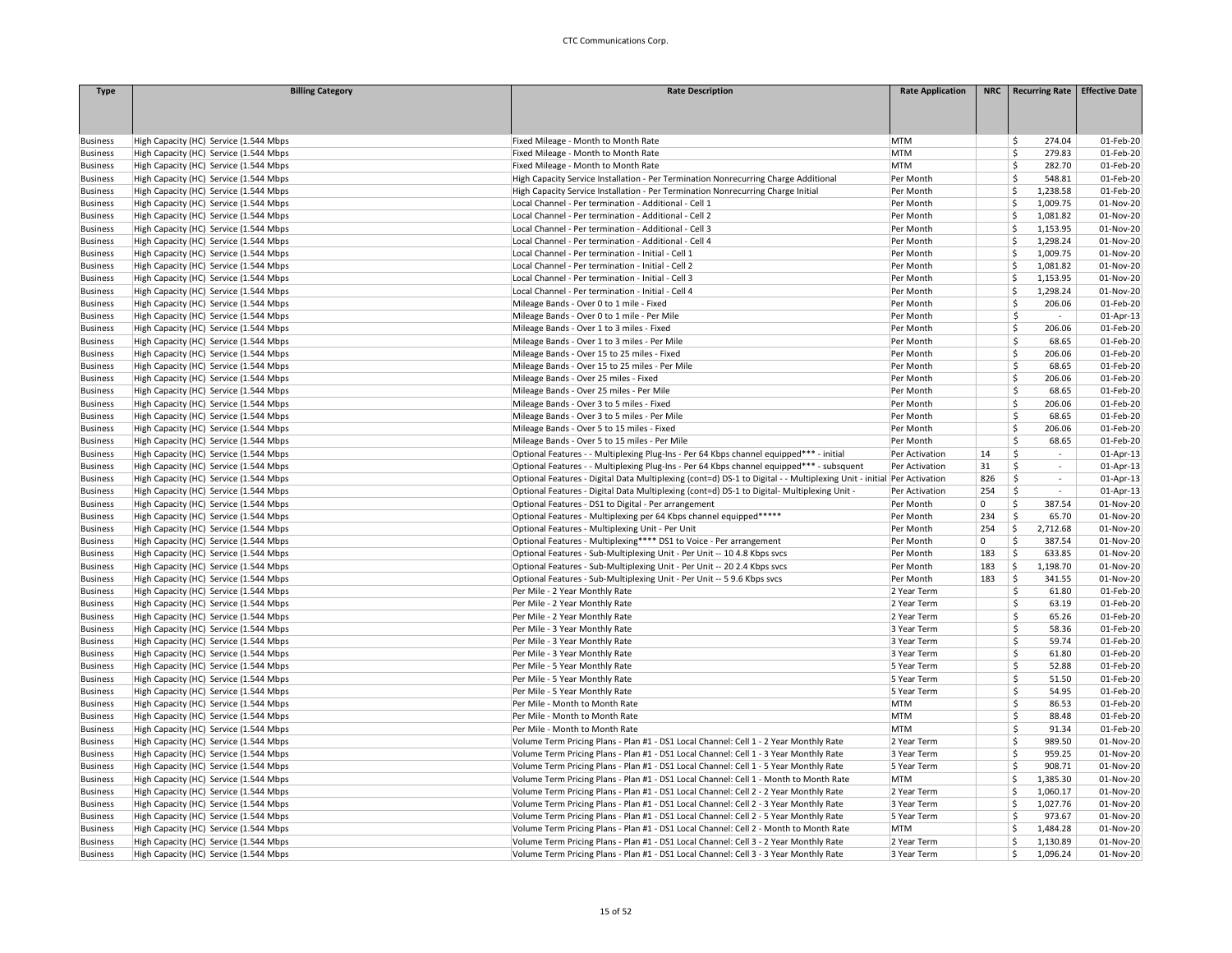| Type | Billing Category | Rate Description | Rate Application | NRC | Recurring Rate | Effective Date |
|---|---|---|---|---|---|---|
| Business | High Capacity (HC) Service (1.544 Mbps | Fixed Mileage - Month to Month Rate | MTM | | $ 274.04 | 01-Feb-20 |
| Business | High Capacity (HC) Service (1.544 Mbps | Fixed Mileage - Month to Month Rate | MTM | | $ 279.83 | 01-Feb-20 |
| Business | High Capacity (HC) Service (1.544 Mbps | Fixed Mileage - Month to Month Rate | MTM | | $ 282.70 | 01-Feb-20 |
| Business | High Capacity (HC) Service (1.544 Mbps | High Capacity Service Installation - Per Termination Nonrecurring Charge Additional | Per Month | | $ 548.81 | 01-Feb-20 |
| Business | High Capacity (HC) Service (1.544 Mbps | High Capacity Service Installation - Per Termination Nonrecurring Charge Initial | Per Month | | $ 1,238.58 | 01-Feb-20 |
| Business | High Capacity (HC) Service (1.544 Mbps | Local Channel - Per termination - Additional - Cell 1 | Per Month | | $ 1,009.75 | 01-Nov-20 |
| Business | High Capacity (HC) Service (1.544 Mbps | Local Channel - Per termination - Additional - Cell 2 | Per Month | | $ 1,081.82 | 01-Nov-20 |
| Business | High Capacity (HC) Service (1.544 Mbps | Local Channel - Per termination - Additional - Cell 3 | Per Month | | $ 1,153.95 | 01-Nov-20 |
| Business | High Capacity (HC) Service (1.544 Mbps | Local Channel - Per termination - Additional - Cell 4 | Per Month | | $ 1,298.24 | 01-Nov-20 |
| Business | High Capacity (HC) Service (1.544 Mbps | Local Channel - Per termination - Initial - Cell 1 | Per Month | | $ 1,009.75 | 01-Nov-20 |
| Business | High Capacity (HC) Service (1.544 Mbps | Local Channel - Per termination - Initial - Cell 2 | Per Month | | $ 1,081.82 | 01-Nov-20 |
| Business | High Capacity (HC) Service (1.544 Mbps | Local Channel - Per termination - Initial - Cell 3 | Per Month | | $ 1,153.95 | 01-Nov-20 |
| Business | High Capacity (HC) Service (1.544 Mbps | Local Channel - Per termination - Initial - Cell 4 | Per Month | | $ 1,298.24 | 01-Nov-20 |
| Business | High Capacity (HC) Service (1.544 Mbps | Mileage Bands - Over 0 to 1 mile - Fixed | Per Month | | $ 206.06 | 01-Feb-20 |
| Business | High Capacity (HC) Service (1.544 Mbps | Mileage Bands - Over 0 to 1 mile - Per Mile | Per Month | | $ - | 01-Apr-13 |
| Business | High Capacity (HC) Service (1.544 Mbps | Mileage Bands - Over 1 to 3 miles - Fixed | Per Month | | $ 206.06 | 01-Feb-20 |
| Business | High Capacity (HC) Service (1.544 Mbps | Mileage Bands - Over 1 to 3 miles - Per Mile | Per Month | | $ 68.65 | 01-Feb-20 |
| Business | High Capacity (HC) Service (1.544 Mbps | Mileage Bands - Over 15 to 25 miles - Fixed | Per Month | | $ 206.06 | 01-Feb-20 |
| Business | High Capacity (HC) Service (1.544 Mbps | Mileage Bands - Over 15 to 25 miles - Per Mile | Per Month | | $ 68.65 | 01-Feb-20 |
| Business | High Capacity (HC) Service (1.544 Mbps | Mileage Bands - Over 25 miles - Fixed | Per Month | | $ 206.06 | 01-Feb-20 |
| Business | High Capacity (HC) Service (1.544 Mbps | Mileage Bands - Over 25 miles - Per Mile | Per Month | | $ 68.65 | 01-Feb-20 |
| Business | High Capacity (HC) Service (1.544 Mbps | Mileage Bands - Over 3 to 5 miles - Fixed | Per Month | | $ 206.06 | 01-Feb-20 |
| Business | High Capacity (HC) Service (1.544 Mbps | Mileage Bands - Over 3 to 5 miles - Per Mile | Per Month | | $ 68.65 | 01-Feb-20 |
| Business | High Capacity (HC) Service (1.544 Mbps | Mileage Bands - Over 5 to 15 miles - Fixed | Per Month | | $ 206.06 | 01-Feb-20 |
| Business | High Capacity (HC) Service (1.544 Mbps | Mileage Bands - Over 5 to 15 miles - Per Mile | Per Month | | $ 68.65 | 01-Feb-20 |
| Business | High Capacity (HC) Service (1.544 Mbps | Optional Features - - Multiplexing Plug-Ins - Per 64 Kbps channel equipped*** - initial | Per Activation | 14 | $ - | 01-Apr-13 |
| Business | High Capacity (HC) Service (1.544 Mbps | Optional Features - - Multiplexing Plug-Ins - Per 64 Kbps channel equipped*** - subsquent | Per Activation | 31 | $ - | 01-Apr-13 |
| Business | High Capacity (HC) Service (1.544 Mbps | Optional Features - Digital Data Multiplexing (cont=d) DS-1 to Digital - - Multiplexing Unit - initial | Per Activation | 826 | $ - | 01-Apr-13 |
| Business | High Capacity (HC) Service (1.544 Mbps | Optional Features - Digital Data Multiplexing (cont=d) DS-1 to Digital- Multiplexing Unit - | Per Activation | 254 | $ - | 01-Apr-13 |
| Business | High Capacity (HC) Service (1.544 Mbps | Optional Features - DS1 to Digital - Per arrangement | Per Month | 0 | $ 387.54 | 01-Nov-20 |
| Business | High Capacity (HC) Service (1.544 Mbps | Optional Features - Multiplexing per 64 Kbps channel equipped***** | Per Month | 234 | $ 65.70 | 01-Nov-20 |
| Business | High Capacity (HC) Service (1.544 Mbps | Optional Features - Multiplexing Unit - Per Unit | Per Month | 254 | $ 2,712.68 | 01-Nov-20 |
| Business | High Capacity (HC) Service (1.544 Mbps | Optional Features - Multiplexing**** DS1 to Voice - Per arrangement | Per Month | 0 | $ 387.54 | 01-Nov-20 |
| Business | High Capacity (HC) Service (1.544 Mbps | Optional Features - Sub-Multiplexing Unit - Per Unit -- 10 4.8 Kbps svcs | Per Month | 183 | $ 633.85 | 01-Nov-20 |
| Business | High Capacity (HC) Service (1.544 Mbps | Optional Features - Sub-Multiplexing Unit - Per Unit -- 20 2.4 Kbps svcs | Per Month | 183 | $ 1,198.70 | 01-Nov-20 |
| Business | High Capacity (HC) Service (1.544 Mbps | Optional Features - Sub-Multiplexing Unit - Per Unit -- 5 9.6 Kbps svcs | Per Month | 183 | $ 341.55 | 01-Nov-20 |
| Business | High Capacity (HC) Service (1.544 Mbps | Per Mile - 2 Year Monthly Rate | 2 Year Term | | $ 61.80 | 01-Feb-20 |
| Business | High Capacity (HC) Service (1.544 Mbps | Per Mile - 2 Year Monthly Rate | 2 Year Term | | $ 63.19 | 01-Feb-20 |
| Business | High Capacity (HC) Service (1.544 Mbps | Per Mile - 2 Year Monthly Rate | 2 Year Term | | $ 65.26 | 01-Feb-20 |
| Business | High Capacity (HC) Service (1.544 Mbps | Per Mile - 3 Year Monthly Rate | 3 Year Term | | $ 58.36 | 01-Feb-20 |
| Business | High Capacity (HC) Service (1.544 Mbps | Per Mile - 3 Year Monthly Rate | 3 Year Term | | $ 59.74 | 01-Feb-20 |
| Business | High Capacity (HC) Service (1.544 Mbps | Per Mile - 3 Year Monthly Rate | 3 Year Term | | $ 61.80 | 01-Feb-20 |
| Business | High Capacity (HC) Service (1.544 Mbps | Per Mile - 5 Year Monthly Rate | 5 Year Term | | $ 52.88 | 01-Feb-20 |
| Business | High Capacity (HC) Service (1.544 Mbps | Per Mile - 5 Year Monthly Rate | 5 Year Term | | $ 51.50 | 01-Feb-20 |
| Business | High Capacity (HC) Service (1.544 Mbps | Per Mile - 5 Year Monthly Rate | 5 Year Term | | $ 54.95 | 01-Feb-20 |
| Business | High Capacity (HC) Service (1.544 Mbps | Per Mile - Month to Month Rate | MTM | | $ 86.53 | 01-Feb-20 |
| Business | High Capacity (HC) Service (1.544 Mbps | Per Mile - Month to Month Rate | MTM | | $ 88.48 | 01-Feb-20 |
| Business | High Capacity (HC) Service (1.544 Mbps | Per Mile - Month to Month Rate | MTM | | $ 91.34 | 01-Feb-20 |
| Business | High Capacity (HC) Service (1.544 Mbps | Volume Term Pricing Plans - Plan #1 - DS1 Local Channel: Cell 1 - 2 Year Monthly Rate | 2 Year Term | | $ 989.50 | 01-Nov-20 |
| Business | High Capacity (HC) Service (1.544 Mbps | Volume Term Pricing Plans - Plan #1 - DS1 Local Channel: Cell 1 - 3 Year Monthly Rate | 3 Year Term | | $ 959.25 | 01-Nov-20 |
| Business | High Capacity (HC) Service (1.544 Mbps | Volume Term Pricing Plans - Plan #1 - DS1 Local Channel: Cell 1 - 5 Year Monthly Rate | 5 Year Term | | $ 908.71 | 01-Nov-20 |
| Business | High Capacity (HC) Service (1.544 Mbps | Volume Term Pricing Plans - Plan #1 - DS1 Local Channel: Cell 1 - Month to Month Rate | MTM | | $ 1,385.30 | 01-Nov-20 |
| Business | High Capacity (HC) Service (1.544 Mbps | Volume Term Pricing Plans - Plan #1 - DS1 Local Channel: Cell 2 - 2 Year Monthly Rate | 2 Year Term | | $ 1,060.17 | 01-Nov-20 |
| Business | High Capacity (HC) Service (1.544 Mbps | Volume Term Pricing Plans - Plan #1 - DS1 Local Channel: Cell 2 - 3 Year Monthly Rate | 3 Year Term | | $ 1,027.76 | 01-Nov-20 |
| Business | High Capacity (HC) Service (1.544 Mbps | Volume Term Pricing Plans - Plan #1 - DS1 Local Channel: Cell 2 - 5 Year Monthly Rate | 5 Year Term | | $ 973.67 | 01-Nov-20 |
| Business | High Capacity (HC) Service (1.544 Mbps | Volume Term Pricing Plans - Plan #1 - DS1 Local Channel: Cell 2 - Month to Month Rate | MTM | | $ 1,484.28 | 01-Nov-20 |
| Business | High Capacity (HC) Service (1.544 Mbps | Volume Term Pricing Plans - Plan #1 - DS1 Local Channel: Cell 3 - 2 Year Monthly Rate | 2 Year Term | | $ 1,130.89 | 01-Nov-20 |
| Business | High Capacity (HC) Service (1.544 Mbps | Volume Term Pricing Plans - Plan #1 - DS1 Local Channel: Cell 3 - 3 Year Monthly Rate | 3 Year Term | | $ 1,096.24 | 01-Nov-20 |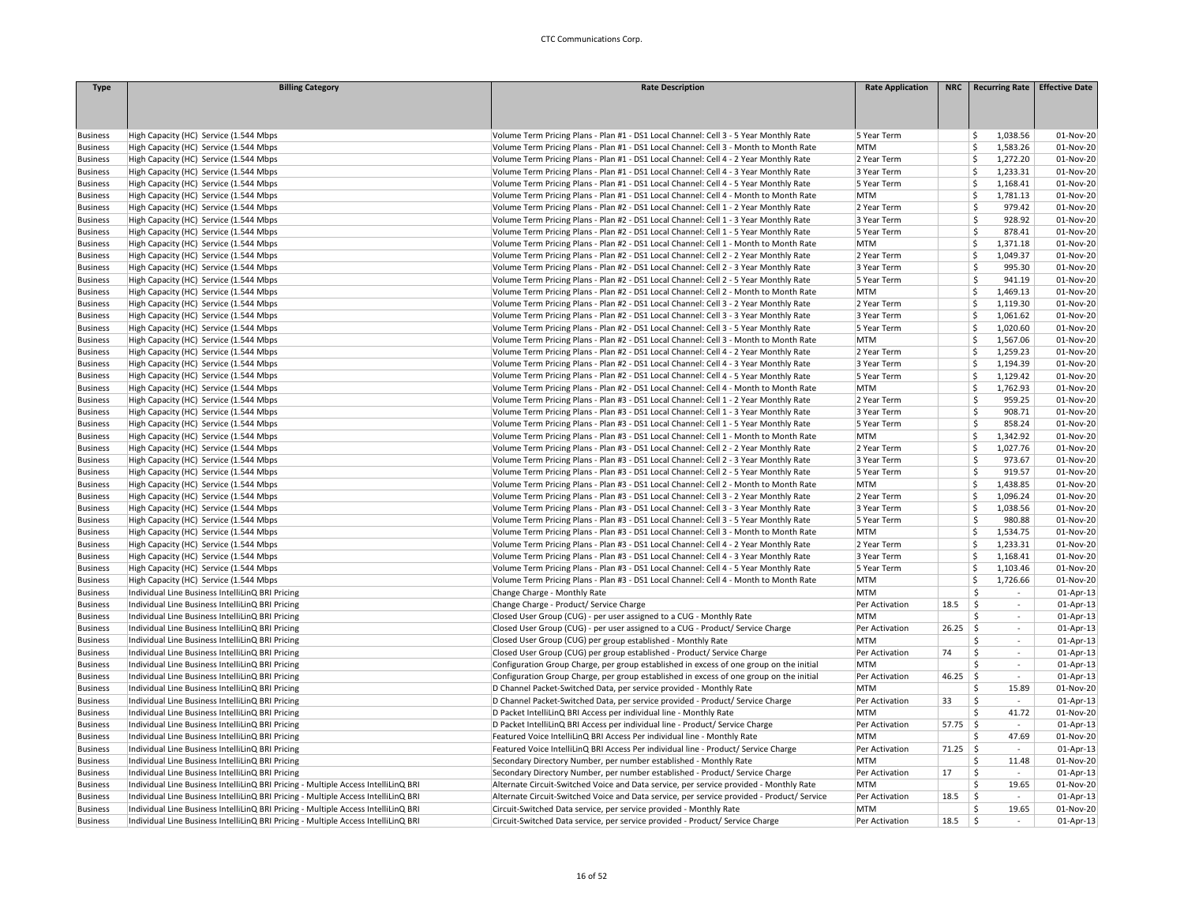| Type | Billing Category | Rate Description | Rate Application | NRC | Recurring Rate | Effective Date |
|---|---|---|---|---|---|---|
| Business | High Capacity (HC) Service (1.544 Mbps | Volume Term Pricing Plans - Plan #1 - DS1 Local Channel: Cell 3 - 5 Year Monthly Rate | 5 Year Term | | $ 1,038.56 | 01-Nov-20 |
| Business | High Capacity (HC) Service (1.544 Mbps | Volume Term Pricing Plans - Plan #1 - DS1 Local Channel: Cell 3 - Month to Month Rate | MTM | | $ 1,583.26 | 01-Nov-20 |
| Business | High Capacity (HC) Service (1.544 Mbps | Volume Term Pricing Plans - Plan #1 - DS1 Local Channel: Cell 4 - 2 Year Monthly Rate | 2 Year Term | | $ 1,272.20 | 01-Nov-20 |
| Business | High Capacity (HC) Service (1.544 Mbps | Volume Term Pricing Plans - Plan #1 - DS1 Local Channel: Cell 4 - 3 Year Monthly Rate | 3 Year Term | | $ 1,233.31 | 01-Nov-20 |
| Business | High Capacity (HC) Service (1.544 Mbps | Volume Term Pricing Plans - Plan #1 - DS1 Local Channel: Cell 4 - 5 Year Monthly Rate | 5 Year Term | | $ 1,168.41 | 01-Nov-20 |
| Business | High Capacity (HC) Service (1.544 Mbps | Volume Term Pricing Plans - Plan #1 - DS1 Local Channel: Cell 4 - Month to Month Rate | MTM | | $ 1,781.13 | 01-Nov-20 |
| Business | High Capacity (HC) Service (1.544 Mbps | Volume Term Pricing Plans - Plan #2 - DS1 Local Channel: Cell 1 - 2 Year Monthly Rate | 2 Year Term | | $ 979.42 | 01-Nov-20 |
| Business | High Capacity (HC) Service (1.544 Mbps | Volume Term Pricing Plans - Plan #2 - DS1 Local Channel: Cell 1 - 3 Year Monthly Rate | 3 Year Term | | $ 928.92 | 01-Nov-20 |
| Business | High Capacity (HC) Service (1.544 Mbps | Volume Term Pricing Plans - Plan #2 - DS1 Local Channel: Cell 1 - 5 Year Monthly Rate | 5 Year Term | | $ 878.41 | 01-Nov-20 |
| Business | High Capacity (HC) Service (1.544 Mbps | Volume Term Pricing Plans - Plan #2 - DS1 Local Channel: Cell 1 - Month to Month Rate | MTM | | $ 1,371.18 | 01-Nov-20 |
| Business | High Capacity (HC) Service (1.544 Mbps | Volume Term Pricing Plans - Plan #2 - DS1 Local Channel: Cell 2 - 2 Year Monthly Rate | 2 Year Term | | $ 1,049.37 | 01-Nov-20 |
| Business | High Capacity (HC) Service (1.544 Mbps | Volume Term Pricing Plans - Plan #2 - DS1 Local Channel: Cell 2 - 3 Year Monthly Rate | 3 Year Term | | $ 995.30 | 01-Nov-20 |
| Business | High Capacity (HC) Service (1.544 Mbps | Volume Term Pricing Plans - Plan #2 - DS1 Local Channel: Cell 2 - 5 Year Monthly Rate | 5 Year Term | | $ 941.19 | 01-Nov-20 |
| Business | High Capacity (HC) Service (1.544 Mbps | Volume Term Pricing Plans - Plan #2 - DS1 Local Channel: Cell 2 - Month to Month Rate | MTM | | $ 1,469.13 | 01-Nov-20 |
| Business | High Capacity (HC) Service (1.544 Mbps | Volume Term Pricing Plans - Plan #2 - DS1 Local Channel: Cell 3 - 2 Year Monthly Rate | 2 Year Term | | $ 1,119.30 | 01-Nov-20 |
| Business | High Capacity (HC) Service (1.544 Mbps | Volume Term Pricing Plans - Plan #2 - DS1 Local Channel: Cell 3 - 3 Year Monthly Rate | 3 Year Term | | $ 1,061.62 | 01-Nov-20 |
| Business | High Capacity (HC) Service (1.544 Mbps | Volume Term Pricing Plans - Plan #2 - DS1 Local Channel: Cell 3 - 5 Year Monthly Rate | 5 Year Term | | $ 1,020.60 | 01-Nov-20 |
| Business | High Capacity (HC) Service (1.544 Mbps | Volume Term Pricing Plans - Plan #2 - DS1 Local Channel: Cell 3 - Month to Month Rate | MTM | | $ 1,567.06 | 01-Nov-20 |
| Business | High Capacity (HC) Service (1.544 Mbps | Volume Term Pricing Plans - Plan #2 - DS1 Local Channel: Cell 4 - 2 Year Monthly Rate | 2 Year Term | | $ 1,259.23 | 01-Nov-20 |
| Business | High Capacity (HC) Service (1.544 Mbps | Volume Term Pricing Plans - Plan #2 - DS1 Local Channel: Cell 4 - 3 Year Monthly Rate | 3 Year Term | | $ 1,194.39 | 01-Nov-20 |
| Business | High Capacity (HC) Service (1.544 Mbps | Volume Term Pricing Plans - Plan #2 - DS1 Local Channel: Cell 4 - 5 Year Monthly Rate | 5 Year Term | | $ 1,129.42 | 01-Nov-20 |
| Business | High Capacity (HC) Service (1.544 Mbps | Volume Term Pricing Plans - Plan #2 - DS1 Local Channel: Cell 4 - Month to Month Rate | MTM | | $ 1,762.93 | 01-Nov-20 |
| Business | High Capacity (HC) Service (1.544 Mbps | Volume Term Pricing Plans - Plan #3 - DS1 Local Channel: Cell 1 - 2 Year Monthly Rate | 2 Year Term | | $ 959.25 | 01-Nov-20 |
| Business | High Capacity (HC) Service (1.544 Mbps | Volume Term Pricing Plans - Plan #3 - DS1 Local Channel: Cell 1 - 3 Year Monthly Rate | 3 Year Term | | $ 908.71 | 01-Nov-20 |
| Business | High Capacity (HC) Service (1.544 Mbps | Volume Term Pricing Plans - Plan #3 - DS1 Local Channel: Cell 1 - 5 Year Monthly Rate | 5 Year Term | | $ 858.24 | 01-Nov-20 |
| Business | High Capacity (HC) Service (1.544 Mbps | Volume Term Pricing Plans - Plan #3 - DS1 Local Channel: Cell 1 - Month to Month Rate | MTM | | $ 1,342.92 | 01-Nov-20 |
| Business | High Capacity (HC) Service (1.544 Mbps | Volume Term Pricing Plans - Plan #3 - DS1 Local Channel: Cell 2 - 2 Year Monthly Rate | 2 Year Term | | $ 1,027.76 | 01-Nov-20 |
| Business | High Capacity (HC) Service (1.544 Mbps | Volume Term Pricing Plans - Plan #3 - DS1 Local Channel: Cell 2 - 3 Year Monthly Rate | 3 Year Term | | $ 973.67 | 01-Nov-20 |
| Business | High Capacity (HC) Service (1.544 Mbps | Volume Term Pricing Plans - Plan #3 - DS1 Local Channel: Cell 2 - 5 Year Monthly Rate | 5 Year Term | | $ 919.57 | 01-Nov-20 |
| Business | High Capacity (HC) Service (1.544 Mbps | Volume Term Pricing Plans - Plan #3 - DS1 Local Channel: Cell 2 - Month to Month Rate | MTM | | $ 1,438.85 | 01-Nov-20 |
| Business | High Capacity (HC) Service (1.544 Mbps | Volume Term Pricing Plans - Plan #3 - DS1 Local Channel: Cell 3 - 2 Year Monthly Rate | 2 Year Term | | $ 1,096.24 | 01-Nov-20 |
| Business | High Capacity (HC) Service (1.544 Mbps | Volume Term Pricing Plans - Plan #3 - DS1 Local Channel: Cell 3 - 3 Year Monthly Rate | 3 Year Term | | $ 1,038.56 | 01-Nov-20 |
| Business | High Capacity (HC) Service (1.544 Mbps | Volume Term Pricing Plans - Plan #3 - DS1 Local Channel: Cell 3 - 5 Year Monthly Rate | 5 Year Term | | $ 980.88 | 01-Nov-20 |
| Business | High Capacity (HC) Service (1.544 Mbps | Volume Term Pricing Plans - Plan #3 - DS1 Local Channel: Cell 3 - Month to Month Rate | MTM | | $ 1,534.75 | 01-Nov-20 |
| Business | High Capacity (HC) Service (1.544 Mbps | Volume Term Pricing Plans - Plan #3 - DS1 Local Channel: Cell 4 - 2 Year Monthly Rate | 2 Year Term | | $ 1,233.31 | 01-Nov-20 |
| Business | High Capacity (HC) Service (1.544 Mbps | Volume Term Pricing Plans - Plan #3 - DS1 Local Channel: Cell 4 - 3 Year Monthly Rate | 3 Year Term | | $ 1,168.41 | 01-Nov-20 |
| Business | High Capacity (HC) Service (1.544 Mbps | Volume Term Pricing Plans - Plan #3 - DS1 Local Channel: Cell 4 - 5 Year Monthly Rate | 5 Year Term | | $ 1,103.46 | 01-Nov-20 |
| Business | High Capacity (HC) Service (1.544 Mbps | Volume Term Pricing Plans - Plan #3 - DS1 Local Channel: Cell 4 - Month to Month Rate | MTM | | $ 1,726.66 | 01-Nov-20 |
| Business | Individual Line Business IntelliLinQ BRI Pricing | Change Charge - Monthly Rate | MTM | | $ - | 01-Apr-13 |
| Business | Individual Line Business IntelliLinQ BRI Pricing | Change Charge - Product/ Service Charge | Per Activation | 18.5 | $ - | 01-Apr-13 |
| Business | Individual Line Business IntelliLinQ BRI Pricing | Closed User Group (CUG) - per user assigned to a CUG - Monthly Rate | MTM | | $ - | 01-Apr-13 |
| Business | Individual Line Business IntelliLinQ BRI Pricing | Closed User Group (CUG) - per user assigned to a CUG - Product/ Service Charge | Per Activation | 26.25 | $ - | 01-Apr-13 |
| Business | Individual Line Business IntelliLinQ BRI Pricing | Closed User Group (CUG) per group established - Monthly Rate | MTM | | $ - | 01-Apr-13 |
| Business | Individual Line Business IntelliLinQ BRI Pricing | Closed User Group (CUG) per group established - Product/ Service Charge | Per Activation | 74 | $ - | 01-Apr-13 |
| Business | Individual Line Business IntelliLinQ BRI Pricing | Configuration Group Charge, per group established in excess of one group on the initial | MTM | | $ - | 01-Apr-13 |
| Business | Individual Line Business IntelliLinQ BRI Pricing | Configuration Group Charge, per group established in excess of one group on the initial | Per Activation | 46.25 | $ - | 01-Apr-13 |
| Business | Individual Line Business IntelliLinQ BRI Pricing | D Channel Packet-Switched Data, per service provided - Monthly Rate | MTM | | $ 15.89 | 01-Nov-20 |
| Business | Individual Line Business IntelliLinQ BRI Pricing | D Channel Packet-Switched Data, per service provided - Product/ Service Charge | Per Activation | 33 | $ - | 01-Apr-13 |
| Business | Individual Line Business IntelliLinQ BRI Pricing | D Packet IntelliLinQ BRI Access per individual line - Monthly Rate | MTM | | $ 41.72 | 01-Nov-20 |
| Business | Individual Line Business IntelliLinQ BRI Pricing | D Packet IntelliLinQ BRI Access per individual line - Product/ Service Charge | Per Activation | 57.75 | $ - | 01-Apr-13 |
| Business | Individual Line Business IntelliLinQ BRI Pricing | Featured Voice IntelliLinQ BRI Access Per individual line - Monthly Rate | MTM | | $ 47.69 | 01-Nov-20 |
| Business | Individual Line Business IntelliLinQ BRI Pricing | Featured Voice IntelliLinQ BRI Access Per individual line - Product/ Service Charge | Per Activation | 71.25 | $ - | 01-Apr-13 |
| Business | Individual Line Business IntelliLinQ BRI Pricing | Secondary Directory Number, per number established - Monthly Rate | MTM | | $ 11.48 | 01-Nov-20 |
| Business | Individual Line Business IntelliLinQ BRI Pricing | Secondary Directory Number, per number established - Product/ Service Charge | Per Activation | 17 | $ - | 01-Apr-13 |
| Business | Individual Line Business IntelliLinQ BRI Pricing - Multiple Access IntelliLinQ BRI | Alternate Circuit-Switched Voice and Data service, per service provided - Monthly Rate | MTM | | $ 19.65 | 01-Nov-20 |
| Business | Individual Line Business IntelliLinQ BRI Pricing - Multiple Access IntelliLinQ BRI | Alternate Circuit-Switched Voice and Data service, per service provided - Product/ Service | Per Activation | 18.5 | $ - | 01-Apr-13 |
| Business | Individual Line Business IntelliLinQ BRI Pricing - Multiple Access IntelliLinQ BRI | Circuit-Switched Data service, per service provided - Monthly Rate | MTM | | $ 19.65 | 01-Nov-20 |
| Business | Individual Line Business IntelliLinQ BRI Pricing - Multiple Access IntelliLinQ BRI | Circuit-Switched Data service, per service provided - Product/ Service Charge | Per Activation | 18.5 | $ - | 01-Apr-13 |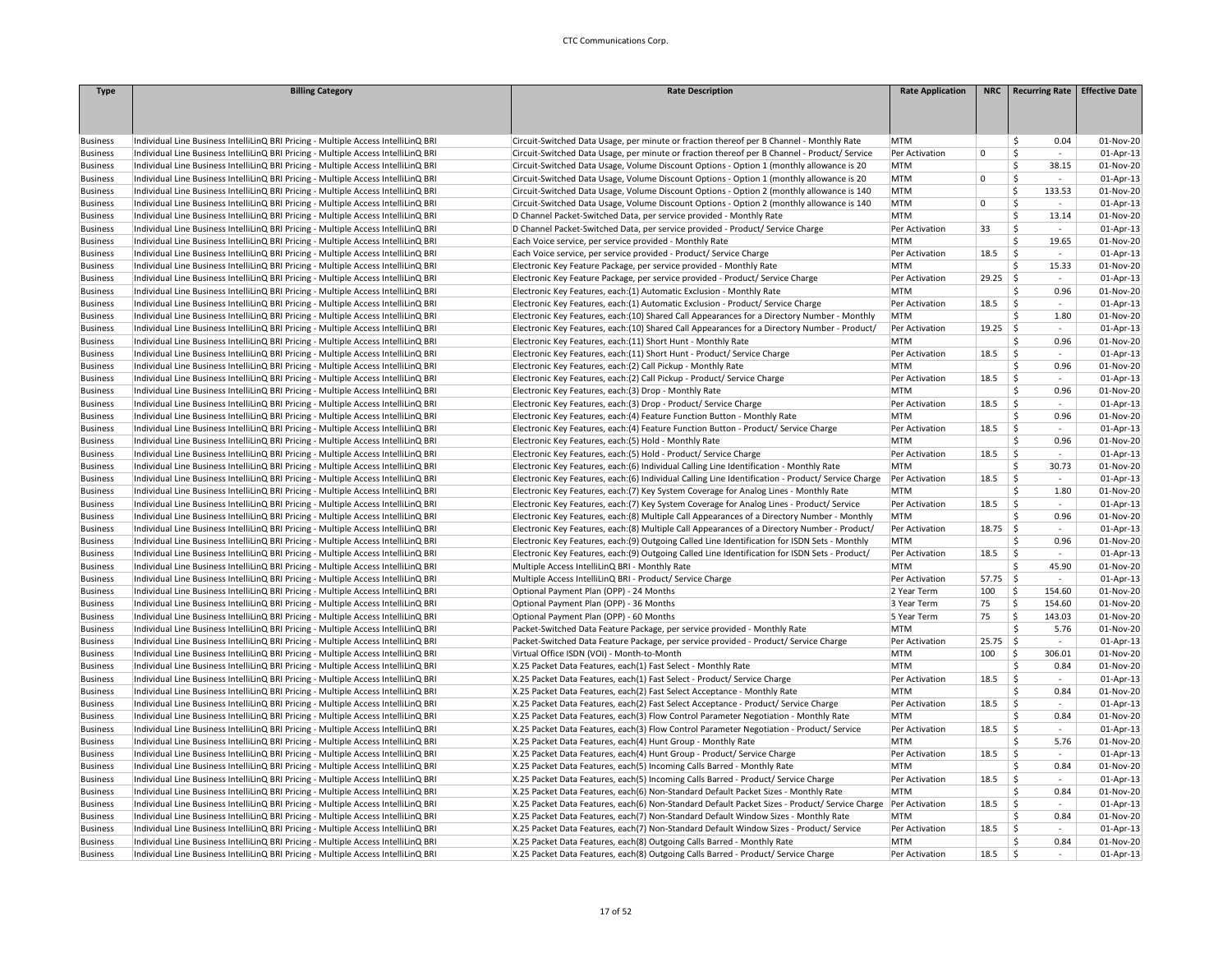| Type | Billing Category | Rate Description | Rate Application | NRC | Recurring Rate | Effective Date |
|---|---|---|---|---|---|---|
| Business | Individual Line Business IntelliLinQ BRI Pricing - Multiple Access IntelliLinQ BRI | Circuit-Switched Data Usage, per minute or fraction thereof per B Channel - Monthly Rate | MTM | | $ 0.04 | 01-Nov-20 |
| Business | Individual Line Business IntelliLinQ BRI Pricing - Multiple Access IntelliLinQ BRI | Circuit-Switched Data Usage, per minute or fraction thereof per B Channel - Product/ Service | Per Activation | 0 | $ - | 01-Apr-13 |
| Business | Individual Line Business IntelliLinQ BRI Pricing - Multiple Access IntelliLinQ BRI | Circuit-Switched Data Usage, Volume Discount Options - Option 1 (monthly allowance is 20 | MTM | | $ 38.15 | 01-Nov-20 |
| Business | Individual Line Business IntelliLinQ BRI Pricing - Multiple Access IntelliLinQ BRI | Circuit-Switched Data Usage, Volume Discount Options - Option 1 (monthly allowance is 20 | MTM | 0 | $ - | 01-Apr-13 |
| Business | Individual Line Business IntelliLinQ BRI Pricing - Multiple Access IntelliLinQ BRI | Circuit-Switched Data Usage, Volume Discount Options - Option 2 (monthly allowance is 140 | MTM | | $ 133.53 | 01-Nov-20 |
| Business | Individual Line Business IntelliLinQ BRI Pricing - Multiple Access IntelliLinQ BRI | Circuit-Switched Data Usage, Volume Discount Options - Option 2 (monthly allowance is 140 | MTM | 0 | $ - | 01-Apr-13 |
| Business | Individual Line Business IntelliLinQ BRI Pricing - Multiple Access IntelliLinQ BRI | D Channel Packet-Switched Data, per service provided - Monthly Rate | MTM | | $ 13.14 | 01-Nov-20 |
| Business | Individual Line Business IntelliLinQ BRI Pricing - Multiple Access IntelliLinQ BRI | D Channel Packet-Switched Data, per service provided - Product/ Service Charge | Per Activation | 33 | $ - | 01-Apr-13 |
| Business | Individual Line Business IntelliLinQ BRI Pricing - Multiple Access IntelliLinQ BRI | Each Voice service, per service provided - Monthly Rate | MTM | | $ 19.65 | 01-Nov-20 |
| Business | Individual Line Business IntelliLinQ BRI Pricing - Multiple Access IntelliLinQ BRI | Each Voice service, per service provided - Product/ Service Charge | Per Activation | 18.5 | $ - | 01-Apr-13 |
| Business | Individual Line Business IntelliLinQ BRI Pricing - Multiple Access IntelliLinQ BRI | Electronic Key Feature Package, per service provided - Monthly Rate | MTM | | $ 15.33 | 01-Nov-20 |
| Business | Individual Line Business IntelliLinQ BRI Pricing - Multiple Access IntelliLinQ BRI | Electronic Key Feature Package, per service provided - Product/ Service Charge | Per Activation | 29.25 | $ - | 01-Apr-13 |
| Business | Individual Line Business IntelliLinQ BRI Pricing - Multiple Access IntelliLinQ BRI | Electronic Key Features, each:(1) Automatic Exclusion - Monthly Rate | MTM | | $ 0.96 | 01-Nov-20 |
| Business | Individual Line Business IntelliLinQ BRI Pricing - Multiple Access IntelliLinQ BRI | Electronic Key Features, each:(1) Automatic Exclusion - Product/ Service Charge | Per Activation | 18.5 | $ - | 01-Apr-13 |
| Business | Individual Line Business IntelliLinQ BRI Pricing - Multiple Access IntelliLinQ BRI | Electronic Key Features, each:(10) Shared Call Appearances for a Directory Number - Monthly | MTM | | $ 1.80 | 01-Nov-20 |
| Business | Individual Line Business IntelliLinQ BRI Pricing - Multiple Access IntelliLinQ BRI | Electronic Key Features, each:(10) Shared Call Appearances for a Directory Number - Product/ | Per Activation | 19.25 | $ - | 01-Apr-13 |
| Business | Individual Line Business IntelliLinQ BRI Pricing - Multiple Access IntelliLinQ BRI | Electronic Key Features, each:(11) Short Hunt - Monthly Rate | MTM | | $ 0.96 | 01-Nov-20 |
| Business | Individual Line Business IntelliLinQ BRI Pricing - Multiple Access IntelliLinQ BRI | Electronic Key Features, each:(11) Short Hunt - Product/ Service Charge | Per Activation | 18.5 | $ - | 01-Apr-13 |
| Business | Individual Line Business IntelliLinQ BRI Pricing - Multiple Access IntelliLinQ BRI | Electronic Key Features, each:(2) Call Pickup - Monthly Rate | MTM | | $ 0.96 | 01-Nov-20 |
| Business | Individual Line Business IntelliLinQ BRI Pricing - Multiple Access IntelliLinQ BRI | Electronic Key Features, each:(2) Call Pickup - Product/ Service Charge | Per Activation | 18.5 | $ - | 01-Apr-13 |
| Business | Individual Line Business IntelliLinQ BRI Pricing - Multiple Access IntelliLinQ BRI | Electronic Key Features, each:(3) Drop - Monthly Rate | MTM | | $ 0.96 | 01-Nov-20 |
| Business | Individual Line Business IntelliLinQ BRI Pricing - Multiple Access IntelliLinQ BRI | Electronic Key Features, each:(3) Drop - Product/ Service Charge | Per Activation | 18.5 | $ - | 01-Apr-13 |
| Business | Individual Line Business IntelliLinQ BRI Pricing - Multiple Access IntelliLinQ BRI | Electronic Key Features, each:(4) Feature Function Button - Monthly Rate | MTM | | $ 0.96 | 01-Nov-20 |
| Business | Individual Line Business IntelliLinQ BRI Pricing - Multiple Access IntelliLinQ BRI | Electronic Key Features, each:(4) Feature Function Button - Product/ Service Charge | Per Activation | 18.5 | $ - | 01-Apr-13 |
| Business | Individual Line Business IntelliLinQ BRI Pricing - Multiple Access IntelliLinQ BRI | Electronic Key Features, each:(5) Hold - Monthly Rate | MTM | | $ 0.96 | 01-Nov-20 |
| Business | Individual Line Business IntelliLinQ BRI Pricing - Multiple Access IntelliLinQ BRI | Electronic Key Features, each:(5) Hold - Product/ Service Charge | Per Activation | 18.5 | $ - | 01-Apr-13 |
| Business | Individual Line Business IntelliLinQ BRI Pricing - Multiple Access IntelliLinQ BRI | Electronic Key Features, each:(6) Individual Calling Line Identification - Monthly Rate | MTM | | $ 30.73 | 01-Nov-20 |
| Business | Individual Line Business IntelliLinQ BRI Pricing - Multiple Access IntelliLinQ BRI | Electronic Key Features, each:(6) Individual Calling Line Identification - Product/ Service Charge | Per Activation | 18.5 | $ - | 01-Apr-13 |
| Business | Individual Line Business IntelliLinQ BRI Pricing - Multiple Access IntelliLinQ BRI | Electronic Key Features, each:(7) Key System Coverage for Analog Lines - Monthly Rate | MTM | | $ 1.80 | 01-Nov-20 |
| Business | Individual Line Business IntelliLinQ BRI Pricing - Multiple Access IntelliLinQ BRI | Electronic Key Features, each:(7) Key System Coverage for Analog Lines - Product/ Service | Per Activation | 18.5 | $ - | 01-Apr-13 |
| Business | Individual Line Business IntelliLinQ BRI Pricing - Multiple Access IntelliLinQ BRI | Electronic Key Features, each:(8) Multiple Call Appearances of a Directory Number - Monthly | MTM | | $ 0.96 | 01-Nov-20 |
| Business | Individual Line Business IntelliLinQ BRI Pricing - Multiple Access IntelliLinQ BRI | Electronic Key Features, each:(8) Multiple Call Appearances of a Directory Number - Product/ | Per Activation | 18.75 | $ - | 01-Apr-13 |
| Business | Individual Line Business IntelliLinQ BRI Pricing - Multiple Access IntelliLinQ BRI | Electronic Key Features, each:(9) Outgoing Called Line Identification for ISDN Sets - Monthly | MTM | | $ 0.96 | 01-Nov-20 |
| Business | Individual Line Business IntelliLinQ BRI Pricing - Multiple Access IntelliLinQ BRI | Electronic Key Features, each:(9) Outgoing Called Line Identification for ISDN Sets - Product/ | Per Activation | 18.5 | $ - | 01-Apr-13 |
| Business | Individual Line Business IntelliLinQ BRI Pricing - Multiple Access IntelliLinQ BRI | Multiple Access IntelliLinQ BRI - Monthly Rate | MTM | | $ 45.90 | 01-Nov-20 |
| Business | Individual Line Business IntelliLinQ BRI Pricing - Multiple Access IntelliLinQ BRI | Multiple Access IntelliLinQ BRI - Product/ Service Charge | Per Activation | 57.75 | $ - | 01-Apr-13 |
| Business | Individual Line Business IntelliLinQ BRI Pricing - Multiple Access IntelliLinQ BRI | Optional Payment Plan (OPP) - 24 Months | 2 Year Term | 100 | $ 154.60 | 01-Nov-20 |
| Business | Individual Line Business IntelliLinQ BRI Pricing - Multiple Access IntelliLinQ BRI | Optional Payment Plan (OPP) - 36 Months | 3 Year Term | 75 | $ 154.60 | 01-Nov-20 |
| Business | Individual Line Business IntelliLinQ BRI Pricing - Multiple Access IntelliLinQ BRI | Optional Payment Plan (OPP) - 60 Months | 5 Year Term | 75 | $ 143.03 | 01-Nov-20 |
| Business | Individual Line Business IntelliLinQ BRI Pricing - Multiple Access IntelliLinQ BRI | Packet-Switched Data Feature Package, per service provided - Monthly Rate | MTM | | $ 5.76 | 01-Nov-20 |
| Business | Individual Line Business IntelliLinQ BRI Pricing - Multiple Access IntelliLinQ BRI | Packet-Switched Data Feature Package, per service provided - Product/ Service Charge | Per Activation | 25.75 | $ - | 01-Apr-13 |
| Business | Individual Line Business IntelliLinQ BRI Pricing - Multiple Access IntelliLinQ BRI | Virtual Office ISDN (VOI) - Month-to-Month | MTM | 100 | $ 306.01 | 01-Nov-20 |
| Business | Individual Line Business IntelliLinQ BRI Pricing - Multiple Access IntelliLinQ BRI | X.25 Packet Data Features, each(1) Fast Select - Monthly Rate | MTM | | $ 0.84 | 01-Nov-20 |
| Business | Individual Line Business IntelliLinQ BRI Pricing - Multiple Access IntelliLinQ BRI | X.25 Packet Data Features, each(1) Fast Select - Product/ Service Charge | Per Activation | 18.5 | $ - | 01-Apr-13 |
| Business | Individual Line Business IntelliLinQ BRI Pricing - Multiple Access IntelliLinQ BRI | X.25 Packet Data Features, each(2) Fast Select Acceptance - Monthly Rate | MTM | | $ 0.84 | 01-Nov-20 |
| Business | Individual Line Business IntelliLinQ BRI Pricing - Multiple Access IntelliLinQ BRI | X.25 Packet Data Features, each(2) Fast Select Acceptance - Product/ Service Charge | Per Activation | 18.5 | $ - | 01-Apr-13 |
| Business | Individual Line Business IntelliLinQ BRI Pricing - Multiple Access IntelliLinQ BRI | X.25 Packet Data Features, each(3) Flow Control Parameter Negotiation - Monthly Rate | MTM | | $ 0.84 | 01-Nov-20 |
| Business | Individual Line Business IntelliLinQ BRI Pricing - Multiple Access IntelliLinQ BRI | X.25 Packet Data Features, each(3) Flow Control Parameter Negotiation - Product/ Service | Per Activation | 18.5 | $ - | 01-Apr-13 |
| Business | Individual Line Business IntelliLinQ BRI Pricing - Multiple Access IntelliLinQ BRI | X.25 Packet Data Features, each(4) Hunt Group - Monthly Rate | MTM | | $ 5.76 | 01-Nov-20 |
| Business | Individual Line Business IntelliLinQ BRI Pricing - Multiple Access IntelliLinQ BRI | X.25 Packet Data Features, each(4) Hunt Group - Product/ Service Charge | Per Activation | 18.5 | $ - | 01-Apr-13 |
| Business | Individual Line Business IntelliLinQ BRI Pricing - Multiple Access IntelliLinQ BRI | X.25 Packet Data Features, each(5) Incoming Calls Barred - Monthly Rate | MTM | | $ 0.84 | 01-Nov-20 |
| Business | Individual Line Business IntelliLinQ BRI Pricing - Multiple Access IntelliLinQ BRI | X.25 Packet Data Features, each(5) Incoming Calls Barred - Product/ Service Charge | Per Activation | 18.5 | $ - | 01-Apr-13 |
| Business | Individual Line Business IntelliLinQ BRI Pricing - Multiple Access IntelliLinQ BRI | X.25 Packet Data Features, each(6) Non-Standard Default Packet Sizes - Monthly Rate | MTM | | $ 0.84 | 01-Nov-20 |
| Business | Individual Line Business IntelliLinQ BRI Pricing - Multiple Access IntelliLinQ BRI | X.25 Packet Data Features, each(6) Non-Standard Default Packet Sizes - Product/ Service Charge | Per Activation | 18.5 | $ - | 01-Apr-13 |
| Business | Individual Line Business IntelliLinQ BRI Pricing - Multiple Access IntelliLinQ BRI | X.25 Packet Data Features, each(7) Non-Standard Default Window Sizes - Monthly Rate | MTM | | $ 0.84 | 01-Nov-20 |
| Business | Individual Line Business IntelliLinQ BRI Pricing - Multiple Access IntelliLinQ BRI | X.25 Packet Data Features, each(7) Non-Standard Default Window Sizes - Product/ Service | Per Activation | 18.5 | $ - | 01-Apr-13 |
| Business | Individual Line Business IntelliLinQ BRI Pricing - Multiple Access IntelliLinQ BRI | X.25 Packet Data Features, each(8) Outgoing Calls Barred - Monthly Rate | MTM | | $ 0.84 | 01-Nov-20 |
| Business | Individual Line Business IntelliLinQ BRI Pricing - Multiple Access IntelliLinQ BRI | X.25 Packet Data Features, each(8) Outgoing Calls Barred - Product/ Service Charge | Per Activation | 18.5 | $ - | 01-Apr-13 |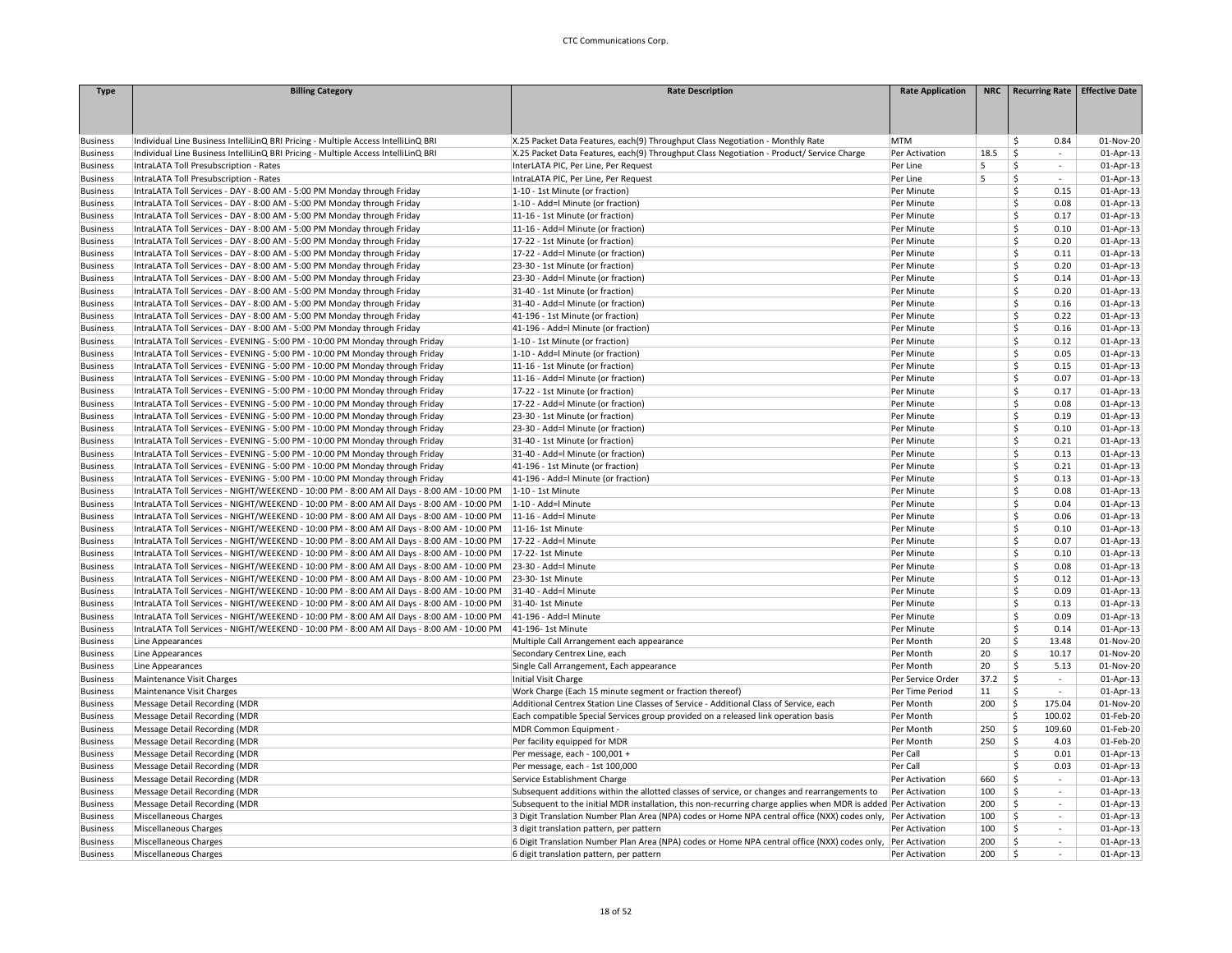| Type | Billing Category | Rate Description | Rate Application | NRC | Recurring Rate | Effective Date |
|---|---|---|---|---|---|---|
| Business | Individual Line Business IntelliLinQ BRI Pricing - Multiple Access IntelliLinQ BRI | X.25 Packet Data Features, each(9) Throughput Class Negotiation - Monthly Rate | MTM | | $ 0.84 | 01-Nov-20 |
| Business | Individual Line Business IntelliLinQ BRI Pricing - Multiple Access IntelliLinQ BRI | X.25 Packet Data Features, each(9) Throughput Class Negotiation - Product/ Service Charge | Per Activation | 18.5 | $ - | 01-Apr-13 |
| Business | IntraLATA Toll Presubscription - Rates | InterLATA PIC, Per Line, Per Request | Per Line | 5 | $ - | 01-Apr-13 |
| Business | IntraLATA Toll Presubscription - Rates | IntraLATA PIC, Per Line, Per Request | Per Line | 5 | $ - | 01-Apr-13 |
| Business | IntraLATA Toll Services - DAY - 8:00 AM - 5:00 PM Monday through Friday | 1-10 - 1st Minute (or fraction) | Per Minute | | $ 0.15 | 01-Apr-13 |
| Business | IntraLATA Toll Services - DAY - 8:00 AM - 5:00 PM Monday through Friday | 1-10 - Add=l Minute (or fraction) | Per Minute | | $ 0.08 | 01-Apr-13 |
| Business | IntraLATA Toll Services - DAY - 8:00 AM - 5:00 PM Monday through Friday | 11-16 - 1st Minute (or fraction) | Per Minute | | $ 0.17 | 01-Apr-13 |
| Business | IntraLATA Toll Services - DAY - 8:00 AM - 5:00 PM Monday through Friday | 11-16 - Add=l Minute (or fraction) | Per Minute | | $ 0.10 | 01-Apr-13 |
| Business | IntraLATA Toll Services - DAY - 8:00 AM - 5:00 PM Monday through Friday | 17-22 - 1st Minute (or fraction) | Per Minute | | $ 0.20 | 01-Apr-13 |
| Business | IntraLATA Toll Services - DAY - 8:00 AM - 5:00 PM Monday through Friday | 17-22 - Add=l Minute (or fraction) | Per Minute | | $ 0.11 | 01-Apr-13 |
| Business | IntraLATA Toll Services - DAY - 8:00 AM - 5:00 PM Monday through Friday | 23-30 - 1st Minute (or fraction) | Per Minute | | $ 0.20 | 01-Apr-13 |
| Business | IntraLATA Toll Services - DAY - 8:00 AM - 5:00 PM Monday through Friday | 23-30 - Add=l Minute (or fraction) | Per Minute | | $ 0.14 | 01-Apr-13 |
| Business | IntraLATA Toll Services - DAY - 8:00 AM - 5:00 PM Monday through Friday | 31-40 - 1st Minute (or fraction) | Per Minute | | $ 0.20 | 01-Apr-13 |
| Business | IntraLATA Toll Services - DAY - 8:00 AM - 5:00 PM Monday through Friday | 31-40 - Add=l Minute (or fraction) | Per Minute | | $ 0.16 | 01-Apr-13 |
| Business | IntraLATA Toll Services - DAY - 8:00 AM - 5:00 PM Monday through Friday | 41-196 - 1st Minute (or fraction) | Per Minute | | $ 0.22 | 01-Apr-13 |
| Business | IntraLATA Toll Services - DAY - 8:00 AM - 5:00 PM Monday through Friday | 41-196 - Add=l Minute (or fraction) | Per Minute | | $ 0.16 | 01-Apr-13 |
| Business | IntraLATA Toll Services - EVENING - 5:00 PM - 10:00 PM Monday through Friday | 1-10 - 1st Minute (or fraction) | Per Minute | | $ 0.12 | 01-Apr-13 |
| Business | IntraLATA Toll Services - EVENING - 5:00 PM - 10:00 PM Monday through Friday | 1-10 - Add=l Minute (or fraction) | Per Minute | | $ 0.05 | 01-Apr-13 |
| Business | IntraLATA Toll Services - EVENING - 5:00 PM - 10:00 PM Monday through Friday | 11-16 - 1st Minute (or fraction) | Per Minute | | $ 0.15 | 01-Apr-13 |
| Business | IntraLATA Toll Services - EVENING - 5:00 PM - 10:00 PM Monday through Friday | 11-16 - Add=l Minute (or fraction) | Per Minute | | $ 0.07 | 01-Apr-13 |
| Business | IntraLATA Toll Services - EVENING - 5:00 PM - 10:00 PM Monday through Friday | 17-22 - 1st Minute (or fraction) | Per Minute | | $ 0.17 | 01-Apr-13 |
| Business | IntraLATA Toll Services - EVENING - 5:00 PM - 10:00 PM Monday through Friday | 17-22 - Add=l Minute (or fraction) | Per Minute | | $ 0.08 | 01-Apr-13 |
| Business | IntraLATA Toll Services - EVENING - 5:00 PM - 10:00 PM Monday through Friday | 23-30 - 1st Minute (or fraction) | Per Minute | | $ 0.19 | 01-Apr-13 |
| Business | IntraLATA Toll Services - EVENING - 5:00 PM - 10:00 PM Monday through Friday | 23-30 - Add=l Minute (or fraction) | Per Minute | | $ 0.10 | 01-Apr-13 |
| Business | IntraLATA Toll Services - EVENING - 5:00 PM - 10:00 PM Monday through Friday | 31-40 - 1st Minute (or fraction) | Per Minute | | $ 0.21 | 01-Apr-13 |
| Business | IntraLATA Toll Services - EVENING - 5:00 PM - 10:00 PM Monday through Friday | 31-40 - Add=l Minute (or fraction) | Per Minute | | $ 0.13 | 01-Apr-13 |
| Business | IntraLATA Toll Services - EVENING - 5:00 PM - 10:00 PM Monday through Friday | 41-196 - 1st Minute (or fraction) | Per Minute | | $ 0.21 | 01-Apr-13 |
| Business | IntraLATA Toll Services - EVENING - 5:00 PM - 10:00 PM Monday through Friday | 41-196 - Add=l Minute (or fraction) | Per Minute | | $ 0.13 | 01-Apr-13 |
| Business | IntraLATA Toll Services - NIGHT/WEEKEND - 10:00 PM - 8:00 AM All Days - 8:00 AM - 10:00 PM | 1-10 - 1st Minute | Per Minute | | $ 0.08 | 01-Apr-13 |
| Business | IntraLATA Toll Services - NIGHT/WEEKEND - 10:00 PM - 8:00 AM All Days - 8:00 AM - 10:00 PM | 1-10 - Add=l Minute | Per Minute | | $ 0.04 | 01-Apr-13 |
| Business | IntraLATA Toll Services - NIGHT/WEEKEND - 10:00 PM - 8:00 AM All Days - 8:00 AM - 10:00 PM | 11-16 - Add=l Minute | Per Minute | | $ 0.06 | 01-Apr-13 |
| Business | IntraLATA Toll Services - NIGHT/WEEKEND - 10:00 PM - 8:00 AM All Days - 8:00 AM - 10:00 PM | 11-16- 1st Minute | Per Minute | | $ 0.10 | 01-Apr-13 |
| Business | IntraLATA Toll Services - NIGHT/WEEKEND - 10:00 PM - 8:00 AM All Days - 8:00 AM - 10:00 PM | 17-22 - Add=l Minute | Per Minute | | $ 0.07 | 01-Apr-13 |
| Business | IntraLATA Toll Services - NIGHT/WEEKEND - 10:00 PM - 8:00 AM All Days - 8:00 AM - 10:00 PM | 17-22- 1st Minute | Per Minute | | $ 0.10 | 01-Apr-13 |
| Business | IntraLATA Toll Services - NIGHT/WEEKEND - 10:00 PM - 8:00 AM All Days - 8:00 AM - 10:00 PM | 23-30 - Add=l Minute | Per Minute | | $ 0.08 | 01-Apr-13 |
| Business | IntraLATA Toll Services - NIGHT/WEEKEND - 10:00 PM - 8:00 AM All Days - 8:00 AM - 10:00 PM | 23-30- 1st Minute | Per Minute | | $ 0.12 | 01-Apr-13 |
| Business | IntraLATA Toll Services - NIGHT/WEEKEND - 10:00 PM - 8:00 AM All Days - 8:00 AM - 10:00 PM | 31-40 - Add=l Minute | Per Minute | | $ 0.09 | 01-Apr-13 |
| Business | IntraLATA Toll Services - NIGHT/WEEKEND - 10:00 PM - 8:00 AM All Days - 8:00 AM - 10:00 PM | 31-40- 1st Minute | Per Minute | | $ 0.13 | 01-Apr-13 |
| Business | IntraLATA Toll Services - NIGHT/WEEKEND - 10:00 PM - 8:00 AM All Days - 8:00 AM - 10:00 PM | 41-196 - Add=l Minute | Per Minute | | $ 0.09 | 01-Apr-13 |
| Business | IntraLATA Toll Services - NIGHT/WEEKEND - 10:00 PM - 8:00 AM All Days - 8:00 AM - 10:00 PM | 41-196- 1st Minute | Per Minute | | $ 0.14 | 01-Apr-13 |
| Business | Line Appearances | Multiple Call Arrangement each appearance | Per Month | 20 | $ 13.48 | 01-Nov-20 |
| Business | Line Appearances | Secondary Centrex Line, each | Per Month | 20 | $ 10.17 | 01-Nov-20 |
| Business | Line Appearances | Single Call Arrangement, Each appearance | Per Month | 20 | $ 5.13 | 01-Nov-20 |
| Business | Maintenance Visit Charges | Initial Visit Charge | Per Service Order | 37.2 | $ - | 01-Apr-13 |
| Business | Maintenance Visit Charges | Work Charge (Each 15 minute segment or fraction thereof) | Per Time Period | 11 | $ - | 01-Apr-13 |
| Business | Message Detail Recording (MDR | Additional Centrex Station Line Classes of Service - Additional Class of Service, each | Per Month | 200 | $ 175.04 | 01-Nov-20 |
| Business | Message Detail Recording (MDR | Each compatible Special Services group provided on a released link operation basis | Per Month | | $ 100.02 | 01-Feb-20 |
| Business | Message Detail Recording (MDR | MDR Common Equipment - | Per Month | 250 | $ 109.60 | 01-Feb-20 |
| Business | Message Detail Recording (MDR | Per facility equipped for MDR | Per Month | 250 | $ 4.03 | 01-Feb-20 |
| Business | Message Detail Recording (MDR | Per message, each - 100,001 + | Per Call | | $ 0.01 | 01-Apr-13 |
| Business | Message Detail Recording (MDR | Per message, each - 1st 100,000 | Per Call | | $ 0.03 | 01-Apr-13 |
| Business | Message Detail Recording (MDR | Service Establishment Charge | Per Activation | 660 | $ - | 01-Apr-13 |
| Business | Message Detail Recording (MDR | Subsequent additions within the allotted classes of service, or changes and rearrangements to | Per Activation | 100 | $ - | 01-Apr-13 |
| Business | Message Detail Recording (MDR | Subsequent to the initial MDR installation, this non-recurring charge applies when MDR is added | Per Activation | 200 | $ - | 01-Apr-13 |
| Business | Miscellaneous Charges | 3 Digit Translation Number Plan Area (NPA) codes or Home NPA central office (NXX) codes only, | Per Activation | 100 | $ - | 01-Apr-13 |
| Business | Miscellaneous Charges | 3 digit translation pattern, per pattern | Per Activation | 100 | $ - | 01-Apr-13 |
| Business | Miscellaneous Charges | 6 Digit Translation Number Plan Area (NPA) codes or Home NPA central office (NXX) codes only, | Per Activation | 200 | $ - | 01-Apr-13 |
| Business | Miscellaneous Charges | 6 digit translation pattern, per pattern | Per Activation | 200 | $ - | 01-Apr-13 |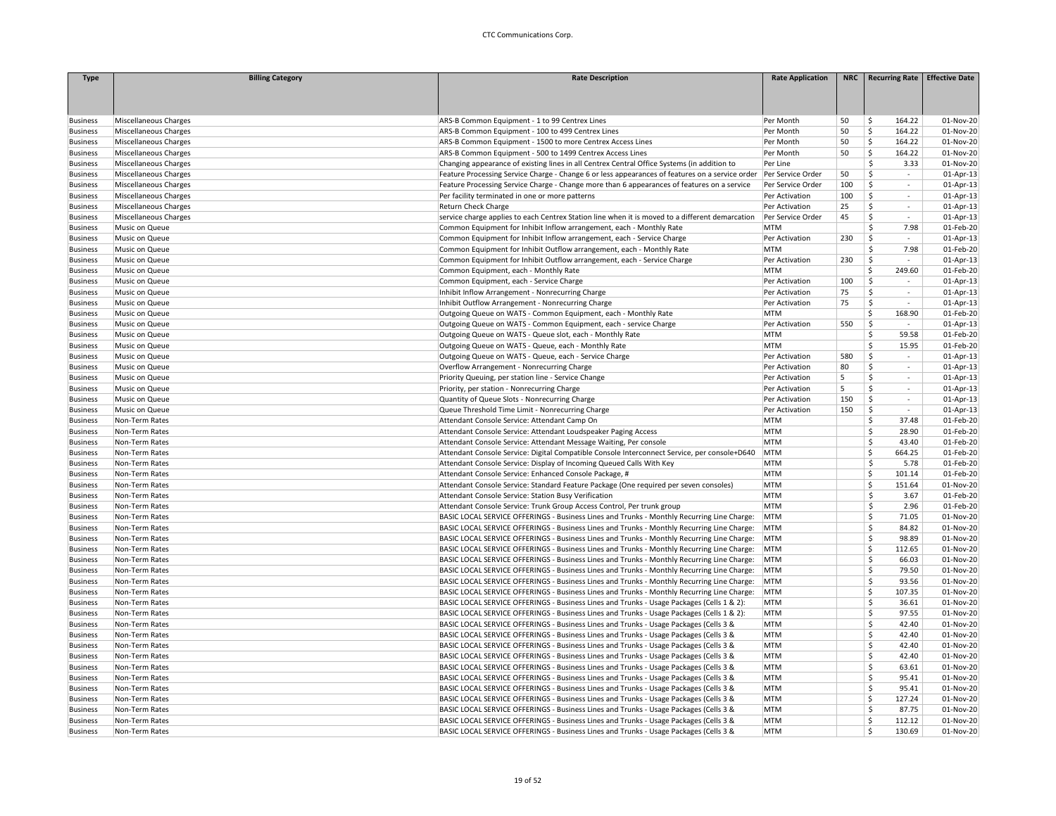| Type | Billing Category | Rate Description | Rate Application | NRC | Recurring Rate | Effective Date |
|---|---|---|---|---|---|---|
| Business | Miscellaneous Charges | ARS-B Common Equipment - 1 to 99 Centrex Lines | Per Month | 50 | $ 164.22 | 01-Nov-20 |
| Business | Miscellaneous Charges | ARS-B Common Equipment - 100 to 499 Centrex Lines | Per Month | 50 | $ 164.22 | 01-Nov-20 |
| Business | Miscellaneous Charges | ARS-B Common Equipment - 1500 to more Centrex Access Lines | Per Month | 50 | $ 164.22 | 01-Nov-20 |
| Business | Miscellaneous Charges | ARS-B Common Equipment - 500 to 1499 Centrex Access Lines | Per Month | 50 | $ 164.22 | 01-Nov-20 |
| Business | Miscellaneous Charges | Changing appearance of existing lines in all Centrex Central Office Systems (in addition to | Per Line | | $ 3.33 | 01-Nov-20 |
| Business | Miscellaneous Charges | Feature Processing Service Charge - Change 6 or less appearances of features on a service order | Per Service Order | 50 | $ - | 01-Apr-13 |
| Business | Miscellaneous Charges | Feature Processing Service Charge - Change more than 6 appearances of features on a service | Per Service Order | 100 | $ - | 01-Apr-13 |
| Business | Miscellaneous Charges | Per facility terminated in one or more patterns | Per Activation | 100 | $ - | 01-Apr-13 |
| Business | Miscellaneous Charges | Return Check Charge | Per Activation | 25 | $ - | 01-Apr-13 |
| Business | Miscellaneous Charges | service charge applies to each Centrex Station line when it is moved to a different demarcation | Per Service Order | 45 | $ - | 01-Apr-13 |
| Business | Music on Queue | Common Equipment for Inhibit Inflow arrangement, each - Monthly Rate | MTM | | $ 7.98 | 01-Feb-20 |
| Business | Music on Queue | Common Equipment for Inhibit Inflow arrangement, each - Service Charge | Per Activation | 230 | $ - | 01-Apr-13 |
| Business | Music on Queue | Common Equipment for Inhibit Outflow arrangement, each - Monthly Rate | MTM | | $ 7.98 | 01-Feb-20 |
| Business | Music on Queue | Common Equipment for Inhibit Outflow arrangement, each - Service Charge | Per Activation | 230 | $ - | 01-Apr-13 |
| Business | Music on Queue | Common Equipment, each - Monthly Rate | MTM | | $ 249.60 | 01-Feb-20 |
| Business | Music on Queue | Common Equipment, each - Service Charge | Per Activation | 100 | $ - | 01-Apr-13 |
| Business | Music on Queue | Inhibit Inflow Arrangement - Nonrecurring Charge | Per Activation | 75 | $ - | 01-Apr-13 |
| Business | Music on Queue | Inhibit Outflow Arrangement - Nonrecurring Charge | Per Activation | 75 | $ - | 01-Apr-13 |
| Business | Music on Queue | Outgoing Queue on WATS - Common Equipment, each - Monthly Rate | MTM | | $ 168.90 | 01-Feb-20 |
| Business | Music on Queue | Outgoing Queue on WATS - Common Equipment, each - service Charge | Per Activation | 550 | $ - | 01-Apr-13 |
| Business | Music on Queue | Outgoing Queue on WATS - Queue slot, each - Monthly Rate | MTM | | $ 59.58 | 01-Feb-20 |
| Business | Music on Queue | Outgoing Queue on WATS - Queue, each - Monthly Rate | MTM | | $ 15.95 | 01-Feb-20 |
| Business | Music on Queue | Outgoing Queue on WATS - Queue, each - Service Charge | Per Activation | 580 | $ - | 01-Apr-13 |
| Business | Music on Queue | Overflow Arrangement - Nonrecurring Charge | Per Activation | 80 | $ - | 01-Apr-13 |
| Business | Music on Queue | Priority Queuing, per station line - Service Change | Per Activation | 5 | $ - | 01-Apr-13 |
| Business | Music on Queue | Priority, per station - Nonrecurring Charge | Per Activation | 5 | $ - | 01-Apr-13 |
| Business | Music on Queue | Quantity of Queue Slots - Nonrecurring Charge | Per Activation | 150 | $ - | 01-Apr-13 |
| Business | Music on Queue | Queue Threshold Time Limit - Nonrecurring Charge | Per Activation | 150 | $ - | 01-Apr-13 |
| Business | Non-Term Rates | Attendant Console Service: Attendant Camp On | MTM | | $ 37.48 | 01-Feb-20 |
| Business | Non-Term Rates | Attendant Console Service: Attendant Loudspeaker Paging Access | MTM | | $ 28.90 | 01-Feb-20 |
| Business | Non-Term Rates | Attendant Console Service: Attendant Message Waiting, Per console | MTM | | $ 43.40 | 01-Feb-20 |
| Business | Non-Term Rates | Attendant Console Service: Digital Compatible Console Interconnect Service, per console+D640 | MTM | | $ 664.25 | 01-Feb-20 |
| Business | Non-Term Rates | Attendant Console Service: Display of Incoming Queued Calls With Key | MTM | | $ 5.78 | 01-Feb-20 |
| Business | Non-Term Rates | Attendant Console Service: Enhanced Console Package, # | MTM | | $ 101.14 | 01-Feb-20 |
| Business | Non-Term Rates | Attendant Console Service: Standard Feature Package (One required per seven consoles) | MTM | | $ 151.64 | 01-Nov-20 |
| Business | Non-Term Rates | Attendant Console Service: Station Busy Verification | MTM | | $ 3.67 | 01-Feb-20 |
| Business | Non-Term Rates | Attendant Console Service: Trunk Group Access Control, Per trunk group | MTM | | $ 2.96 | 01-Feb-20 |
| Business | Non-Term Rates | BASIC LOCAL SERVICE OFFERINGS - Business Lines and Trunks - Monthly Recurring Line Charge: | MTM | | $ 71.05 | 01-Nov-20 |
| Business | Non-Term Rates | BASIC LOCAL SERVICE OFFERINGS - Business Lines and Trunks - Monthly Recurring Line Charge: | MTM | | $ 84.82 | 01-Nov-20 |
| Business | Non-Term Rates | BASIC LOCAL SERVICE OFFERINGS - Business Lines and Trunks - Monthly Recurring Line Charge: | MTM | | $ 98.89 | 01-Nov-20 |
| Business | Non-Term Rates | BASIC LOCAL SERVICE OFFERINGS - Business Lines and Trunks - Monthly Recurring Line Charge: | MTM | | $ 112.65 | 01-Nov-20 |
| Business | Non-Term Rates | BASIC LOCAL SERVICE OFFERINGS - Business Lines and Trunks - Monthly Recurring Line Charge: | MTM | | $ 66.03 | 01-Nov-20 |
| Business | Non-Term Rates | BASIC LOCAL SERVICE OFFERINGS - Business Lines and Trunks - Monthly Recurring Line Charge: | MTM | | $ 79.50 | 01-Nov-20 |
| Business | Non-Term Rates | BASIC LOCAL SERVICE OFFERINGS - Business Lines and Trunks - Monthly Recurring Line Charge: | MTM | | $ 93.56 | 01-Nov-20 |
| Business | Non-Term Rates | BASIC LOCAL SERVICE OFFERINGS - Business Lines and Trunks - Monthly Recurring Line Charge: | MTM | | $ 107.35 | 01-Nov-20 |
| Business | Non-Term Rates | BASIC LOCAL SERVICE OFFERINGS - Business Lines and Trunks - Usage Packages (Cells 1 & 2): | MTM | | $ 36.61 | 01-Nov-20 |
| Business | Non-Term Rates | BASIC LOCAL SERVICE OFFERINGS - Business Lines and Trunks - Usage Packages (Cells 1 & 2): | MTM | | $ 97.55 | 01-Nov-20 |
| Business | Non-Term Rates | BASIC LOCAL SERVICE OFFERINGS - Business Lines and Trunks - Usage Packages (Cells 3 & | MTM | | $ 42.40 | 01-Nov-20 |
| Business | Non-Term Rates | BASIC LOCAL SERVICE OFFERINGS - Business Lines and Trunks - Usage Packages (Cells 3 & | MTM | | $ 42.40 | 01-Nov-20 |
| Business | Non-Term Rates | BASIC LOCAL SERVICE OFFERINGS - Business Lines and Trunks - Usage Packages (Cells 3 & | MTM | | $ 42.40 | 01-Nov-20 |
| Business | Non-Term Rates | BASIC LOCAL SERVICE OFFERINGS - Business Lines and Trunks - Usage Packages (Cells 3 & | MTM | | $ 42.40 | 01-Nov-20 |
| Business | Non-Term Rates | BASIC LOCAL SERVICE OFFERINGS - Business Lines and Trunks - Usage Packages (Cells 3 & | MTM | | $ 63.61 | 01-Nov-20 |
| Business | Non-Term Rates | BASIC LOCAL SERVICE OFFERINGS - Business Lines and Trunks - Usage Packages (Cells 3 & | MTM | | $ 95.41 | 01-Nov-20 |
| Business | Non-Term Rates | BASIC LOCAL SERVICE OFFERINGS - Business Lines and Trunks - Usage Packages (Cells 3 & | MTM | | $ 95.41 | 01-Nov-20 |
| Business | Non-Term Rates | BASIC LOCAL SERVICE OFFERINGS - Business Lines and Trunks - Usage Packages (Cells 3 & | MTM | | $ 127.24 | 01-Nov-20 |
| Business | Non-Term Rates | BASIC LOCAL SERVICE OFFERINGS - Business Lines and Trunks - Usage Packages (Cells 3 & | MTM | | $ 87.75 | 01-Nov-20 |
| Business | Non-Term Rates | BASIC LOCAL SERVICE OFFERINGS - Business Lines and Trunks - Usage Packages (Cells 3 & | MTM | | $ 112.12 | 01-Nov-20 |
| Business | Non-Term Rates | BASIC LOCAL SERVICE OFFERINGS - Business Lines and Trunks - Usage Packages (Cells 3 & | MTM | | $ 130.69 | 01-Nov-20 |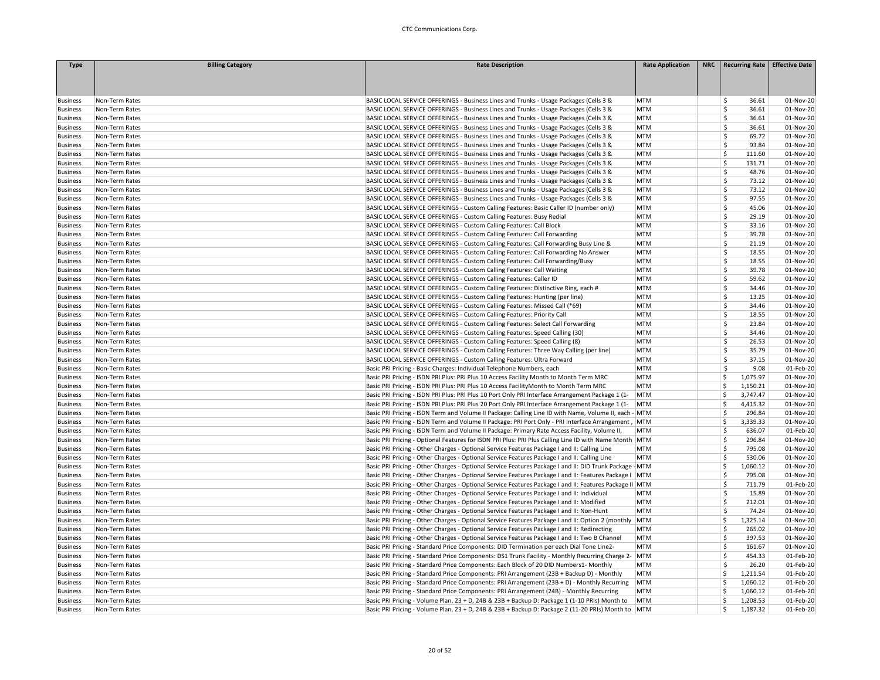CTC Communications Corp.

| Type | Billing Category | Rate Description | Rate Application | NRC | Recurring Rate | Effective Date |
|---|---|---|---|---|---|---|
| Business | Non-Term Rates | BASIC LOCAL SERVICE OFFERINGS - Business Lines and Trunks - Usage Packages (Cells 3 & | MTM | | $ 36.61 | 01-Nov-20 |
| Business | Non-Term Rates | BASIC LOCAL SERVICE OFFERINGS - Business Lines and Trunks - Usage Packages (Cells 3 & | MTM | | $ 36.61 | 01-Nov-20 |
| Business | Non-Term Rates | BASIC LOCAL SERVICE OFFERINGS - Business Lines and Trunks - Usage Packages (Cells 3 & | MTM | | $ 36.61 | 01-Nov-20 |
| Business | Non-Term Rates | BASIC LOCAL SERVICE OFFERINGS - Business Lines and Trunks - Usage Packages (Cells 3 & | MTM | | $ 36.61 | 01-Nov-20 |
| Business | Non-Term Rates | BASIC LOCAL SERVICE OFFERINGS - Business Lines and Trunks - Usage Packages (Cells 3 & | MTM | | $ 69.72 | 01-Nov-20 |
| Business | Non-Term Rates | BASIC LOCAL SERVICE OFFERINGS - Business Lines and Trunks - Usage Packages (Cells 3 & | MTM | | $ 93.84 | 01-Nov-20 |
| Business | Non-Term Rates | BASIC LOCAL SERVICE OFFERINGS - Business Lines and Trunks - Usage Packages (Cells 3 & | MTM | | $ 111.60 | 01-Nov-20 |
| Business | Non-Term Rates | BASIC LOCAL SERVICE OFFERINGS - Business Lines and Trunks - Usage Packages (Cells 3 & | MTM | | $ 131.71 | 01-Nov-20 |
| Business | Non-Term Rates | BASIC LOCAL SERVICE OFFERINGS - Business Lines and Trunks - Usage Packages (Cells 3 & | MTM | | $ 48.76 | 01-Nov-20 |
| Business | Non-Term Rates | BASIC LOCAL SERVICE OFFERINGS - Business Lines and Trunks - Usage Packages (Cells 3 & | MTM | | $ 73.12 | 01-Nov-20 |
| Business | Non-Term Rates | BASIC LOCAL SERVICE OFFERINGS - Business Lines and Trunks - Usage Packages (Cells 3 & | MTM | | $ 73.12 | 01-Nov-20 |
| Business | Non-Term Rates | BASIC LOCAL SERVICE OFFERINGS - Business Lines and Trunks - Usage Packages (Cells 3 & | MTM | | $ 97.55 | 01-Nov-20 |
| Business | Non-Term Rates | BASIC LOCAL SERVICE OFFERINGS - Custom Calling Features: Basic Caller ID (number only) | MTM | | $ 45.06 | 01-Nov-20 |
| Business | Non-Term Rates | BASIC LOCAL SERVICE OFFERINGS - Custom Calling Features: Busy Redial | MTM | | $ 29.19 | 01-Nov-20 |
| Business | Non-Term Rates | BASIC LOCAL SERVICE OFFERINGS - Custom Calling Features: Call Block | MTM | | $ 33.16 | 01-Nov-20 |
| Business | Non-Term Rates | BASIC LOCAL SERVICE OFFERINGS - Custom Calling Features: Call Forwarding | MTM | | $ 39.78 | 01-Nov-20 |
| Business | Non-Term Rates | BASIC LOCAL SERVICE OFFERINGS - Custom Calling Features: Call Forwarding Busy Line & | MTM | | $ 21.19 | 01-Nov-20 |
| Business | Non-Term Rates | BASIC LOCAL SERVICE OFFERINGS - Custom Calling Features: Call Forwarding No Answer | MTM | | $ 18.55 | 01-Nov-20 |
| Business | Non-Term Rates | BASIC LOCAL SERVICE OFFERINGS - Custom Calling Features: Call Forwarding/Busy | MTM | | $ 18.55 | 01-Nov-20 |
| Business | Non-Term Rates | BASIC LOCAL SERVICE OFFERINGS - Custom Calling Features: Call Waiting | MTM | | $ 39.78 | 01-Nov-20 |
| Business | Non-Term Rates | BASIC LOCAL SERVICE OFFERINGS - Custom Calling Features: Caller ID | MTM | | $ 59.62 | 01-Nov-20 |
| Business | Non-Term Rates | BASIC LOCAL SERVICE OFFERINGS - Custom Calling Features: Distinctive Ring, each # | MTM | | $ 34.46 | 01-Nov-20 |
| Business | Non-Term Rates | BASIC LOCAL SERVICE OFFERINGS - Custom Calling Features: Hunting (per line) | MTM | | $ 13.25 | 01-Nov-20 |
| Business | Non-Term Rates | BASIC LOCAL SERVICE OFFERINGS - Custom Calling Features: Missed Call (*69) | MTM | | $ 34.46 | 01-Nov-20 |
| Business | Non-Term Rates | BASIC LOCAL SERVICE OFFERINGS - Custom Calling Features: Priority Call | MTM | | $ 18.55 | 01-Nov-20 |
| Business | Non-Term Rates | BASIC LOCAL SERVICE OFFERINGS - Custom Calling Features: Select Call Forwarding | MTM | | $ 23.84 | 01-Nov-20 |
| Business | Non-Term Rates | BASIC LOCAL SERVICE OFFERINGS - Custom Calling Features: Speed Calling (30) | MTM | | $ 34.46 | 01-Nov-20 |
| Business | Non-Term Rates | BASIC LOCAL SERVICE OFFERINGS - Custom Calling Features: Speed Calling (8) | MTM | | $ 26.53 | 01-Nov-20 |
| Business | Non-Term Rates | BASIC LOCAL SERVICE OFFERINGS - Custom Calling Features: Three Way Calling (per line) | MTM | | $ 35.79 | 01-Nov-20 |
| Business | Non-Term Rates | BASIC LOCAL SERVICE OFFERINGS - Custom Calling Features: Ultra Forward | MTM | | $ 37.15 | 01-Nov-20 |
| Business | Non-Term Rates | Basic PRI Pricing - Basic Charges: Individual Telephone Numbers, each | MTM | | $ 9.08 | 01-Feb-20 |
| Business | Non-Term Rates | Basic PRI Pricing - ISDN PRI Plus: PRI Plus 10 Access Facility Month to Month Term MRC | MTM | | $ 1,075.97 | 01-Nov-20 |
| Business | Non-Term Rates | Basic PRI Pricing - ISDN PRI Plus: PRI Plus 10 Access FacilityMonth to Month Term MRC | MTM | | $ 1,150.21 | 01-Nov-20 |
| Business | Non-Term Rates | Basic PRI Pricing - ISDN PRI Plus: PRI Plus 10 Port Only PRI Interface Arrangement Package 1 (1- | MTM | | $ 3,747.47 | 01-Nov-20 |
| Business | Non-Term Rates | Basic PRI Pricing - ISDN PRI Plus: PRI Plus 20 Port Only PRI Interface Arrangement Package 1 (1- | MTM | | $ 4,415.32 | 01-Nov-20 |
| Business | Non-Term Rates | Basic PRI Pricing - ISDN Term and Volume II Package: Calling Line ID with Name, Volume II, each - | MTM | | $ 296.84 | 01-Nov-20 |
| Business | Non-Term Rates | Basic PRI Pricing - ISDN Term and Volume II Package: PRI Port Only - PRI Interface Arrangement , | MTM | | $ 3,339.33 | 01-Nov-20 |
| Business | Non-Term Rates | Basic PRI Pricing - ISDN Term and Volume II Package: Primary Rate Access Facility, Volume II, | MTM | | $ 636.07 | 01-Feb-20 |
| Business | Non-Term Rates | Basic PRI Pricing - Optional Features for ISDN PRI Plus: PRI Plus Calling Line ID with Name Month | MTM | | $ 296.84 | 01-Nov-20 |
| Business | Non-Term Rates | Basic PRI Pricing - Other Charges - Optional Service Features Package I and II: Calling Line | MTM | | $ 795.08 | 01-Nov-20 |
| Business | Non-Term Rates | Basic PRI Pricing - Other Charges - Optional Service Features Package I and II: Calling Line | MTM | | $ 530.06 | 01-Nov-20 |
| Business | Non-Term Rates | Basic PRI Pricing - Other Charges - Optional Service Features Package I and II: DID Trunk Package - | MTM | | $ 1,060.12 | 01-Nov-20 |
| Business | Non-Term Rates | Basic PRI Pricing - Other Charges - Optional Service Features Package I and II: Features Package I | MTM | | $ 795.08 | 01-Nov-20 |
| Business | Non-Term Rates | Basic PRI Pricing - Other Charges - Optional Service Features Package I and II: Features Package II | MTM | | $ 711.79 | 01-Feb-20 |
| Business | Non-Term Rates | Basic PRI Pricing - Other Charges - Optional Service Features Package I and II: Individual | MTM | | $ 15.89 | 01-Nov-20 |
| Business | Non-Term Rates | Basic PRI Pricing - Other Charges - Optional Service Features Package I and II: Modified | MTM | | $ 212.01 | 01-Nov-20 |
| Business | Non-Term Rates | Basic PRI Pricing - Other Charges - Optional Service Features Package I and II: Non-Hunt | MTM | | $ 74.24 | 01-Nov-20 |
| Business | Non-Term Rates | Basic PRI Pricing - Other Charges - Optional Service Features Package I and II: Option 2 (monthly | MTM | | $ 1,325.14 | 01-Nov-20 |
| Business | Non-Term Rates | Basic PRI Pricing - Other Charges - Optional Service Features Package I and II: Redirecting | MTM | | $ 265.02 | 01-Nov-20 |
| Business | Non-Term Rates | Basic PRI Pricing - Other Charges - Optional Service Features Package I and II: Two B Channel | MTM | | $ 397.53 | 01-Nov-20 |
| Business | Non-Term Rates | Basic PRI Pricing - Standard Price Components: DID Termination per each Dial Tone Line2- | MTM | | $ 161.67 | 01-Nov-20 |
| Business | Non-Term Rates | Basic PRI Pricing - Standard Price Components: DS1 Trunk Facility - Monthly Recurring Charge 2- | MTM | | $ 454.33 | 01-Feb-20 |
| Business | Non-Term Rates | Basic PRI Pricing - Standard Price Components: Each Block of 20 DID Numbers1- Monthly | MTM | | $ 26.20 | 01-Feb-20 |
| Business | Non-Term Rates | Basic PRI Pricing - Standard Price Components: PRI Arrangement (23B + Backup D) - Monthly | MTM | | $ 1,211.54 | 01-Feb-20 |
| Business | Non-Term Rates | Basic PRI Pricing - Standard Price Components: PRI Arrangement (23B + D) - Monthly Recurring | MTM | | $ 1,060.12 | 01-Feb-20 |
| Business | Non-Term Rates | Basic PRI Pricing - Standard Price Components: PRI Arrangement (24B) - Monthly Recurring | MTM | | $ 1,060.12 | 01-Feb-20 |
| Business | Non-Term Rates | Basic PRI Pricing - Volume Plan, 23 + D, 24B & 23B + Backup D: Package 1 (1-10 PRIs) Month to | MTM | | $ 1,208.53 | 01-Feb-20 |
| Business | Non-Term Rates | Basic PRI Pricing - Volume Plan, 23 + D, 24B & 23B + Backup D: Package 2 (11-20 PRIs) Month to | MTM | | $ 1,187.32 | 01-Feb-20 |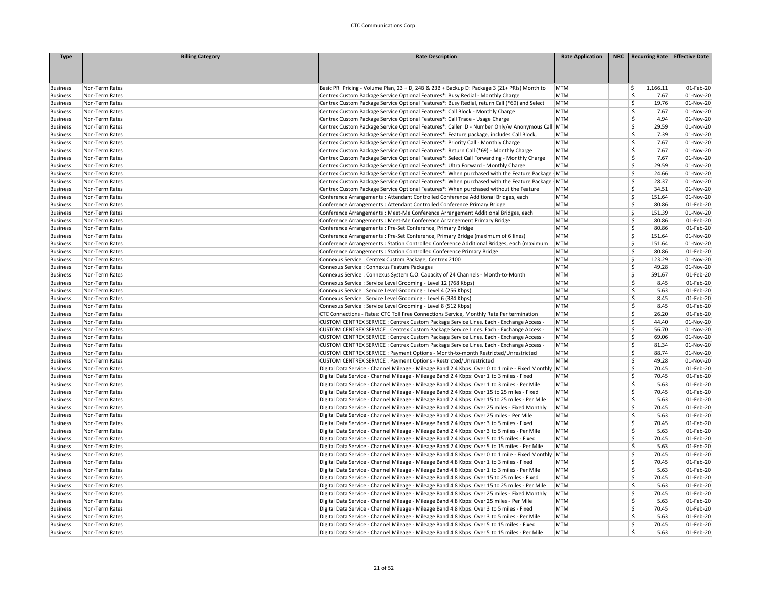| Type | Billing Category | Rate Description | Rate Application | NRC | Recurring Rate | Effective Date |
|---|---|---|---|---|---|---|
| Business | Non-Term Rates | Basic PRI Pricing - Volume Plan, 23 + D, 24B & 23B + Backup D: Package 3 (21+ PRIs) Month to | MTM | | $ 1,166.11 | 01-Feb-20 |
| Business | Non-Term Rates | Centrex Custom Package Service Optional Features*: Busy Redial - Monthly Charge | MTM | | $ 7.67 | 01-Nov-20 |
| Business | Non-Term Rates | Centrex Custom Package Service Optional Features*: Busy Redial, return Call (*69) and Select | MTM | | $ 19.76 | 01-Nov-20 |
| Business | Non-Term Rates | Centrex Custom Package Service Optional Features*: Call Block - Monthly Charge | MTM | | $ 7.67 | 01-Nov-20 |
| Business | Non-Term Rates | Centrex Custom Package Service Optional Features*: Call Trace - Usage Charge | MTM | | $ 4.94 | 01-Nov-20 |
| Business | Non-Term Rates | Centrex Custom Package Service Optional Features*: Caller ID - Number Only/w Anonymous Call | MTM | | $ 29.59 | 01-Nov-20 |
| Business | Non-Term Rates | Centrex Custom Package Service Optional Features*: Feature package, includes Call Block, | MTM | | $ 7.39 | 01-Nov-20 |
| Business | Non-Term Rates | Centrex Custom Package Service Optional Features*: Priority Call - Monthly Charge | MTM | | $ 7.67 | 01-Nov-20 |
| Business | Non-Term Rates | Centrex Custom Package Service Optional Features*: Return Call (*69) - Monthly Charge | MTM | | $ 7.67 | 01-Nov-20 |
| Business | Non-Term Rates | Centrex Custom Package Service Optional Features*: Select Call Forwarding - Monthly Charge | MTM | | $ 7.67 | 01-Nov-20 |
| Business | Non-Term Rates | Centrex Custom Package Service Optional Features*: Ultra Forward - Monthly Charge | MTM | | $ 29.59 | 01-Nov-20 |
| Business | Non-Term Rates | Centrex Custom Package Service Optional Features*: When purchased with the Feature Package - | MTM | | $ 24.66 | 01-Nov-20 |
| Business | Non-Term Rates | Centrex Custom Package Service Optional Features*: When purchased with the Feature Package - | MTM | | $ 28.37 | 01-Nov-20 |
| Business | Non-Term Rates | Centrex Custom Package Service Optional Features*: When purchased without the Feature | MTM | | $ 34.51 | 01-Nov-20 |
| Business | Non-Term Rates | Conference Arrangements : Attendant Controlled Conference Additional Bridges, each | MTM | | $ 151.64 | 01-Nov-20 |
| Business | Non-Term Rates | Conference Arrangements : Attendant Controlled Conference Primary Bridge | MTM | | $ 80.86 | 01-Feb-20 |
| Business | Non-Term Rates | Conference Arrangements : Meet-Me Conference Arrangement Additional Bridges, each | MTM | | $ 151.39 | 01-Nov-20 |
| Business | Non-Term Rates | Conference Arrangements : Meet-Me Conference Arrangement Primary Bridge | MTM | | $ 80.86 | 01-Feb-20 |
| Business | Non-Term Rates | Conference Arrangements : Pre-Set Conference, Primary Bridge | MTM | | $ 80.86 | 01-Feb-20 |
| Business | Non-Term Rates | Conference Arrangements : Pre-Set Conference, Primary Bridge (maximum of 6 lines) | MTM | | $ 151.64 | 01-Nov-20 |
| Business | Non-Term Rates | Conference Arrangements : Station Controlled Conference Additional Bridges, each (maximum | MTM | | $ 151.64 | 01-Nov-20 |
| Business | Non-Term Rates | Conference Arrangements : Station Controlled Conference Primary Bridge | MTM | | $ 80.86 | 01-Feb-20 |
| Business | Non-Term Rates | Connexus Service : Centrex Custom Package, Centrex 2100 | MTM | | $ 123.29 | 01-Nov-20 |
| Business | Non-Term Rates | Connexus Service : Connexus Feature Packages | MTM | | $ 49.28 | 01-Nov-20 |
| Business | Non-Term Rates | Connexus Service : Connexus System C.O. Capacity of 24 Channels - Month-to-Month | MTM | | $ 591.67 | 01-Feb-20 |
| Business | Non-Term Rates | Connexus Service : Service Level Grooming - Level 12 (768 Kbps) | MTM | | $ 8.45 | 01-Feb-20 |
| Business | Non-Term Rates | Connexus Service : Service Level Grooming - Level 4 (256 Kbps) | MTM | | $ 5.63 | 01-Feb-20 |
| Business | Non-Term Rates | Connexus Service : Service Level Grooming - Level 6 (384 Kbps) | MTM | | $ 8.45 | 01-Feb-20 |
| Business | Non-Term Rates | Connexus Service : Service Level Grooming - Level 8 (512 Kbps) | MTM | | $ 8.45 | 01-Feb-20 |
| Business | Non-Term Rates | CTC Connections - Rates: CTC Toll Free Connections Service, Monthly Rate Per termination | MTM | | $ 26.20 | 01-Feb-20 |
| Business | Non-Term Rates | CUSTOM CENTREX SERVICE : Centrex Custom Package Service Lines. Each - Exchange Access - | MTM | | $ 44.40 | 01-Nov-20 |
| Business | Non-Term Rates | CUSTOM CENTREX SERVICE : Centrex Custom Package Service Lines. Each - Exchange Access - | MTM | | $ 56.70 | 01-Nov-20 |
| Business | Non-Term Rates | CUSTOM CENTREX SERVICE : Centrex Custom Package Service Lines. Each - Exchange Access - | MTM | | $ 69.06 | 01-Nov-20 |
| Business | Non-Term Rates | CUSTOM CENTREX SERVICE : Centrex Custom Package Service Lines. Each - Exchange Access - | MTM | | $ 81.34 | 01-Nov-20 |
| Business | Non-Term Rates | CUSTOM CENTREX SERVICE : Payment Options - Month-to-month Restricted/Unrestricted | MTM | | $ 88.74 | 01-Nov-20 |
| Business | Non-Term Rates | CUSTOM CENTREX SERVICE : Payment Options - Restricted/Unrestricted | MTM | | $ 49.28 | 01-Nov-20 |
| Business | Non-Term Rates | Digital Data Service - Channel Mileage - Mileage Band 2.4 Kbps: Over 0 to 1 mile - Fixed Monthly | MTM | | $ 70.45 | 01-Feb-20 |
| Business | Non-Term Rates | Digital Data Service - Channel Mileage - Mileage Band 2.4 Kbps: Over 1 to 3 miles - Fixed | MTM | | $ 70.45 | 01-Feb-20 |
| Business | Non-Term Rates | Digital Data Service - Channel Mileage - Mileage Band 2.4 Kbps: Over 1 to 3 miles - Per Mile | MTM | | $ 5.63 | 01-Feb-20 |
| Business | Non-Term Rates | Digital Data Service - Channel Mileage - Mileage Band 2.4 Kbps: Over 15 to 25 miles - Fixed | MTM | | $ 70.45 | 01-Feb-20 |
| Business | Non-Term Rates | Digital Data Service - Channel Mileage - Mileage Band 2.4 Kbps: Over 15 to 25 miles - Per Mile | MTM | | $ 5.63 | 01-Feb-20 |
| Business | Non-Term Rates | Digital Data Service - Channel Mileage - Mileage Band 2.4 Kbps: Over 25 miles - Fixed Monthly | MTM | | $ 70.45 | 01-Feb-20 |
| Business | Non-Term Rates | Digital Data Service - Channel Mileage - Mileage Band 2.4 Kbps: Over 25 miles - Per Mile | MTM | | $ 5.63 | 01-Feb-20 |
| Business | Non-Term Rates | Digital Data Service - Channel Mileage - Mileage Band 2.4 Kbps: Over 3 to 5 miles - Fixed | MTM | | $ 70.45 | 01-Feb-20 |
| Business | Non-Term Rates | Digital Data Service - Channel Mileage - Mileage Band 2.4 Kbps: Over 3 to 5 miles - Per Mile | MTM | | $ 5.63 | 01-Feb-20 |
| Business | Non-Term Rates | Digital Data Service - Channel Mileage - Mileage Band 2.4 Kbps: Over 5 to 15 miles - Fixed | MTM | | $ 70.45 | 01-Feb-20 |
| Business | Non-Term Rates | Digital Data Service - Channel Mileage - Mileage Band 2.4 Kbps: Over 5 to 15 miles - Per Mile | MTM | | $ 5.63 | 01-Feb-20 |
| Business | Non-Term Rates | Digital Data Service - Channel Mileage - Mileage Band 4.8 Kbps: Over 0 to 1 mile - Fixed Monthly | MTM | | $ 70.45 | 01-Feb-20 |
| Business | Non-Term Rates | Digital Data Service - Channel Mileage - Mileage Band 4.8 Kbps: Over 1 to 3 miles - Fixed | MTM | | $ 70.45 | 01-Feb-20 |
| Business | Non-Term Rates | Digital Data Service - Channel Mileage - Mileage Band 4.8 Kbps: Over 1 to 3 miles - Per Mile | MTM | | $ 5.63 | 01-Feb-20 |
| Business | Non-Term Rates | Digital Data Service - Channel Mileage - Mileage Band 4.8 Kbps: Over 15 to 25 miles - Fixed | MTM | | $ 70.45 | 01-Feb-20 |
| Business | Non-Term Rates | Digital Data Service - Channel Mileage - Mileage Band 4.8 Kbps: Over 15 to 25 miles - Per Mile | MTM | | $ 5.63 | 01-Feb-20 |
| Business | Non-Term Rates | Digital Data Service - Channel Mileage - Mileage Band 4.8 Kbps: Over 25 miles - Fixed Monthly | MTM | | $ 70.45 | 01-Feb-20 |
| Business | Non-Term Rates | Digital Data Service - Channel Mileage - Mileage Band 4.8 Kbps: Over 25 miles - Per Mile | MTM | | $ 5.63 | 01-Feb-20 |
| Business | Non-Term Rates | Digital Data Service - Channel Mileage - Mileage Band 4.8 Kbps: Over 3 to 5 miles - Fixed | MTM | | $ 70.45 | 01-Feb-20 |
| Business | Non-Term Rates | Digital Data Service - Channel Mileage - Mileage Band 4.8 Kbps: Over 3 to 5 miles - Per Mile | MTM | | $ 5.63 | 01-Feb-20 |
| Business | Non-Term Rates | Digital Data Service - Channel Mileage - Mileage Band 4.8 Kbps: Over 5 to 15 miles - Fixed | MTM | | $ 70.45 | 01-Feb-20 |
| Business | Non-Term Rates | Digital Data Service - Channel Mileage - Mileage Band 4.8 Kbps: Over 5 to 15 miles - Per Mile | MTM | | $ 5.63 | 01-Feb-20 |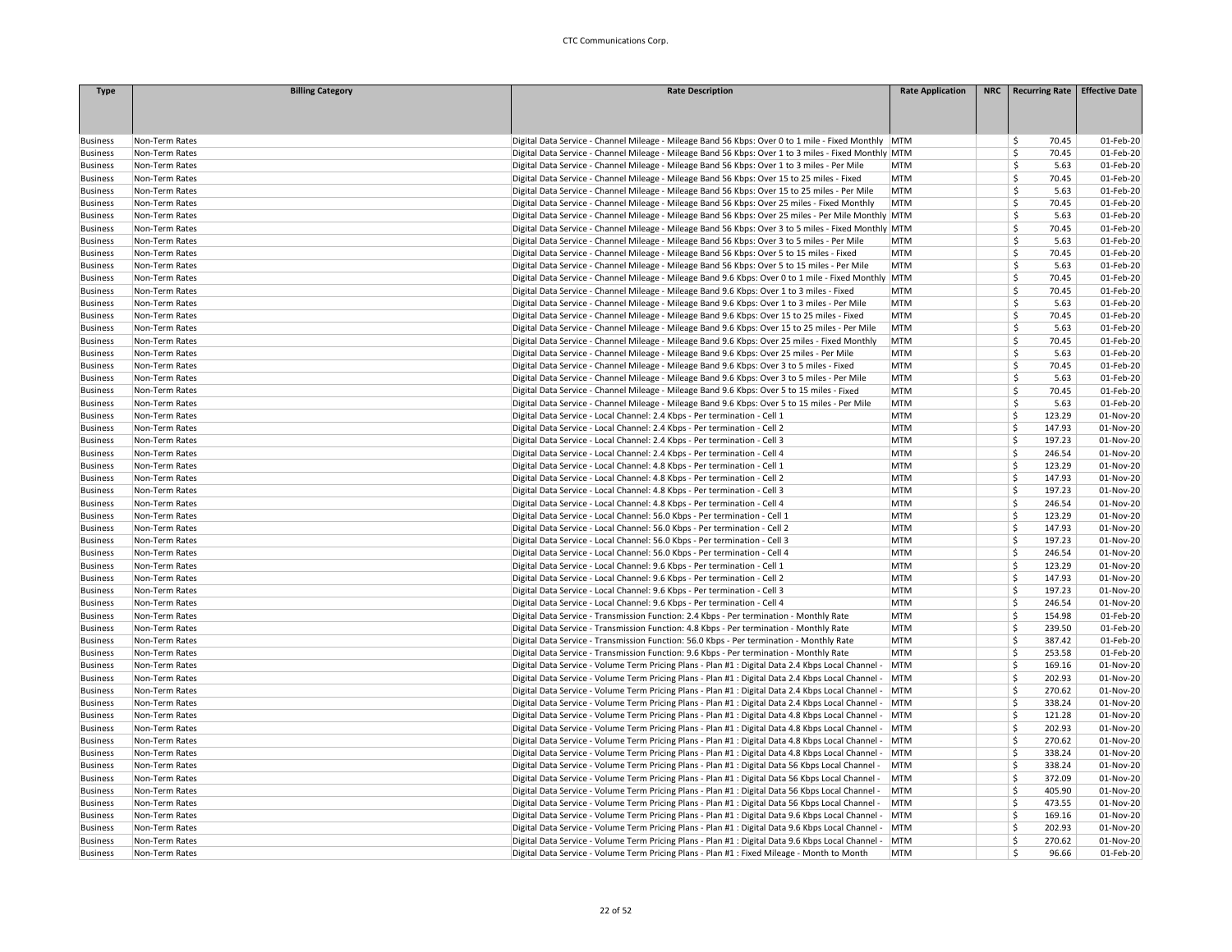| Type | Billing Category | Rate Description | Rate Application | NRC | Recurring Rate | Effective Date |
|---|---|---|---|---|---|---|
| Business | Non-Term Rates | Digital Data Service - Channel Mileage - Mileage Band 56 Kbps: Over 0 to 1 mile - Fixed Monthly | MTM | | $ 70.45 | 01-Feb-20 |
| Business | Non-Term Rates | Digital Data Service - Channel Mileage - Mileage Band 56 Kbps: Over 1 to 3 miles - Fixed Monthly | MTM | | $ 70.45 | 01-Feb-20 |
| Business | Non-Term Rates | Digital Data Service - Channel Mileage - Mileage Band 56 Kbps: Over 1 to 3 miles - Per Mile | MTM | | $ 5.63 | 01-Feb-20 |
| Business | Non-Term Rates | Digital Data Service - Channel Mileage - Mileage Band 56 Kbps: Over 15 to 25 miles - Fixed | MTM | | $ 70.45 | 01-Feb-20 |
| Business | Non-Term Rates | Digital Data Service - Channel Mileage - Mileage Band 56 Kbps: Over 15 to 25 miles - Per Mile | MTM | | $ 5.63 | 01-Feb-20 |
| Business | Non-Term Rates | Digital Data Service - Channel Mileage - Mileage Band 56 Kbps: Over 25 miles - Fixed Monthly | MTM | | $ 70.45 | 01-Feb-20 |
| Business | Non-Term Rates | Digital Data Service - Channel Mileage - Mileage Band 56 Kbps: Over 25 miles - Per Mile Monthly | MTM | | $ 5.63 | 01-Feb-20 |
| Business | Non-Term Rates | Digital Data Service - Channel Mileage - Mileage Band 56 Kbps: Over 3 to 5 miles - Fixed Monthly | MTM | | $ 70.45 | 01-Feb-20 |
| Business | Non-Term Rates | Digital Data Service - Channel Mileage - Mileage Band 56 Kbps: Over 3 to 5 miles - Per Mile | MTM | | $ 5.63 | 01-Feb-20 |
| Business | Non-Term Rates | Digital Data Service - Channel Mileage - Mileage Band 56 Kbps: Over 5 to 15 miles - Fixed | MTM | | $ 70.45 | 01-Feb-20 |
| Business | Non-Term Rates | Digital Data Service - Channel Mileage - Mileage Band 56 Kbps: Over 5 to 15 miles - Per Mile | MTM | | $ 5.63 | 01-Feb-20 |
| Business | Non-Term Rates | Digital Data Service - Channel Mileage - Mileage Band 9.6 Kbps: Over 0 to 1 mile - Fixed Monthly | MTM | | $ 70.45 | 01-Feb-20 |
| Business | Non-Term Rates | Digital Data Service - Channel Mileage - Mileage Band 9.6 Kbps: Over 1 to 3 miles - Fixed | MTM | | $ 70.45 | 01-Feb-20 |
| Business | Non-Term Rates | Digital Data Service - Channel Mileage - Mileage Band 9.6 Kbps: Over 1 to 3 miles - Per Mile | MTM | | $ 5.63 | 01-Feb-20 |
| Business | Non-Term Rates | Digital Data Service - Channel Mileage - Mileage Band 9.6 Kbps: Over 15 to 25 miles - Fixed | MTM | | $ 70.45 | 01-Feb-20 |
| Business | Non-Term Rates | Digital Data Service - Channel Mileage - Mileage Band 9.6 Kbps: Over 15 to 25 miles - Per Mile | MTM | | $ 5.63 | 01-Feb-20 |
| Business | Non-Term Rates | Digital Data Service - Channel Mileage - Mileage Band 9.6 Kbps: Over 25 miles - Fixed Monthly | MTM | | $ 70.45 | 01-Feb-20 |
| Business | Non-Term Rates | Digital Data Service - Channel Mileage - Mileage Band 9.6 Kbps: Over 25 miles - Per Mile | MTM | | $ 5.63 | 01-Feb-20 |
| Business | Non-Term Rates | Digital Data Service - Channel Mileage - Mileage Band 9.6 Kbps: Over 3 to 5 miles - Fixed | MTM | | $ 70.45 | 01-Feb-20 |
| Business | Non-Term Rates | Digital Data Service - Channel Mileage - Mileage Band 9.6 Kbps: Over 3 to 5 miles - Per Mile | MTM | | $ 5.63 | 01-Feb-20 |
| Business | Non-Term Rates | Digital Data Service - Channel Mileage - Mileage Band 9.6 Kbps: Over 5 to 15 miles - Fixed | MTM | | $ 70.45 | 01-Feb-20 |
| Business | Non-Term Rates | Digital Data Service - Channel Mileage - Mileage Band 9.6 Kbps: Over 5 to 15 miles - Per Mile | MTM | | $ 5.63 | 01-Feb-20 |
| Business | Non-Term Rates | Digital Data Service - Local Channel: 2.4 Kbps - Per termination - Cell 1 | MTM | | $ 123.29 | 01-Nov-20 |
| Business | Non-Term Rates | Digital Data Service - Local Channel: 2.4 Kbps - Per termination - Cell 2 | MTM | | $ 147.93 | 01-Nov-20 |
| Business | Non-Term Rates | Digital Data Service - Local Channel: 2.4 Kbps - Per termination - Cell 3 | MTM | | $ 197.23 | 01-Nov-20 |
| Business | Non-Term Rates | Digital Data Service - Local Channel: 2.4 Kbps - Per termination - Cell 4 | MTM | | $ 246.54 | 01-Nov-20 |
| Business | Non-Term Rates | Digital Data Service - Local Channel: 4.8 Kbps - Per termination - Cell 1 | MTM | | $ 123.29 | 01-Nov-20 |
| Business | Non-Term Rates | Digital Data Service - Local Channel: 4.8 Kbps - Per termination - Cell 2 | MTM | | $ 147.93 | 01-Nov-20 |
| Business | Non-Term Rates | Digital Data Service - Local Channel: 4.8 Kbps - Per termination - Cell 3 | MTM | | $ 197.23 | 01-Nov-20 |
| Business | Non-Term Rates | Digital Data Service - Local Channel: 4.8 Kbps - Per termination - Cell 4 | MTM | | $ 246.54 | 01-Nov-20 |
| Business | Non-Term Rates | Digital Data Service - Local Channel: 56.0 Kbps - Per termination - Cell 1 | MTM | | $ 123.29 | 01-Nov-20 |
| Business | Non-Term Rates | Digital Data Service - Local Channel: 56.0 Kbps - Per termination - Cell 2 | MTM | | $ 147.93 | 01-Nov-20 |
| Business | Non-Term Rates | Digital Data Service - Local Channel: 56.0 Kbps - Per termination - Cell 3 | MTM | | $ 197.23 | 01-Nov-20 |
| Business | Non-Term Rates | Digital Data Service - Local Channel: 56.0 Kbps - Per termination - Cell 4 | MTM | | $ 246.54 | 01-Nov-20 |
| Business | Non-Term Rates | Digital Data Service - Local Channel: 9.6 Kbps - Per termination - Cell 1 | MTM | | $ 123.29 | 01-Nov-20 |
| Business | Non-Term Rates | Digital Data Service - Local Channel: 9.6 Kbps - Per termination - Cell 2 | MTM | | $ 147.93 | 01-Nov-20 |
| Business | Non-Term Rates | Digital Data Service - Local Channel: 9.6 Kbps - Per termination - Cell 3 | MTM | | $ 197.23 | 01-Nov-20 |
| Business | Non-Term Rates | Digital Data Service - Local Channel: 9.6 Kbps - Per termination - Cell 4 | MTM | | $ 246.54 | 01-Nov-20 |
| Business | Non-Term Rates | Digital Data Service - Transmission Function: 2.4 Kbps - Per termination - Monthly Rate | MTM | | $ 154.98 | 01-Feb-20 |
| Business | Non-Term Rates | Digital Data Service - Transmission Function: 4.8 Kbps - Per termination - Monthly Rate | MTM | | $ 239.50 | 01-Feb-20 |
| Business | Non-Term Rates | Digital Data Service - Transmission Function: 56.0 Kbps - Per termination - Monthly Rate | MTM | | $ 387.42 | 01-Feb-20 |
| Business | Non-Term Rates | Digital Data Service - Transmission Function: 9.6 Kbps - Per termination - Monthly Rate | MTM | | $ 253.58 | 01-Feb-20 |
| Business | Non-Term Rates | Digital Data Service - Volume Term Pricing Plans - Plan #1 : Digital Data 2.4 Kbps Local Channel - | MTM | | $ 169.16 | 01-Nov-20 |
| Business | Non-Term Rates | Digital Data Service - Volume Term Pricing Plans - Plan #1 : Digital Data 2.4 Kbps Local Channel - | MTM | | $ 202.93 | 01-Nov-20 |
| Business | Non-Term Rates | Digital Data Service - Volume Term Pricing Plans - Plan #1 : Digital Data 2.4 Kbps Local Channel - | MTM | | $ 270.62 | 01-Nov-20 |
| Business | Non-Term Rates | Digital Data Service - Volume Term Pricing Plans - Plan #1 : Digital Data 2.4 Kbps Local Channel - | MTM | | $ 338.24 | 01-Nov-20 |
| Business | Non-Term Rates | Digital Data Service - Volume Term Pricing Plans - Plan #1 : Digital Data 4.8 Kbps Local Channel - | MTM | | $ 121.28 | 01-Nov-20 |
| Business | Non-Term Rates | Digital Data Service - Volume Term Pricing Plans - Plan #1 : Digital Data 4.8 Kbps Local Channel - | MTM | | $ 202.93 | 01-Nov-20 |
| Business | Non-Term Rates | Digital Data Service - Volume Term Pricing Plans - Plan #1 : Digital Data 4.8 Kbps Local Channel - | MTM | | $ 270.62 | 01-Nov-20 |
| Business | Non-Term Rates | Digital Data Service - Volume Term Pricing Plans - Plan #1 : Digital Data 4.8 Kbps Local Channel - | MTM | | $ 338.24 | 01-Nov-20 |
| Business | Non-Term Rates | Digital Data Service - Volume Term Pricing Plans - Plan #1 : Digital Data 56 Kbps Local Channel - | MTM | | $ 338.24 | 01-Nov-20 |
| Business | Non-Term Rates | Digital Data Service - Volume Term Pricing Plans - Plan #1 : Digital Data 56 Kbps Local Channel - | MTM | | $ 372.09 | 01-Nov-20 |
| Business | Non-Term Rates | Digital Data Service - Volume Term Pricing Plans - Plan #1 : Digital Data 56 Kbps Local Channel - | MTM | | $ 405.90 | 01-Nov-20 |
| Business | Non-Term Rates | Digital Data Service - Volume Term Pricing Plans - Plan #1 : Digital Data 56 Kbps Local Channel - | MTM | | $ 473.55 | 01-Nov-20 |
| Business | Non-Term Rates | Digital Data Service - Volume Term Pricing Plans - Plan #1 : Digital Data 9.6 Kbps Local Channel - | MTM | | $ 169.16 | 01-Nov-20 |
| Business | Non-Term Rates | Digital Data Service - Volume Term Pricing Plans - Plan #1 : Digital Data 9.6 Kbps Local Channel - | MTM | | $ 202.93 | 01-Nov-20 |
| Business | Non-Term Rates | Digital Data Service - Volume Term Pricing Plans - Plan #1 : Digital Data 9.6 Kbps Local Channel - | MTM | | $ 270.62 | 01-Nov-20 |
| Business | Non-Term Rates | Digital Data Service - Volume Term Pricing Plans - Plan #1 : Fixed Mileage - Month to Month | MTM | | $ 96.66 | 01-Feb-20 |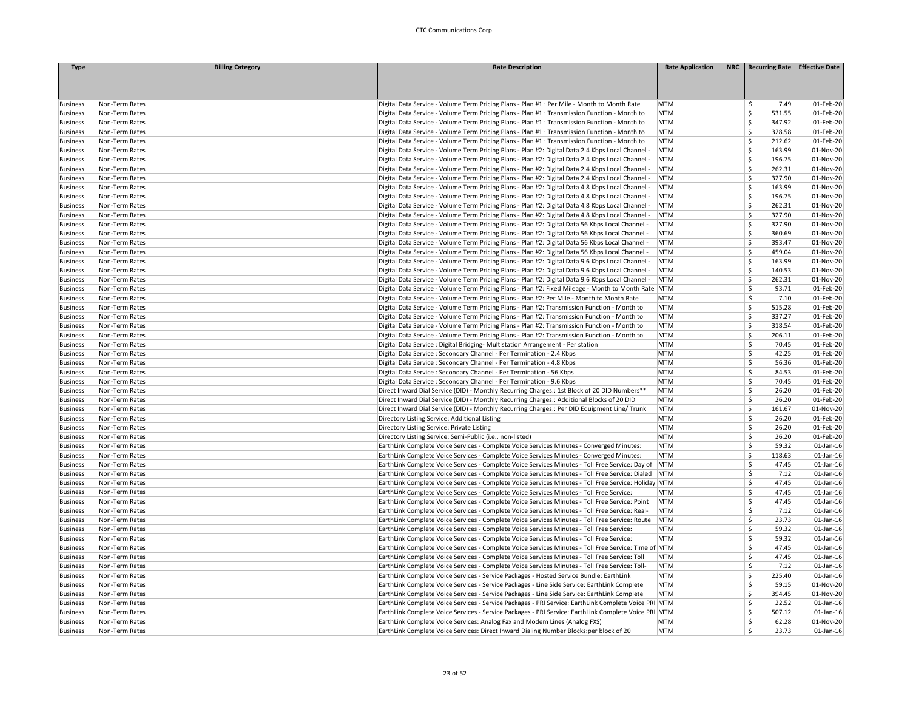| Type | Billing Category | Rate Description | Rate Application | NRC | Recurring Rate | Effective Date |
|---|---|---|---|---|---|---|
| Business | Non-Term Rates | Digital Data Service - Volume Term Pricing Plans - Plan #1 : Per Mile - Month to Month Rate | MTM | | $ 7.49 | 01-Feb-20 |
| Business | Non-Term Rates | Digital Data Service - Volume Term Pricing Plans - Plan #1 : Transmission Function - Month to | MTM | | $ 531.55 | 01-Feb-20 |
| Business | Non-Term Rates | Digital Data Service - Volume Term Pricing Plans - Plan #1 : Transmission Function - Month to | MTM | | $ 347.92 | 01-Feb-20 |
| Business | Non-Term Rates | Digital Data Service - Volume Term Pricing Plans - Plan #1 : Transmission Function - Month to | MTM | | $ 328.58 | 01-Feb-20 |
| Business | Non-Term Rates | Digital Data Service - Volume Term Pricing Plans - Plan #1 : Transmission Function - Month to | MTM | | $ 212.62 | 01-Feb-20 |
| Business | Non-Term Rates | Digital Data Service - Volume Term Pricing Plans - Plan #2: Digital Data 2.4 Kbps Local Channel - | MTM | | $ 163.99 | 01-Nov-20 |
| Business | Non-Term Rates | Digital Data Service - Volume Term Pricing Plans - Plan #2: Digital Data 2.4 Kbps Local Channel - | MTM | | $ 196.75 | 01-Nov-20 |
| Business | Non-Term Rates | Digital Data Service - Volume Term Pricing Plans - Plan #2: Digital Data 2.4 Kbps Local Channel - | MTM | | $ 262.31 | 01-Nov-20 |
| Business | Non-Term Rates | Digital Data Service - Volume Term Pricing Plans - Plan #2: Digital Data 2.4 Kbps Local Channel - | MTM | | $ 327.90 | 01-Nov-20 |
| Business | Non-Term Rates | Digital Data Service - Volume Term Pricing Plans - Plan #2: Digital Data 4.8 Kbps Local Channel - | MTM | | $ 163.99 | 01-Nov-20 |
| Business | Non-Term Rates | Digital Data Service - Volume Term Pricing Plans - Plan #2: Digital Data 4.8 Kbps Local Channel - | MTM | | $ 196.75 | 01-Nov-20 |
| Business | Non-Term Rates | Digital Data Service - Volume Term Pricing Plans - Plan #2: Digital Data 4.8 Kbps Local Channel - | MTM | | $ 262.31 | 01-Nov-20 |
| Business | Non-Term Rates | Digital Data Service - Volume Term Pricing Plans - Plan #2: Digital Data 4.8 Kbps Local Channel - | MTM | | $ 327.90 | 01-Nov-20 |
| Business | Non-Term Rates | Digital Data Service - Volume Term Pricing Plans - Plan #2: Digital Data 56 Kbps Local Channel - | MTM | | $ 327.90 | 01-Nov-20 |
| Business | Non-Term Rates | Digital Data Service - Volume Term Pricing Plans - Plan #2: Digital Data 56 Kbps Local Channel - | MTM | | $ 360.69 | 01-Nov-20 |
| Business | Non-Term Rates | Digital Data Service - Volume Term Pricing Plans - Plan #2: Digital Data 56 Kbps Local Channel - | MTM | | $ 393.47 | 01-Nov-20 |
| Business | Non-Term Rates | Digital Data Service - Volume Term Pricing Plans - Plan #2: Digital Data 56 Kbps Local Channel - | MTM | | $ 459.04 | 01-Nov-20 |
| Business | Non-Term Rates | Digital Data Service - Volume Term Pricing Plans - Plan #2: Digital Data 9.6 Kbps Local Channel - | MTM | | $ 163.99 | 01-Nov-20 |
| Business | Non-Term Rates | Digital Data Service - Volume Term Pricing Plans - Plan #2: Digital Data 9.6 Kbps Local Channel - | MTM | | $ 140.53 | 01-Nov-20 |
| Business | Non-Term Rates | Digital Data Service - Volume Term Pricing Plans - Plan #2: Digital Data 9.6 Kbps Local Channel - | MTM | | $ 262.31 | 01-Nov-20 |
| Business | Non-Term Rates | Digital Data Service - Volume Term Pricing Plans - Plan #2: Fixed Mileage - Month to Month Rate | MTM | | $ 93.71 | 01-Feb-20 |
| Business | Non-Term Rates | Digital Data Service - Volume Term Pricing Plans - Plan #2: Per Mile - Month to Month Rate | MTM | | $ 7.10 | 01-Feb-20 |
| Business | Non-Term Rates | Digital Data Service - Volume Term Pricing Plans - Plan #2: Transmission Function - Month to | MTM | | $ 515.28 | 01-Feb-20 |
| Business | Non-Term Rates | Digital Data Service - Volume Term Pricing Plans - Plan #2: Transmission Function - Month to | MTM | | $ 337.27 | 01-Feb-20 |
| Business | Non-Term Rates | Digital Data Service - Volume Term Pricing Plans - Plan #2: Transmission Function - Month to | MTM | | $ 318.54 | 01-Feb-20 |
| Business | Non-Term Rates | Digital Data Service - Volume Term Pricing Plans - Plan #2: Transmission Function - Month to | MTM | | $ 206.11 | 01-Feb-20 |
| Business | Non-Term Rates | Digital Data Service : Digital Bridging- Multistation Arrangement - Per station | MTM | | $ 70.45 | 01-Feb-20 |
| Business | Non-Term Rates | Digital Data Service : Secondary Channel - Per Termination - 2.4 Kbps | MTM | | $ 42.25 | 01-Feb-20 |
| Business | Non-Term Rates | Digital Data Service : Secondary Channel - Per Termination - 4.8 Kbps | MTM | | $ 56.36 | 01-Feb-20 |
| Business | Non-Term Rates | Digital Data Service : Secondary Channel - Per Termination - 56 Kbps | MTM | | $ 84.53 | 01-Feb-20 |
| Business | Non-Term Rates | Digital Data Service : Secondary Channel - Per Termination - 9.6 Kbps | MTM | | $ 70.45 | 01-Feb-20 |
| Business | Non-Term Rates | Direct Inward Dial Service (DID) - Monthly Recurring Charges:: 1st Block of 20 DID Numbers** | MTM | | $ 26.20 | 01-Feb-20 |
| Business | Non-Term Rates | Direct Inward Dial Service (DID) - Monthly Recurring Charges:: Additional Blocks of 20 DID | MTM | | $ 26.20 | 01-Feb-20 |
| Business | Non-Term Rates | Direct Inward Dial Service (DID) - Monthly Recurring Charges:: Per DID Equipment Line/ Trunk | MTM | | $ 161.67 | 01-Nov-20 |
| Business | Non-Term Rates | Directory Listing Service: Additional Listing | MTM | | $ 26.20 | 01-Feb-20 |
| Business | Non-Term Rates | Directory Listing Service: Private Listing | MTM | | $ 26.20 | 01-Feb-20 |
| Business | Non-Term Rates | Directory Listing Service: Semi-Public (i.e., non-listed) | MTM | | $ 26.20 | 01-Feb-20 |
| Business | Non-Term Rates | EarthLink Complete Voice Services - Complete Voice Services Minutes - Converged Minutes: | MTM | | $ 59.32 | 01-Jan-16 |
| Business | Non-Term Rates | EarthLink Complete Voice Services - Complete Voice Services Minutes - Converged Minutes: | MTM | | $ 118.63 | 01-Jan-16 |
| Business | Non-Term Rates | EarthLink Complete Voice Services - Complete Voice Services Minutes - Toll Free Service: Day of | MTM | | $ 47.45 | 01-Jan-16 |
| Business | Non-Term Rates | EarthLink Complete Voice Services - Complete Voice Services Minutes - Toll Free Service: Dialed | MTM | | $ 7.12 | 01-Jan-16 |
| Business | Non-Term Rates | EarthLink Complete Voice Services - Complete Voice Services Minutes - Toll Free Service: Holiday | MTM | | $ 47.45 | 01-Jan-16 |
| Business | Non-Term Rates | EarthLink Complete Voice Services - Complete Voice Services Minutes - Toll Free Service: | MTM | | $ 47.45 | 01-Jan-16 |
| Business | Non-Term Rates | EarthLink Complete Voice Services - Complete Voice Services Minutes - Toll Free Service: Point | MTM | | $ 47.45 | 01-Jan-16 |
| Business | Non-Term Rates | EarthLink Complete Voice Services - Complete Voice Services Minutes - Toll Free Service: Real- | MTM | | $ 7.12 | 01-Jan-16 |
| Business | Non-Term Rates | EarthLink Complete Voice Services - Complete Voice Services Minutes - Toll Free Service: Route | MTM | | $ 23.73 | 01-Jan-16 |
| Business | Non-Term Rates | EarthLink Complete Voice Services - Complete Voice Services Minutes - Toll Free Service: | MTM | | $ 59.32 | 01-Jan-16 |
| Business | Non-Term Rates | EarthLink Complete Voice Services - Complete Voice Services Minutes - Toll Free Service: | MTM | | $ 59.32 | 01-Jan-16 |
| Business | Non-Term Rates | EarthLink Complete Voice Services - Complete Voice Services Minutes - Toll Free Service: Time of | MTM | | $ 47.45 | 01-Jan-16 |
| Business | Non-Term Rates | EarthLink Complete Voice Services - Complete Voice Services Minutes - Toll Free Service: Toll | MTM | | $ 47.45 | 01-Jan-16 |
| Business | Non-Term Rates | EarthLink Complete Voice Services - Complete Voice Services Minutes - Toll Free Service: Toll- | MTM | | $ 7.12 | 01-Jan-16 |
| Business | Non-Term Rates | EarthLink Complete Voice Services - Service Packages - Hosted Service Bundle: EarthLink | MTM | | $ 225.40 | 01-Jan-16 |
| Business | Non-Term Rates | EarthLink Complete Voice Services - Service Packages - Line Side Service: EarthLink Complete | MTM | | $ 59.15 | 01-Nov-20 |
| Business | Non-Term Rates | EarthLink Complete Voice Services - Service Packages - Line Side Service: EarthLink Complete | MTM | | $ 394.45 | 01-Nov-20 |
| Business | Non-Term Rates | EarthLink Complete Voice Services - Service Packages - PRI Service: EarthLink Complete Voice PRI | MTM | | $ 22.52 | 01-Jan-16 |
| Business | Non-Term Rates | EarthLink Complete Voice Services - Service Packages - PRI Service: EarthLink Complete Voice PRI | MTM | | $ 507.12 | 01-Jan-16 |
| Business | Non-Term Rates | EarthLink Complete Voice Services: Analog Fax and Modem Lines (Analog FXS) | MTM | | $ 62.28 | 01-Nov-20 |
| Business | Non-Term Rates | EarthLink Complete Voice Services: Direct Inward Dialing Number Blocks:per block of 20 | MTM | | $ 23.73 | 01-Jan-16 |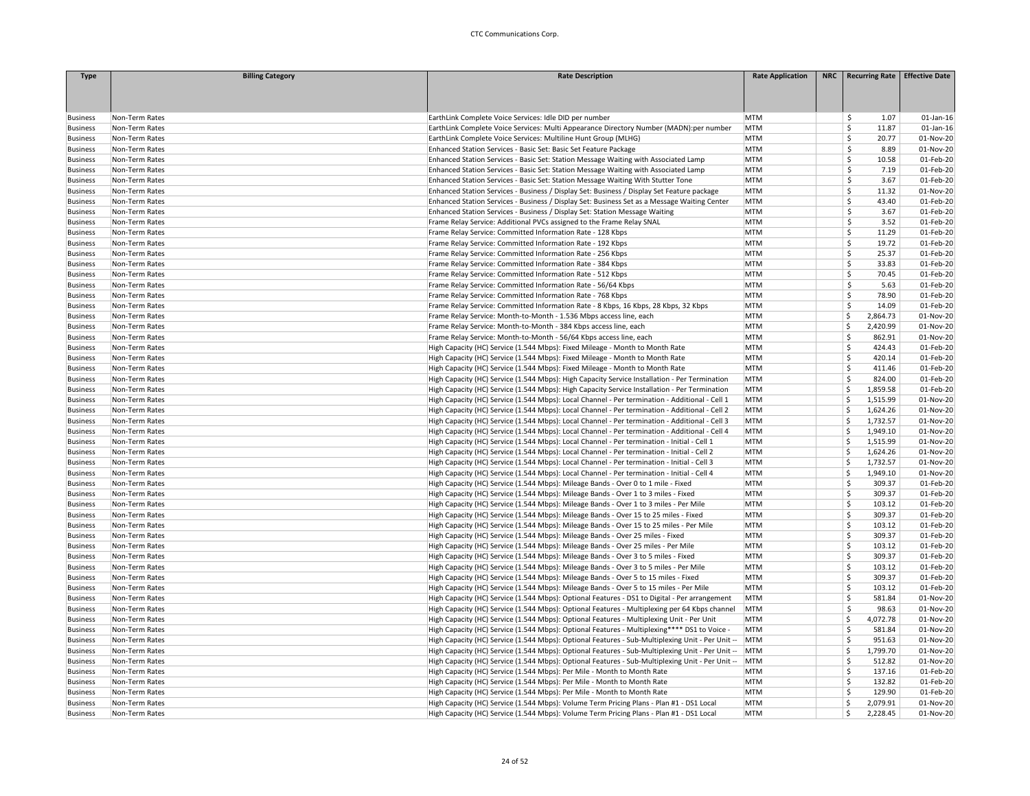| Type | Billing Category | Rate Description | Rate Application | NRC | Recurring Rate | Effective Date |
|---|---|---|---|---|---|---|
| Business | Non-Term Rates | EarthLink Complete Voice Services: Idle DID per number | MTM | | $ 1.07 | 01-Jan-16 |
| Business | Non-Term Rates | EarthLink Complete Voice Services: Multi Appearance Directory Number (MADN):per number | MTM | | $ 11.87 | 01-Jan-16 |
| Business | Non-Term Rates | EarthLink Complete Voice Services: Multiline Hunt Group (MLHG) | MTM | | $ 20.77 | 01-Nov-20 |
| Business | Non-Term Rates | Enhanced Station Services - Basic Set: Basic Set Feature Package | MTM | | $ 8.89 | 01-Nov-20 |
| Business | Non-Term Rates | Enhanced Station Services - Basic Set: Station Message Waiting with Associated Lamp | MTM | | $ 10.58 | 01-Feb-20 |
| Business | Non-Term Rates | Enhanced Station Services - Basic Set: Station Message Waiting with Associated Lamp | MTM | | $ 7.19 | 01-Feb-20 |
| Business | Non-Term Rates | Enhanced Station Services - Basic Set: Station Message Waiting With Stutter Tone | MTM | | $ 3.67 | 01-Feb-20 |
| Business | Non-Term Rates | Enhanced Station Services - Business / Display Set: Business / Display Set Feature package | MTM | | $ 11.32 | 01-Nov-20 |
| Business | Non-Term Rates | Enhanced Station Services - Business / Display Set: Business Set as a Message Waiting Center | MTM | | $ 43.40 | 01-Feb-20 |
| Business | Non-Term Rates | Enhanced Station Services - Business / Display Set: Station Message Waiting | MTM | | $ 3.67 | 01-Feb-20 |
| Business | Non-Term Rates | Frame Relay Service: Additional PVCs assigned to the Frame Relay SNAL | MTM | | $ 3.52 | 01-Feb-20 |
| Business | Non-Term Rates | Frame Relay Service: Committed Information Rate - 128 Kbps | MTM | | $ 11.29 | 01-Feb-20 |
| Business | Non-Term Rates | Frame Relay Service: Committed Information Rate - 192 Kbps | MTM | | $ 19.72 | 01-Feb-20 |
| Business | Non-Term Rates | Frame Relay Service: Committed Information Rate - 256 Kbps | MTM | | $ 25.37 | 01-Feb-20 |
| Business | Non-Term Rates | Frame Relay Service: Committed Information Rate - 384 Kbps | MTM | | $ 33.83 | 01-Feb-20 |
| Business | Non-Term Rates | Frame Relay Service: Committed Information Rate - 512 Kbps | MTM | | $ 70.45 | 01-Feb-20 |
| Business | Non-Term Rates | Frame Relay Service: Committed Information Rate - 56/64 Kbps | MTM | | $ 5.63 | 01-Feb-20 |
| Business | Non-Term Rates | Frame Relay Service: Committed Information Rate - 768 Kbps | MTM | | $ 78.90 | 01-Feb-20 |
| Business | Non-Term Rates | Frame Relay Service: Committed Information Rate - 8 Kbps, 16 Kbps, 28 Kbps, 32 Kbps | MTM | | $ 14.09 | 01-Feb-20 |
| Business | Non-Term Rates | Frame Relay Service: Month-to-Month - 1.536 Mbps access line, each | MTM | | $ 2,864.73 | 01-Nov-20 |
| Business | Non-Term Rates | Frame Relay Service: Month-to-Month - 384 Kbps access line, each | MTM | | $ 2,420.99 | 01-Nov-20 |
| Business | Non-Term Rates | Frame Relay Service: Month-to-Month - 56/64 Kbps access line, each | MTM | | $ 862.91 | 01-Nov-20 |
| Business | Non-Term Rates | High Capacity (HC) Service (1.544 Mbps): Fixed Mileage - Month to Month Rate | MTM | | $ 424.43 | 01-Feb-20 |
| Business | Non-Term Rates | High Capacity (HC) Service (1.544 Mbps): Fixed Mileage - Month to Month Rate | MTM | | $ 420.14 | 01-Feb-20 |
| Business | Non-Term Rates | High Capacity (HC) Service (1.544 Mbps): Fixed Mileage - Month to Month Rate | MTM | | $ 411.46 | 01-Feb-20 |
| Business | Non-Term Rates | High Capacity (HC) Service (1.544 Mbps): High Capacity Service Installation - Per Termination | MTM | | $ 824.00 | 01-Feb-20 |
| Business | Non-Term Rates | High Capacity (HC) Service (1.544 Mbps): High Capacity Service Installation - Per Termination | MTM | | $ 1,859.58 | 01-Feb-20 |
| Business | Non-Term Rates | High Capacity (HC) Service (1.544 Mbps): Local Channel - Per termination - Additional - Cell 1 | MTM | | $ 1,515.99 | 01-Nov-20 |
| Business | Non-Term Rates | High Capacity (HC) Service (1.544 Mbps): Local Channel - Per termination - Additional - Cell 2 | MTM | | $ 1,624.26 | 01-Nov-20 |
| Business | Non-Term Rates | High Capacity (HC) Service (1.544 Mbps): Local Channel - Per termination - Additional - Cell 3 | MTM | | $ 1,732.57 | 01-Nov-20 |
| Business | Non-Term Rates | High Capacity (HC) Service (1.544 Mbps): Local Channel - Per termination - Additional - Cell 4 | MTM | | $ 1,949.10 | 01-Nov-20 |
| Business | Non-Term Rates | High Capacity (HC) Service (1.544 Mbps): Local Channel - Per termination - Initial - Cell 1 | MTM | | $ 1,515.99 | 01-Nov-20 |
| Business | Non-Term Rates | High Capacity (HC) Service (1.544 Mbps): Local Channel - Per termination - Initial - Cell 2 | MTM | | $ 1,624.26 | 01-Nov-20 |
| Business | Non-Term Rates | High Capacity (HC) Service (1.544 Mbps): Local Channel - Per termination - Initial - Cell 3 | MTM | | $ 1,732.57 | 01-Nov-20 |
| Business | Non-Term Rates | High Capacity (HC) Service (1.544 Mbps): Local Channel - Per termination - Initial - Cell 4 | MTM | | $ 1,949.10 | 01-Nov-20 |
| Business | Non-Term Rates | High Capacity (HC) Service (1.544 Mbps): Mileage Bands - Over 0 to 1 mile - Fixed | MTM | | $ 309.37 | 01-Feb-20 |
| Business | Non-Term Rates | High Capacity (HC) Service (1.544 Mbps): Mileage Bands - Over 1 to 3 miles - Fixed | MTM | | $ 309.37 | 01-Feb-20 |
| Business | Non-Term Rates | High Capacity (HC) Service (1.544 Mbps): Mileage Bands - Over 1 to 3 miles - Per Mile | MTM | | $ 103.12 | 01-Feb-20 |
| Business | Non-Term Rates | High Capacity (HC) Service (1.544 Mbps): Mileage Bands - Over 15 to 25 miles - Fixed | MTM | | $ 309.37 | 01-Feb-20 |
| Business | Non-Term Rates | High Capacity (HC) Service (1.544 Mbps): Mileage Bands - Over 15 to 25 miles - Per Mile | MTM | | $ 103.12 | 01-Feb-20 |
| Business | Non-Term Rates | High Capacity (HC) Service (1.544 Mbps): Mileage Bands - Over 25 miles - Fixed | MTM | | $ 309.37 | 01-Feb-20 |
| Business | Non-Term Rates | High Capacity (HC) Service (1.544 Mbps): Mileage Bands - Over 25 miles - Per Mile | MTM | | $ 103.12 | 01-Feb-20 |
| Business | Non-Term Rates | High Capacity (HC) Service (1.544 Mbps): Mileage Bands - Over 3 to 5 miles - Fixed | MTM | | $ 309.37 | 01-Feb-20 |
| Business | Non-Term Rates | High Capacity (HC) Service (1.544 Mbps): Mileage Bands - Over 3 to 5 miles - Per Mile | MTM | | $ 103.12 | 01-Feb-20 |
| Business | Non-Term Rates | High Capacity (HC) Service (1.544 Mbps): Mileage Bands - Over 5 to 15 miles - Fixed | MTM | | $ 309.37 | 01-Feb-20 |
| Business | Non-Term Rates | High Capacity (HC) Service (1.544 Mbps): Mileage Bands - Over 5 to 15 miles - Per Mile | MTM | | $ 103.12 | 01-Feb-20 |
| Business | Non-Term Rates | High Capacity (HC) Service (1.544 Mbps): Optional Features - DS1 to Digital - Per arrangement | MTM | | $ 581.84 | 01-Nov-20 |
| Business | Non-Term Rates | High Capacity (HC) Service (1.544 Mbps): Optional Features - Multiplexing per 64 Kbps channel | MTM | | $ 98.63 | 01-Nov-20 |
| Business | Non-Term Rates | High Capacity (HC) Service (1.544 Mbps): Optional Features - Multiplexing Unit - Per Unit | MTM | | $ 4,072.78 | 01-Nov-20 |
| Business | Non-Term Rates | High Capacity (HC) Service (1.544 Mbps): Optional Features - Multiplexing**** DS1 to Voice - | MTM | | $ 581.84 | 01-Nov-20 |
| Business | Non-Term Rates | High Capacity (HC) Service (1.544 Mbps): Optional Features - Sub-Multiplexing Unit - Per Unit -- | MTM | | $ 951.63 | 01-Nov-20 |
| Business | Non-Term Rates | High Capacity (HC) Service (1.544 Mbps): Optional Features - Sub-Multiplexing Unit - Per Unit -- | MTM | | $ 1,799.70 | 01-Nov-20 |
| Business | Non-Term Rates | High Capacity (HC) Service (1.544 Mbps): Optional Features - Sub-Multiplexing Unit - Per Unit -- | MTM | | $ 512.82 | 01-Nov-20 |
| Business | Non-Term Rates | High Capacity (HC) Service (1.544 Mbps): Per Mile - Month to Month Rate | MTM | | $ 137.16 | 01-Feb-20 |
| Business | Non-Term Rates | High Capacity (HC) Service (1.544 Mbps): Per Mile - Month to Month Rate | MTM | | $ 132.82 | 01-Feb-20 |
| Business | Non-Term Rates | High Capacity (HC) Service (1.544 Mbps): Per Mile - Month to Month Rate | MTM | | $ 129.90 | 01-Feb-20 |
| Business | Non-Term Rates | High Capacity (HC) Service (1.544 Mbps): Volume Term Pricing Plans - Plan #1 - DS1 Local | MTM | | $ 2,079.91 | 01-Nov-20 |
| Business | Non-Term Rates | High Capacity (HC) Service (1.544 Mbps): Volume Term Pricing Plans - Plan #1 - DS1 Local | MTM | | $ 2,228.45 | 01-Nov-20 |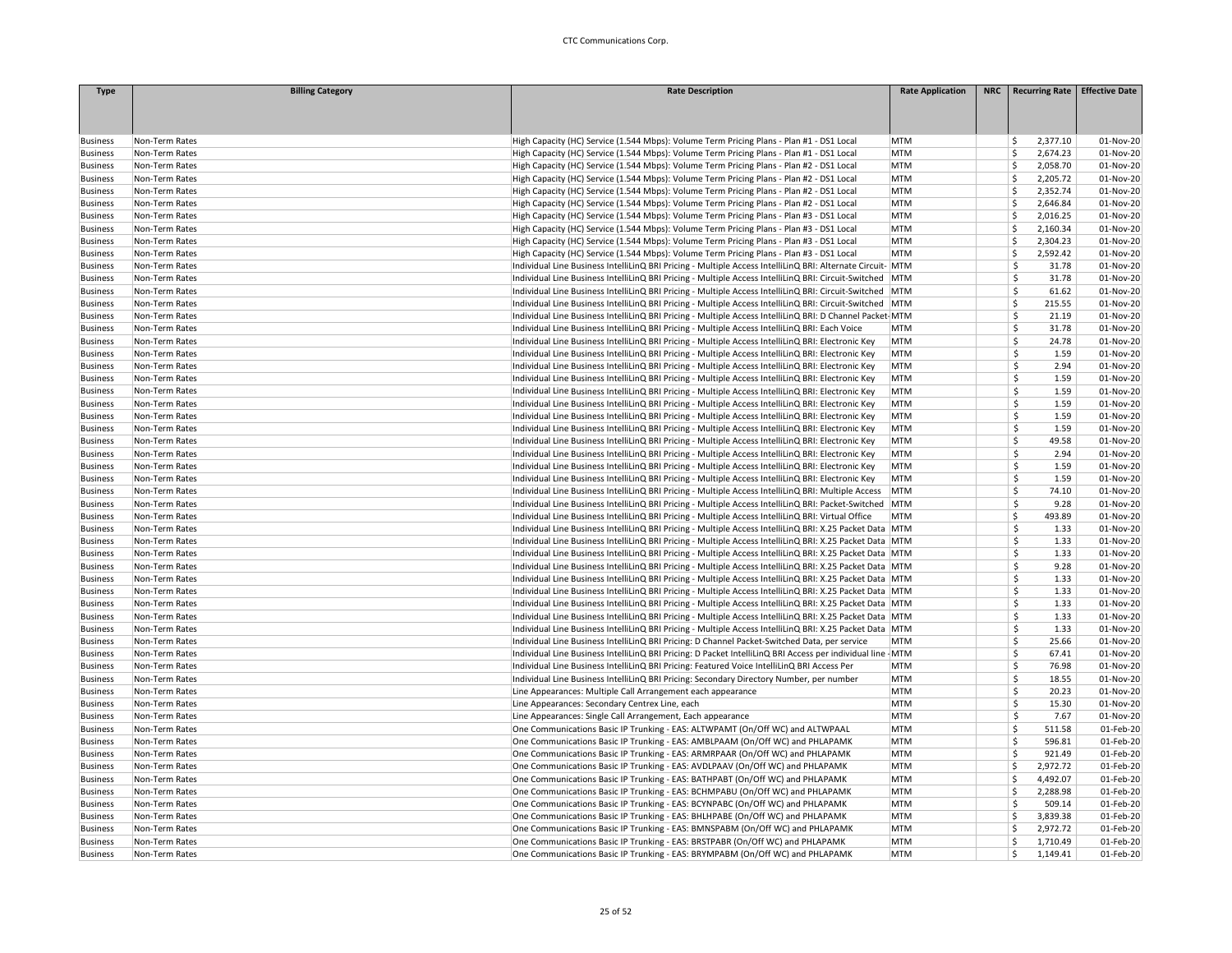| Type | Billing Category | Rate Description | Rate Application | NRC | Recurring Rate | Effective Date |
|---|---|---|---|---|---|---|
| Business | Non-Term Rates | High Capacity (HC) Service (1.544 Mbps): Volume Term Pricing Plans - Plan #1 - DS1 Local | MTM | | $ 2,377.10 | 01-Nov-20 |
| Business | Non-Term Rates | High Capacity (HC) Service (1.544 Mbps): Volume Term Pricing Plans - Plan #1 - DS1 Local | MTM | | $ 2,674.23 | 01-Nov-20 |
| Business | Non-Term Rates | High Capacity (HC) Service (1.544 Mbps): Volume Term Pricing Plans - Plan #2 - DS1 Local | MTM | | $ 2,058.70 | 01-Nov-20 |
| Business | Non-Term Rates | High Capacity (HC) Service (1.544 Mbps): Volume Term Pricing Plans - Plan #2 - DS1 Local | MTM | | $ 2,205.72 | 01-Nov-20 |
| Business | Non-Term Rates | High Capacity (HC) Service (1.544 Mbps): Volume Term Pricing Plans - Plan #2 - DS1 Local | MTM | | $ 2,352.74 | 01-Nov-20 |
| Business | Non-Term Rates | High Capacity (HC) Service (1.544 Mbps): Volume Term Pricing Plans - Plan #2 - DS1 Local | MTM | | $ 2,646.84 | 01-Nov-20 |
| Business | Non-Term Rates | High Capacity (HC) Service (1.544 Mbps): Volume Term Pricing Plans - Plan #3 - DS1 Local | MTM | | $ 2,016.25 | 01-Nov-20 |
| Business | Non-Term Rates | High Capacity (HC) Service (1.544 Mbps): Volume Term Pricing Plans - Plan #3 - DS1 Local | MTM | | $ 2,160.34 | 01-Nov-20 |
| Business | Non-Term Rates | High Capacity (HC) Service (1.544 Mbps): Volume Term Pricing Plans - Plan #3 - DS1 Local | MTM | | $ 2,304.23 | 01-Nov-20 |
| Business | Non-Term Rates | High Capacity (HC) Service (1.544 Mbps): Volume Term Pricing Plans - Plan #3 - DS1 Local | MTM | | $ 2,592.42 | 01-Nov-20 |
| Business | Non-Term Rates | Individual Line Business IntelliLinQ BRI Pricing - Multiple Access IntelliLinQ BRI: Alternate Circuit- | MTM | | $ 31.78 | 01-Nov-20 |
| Business | Non-Term Rates | Individual Line Business IntelliLinQ BRI Pricing - Multiple Access IntelliLinQ BRI: Circuit-Switched | MTM | | $ 31.78 | 01-Nov-20 |
| Business | Non-Term Rates | Individual Line Business IntelliLinQ BRI Pricing - Multiple Access IntelliLinQ BRI: Circuit-Switched | MTM | | $ 61.62 | 01-Nov-20 |
| Business | Non-Term Rates | Individual Line Business IntelliLinQ BRI Pricing - Multiple Access IntelliLinQ BRI: Circuit-Switched | MTM | | $ 215.55 | 01-Nov-20 |
| Business | Non-Term Rates | Individual Line Business IntelliLinQ BRI Pricing - Multiple Access IntelliLinQ BRI: D Channel Packet- | MTM | | $ 21.19 | 01-Nov-20 |
| Business | Non-Term Rates | Individual Line Business IntelliLinQ BRI Pricing - Multiple Access IntelliLinQ BRI: Each Voice | MTM | | $ 31.78 | 01-Nov-20 |
| Business | Non-Term Rates | Individual Line Business IntelliLinQ BRI Pricing - Multiple Access IntelliLinQ BRI: Electronic Key | MTM | | $ 24.78 | 01-Nov-20 |
| Business | Non-Term Rates | Individual Line Business IntelliLinQ BRI Pricing - Multiple Access IntelliLinQ BRI: Electronic Key | MTM | | $ 1.59 | 01-Nov-20 |
| Business | Non-Term Rates | Individual Line Business IntelliLinQ BRI Pricing - Multiple Access IntelliLinQ BRI: Electronic Key | MTM | | $ 2.94 | 01-Nov-20 |
| Business | Non-Term Rates | Individual Line Business IntelliLinQ BRI Pricing - Multiple Access IntelliLinQ BRI: Electronic Key | MTM | | $ 1.59 | 01-Nov-20 |
| Business | Non-Term Rates | Individual Line Business IntelliLinQ BRI Pricing - Multiple Access IntelliLinQ BRI: Electronic Key | MTM | | $ 1.59 | 01-Nov-20 |
| Business | Non-Term Rates | Individual Line Business IntelliLinQ BRI Pricing - Multiple Access IntelliLinQ BRI: Electronic Key | MTM | | $ 1.59 | 01-Nov-20 |
| Business | Non-Term Rates | Individual Line Business IntelliLinQ BRI Pricing - Multiple Access IntelliLinQ BRI: Electronic Key | MTM | | $ 1.59 | 01-Nov-20 |
| Business | Non-Term Rates | Individual Line Business IntelliLinQ BRI Pricing - Multiple Access IntelliLinQ BRI: Electronic Key | MTM | | $ 1.59 | 01-Nov-20 |
| Business | Non-Term Rates | Individual Line Business IntelliLinQ BRI Pricing - Multiple Access IntelliLinQ BRI: Electronic Key | MTM | | $ 49.58 | 01-Nov-20 |
| Business | Non-Term Rates | Individual Line Business IntelliLinQ BRI Pricing - Multiple Access IntelliLinQ BRI: Electronic Key | MTM | | $ 2.94 | 01-Nov-20 |
| Business | Non-Term Rates | Individual Line Business IntelliLinQ BRI Pricing - Multiple Access IntelliLinQ BRI: Electronic Key | MTM | | $ 1.59 | 01-Nov-20 |
| Business | Non-Term Rates | Individual Line Business IntelliLinQ BRI Pricing - Multiple Access IntelliLinQ BRI: Electronic Key | MTM | | $ 1.59 | 01-Nov-20 |
| Business | Non-Term Rates | Individual Line Business IntelliLinQ BRI Pricing - Multiple Access IntelliLinQ BRI: Multiple Access | MTM | | $ 74.10 | 01-Nov-20 |
| Business | Non-Term Rates | Individual Line Business IntelliLinQ BRI Pricing - Multiple Access IntelliLinQ BRI: Packet-Switched | MTM | | $ 9.28 | 01-Nov-20 |
| Business | Non-Term Rates | Individual Line Business IntelliLinQ BRI Pricing - Multiple Access IntelliLinQ BRI: Virtual Office | MTM | | $ 493.89 | 01-Nov-20 |
| Business | Non-Term Rates | Individual Line Business IntelliLinQ BRI Pricing - Multiple Access IntelliLinQ BRI: X.25 Packet Data | MTM | | $ 1.33 | 01-Nov-20 |
| Business | Non-Term Rates | Individual Line Business IntelliLinQ BRI Pricing - Multiple Access IntelliLinQ BRI: X.25 Packet Data | MTM | | $ 1.33 | 01-Nov-20 |
| Business | Non-Term Rates | Individual Line Business IntelliLinQ BRI Pricing - Multiple Access IntelliLinQ BRI: X.25 Packet Data | MTM | | $ 1.33 | 01-Nov-20 |
| Business | Non-Term Rates | Individual Line Business IntelliLinQ BRI Pricing - Multiple Access IntelliLinQ BRI: X.25 Packet Data | MTM | | $ 9.28 | 01-Nov-20 |
| Business | Non-Term Rates | Individual Line Business IntelliLinQ BRI Pricing - Multiple Access IntelliLinQ BRI: X.25 Packet Data | MTM | | $ 1.33 | 01-Nov-20 |
| Business | Non-Term Rates | Individual Line Business IntelliLinQ BRI Pricing - Multiple Access IntelliLinQ BRI: X.25 Packet Data | MTM | | $ 1.33 | 01-Nov-20 |
| Business | Non-Term Rates | Individual Line Business IntelliLinQ BRI Pricing - Multiple Access IntelliLinQ BRI: X.25 Packet Data | MTM | | $ 1.33 | 01-Nov-20 |
| Business | Non-Term Rates | Individual Line Business IntelliLinQ BRI Pricing - Multiple Access IntelliLinQ BRI: X.25 Packet Data | MTM | | $ 1.33 | 01-Nov-20 |
| Business | Non-Term Rates | Individual Line Business IntelliLinQ BRI Pricing - Multiple Access IntelliLinQ BRI: X.25 Packet Data | MTM | | $ 1.33 | 01-Nov-20 |
| Business | Non-Term Rates | Individual Line Business IntelliLinQ BRI Pricing: D Channel Packet-Switched Data, per service | MTM | | $ 25.66 | 01-Nov-20 |
| Business | Non-Term Rates | Individual Line Business IntelliLinQ BRI Pricing: D Packet IntelliLinQ BRI Access per individual line - | MTM | | $ 67.41 | 01-Nov-20 |
| Business | Non-Term Rates | Individual Line Business IntelliLinQ BRI Pricing: Featured Voice IntelliLinQ BRI Access Per | MTM | | $ 76.98 | 01-Nov-20 |
| Business | Non-Term Rates | Individual Line Business IntelliLinQ BRI Pricing: Secondary Directory Number, per number | MTM | | $ 18.55 | 01-Nov-20 |
| Business | Non-Term Rates | Line Appearances: Multiple Call Arrangement each appearance | MTM | | $ 20.23 | 01-Nov-20 |
| Business | Non-Term Rates | Line Appearances: Secondary Centrex Line, each | MTM | | $ 15.30 | 01-Nov-20 |
| Business | Non-Term Rates | Line Appearances: Single Call Arrangement, Each appearance | MTM | | $ 7.67 | 01-Nov-20 |
| Business | Non-Term Rates | One Communications Basic IP Trunking - EAS: ALTWPAMT (On/Off WC) and ALTWPAAL | MTM | | $ 511.58 | 01-Feb-20 |
| Business | Non-Term Rates | One Communications Basic IP Trunking - EAS: AMBLPAAM (On/Off WC) and PHLAPAMK | MTM | | $ 596.81 | 01-Feb-20 |
| Business | Non-Term Rates | One Communications Basic IP Trunking - EAS: ARMRPAAR (On/Off WC) and PHLAPAMK | MTM | | $ 921.49 | 01-Feb-20 |
| Business | Non-Term Rates | One Communications Basic IP Trunking - EAS: AVDLPAAV (On/Off WC) and PHLAPAMK | MTM | | $ 2,972.72 | 01-Feb-20 |
| Business | Non-Term Rates | One Communications Basic IP Trunking - EAS: BATHPABT (On/Off WC) and PHLAPAMK | MTM | | $ 4,492.07 | 01-Feb-20 |
| Business | Non-Term Rates | One Communications Basic IP Trunking - EAS: BCHMPABU (On/Off WC) and PHLAPAMK | MTM | | $ 2,288.98 | 01-Feb-20 |
| Business | Non-Term Rates | One Communications Basic IP Trunking - EAS: BCYNPABC (On/Off WC) and PHLAPAMK | MTM | | $ 509.14 | 01-Feb-20 |
| Business | Non-Term Rates | One Communications Basic IP Trunking - EAS: BHLHPABE (On/Off WC) and PHLAPAMK | MTM | | $ 3,839.38 | 01-Feb-20 |
| Business | Non-Term Rates | One Communications Basic IP Trunking - EAS: BMNSPABM (On/Off WC) and PHLAPAMK | MTM | | $ 2,972.72 | 01-Feb-20 |
| Business | Non-Term Rates | One Communications Basic IP Trunking - EAS: BRSTPABR (On/Off WC) and PHLAPAMK | MTM | | $ 1,710.49 | 01-Feb-20 |
| Business | Non-Term Rates | One Communications Basic IP Trunking - EAS: BRYMPABM (On/Off WC) and PHLAPAMK | MTM | | $ 1,149.41 | 01-Feb-20 |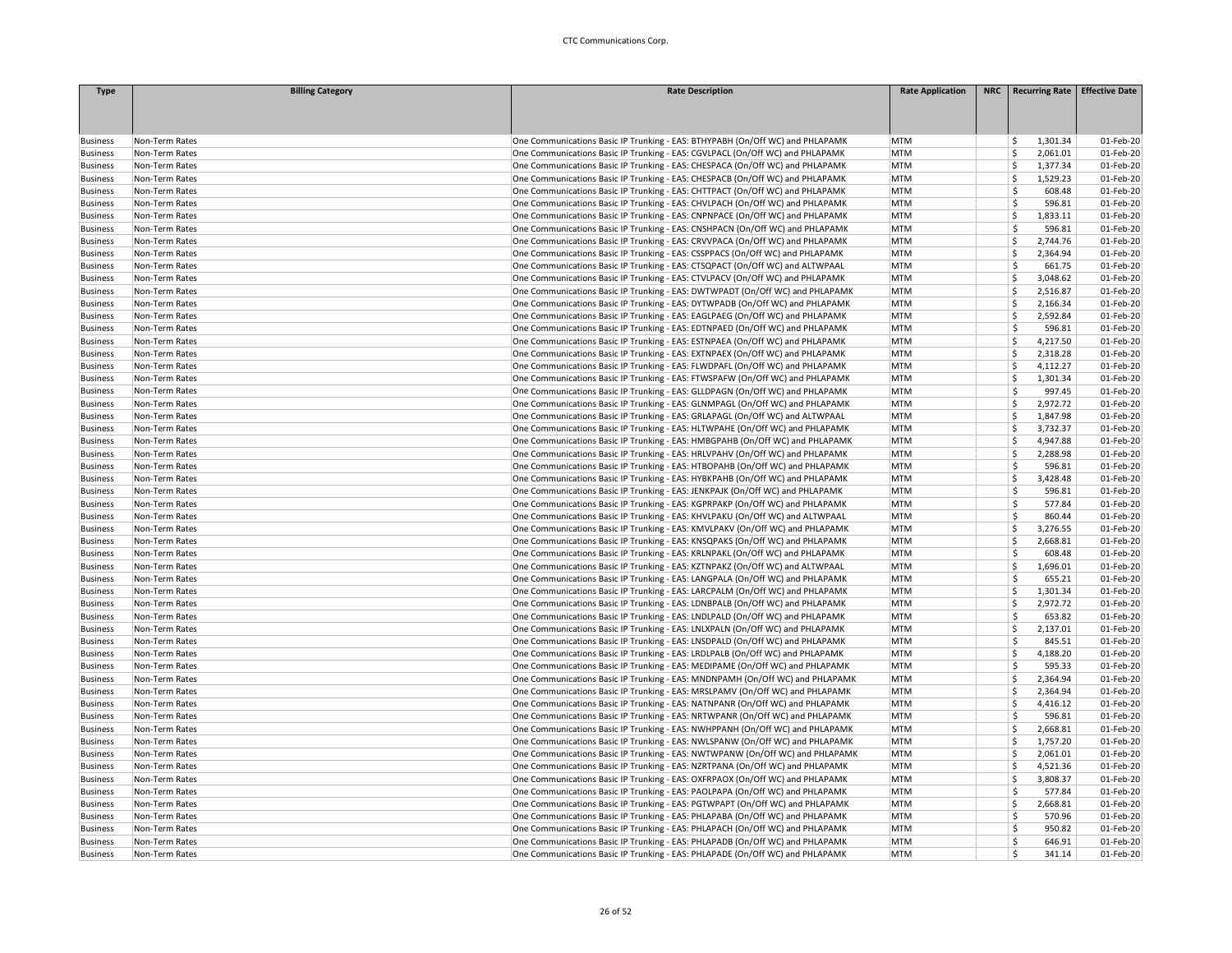| Type | Billing Category | Rate Description | Rate Application | NRC | Recurring Rate | Effective Date |
|---|---|---|---|---|---|---|
| Business | Non-Term Rates | One Communications Basic IP Trunking - EAS: BTHYPABH (On/Off WC) and PHLAPAMK | MTM | | $ 1,301.34 | 01-Feb-20 |
| Business | Non-Term Rates | One Communications Basic IP Trunking - EAS: CGVLPACL (On/Off WC) and PHLAPAMK | MTM | | $ 2,061.01 | 01-Feb-20 |
| Business | Non-Term Rates | One Communications Basic IP Trunking - EAS: CHESPACA (On/Off WC) and PHLAPAMK | MTM | | $ 1,377.34 | 01-Feb-20 |
| Business | Non-Term Rates | One Communications Basic IP Trunking - EAS: CHESPACB (On/Off WC) and PHLAPAMK | MTM | | $ 1,529.23 | 01-Feb-20 |
| Business | Non-Term Rates | One Communications Basic IP Trunking - EAS: CHTTPACT (On/Off WC) and PHLAPAMK | MTM | | $ 608.48 | 01-Feb-20 |
| Business | Non-Term Rates | One Communications Basic IP Trunking - EAS: CHVLPACH (On/Off WC) and PHLAPAMK | MTM | | $ 596.81 | 01-Feb-20 |
| Business | Non-Term Rates | One Communications Basic IP Trunking - EAS: CNPNPACE (On/Off WC) and PHLAPAMK | MTM | | $ 1,833.11 | 01-Feb-20 |
| Business | Non-Term Rates | One Communications Basic IP Trunking - EAS: CNSHPACN (On/Off WC) and PHLAPAMK | MTM | | $ 596.81 | 01-Feb-20 |
| Business | Non-Term Rates | One Communications Basic IP Trunking - EAS: CRVVPACA (On/Off WC) and PHLAPAMK | MTM | | $ 2,744.76 | 01-Feb-20 |
| Business | Non-Term Rates | One Communications Basic IP Trunking - EAS: CSSPPACS (On/Off WC) and PHLAPAMK | MTM | | $ 2,364.94 | 01-Feb-20 |
| Business | Non-Term Rates | One Communications Basic IP Trunking - EAS: CTSQPACT (On/Off WC) and ALTWPAAL | MTM | | $ 661.75 | 01-Feb-20 |
| Business | Non-Term Rates | One Communications Basic IP Trunking - EAS: CTVLPACV (On/Off WC) and PHLAPAMK | MTM | | $ 3,048.62 | 01-Feb-20 |
| Business | Non-Term Rates | One Communications Basic IP Trunking - EAS: DWTWPADT (On/Off WC) and PHLAPAMK | MTM | | $ 2,516.87 | 01-Feb-20 |
| Business | Non-Term Rates | One Communications Basic IP Trunking - EAS: DYTWPADB (On/Off WC) and PHLAPAMK | MTM | | $ 2,166.34 | 01-Feb-20 |
| Business | Non-Term Rates | One Communications Basic IP Trunking - EAS: EAGLPAEG (On/Off WC) and PHLAPAMK | MTM | | $ 2,592.84 | 01-Feb-20 |
| Business | Non-Term Rates | One Communications Basic IP Trunking - EAS: EDTNPAED (On/Off WC) and PHLAPAMK | MTM | | $ 596.81 | 01-Feb-20 |
| Business | Non-Term Rates | One Communications Basic IP Trunking - EAS: ESTNPAEA (On/Off WC) and PHLAPAMK | MTM | | $ 4,217.50 | 01-Feb-20 |
| Business | Non-Term Rates | One Communications Basic IP Trunking - EAS: EXTNPAEX (On/Off WC) and PHLAPAMK | MTM | | $ 2,318.28 | 01-Feb-20 |
| Business | Non-Term Rates | One Communications Basic IP Trunking - EAS: FLWDPAFL (On/Off WC) and PHLAPAMK | MTM | | $ 4,112.27 | 01-Feb-20 |
| Business | Non-Term Rates | One Communications Basic IP Trunking - EAS: FTWSPAFW (On/Off WC) and PHLAPAMK | MTM | | $ 1,301.34 | 01-Feb-20 |
| Business | Non-Term Rates | One Communications Basic IP Trunking - EAS: GLLDPAGN (On/Off WC) and PHLAPAMK | MTM | | $ 997.45 | 01-Feb-20 |
| Business | Non-Term Rates | One Communications Basic IP Trunking - EAS: GLNMPAGL (On/Off WC) and PHLAPAMK | MTM | | $ 2,972.72 | 01-Feb-20 |
| Business | Non-Term Rates | One Communications Basic IP Trunking - EAS: GRLAPAGL (On/Off WC) and ALTWPAAL | MTM | | $ 1,847.98 | 01-Feb-20 |
| Business | Non-Term Rates | One Communications Basic IP Trunking - EAS: HLTWPAHE (On/Off WC) and PHLAPAMK | MTM | | $ 3,732.37 | 01-Feb-20 |
| Business | Non-Term Rates | One Communications Basic IP Trunking - EAS: HMBGPAHB (On/Off WC) and PHLAPAMK | MTM | | $ 4,947.88 | 01-Feb-20 |
| Business | Non-Term Rates | One Communications Basic IP Trunking - EAS: HRLVPAHV (On/Off WC) and PHLAPAMK | MTM | | $ 2,288.98 | 01-Feb-20 |
| Business | Non-Term Rates | One Communications Basic IP Trunking - EAS: HTBOPAHB (On/Off WC) and PHLAPAMK | MTM | | $ 596.81 | 01-Feb-20 |
| Business | Non-Term Rates | One Communications Basic IP Trunking - EAS: HYBKPAHB (On/Off WC) and PHLAPAMK | MTM | | $ 3,428.48 | 01-Feb-20 |
| Business | Non-Term Rates | One Communications Basic IP Trunking - EAS: JENKPAJK (On/Off WC) and PHLAPAMK | MTM | | $ 596.81 | 01-Feb-20 |
| Business | Non-Term Rates | One Communications Basic IP Trunking - EAS: KGPRPAKP (On/Off WC) and PHLAPAMK | MTM | | $ 577.84 | 01-Feb-20 |
| Business | Non-Term Rates | One Communications Basic IP Trunking - EAS: KHVLPAKU (On/Off WC) and ALTWPAAL | MTM | | $ 860.44 | 01-Feb-20 |
| Business | Non-Term Rates | One Communications Basic IP Trunking - EAS: KMVLPAKV (On/Off WC) and PHLAPAMK | MTM | | $ 3,276.55 | 01-Feb-20 |
| Business | Non-Term Rates | One Communications Basic IP Trunking - EAS: KNSQPAKS (On/Off WC) and PHLAPAMK | MTM | | $ 2,668.81 | 01-Feb-20 |
| Business | Non-Term Rates | One Communications Basic IP Trunking - EAS: KRLNPAKL (On/Off WC) and PHLAPAMK | MTM | | $ 608.48 | 01-Feb-20 |
| Business | Non-Term Rates | One Communications Basic IP Trunking - EAS: KZTNPAKZ (On/Off WC) and ALTWPAAL | MTM | | $ 1,696.01 | 01-Feb-20 |
| Business | Non-Term Rates | One Communications Basic IP Trunking - EAS: LANGPALA (On/Off WC) and PHLAPAMK | MTM | | $ 655.21 | 01-Feb-20 |
| Business | Non-Term Rates | One Communications Basic IP Trunking - EAS: LARCPALM (On/Off WC) and PHLAPAMK | MTM | | $ 1,301.34 | 01-Feb-20 |
| Business | Non-Term Rates | One Communications Basic IP Trunking - EAS: LDNBPALB (On/Off WC) and PHLAPAMK | MTM | | $ 2,972.72 | 01-Feb-20 |
| Business | Non-Term Rates | One Communications Basic IP Trunking - EAS: LNDLPALD (On/Off WC) and PHLAPAMK | MTM | | $ 653.82 | 01-Feb-20 |
| Business | Non-Term Rates | One Communications Basic IP Trunking - EAS: LNLXPALN (On/Off WC) and PHLAPAMK | MTM | | $ 2,137.01 | 01-Feb-20 |
| Business | Non-Term Rates | One Communications Basic IP Trunking - EAS: LNSDPALD (On/Off WC) and PHLAPAMK | MTM | | $ 845.51 | 01-Feb-20 |
| Business | Non-Term Rates | One Communications Basic IP Trunking - EAS: LRDLPALB (On/Off WC) and PHLAPAMK | MTM | | $ 4,188.20 | 01-Feb-20 |
| Business | Non-Term Rates | One Communications Basic IP Trunking - EAS: MEDIPAME (On/Off WC) and PHLAPAMK | MTM | | $ 595.33 | 01-Feb-20 |
| Business | Non-Term Rates | One Communications Basic IP Trunking - EAS: MNDNPAMH (On/Off WC) and PHLAPAMK | MTM | | $ 2,364.94 | 01-Feb-20 |
| Business | Non-Term Rates | One Communications Basic IP Trunking - EAS: MRSLPAMV (On/Off WC) and PHLAPAMK | MTM | | $ 2,364.94 | 01-Feb-20 |
| Business | Non-Term Rates | One Communications Basic IP Trunking - EAS: NATNPANR (On/Off WC) and PHLAPAMK | MTM | | $ 4,416.12 | 01-Feb-20 |
| Business | Non-Term Rates | One Communications Basic IP Trunking - EAS: NRTWPANR (On/Off WC) and PHLAPAMK | MTM | | $ 596.81 | 01-Feb-20 |
| Business | Non-Term Rates | One Communications Basic IP Trunking - EAS: NWHPPANH (On/Off WC) and PHLAPAMK | MTM | | $ 2,668.81 | 01-Feb-20 |
| Business | Non-Term Rates | One Communications Basic IP Trunking - EAS: NWLSPANW (On/Off WC) and PHLAPAMK | MTM | | $ 1,757.20 | 01-Feb-20 |
| Business | Non-Term Rates | One Communications Basic IP Trunking - EAS: NWTWPANW (On/Off WC) and PHLAPAMK | MTM | | $ 2,061.01 | 01-Feb-20 |
| Business | Non-Term Rates | One Communications Basic IP Trunking - EAS: NZRTPANA (On/Off WC) and PHLAPAMK | MTM | | $ 4,521.36 | 01-Feb-20 |
| Business | Non-Term Rates | One Communications Basic IP Trunking - EAS: OXFRPAOX (On/Off WC) and PHLAPAMK | MTM | | $ 3,808.37 | 01-Feb-20 |
| Business | Non-Term Rates | One Communications Basic IP Trunking - EAS: PAOLPAPA (On/Off WC) and PHLAPAMK | MTM | | $ 577.84 | 01-Feb-20 |
| Business | Non-Term Rates | One Communications Basic IP Trunking - EAS: PGTWPAPT (On/Off WC) and PHLAPAMK | MTM | | $ 2,668.81 | 01-Feb-20 |
| Business | Non-Term Rates | One Communications Basic IP Trunking - EAS: PHLAPABA (On/Off WC) and PHLAPAMK | MTM | | $ 570.96 | 01-Feb-20 |
| Business | Non-Term Rates | One Communications Basic IP Trunking - EAS: PHLAPACH (On/Off WC) and PHLAPAMK | MTM | | $ 950.82 | 01-Feb-20 |
| Business | Non-Term Rates | One Communications Basic IP Trunking - EAS: PHLAPADB (On/Off WC) and PHLAPAMK | MTM | | $ 646.91 | 01-Feb-20 |
| Business | Non-Term Rates | One Communications Basic IP Trunking - EAS: PHLAPADE (On/Off WC) and PHLAPAMK | MTM | | $ 341.14 | 01-Feb-20 |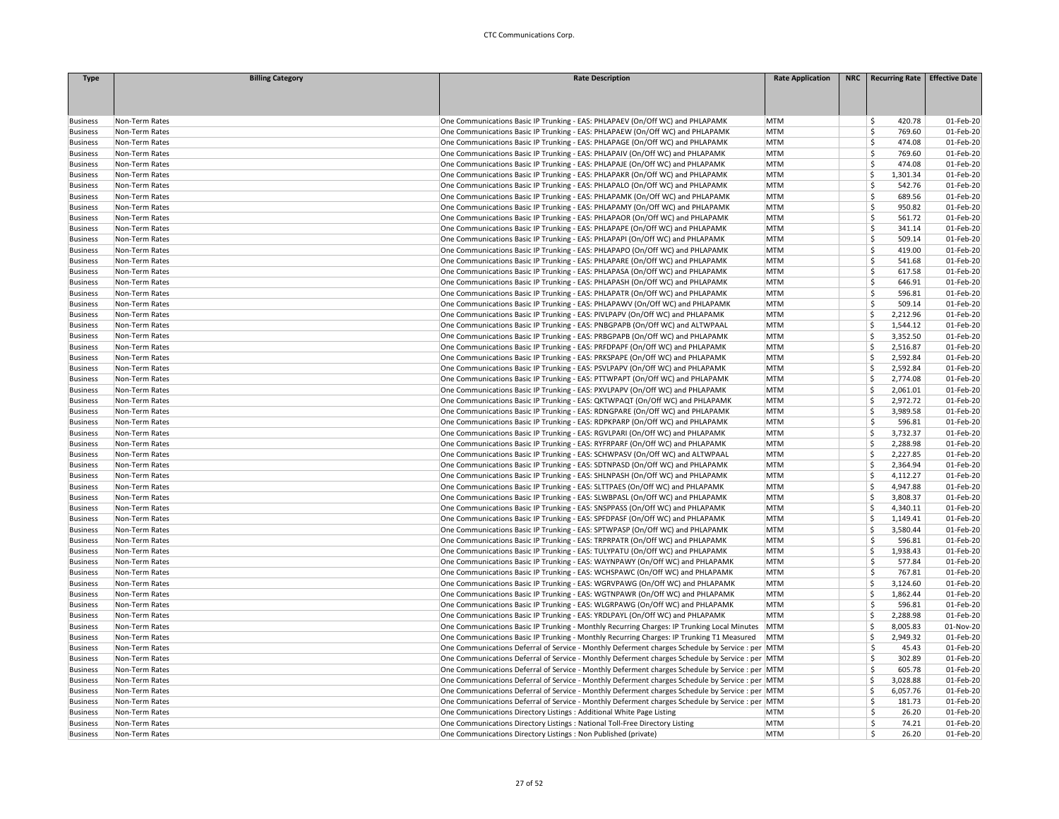| Type | Billing Category | Rate Description | Rate Application | NRC | Recurring Rate | Effective Date |
|---|---|---|---|---|---|---|
| Business | Non-Term Rates | One Communications Basic IP Trunking - EAS: PHLAPAEV (On/Off WC) and PHLAPAMK | MTM | | $ 420.78 | 01-Feb-20 |
| Business | Non-Term Rates | One Communications Basic IP Trunking - EAS: PHLAPAEW (On/Off WC) and PHLAPAMK | MTM | | $ 769.60 | 01-Feb-20 |
| Business | Non-Term Rates | One Communications Basic IP Trunking - EAS: PHLAPAGE (On/Off WC) and PHLAPAMK | MTM | | $ 474.08 | 01-Feb-20 |
| Business | Non-Term Rates | One Communications Basic IP Trunking - EAS: PHLAPAIV (On/Off WC) and PHLAPAMK | MTM | | $ 769.60 | 01-Feb-20 |
| Business | Non-Term Rates | One Communications Basic IP Trunking - EAS: PHLAPAJE (On/Off WC) and PHLAPAMK | MTM | | $ 474.08 | 01-Feb-20 |
| Business | Non-Term Rates | One Communications Basic IP Trunking - EAS: PHLAPAKR (On/Off WC) and PHLAPAMK | MTM | | $ 1,301.34 | 01-Feb-20 |
| Business | Non-Term Rates | One Communications Basic IP Trunking - EAS: PHLAPALO (On/Off WC) and PHLAPAMK | MTM | | $ 542.76 | 01-Feb-20 |
| Business | Non-Term Rates | One Communications Basic IP Trunking - EAS: PHLAPAMK (On/Off WC) and PHLAPAMK | MTM | | $ 689.56 | 01-Feb-20 |
| Business | Non-Term Rates | One Communications Basic IP Trunking - EAS: PHLAPAMY (On/Off WC) and PHLAPAMK | MTM | | $ 950.82 | 01-Feb-20 |
| Business | Non-Term Rates | One Communications Basic IP Trunking - EAS: PHLAPAOR (On/Off WC) and PHLAPAMK | MTM | | $ 561.72 | 01-Feb-20 |
| Business | Non-Term Rates | One Communications Basic IP Trunking - EAS: PHLAPAPE (On/Off WC) and PHLAPAMK | MTM | | $ 341.14 | 01-Feb-20 |
| Business | Non-Term Rates | One Communications Basic IP Trunking - EAS: PHLAPAPI (On/Off WC) and PHLAPAMK | MTM | | $ 509.14 | 01-Feb-20 |
| Business | Non-Term Rates | One Communications Basic IP Trunking - EAS: PHLAPAPO (On/Off WC) and PHLAPAMK | MTM | | $ 419.00 | 01-Feb-20 |
| Business | Non-Term Rates | One Communications Basic IP Trunking - EAS: PHLAPARE (On/Off WC) and PHLAPAMK | MTM | | $ 541.68 | 01-Feb-20 |
| Business | Non-Term Rates | One Communications Basic IP Trunking - EAS: PHLAPASA (On/Off WC) and PHLAPAMK | MTM | | $ 617.58 | 01-Feb-20 |
| Business | Non-Term Rates | One Communications Basic IP Trunking - EAS: PHLAPASH (On/Off WC) and PHLAPAMK | MTM | | $ 646.91 | 01-Feb-20 |
| Business | Non-Term Rates | One Communications Basic IP Trunking - EAS: PHLAPATR (On/Off WC) and PHLAPAMK | MTM | | $ 596.81 | 01-Feb-20 |
| Business | Non-Term Rates | One Communications Basic IP Trunking - EAS: PHLAPAWV (On/Off WC) and PHLAPAMK | MTM | | $ 509.14 | 01-Feb-20 |
| Business | Non-Term Rates | One Communications Basic IP Trunking - EAS: PIVLPAPV (On/Off WC) and PHLAPAMK | MTM | | $ 2,212.96 | 01-Feb-20 |
| Business | Non-Term Rates | One Communications Basic IP Trunking - EAS: PNBGPAPB (On/Off WC) and ALTWPAAL | MTM | | $ 1,544.12 | 01-Feb-20 |
| Business | Non-Term Rates | One Communications Basic IP Trunking - EAS: PRBGPAPB (On/Off WC) and PHLAPAMK | MTM | | $ 3,352.50 | 01-Feb-20 |
| Business | Non-Term Rates | One Communications Basic IP Trunking - EAS: PRFDPAPF (On/Off WC) and PHLAPAMK | MTM | | $ 2,516.87 | 01-Feb-20 |
| Business | Non-Term Rates | One Communications Basic IP Trunking - EAS: PRKSPAPE (On/Off WC) and PHLAPAMK | MTM | | $ 2,592.84 | 01-Feb-20 |
| Business | Non-Term Rates | One Communications Basic IP Trunking - EAS: PSVLPAPV (On/Off WC) and PHLAPAMK | MTM | | $ 2,592.84 | 01-Feb-20 |
| Business | Non-Term Rates | One Communications Basic IP Trunking - EAS: PTTWPAPT (On/Off WC) and PHLAPAMK | MTM | | $ 2,774.08 | 01-Feb-20 |
| Business | Non-Term Rates | One Communications Basic IP Trunking - EAS: PXVLPAPV (On/Off WC) and PHLAPAMK | MTM | | $ 2,061.01 | 01-Feb-20 |
| Business | Non-Term Rates | One Communications Basic IP Trunking - EAS: QKTWPAQT (On/Off WC) and PHLAPAMK | MTM | | $ 2,972.72 | 01-Feb-20 |
| Business | Non-Term Rates | One Communications Basic IP Trunking - EAS: RDNGPARE (On/Off WC) and PHLAPAMK | MTM | | $ 3,989.58 | 01-Feb-20 |
| Business | Non-Term Rates | One Communications Basic IP Trunking - EAS: RDPKPARP (On/Off WC) and PHLAPAMK | MTM | | $ 596.81 | 01-Feb-20 |
| Business | Non-Term Rates | One Communications Basic IP Trunking - EAS: RGVLPARI (On/Off WC) and PHLAPAMK | MTM | | $ 3,732.37 | 01-Feb-20 |
| Business | Non-Term Rates | One Communications Basic IP Trunking - EAS: RYFRPARF (On/Off WC) and PHLAPAMK | MTM | | $ 2,288.98 | 01-Feb-20 |
| Business | Non-Term Rates | One Communications Basic IP Trunking - EAS: SCHWPASV (On/Off WC) and ALTWPAAL | MTM | | $ 2,227.85 | 01-Feb-20 |
| Business | Non-Term Rates | One Communications Basic IP Trunking - EAS: SDTNPASD (On/Off WC) and PHLAPAMK | MTM | | $ 2,364.94 | 01-Feb-20 |
| Business | Non-Term Rates | One Communications Basic IP Trunking - EAS: SHLNPASH (On/Off WC) and PHLAPAMK | MTM | | $ 4,112.27 | 01-Feb-20 |
| Business | Non-Term Rates | One Communications Basic IP Trunking - EAS: SLTTPAES (On/Off WC) and PHLAPAMK | MTM | | $ 4,947.88 | 01-Feb-20 |
| Business | Non-Term Rates | One Communications Basic IP Trunking - EAS: SLWBPASL (On/Off WC) and PHLAPAMK | MTM | | $ 3,808.37 | 01-Feb-20 |
| Business | Non-Term Rates | One Communications Basic IP Trunking - EAS: SNSPPASS (On/Off WC) and PHLAPAMK | MTM | | $ 4,340.11 | 01-Feb-20 |
| Business | Non-Term Rates | One Communications Basic IP Trunking - EAS: SPFDPASF (On/Off WC) and PHLAPAMK | MTM | | $ 1,149.41 | 01-Feb-20 |
| Business | Non-Term Rates | One Communications Basic IP Trunking - EAS: SPTWPASP (On/Off WC) and PHLAPAMK | MTM | | $ 3,580.44 | 01-Feb-20 |
| Business | Non-Term Rates | One Communications Basic IP Trunking - EAS: TRPRPATR (On/Off WC) and PHLAPAMK | MTM | | $ 596.81 | 01-Feb-20 |
| Business | Non-Term Rates | One Communications Basic IP Trunking - EAS: TULYPATU (On/Off WC) and PHLAPAMK | MTM | | $ 1,938.43 | 01-Feb-20 |
| Business | Non-Term Rates | One Communications Basic IP Trunking - EAS: WAYNPAWY (On/Off WC) and PHLAPAMK | MTM | | $ 577.84 | 01-Feb-20 |
| Business | Non-Term Rates | One Communications Basic IP Trunking - EAS: WCHSPAWC (On/Off WC) and PHLAPAMK | MTM | | $ 767.81 | 01-Feb-20 |
| Business | Non-Term Rates | One Communications Basic IP Trunking - EAS: WGRVPAWG (On/Off WC) and PHLAPAMK | MTM | | $ 3,124.60 | 01-Feb-20 |
| Business | Non-Term Rates | One Communications Basic IP Trunking - EAS: WGTNPAWR (On/Off WC) and PHLAPAMK | MTM | | $ 1,862.44 | 01-Feb-20 |
| Business | Non-Term Rates | One Communications Basic IP Trunking - EAS: WLGRPAWG (On/Off WC) and PHLAPAMK | MTM | | $ 596.81 | 01-Feb-20 |
| Business | Non-Term Rates | One Communications Basic IP Trunking - EAS: YRDLPAYL (On/Off WC) and PHLAPAMK | MTM | | $ 2,288.98 | 01-Feb-20 |
| Business | Non-Term Rates | One Communications Basic IP Trunking - Monthly Recurring Charges: IP Trunking Local Minutes | MTM | | $ 8,005.83 | 01-Nov-20 |
| Business | Non-Term Rates | One Communications Basic IP Trunking - Monthly Recurring Charges: IP Trunking T1 Measured | MTM | | $ 2,949.32 | 01-Feb-20 |
| Business | Non-Term Rates | One Communications Deferral of Service - Monthly Deferment charges Schedule by Service : per | MTM | | $ 45.43 | 01-Feb-20 |
| Business | Non-Term Rates | One Communications Deferral of Service - Monthly Deferment charges Schedule by Service : per | MTM | | $ 302.89 | 01-Feb-20 |
| Business | Non-Term Rates | One Communications Deferral of Service - Monthly Deferment charges Schedule by Service : per | MTM | | $ 605.78 | 01-Feb-20 |
| Business | Non-Term Rates | One Communications Deferral of Service - Monthly Deferment charges Schedule by Service : per | MTM | | $ 3,028.88 | 01-Feb-20 |
| Business | Non-Term Rates | One Communications Deferral of Service - Monthly Deferment charges Schedule by Service : per | MTM | | $ 6,057.76 | 01-Feb-20 |
| Business | Non-Term Rates | One Communications Deferral of Service - Monthly Deferment charges Schedule by Service : per | MTM | | $ 181.73 | 01-Feb-20 |
| Business | Non-Term Rates | One Communications Directory Listings : Additional White Page Listing | MTM | | $ 26.20 | 01-Feb-20 |
| Business | Non-Term Rates | One Communications Directory Listings : National Toll-Free Directory Listing | MTM | | $ 74.21 | 01-Feb-20 |
| Business | Non-Term Rates | One Communications Directory Listings : Non Published (private) | MTM | | $ 26.20 | 01-Feb-20 |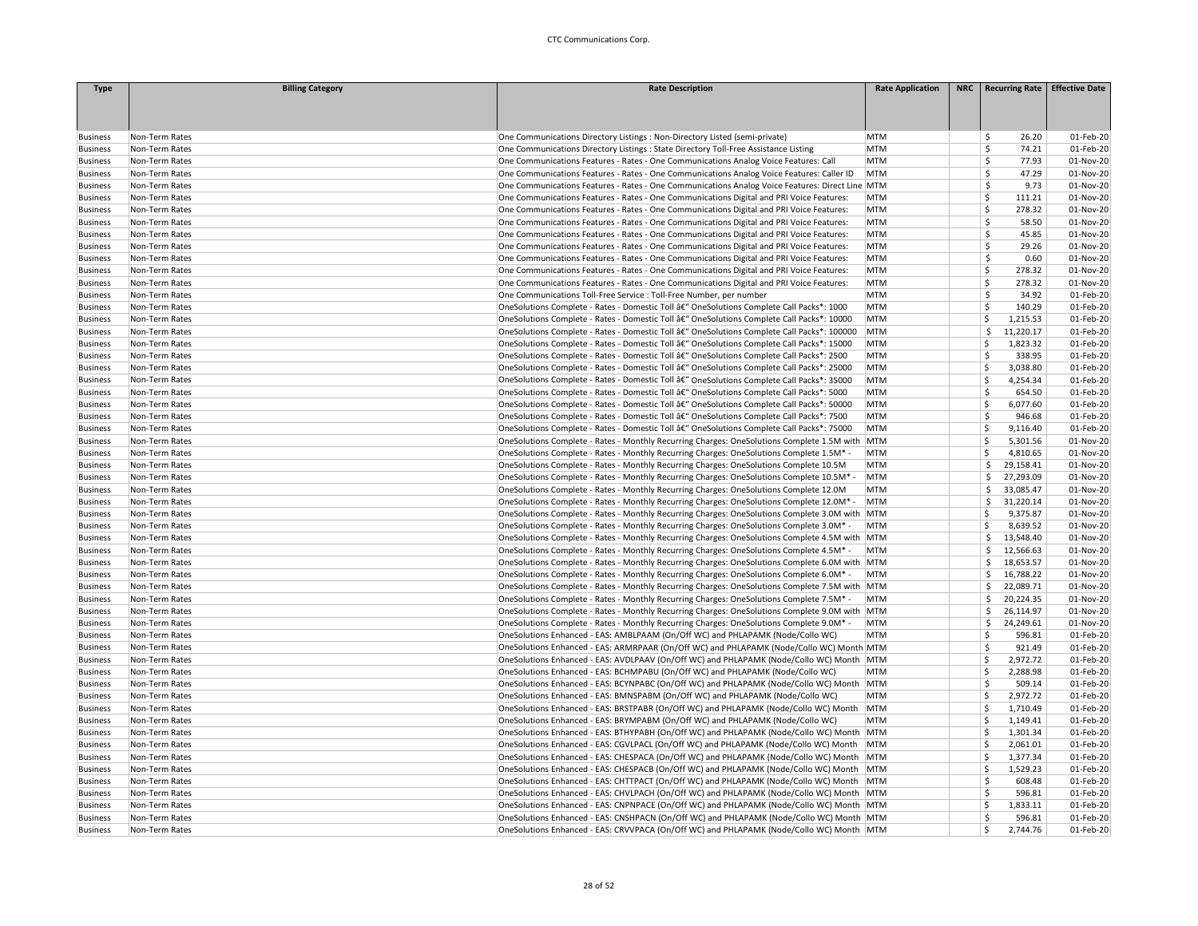| Type | Billing Category | Rate Description | Rate Application | NRC | Recurring Rate | Effective Date |
|---|---|---|---|---|---|---|
| Business | Non-Term Rates | One Communications Directory Listings : Non-Directory Listed (semi-private) | MTM | | $ 26.20 | 01-Feb-20 |
| Business | Non-Term Rates | One Communications Directory Listings : State Directory Toll-Free Assistance Listing | MTM | | $ 74.21 | 01-Feb-20 |
| Business | Non-Term Rates | One Communications Features - Rates - One Communications Analog Voice Features: Call | MTM | | $ 77.93 | 01-Nov-20 |
| Business | Non-Term Rates | One Communications Features - Rates - One Communications Analog Voice Features: Caller ID | MTM | | $ 47.29 | 01-Nov-20 |
| Business | Non-Term Rates | One Communications Features - Rates - One Communications Analog Voice Features: Direct Line | MTM | | $ 9.73 | 01-Nov-20 |
| Business | Non-Term Rates | One Communications Features - Rates - One Communications Digital and PRI Voice Features: | MTM | | $ 111.21 | 01-Nov-20 |
| Business | Non-Term Rates | One Communications Features - Rates - One Communications Digital and PRI Voice Features: | MTM | | $ 278.32 | 01-Nov-20 |
| Business | Non-Term Rates | One Communications Features - Rates - One Communications Digital and PRI Voice Features: | MTM | | $ 58.50 | 01-Nov-20 |
| Business | Non-Term Rates | One Communications Features - Rates - One Communications Digital and PRI Voice Features: | MTM | | $ 45.85 | 01-Nov-20 |
| Business | Non-Term Rates | One Communications Features - Rates - One Communications Digital and PRI Voice Features: | MTM | | $ 29.26 | 01-Nov-20 |
| Business | Non-Term Rates | One Communications Features - Rates - One Communications Digital and PRI Voice Features: | MTM | | $ 0.60 | 01-Nov-20 |
| Business | Non-Term Rates | One Communications Features - Rates - One Communications Digital and PRI Voice Features: | MTM | | $ 278.32 | 01-Nov-20 |
| Business | Non-Term Rates | One Communications Features - Rates - One Communications Digital and PRI Voice Features: | MTM | | $ 278.32 | 01-Nov-20 |
| Business | Non-Term Rates | One Communications Toll-Free Service : Toll-Free Number, per number | MTM | | $ 34.92 | 01-Feb-20 |
| Business | Non-Term Rates | OneSolutions Complete - Rates - Domestic Toll â€" OneSolutions Complete Call Packs*: 1000 | MTM | | $ 140.29 | 01-Feb-20 |
| Business | Non-Term Rates | OneSolutions Complete - Rates - Domestic Toll â€" OneSolutions Complete Call Packs*: 10000 | MTM | | $ 1,215.53 | 01-Feb-20 |
| Business | Non-Term Rates | OneSolutions Complete - Rates - Domestic Toll â€" OneSolutions Complete Call Packs*: 100000 | MTM | | $ 11,220.17 | 01-Feb-20 |
| Business | Non-Term Rates | OneSolutions Complete - Rates - Domestic Toll â€" OneSolutions Complete Call Packs*: 15000 | MTM | | $ 1,823.32 | 01-Feb-20 |
| Business | Non-Term Rates | OneSolutions Complete - Rates - Domestic Toll â€" OneSolutions Complete Call Packs*: 2500 | MTM | | $ 338.95 | 01-Feb-20 |
| Business | Non-Term Rates | OneSolutions Complete - Rates - Domestic Toll â€" OneSolutions Complete Call Packs*: 25000 | MTM | | $ 3,038.80 | 01-Feb-20 |
| Business | Non-Term Rates | OneSolutions Complete - Rates - Domestic Toll â€" OneSolutions Complete Call Packs*: 35000 | MTM | | $ 4,254.34 | 01-Feb-20 |
| Business | Non-Term Rates | OneSolutions Complete - Rates - Domestic Toll â€" OneSolutions Complete Call Packs*: 5000 | MTM | | $ 654.50 | 01-Feb-20 |
| Business | Non-Term Rates | OneSolutions Complete - Rates - Domestic Toll â€" OneSolutions Complete Call Packs*: 50000 | MTM | | $ 6,077.60 | 01-Feb-20 |
| Business | Non-Term Rates | OneSolutions Complete - Rates - Domestic Toll â€" OneSolutions Complete Call Packs*: 7500 | MTM | | $ 946.68 | 01-Feb-20 |
| Business | Non-Term Rates | OneSolutions Complete - Rates - Domestic Toll â€" OneSolutions Complete Call Packs*: 75000 | MTM | | $ 9,116.40 | 01-Feb-20 |
| Business | Non-Term Rates | OneSolutions Complete - Rates - Monthly Recurring Charges: OneSolutions Complete 1.5M with | MTM | | $ 5,301.56 | 01-Nov-20 |
| Business | Non-Term Rates | OneSolutions Complete - Rates - Monthly Recurring Charges: OneSolutions Complete 1.5M* - | MTM | | $ 4,810.65 | 01-Nov-20 |
| Business | Non-Term Rates | OneSolutions Complete - Rates - Monthly Recurring Charges: OneSolutions Complete 10.5M | MTM | | $ 29,158.41 | 01-Nov-20 |
| Business | Non-Term Rates | OneSolutions Complete - Rates - Monthly Recurring Charges: OneSolutions Complete 10.5M* - | MTM | | $ 27,293.09 | 01-Nov-20 |
| Business | Non-Term Rates | OneSolutions Complete - Rates - Monthly Recurring Charges: OneSolutions Complete 12.0M | MTM | | $ 33,085.47 | 01-Nov-20 |
| Business | Non-Term Rates | OneSolutions Complete - Rates - Monthly Recurring Charges: OneSolutions Complete 12.0M* - | MTM | | $ 31,220.14 | 01-Nov-20 |
| Business | Non-Term Rates | OneSolutions Complete - Rates - Monthly Recurring Charges: OneSolutions Complete 3.0M with | MTM | | $ 9,375.87 | 01-Nov-20 |
| Business | Non-Term Rates | OneSolutions Complete - Rates - Monthly Recurring Charges: OneSolutions Complete 3.0M* - | MTM | | $ 8,639.52 | 01-Nov-20 |
| Business | Non-Term Rates | OneSolutions Complete - Rates - Monthly Recurring Charges: OneSolutions Complete 4.5M with | MTM | | $ 13,548.40 | 01-Nov-20 |
| Business | Non-Term Rates | OneSolutions Complete - Rates - Monthly Recurring Charges: OneSolutions Complete 4.5M* - | MTM | | $ 12,566.63 | 01-Nov-20 |
| Business | Non-Term Rates | OneSolutions Complete - Rates - Monthly Recurring Charges: OneSolutions Complete 6.0M with | MTM | | $ 18,653.57 | 01-Nov-20 |
| Business | Non-Term Rates | OneSolutions Complete - Rates - Monthly Recurring Charges: OneSolutions Complete 6.0M* - | MTM | | $ 16,788.22 | 01-Nov-20 |
| Business | Non-Term Rates | OneSolutions Complete - Rates - Monthly Recurring Charges: OneSolutions Complete 7.5M with | MTM | | $ 22,089.71 | 01-Nov-20 |
| Business | Non-Term Rates | OneSolutions Complete - Rates - Monthly Recurring Charges: OneSolutions Complete 7.5M* - | MTM | | $ 20,224.35 | 01-Nov-20 |
| Business | Non-Term Rates | OneSolutions Complete - Rates - Monthly Recurring Charges: OneSolutions Complete 9.0M with | MTM | | $ 26,114.97 | 01-Nov-20 |
| Business | Non-Term Rates | OneSolutions Complete - Rates - Monthly Recurring Charges: OneSolutions Complete 9.0M* - | MTM | | $ 24,249.61 | 01-Nov-20 |
| Business | Non-Term Rates | OneSolutions Enhanced - EAS: AMBLPAAM (On/Off WC) and PHLAPAMK (Node/Collo WC) | MTM | | $ 596.81 | 01-Feb-20 |
| Business | Non-Term Rates | OneSolutions Enhanced - EAS: ARMRPAAR (On/Off WC) and PHLAPAMK (Node/Collo WC) Month | MTM | | $ 921.49 | 01-Feb-20 |
| Business | Non-Term Rates | OneSolutions Enhanced - EAS: AVDLPAAV (On/Off WC) and PHLAPAMK (Node/Collo WC) Month | MTM | | $ 2,972.72 | 01-Feb-20 |
| Business | Non-Term Rates | OneSolutions Enhanced - EAS: BCHMPABU (On/Off WC) and PHLAPAMK (Node/Collo WC) | MTM | | $ 2,288.98 | 01-Feb-20 |
| Business | Non-Term Rates | OneSolutions Enhanced - EAS: BCYNPABC (On/Off WC) and PHLAPAMK (Node/Collo WC) Month | MTM | | $ 509.14 | 01-Feb-20 |
| Business | Non-Term Rates | OneSolutions Enhanced - EAS: BMNSPABM (On/Off WC) and PHLAPAMK (Node/Collo WC) | MTM | | $ 2,972.72 | 01-Feb-20 |
| Business | Non-Term Rates | OneSolutions Enhanced - EAS: BRSTPABR (On/Off WC) and PHLAPAMK (Node/Collo WC) Month | MTM | | $ 1,710.49 | 01-Feb-20 |
| Business | Non-Term Rates | OneSolutions Enhanced - EAS: BRYMPABM (On/Off WC) and PHLAPAMK (Node/Collo WC) | MTM | | $ 1,149.41 | 01-Feb-20 |
| Business | Non-Term Rates | OneSolutions Enhanced - EAS: BTHYPABH (On/Off WC) and PHLAPAMK (Node/Collo WC) Month | MTM | | $ 1,301.34 | 01-Feb-20 |
| Business | Non-Term Rates | OneSolutions Enhanced - EAS: CGVLPACL (On/Off WC) and PHLAPAMK (Node/Collo WC) Month | MTM | | $ 2,061.01 | 01-Feb-20 |
| Business | Non-Term Rates | OneSolutions Enhanced - EAS: CHESPACA (On/Off WC) and PHLAPAMK (Node/Collo WC) Month | MTM | | $ 1,377.34 | 01-Feb-20 |
| Business | Non-Term Rates | OneSolutions Enhanced - EAS: CHESPACB (On/Off WC) and PHLAPAMK (Node/Collo WC) Month | MTM | | $ 1,529.23 | 01-Feb-20 |
| Business | Non-Term Rates | OneSolutions Enhanced - EAS: CHTTPACT (On/Off WC) and PHLAPAMK (Node/Collo WC) Month | MTM | | $ 608.48 | 01-Feb-20 |
| Business | Non-Term Rates | OneSolutions Enhanced - EAS: CHVLPACH (On/Off WC) and PHLAPAMK (Node/Collo WC) Month | MTM | | $ 596.81 | 01-Feb-20 |
| Business | Non-Term Rates | OneSolutions Enhanced - EAS: CNPNPACE (On/Off WC) and PHLAPAMK (Node/Collo WC) Month | MTM | | $ 1,833.11 | 01-Feb-20 |
| Business | Non-Term Rates | OneSolutions Enhanced - EAS: CNSHPACN (On/Off WC) and PHLAPAMK (Node/Collo WC) Month | MTM | | $ 596.81 | 01-Feb-20 |
| Business | Non-Term Rates | OneSolutions Enhanced - EAS: CRVVPACA (On/Off WC) and PHLAPAMK (Node/Collo WC) Month | MTM | | $ 2,744.76 | 01-Feb-20 |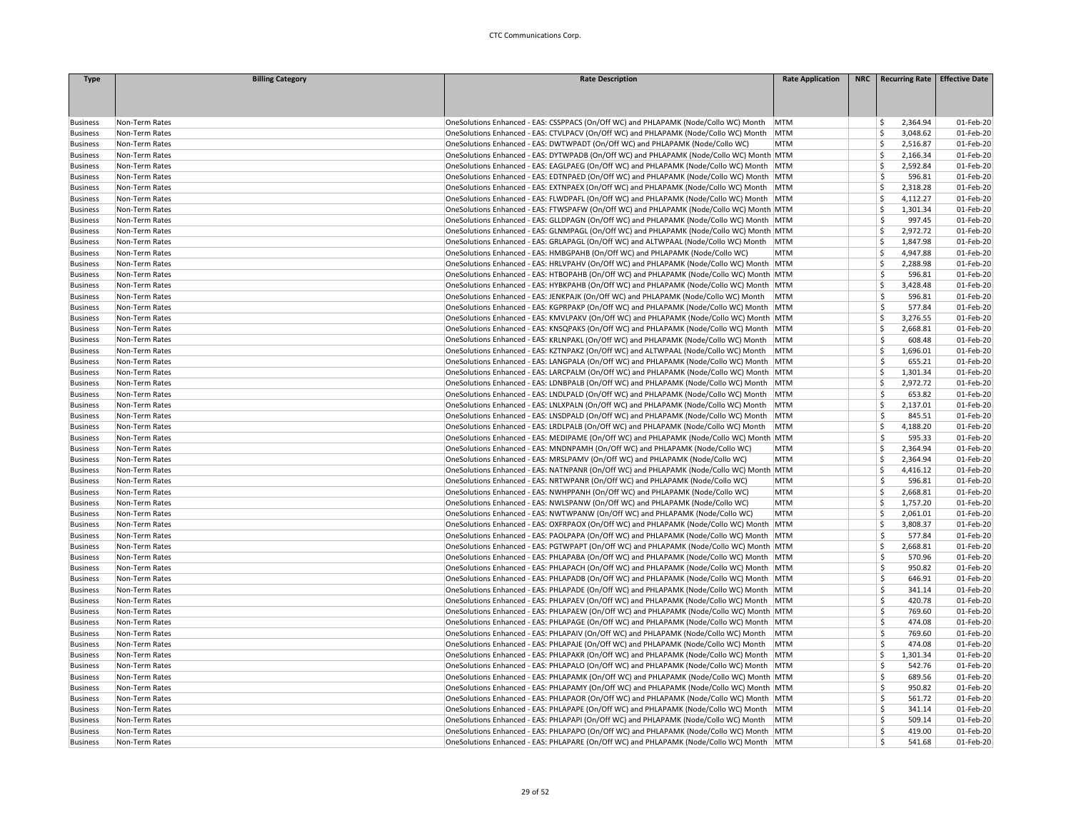| Type | Billing Category | Rate Description | Rate Application | NRC | Recurring Rate | Effective Date |
|---|---|---|---|---|---|---|
| Business | Non-Term Rates | OneSolutions Enhanced - EAS: CSSPPACS (On/Off WC) and PHLAPAMK (Node/Collo WC) Month | MTM | | $ 2,364.94 | 01-Feb-20 |
| Business | Non-Term Rates | OneSolutions Enhanced - EAS: CTVLPACV (On/Off WC) and PHLAPAMK (Node/Collo WC) Month | MTM | | $ 3,048.62 | 01-Feb-20 |
| Business | Non-Term Rates | OneSolutions Enhanced - EAS: DWTWPADT (On/Off WC) and PHLAPAMK (Node/Collo WC) | MTM | | $ 2,516.87 | 01-Feb-20 |
| Business | Non-Term Rates | OneSolutions Enhanced - EAS: DYTWPADB (On/Off WC) and PHLAPAMK (Node/Collo WC) Month | MTM | | $ 2,166.34 | 01-Feb-20 |
| Business | Non-Term Rates | OneSolutions Enhanced - EAS: EAGLPAEG (On/Off WC) and PHLAPAMK (Node/Collo WC) Month | MTM | | $ 2,592.84 | 01-Feb-20 |
| Business | Non-Term Rates | OneSolutions Enhanced - EAS: EDTNPAED (On/Off WC) and PHLAPAMK (Node/Collo WC) Month | MTM | | $ 596.81 | 01-Feb-20 |
| Business | Non-Term Rates | OneSolutions Enhanced - EAS: EXTNPAEX (On/Off WC) and PHLAPAMK (Node/Collo WC) Month | MTM | | $ 2,318.28 | 01-Feb-20 |
| Business | Non-Term Rates | OneSolutions Enhanced - EAS: FLWDPAFL (On/Off WC) and PHLAPAMK (Node/Collo WC) Month | MTM | | $ 4,112.27 | 01-Feb-20 |
| Business | Non-Term Rates | OneSolutions Enhanced - EAS: FTWSPAFW (On/Off WC) and PHLAPAMK (Node/Collo WC) Month | MTM | | $ 1,301.34 | 01-Feb-20 |
| Business | Non-Term Rates | OneSolutions Enhanced - EAS: GLLDPAGN (On/Off WC) and PHLAPAMK (Node/Collo WC) Month | MTM | | $ 997.45 | 01-Feb-20 |
| Business | Non-Term Rates | OneSolutions Enhanced - EAS: GLNMPAGL (On/Off WC) and PHLAPAMK (Node/Collo WC) Month | MTM | | $ 2,972.72 | 01-Feb-20 |
| Business | Non-Term Rates | OneSolutions Enhanced - EAS: GRLAPAGL (On/Off WC) and ALTWPAAL (Node/Collo WC) Month | MTM | | $ 1,847.98 | 01-Feb-20 |
| Business | Non-Term Rates | OneSolutions Enhanced - EAS: HMBGPAHB (On/Off WC) and PHLAPAMK (Node/Collo WC) | MTM | | $ 4,947.88 | 01-Feb-20 |
| Business | Non-Term Rates | OneSolutions Enhanced - EAS: HRLVPAHV (On/Off WC) and PHLAPAMK (Node/Collo WC) Month | MTM | | $ 2,288.98 | 01-Feb-20 |
| Business | Non-Term Rates | OneSolutions Enhanced - EAS: HTBOPAHB (On/Off WC) and PHLAPAMK (Node/Collo WC) Month | MTM | | $ 596.81 | 01-Feb-20 |
| Business | Non-Term Rates | OneSolutions Enhanced - EAS: HYBKPAHB (On/Off WC) and PHLAPAMK (Node/Collo WC) Month | MTM | | $ 3,428.48 | 01-Feb-20 |
| Business | Non-Term Rates | OneSolutions Enhanced - EAS: JENKPAJK (On/Off WC) and PHLAPAMK (Node/Collo WC) Month | MTM | | $ 596.81 | 01-Feb-20 |
| Business | Non-Term Rates | OneSolutions Enhanced - EAS: KGPRPAKP (On/Off WC) and PHLAPAMK (Node/Collo WC) Month | MTM | | $ 577.84 | 01-Feb-20 |
| Business | Non-Term Rates | OneSolutions Enhanced - EAS: KMVLPAKV (On/Off WC) and PHLAPAMK (Node/Collo WC) Month | MTM | | $ 3,276.55 | 01-Feb-20 |
| Business | Non-Term Rates | OneSolutions Enhanced - EAS: KNSQPAKS (On/Off WC) and PHLAPAMK (Node/Collo WC) Month | MTM | | $ 2,668.81 | 01-Feb-20 |
| Business | Non-Term Rates | OneSolutions Enhanced - EAS: KRLNPAKL (On/Off WC) and PHLAPAMK (Node/Collo WC) Month | MTM | | $ 608.48 | 01-Feb-20 |
| Business | Non-Term Rates | OneSolutions Enhanced - EAS: KZTNPAKZ (On/Off WC) and ALTWPAAL (Node/Collo WC) Month | MTM | | $ 1,696.01 | 01-Feb-20 |
| Business | Non-Term Rates | OneSolutions Enhanced - EAS: LANGPALA (On/Off WC) and PHLAPAMK (Node/Collo WC) Month | MTM | | $ 655.21 | 01-Feb-20 |
| Business | Non-Term Rates | OneSolutions Enhanced - EAS: LARCPALM (On/Off WC) and PHLAPAMK (Node/Collo WC) Month | MTM | | $ 1,301.34 | 01-Feb-20 |
| Business | Non-Term Rates | OneSolutions Enhanced - EAS: LDNBPALB (On/Off WC) and PHLAPAMK (Node/Collo WC) Month | MTM | | $ 2,972.72 | 01-Feb-20 |
| Business | Non-Term Rates | OneSolutions Enhanced - EAS: LNDLPALD (On/Off WC) and PHLAPAMK (Node/Collo WC) Month | MTM | | $ 653.82 | 01-Feb-20 |
| Business | Non-Term Rates | OneSolutions Enhanced - EAS: LNLXPALN (On/Off WC) and PHLAPAMK (Node/Collo WC) Month | MTM | | $ 2,137.01 | 01-Feb-20 |
| Business | Non-Term Rates | OneSolutions Enhanced - EAS: LNSDPALD (On/Off WC) and PHLAPAMK (Node/Collo WC) Month | MTM | | $ 845.51 | 01-Feb-20 |
| Business | Non-Term Rates | OneSolutions Enhanced - EAS: LRDLPALB (On/Off WC) and PHLAPAMK (Node/Collo WC) Month | MTM | | $ 4,188.20 | 01-Feb-20 |
| Business | Non-Term Rates | OneSolutions Enhanced - EAS: MEDIPAME (On/Off WC) and PHLAPAMK (Node/Collo WC) Month | MTM | | $ 595.33 | 01-Feb-20 |
| Business | Non-Term Rates | OneSolutions Enhanced - EAS: MNDNPAMH (On/Off WC) and PHLAPAMK (Node/Collo WC) | MTM | | $ 2,364.94 | 01-Feb-20 |
| Business | Non-Term Rates | OneSolutions Enhanced - EAS: MRSLPAMV (On/Off WC) and PHLAPAMK (Node/Collo WC) | MTM | | $ 2,364.94 | 01-Feb-20 |
| Business | Non-Term Rates | OneSolutions Enhanced - EAS: NATNPANR (On/Off WC) and PHLAPAMK (Node/Collo WC) Month | MTM | | $ 4,416.12 | 01-Feb-20 |
| Business | Non-Term Rates | OneSolutions Enhanced - EAS: NRTWPANR (On/Off WC) and PHLAPAMK (Node/Collo WC) | MTM | | $ 596.81 | 01-Feb-20 |
| Business | Non-Term Rates | OneSolutions Enhanced - EAS: NWHPPANH (On/Off WC) and PHLAPAMK (Node/Collo WC) | MTM | | $ 2,668.81 | 01-Feb-20 |
| Business | Non-Term Rates | OneSolutions Enhanced - EAS: NWLSPANW (On/Off WC) and PHLAPAMK (Node/Collo WC) | MTM | | $ 1,757.20 | 01-Feb-20 |
| Business | Non-Term Rates | OneSolutions Enhanced - EAS: NWTWPANW (On/Off WC) and PHLAPAMK (Node/Collo WC) | MTM | | $ 2,061.01 | 01-Feb-20 |
| Business | Non-Term Rates | OneSolutions Enhanced - EAS: OXFRPAOX (On/Off WC) and PHLAPAMK (Node/Collo WC) Month | MTM | | $ 3,808.37 | 01-Feb-20 |
| Business | Non-Term Rates | OneSolutions Enhanced - EAS: PAOLPAPA (On/Off WC) and PHLAPAMK (Node/Collo WC) Month | MTM | | $ 577.84 | 01-Feb-20 |
| Business | Non-Term Rates | OneSolutions Enhanced - EAS: PGTWPAPT (On/Off WC) and PHLAPAMK (Node/Collo WC) Month | MTM | | $ 2,668.81 | 01-Feb-20 |
| Business | Non-Term Rates | OneSolutions Enhanced - EAS: PHLAPABA (On/Off WC) and PHLAPAMK (Node/Collo WC) Month | MTM | | $ 570.96 | 01-Feb-20 |
| Business | Non-Term Rates | OneSolutions Enhanced - EAS: PHLAPACH (On/Off WC) and PHLAPAMK (Node/Collo WC) Month | MTM | | $ 950.82 | 01-Feb-20 |
| Business | Non-Term Rates | OneSolutions Enhanced - EAS: PHLAPADB (On/Off WC) and PHLAPAMK (Node/Collo WC) Month | MTM | | $ 646.91 | 01-Feb-20 |
| Business | Non-Term Rates | OneSolutions Enhanced - EAS: PHLAPADE (On/Off WC) and PHLAPAMK (Node/Collo WC) Month | MTM | | $ 341.14 | 01-Feb-20 |
| Business | Non-Term Rates | OneSolutions Enhanced - EAS: PHLAPAEV (On/Off WC) and PHLAPAMK (Node/Collo WC) Month | MTM | | $ 420.78 | 01-Feb-20 |
| Business | Non-Term Rates | OneSolutions Enhanced - EAS: PHLAPAEW (On/Off WC) and PHLAPAMK (Node/Collo WC) Month | MTM | | $ 769.60 | 01-Feb-20 |
| Business | Non-Term Rates | OneSolutions Enhanced - EAS: PHLAPAGE (On/Off WC) and PHLAPAMK (Node/Collo WC) Month | MTM | | $ 474.08 | 01-Feb-20 |
| Business | Non-Term Rates | OneSolutions Enhanced - EAS: PHLAPAIV (On/Off WC) and PHLAPAMK (Node/Collo WC) Month | MTM | | $ 769.60 | 01-Feb-20 |
| Business | Non-Term Rates | OneSolutions Enhanced - EAS: PHLAPAJE (On/Off WC) and PHLAPAMK (Node/Collo WC) Month | MTM | | $ 474.08 | 01-Feb-20 |
| Business | Non-Term Rates | OneSolutions Enhanced - EAS: PHLAPAKR (On/Off WC) and PHLAPAMK (Node/Collo WC) Month | MTM | | $ 1,301.34 | 01-Feb-20 |
| Business | Non-Term Rates | OneSolutions Enhanced - EAS: PHLAPALO (On/Off WC) and PHLAPAMK (Node/Collo WC) Month | MTM | | $ 542.76 | 01-Feb-20 |
| Business | Non-Term Rates | OneSolutions Enhanced - EAS: PHLAPAMK (On/Off WC) and PHLAPAMK (Node/Collo WC) Month | MTM | | $ 689.56 | 01-Feb-20 |
| Business | Non-Term Rates | OneSolutions Enhanced - EAS: PHLAPAMY (On/Off WC) and PHLAPAMK (Node/Collo WC) Month | MTM | | $ 950.82 | 01-Feb-20 |
| Business | Non-Term Rates | OneSolutions Enhanced - EAS: PHLAPAOR (On/Off WC) and PHLAPAMK (Node/Collo WC) Month | MTM | | $ 561.72 | 01-Feb-20 |
| Business | Non-Term Rates | OneSolutions Enhanced - EAS: PHLAPAPE (On/Off WC) and PHLAPAMK (Node/Collo WC) Month | MTM | | $ 341.14 | 01-Feb-20 |
| Business | Non-Term Rates | OneSolutions Enhanced - EAS: PHLAPAPI (On/Off WC) and PHLAPAMK (Node/Collo WC) Month | MTM | | $ 509.14 | 01-Feb-20 |
| Business | Non-Term Rates | OneSolutions Enhanced - EAS: PHLAPAPO (On/Off WC) and PHLAPAMK (Node/Collo WC) Month | MTM | | $ 419.00 | 01-Feb-20 |
| Business | Non-Term Rates | OneSolutions Enhanced - EAS: PHLAPARE (On/Off WC) and PHLAPAMK (Node/Collo WC) Month | MTM | | $ 541.68 | 01-Feb-20 |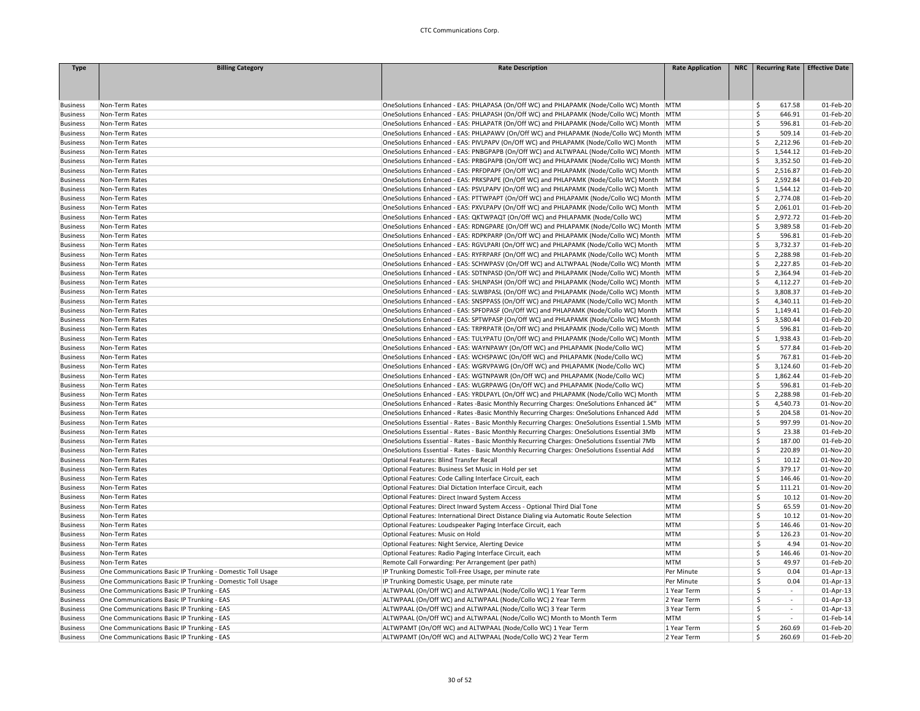| Type | Billing Category | Rate Description | Rate Application | NRC | Recurring Rate | Effective Date |
|---|---|---|---|---|---|---|
| Business | Non-Term Rates | OneSolutions Enhanced - EAS: PHLAPASA (On/Off WC) and PHLAPAMK (Node/Collo WC) Month | MTM | | $ 617.58 | 01-Feb-20 |
| Business | Non-Term Rates | OneSolutions Enhanced - EAS: PHLAPASH (On/Off WC) and PHLAPAMK (Node/Collo WC) Month | MTM | | $ 646.91 | 01-Feb-20 |
| Business | Non-Term Rates | OneSolutions Enhanced - EAS: PHLAPATR (On/Off WC) and PHLAPAMK (Node/Collo WC) Month | MTM | | $ 596.81 | 01-Feb-20 |
| Business | Non-Term Rates | OneSolutions Enhanced - EAS: PHLAPAWV (On/Off WC) and PHLAPAMK (Node/Collo WC) Month | MTM | | $ 509.14 | 01-Feb-20 |
| Business | Non-Term Rates | OneSolutions Enhanced - EAS: PIVLPAPV (On/Off WC) and PHLAPAMK (Node/Collo WC) Month | MTM | | $ 2,212.96 | 01-Feb-20 |
| Business | Non-Term Rates | OneSolutions Enhanced - EAS: PNBGPAPB (On/Off WC) and ALTWPAAL (Node/Collo WC) Month | MTM | | $ 1,544.12 | 01-Feb-20 |
| Business | Non-Term Rates | OneSolutions Enhanced - EAS: PRBGPAPB (On/Off WC) and PHLAPAMK (Node/Collo WC) Month | MTM | | $ 3,352.50 | 01-Feb-20 |
| Business | Non-Term Rates | OneSolutions Enhanced - EAS: PRFDPAPF (On/Off WC) and PHLAPAMK (Node/Collo WC) Month | MTM | | $ 2,516.87 | 01-Feb-20 |
| Business | Non-Term Rates | OneSolutions Enhanced - EAS: PRKSPAPE (On/Off WC) and PHLAPAMK (Node/Collo WC) Month | MTM | | $ 2,592.84 | 01-Feb-20 |
| Business | Non-Term Rates | OneSolutions Enhanced - EAS: PSVLPAPV (On/Off WC) and PHLAPAMK (Node/Collo WC) Month | MTM | | $ 1,544.12 | 01-Feb-20 |
| Business | Non-Term Rates | OneSolutions Enhanced - EAS: PTTWPAPT (On/Off WC) and PHLAPAMK (Node/Collo WC) Month | MTM | | $ 2,774.08 | 01-Feb-20 |
| Business | Non-Term Rates | OneSolutions Enhanced - EAS: PXVLPAPV (On/Off WC) and PHLAPAMK (Node/Collo WC) Month | MTM | | $ 2,061.01 | 01-Feb-20 |
| Business | Non-Term Rates | OneSolutions Enhanced - EAS: QKTWPAQT (On/Off WC) and PHLAPAMK (Node/Collo WC) | MTM | | $ 2,972.72 | 01-Feb-20 |
| Business | Non-Term Rates | OneSolutions Enhanced - EAS: RDNGPARE (On/Off WC) and PHLAPAMK (Node/Collo WC) Month | MTM | | $ 3,989.58 | 01-Feb-20 |
| Business | Non-Term Rates | OneSolutions Enhanced - EAS: RDPKPARP (On/Off WC) and PHLAPAMK (Node/Collo WC) Month | MTM | | $ 596.81 | 01-Feb-20 |
| Business | Non-Term Rates | OneSolutions Enhanced - EAS: RGVLPARI (On/Off WC) and PHLAPAMK (Node/Collo WC) Month | MTM | | $ 3,732.37 | 01-Feb-20 |
| Business | Non-Term Rates | OneSolutions Enhanced - EAS: RYFRPARF (On/Off WC) and PHLAPAMK (Node/Collo WC) Month | MTM | | $ 2,288.98 | 01-Feb-20 |
| Business | Non-Term Rates | OneSolutions Enhanced - EAS: SCHWPASV (On/Off WC) and ALTWPAAL (Node/Collo WC) Month | MTM | | $ 2,227.85 | 01-Feb-20 |
| Business | Non-Term Rates | OneSolutions Enhanced - EAS: SDTNPASD (On/Off WC) and PHLAPAMK (Node/Collo WC) Month | MTM | | $ 2,364.94 | 01-Feb-20 |
| Business | Non-Term Rates | OneSolutions Enhanced - EAS: SHLNPASH (On/Off WC) and PHLAPAMK (Node/Collo WC) Month | MTM | | $ 4,112.27 | 01-Feb-20 |
| Business | Non-Term Rates | OneSolutions Enhanced - EAS: SLWBPASL (On/Off WC) and PHLAPAMK (Node/Collo WC) Month | MTM | | $ 3,808.37 | 01-Feb-20 |
| Business | Non-Term Rates | OneSolutions Enhanced - EAS: SNSPPASS (On/Off WC) and PHLAPAMK (Node/Collo WC) Month | MTM | | $ 4,340.11 | 01-Feb-20 |
| Business | Non-Term Rates | OneSolutions Enhanced - EAS: SPFDPASF (On/Off WC) and PHLAPAMK (Node/Collo WC) Month | MTM | | $ 1,149.41 | 01-Feb-20 |
| Business | Non-Term Rates | OneSolutions Enhanced - EAS: SPTWPASP (On/Off WC) and PHLAPAMK (Node/Collo WC) Month | MTM | | $ 3,580.44 | 01-Feb-20 |
| Business | Non-Term Rates | OneSolutions Enhanced - EAS: TRPRPATR (On/Off WC) and PHLAPAMK (Node/Collo WC) Month | MTM | | $ 596.81 | 01-Feb-20 |
| Business | Non-Term Rates | OneSolutions Enhanced - EAS: TULYPATU (On/Off WC) and PHLAPAMK (Node/Collo WC) Month | MTM | | $ 1,938.43 | 01-Feb-20 |
| Business | Non-Term Rates | OneSolutions Enhanced - EAS: WAYNPAWY (On/Off WC) and PHLAPAMK (Node/Collo WC) | MTM | | $ 577.84 | 01-Feb-20 |
| Business | Non-Term Rates | OneSolutions Enhanced - EAS: WCHSPAWC (On/Off WC) and PHLAPAMK (Node/Collo WC) | MTM | | $ 767.81 | 01-Feb-20 |
| Business | Non-Term Rates | OneSolutions Enhanced - EAS: WGRVPAWG (On/Off WC) and PHLAPAMK (Node/Collo WC) | MTM | | $ 3,124.60 | 01-Feb-20 |
| Business | Non-Term Rates | OneSolutions Enhanced - EAS: WGTNPAWR (On/Off WC) and PHLAPAMK (Node/Collo WC) | MTM | | $ 1,862.44 | 01-Feb-20 |
| Business | Non-Term Rates | OneSolutions Enhanced - EAS: WLGRPAWG (On/Off WC) and PHLAPAMK (Node/Collo WC) | MTM | | $ 596.81 | 01-Feb-20 |
| Business | Non-Term Rates | OneSolutions Enhanced - EAS: YRDLPAYL (On/Off WC) and PHLAPAMK (Node/Collo WC) Month | MTM | | $ 2,288.98 | 01-Feb-20 |
| Business | Non-Term Rates | OneSolutions Enhanced - Rates -Basic Monthly Recurring Charges: OneSolutions Enhanced â€“ | MTM | | $ 4,540.73 | 01-Nov-20 |
| Business | Non-Term Rates | OneSolutions Enhanced - Rates -Basic Monthly Recurring Charges: OneSolutions Enhanced Add | MTM | | $ 204.58 | 01-Nov-20 |
| Business | Non-Term Rates | OneSolutions Essential - Rates - Basic Monthly Recurring Charges: OneSolutions Essential 1.5Mb | MTM | | $ 997.99 | 01-Nov-20 |
| Business | Non-Term Rates | OneSolutions Essential - Rates - Basic Monthly Recurring Charges: OneSolutions Essential 3Mb | MTM | | $ 23.38 | 01-Feb-20 |
| Business | Non-Term Rates | OneSolutions Essential - Rates - Basic Monthly Recurring Charges: OneSolutions Essential 7Mb | MTM | | $ 187.00 | 01-Feb-20 |
| Business | Non-Term Rates | OneSolutions Essential - Rates - Basic Monthly Recurring Charges: OneSolutions Essential Add | MTM | | $ 220.89 | 01-Nov-20 |
| Business | Non-Term Rates | Optional Features: Blind Transfer Recall | MTM | | $ 10.12 | 01-Nov-20 |
| Business | Non-Term Rates | Optional Features: Business Set Music in Hold per set | MTM | | $ 379.17 | 01-Nov-20 |
| Business | Non-Term Rates | Optional Features: Code Calling Interface Circuit, each | MTM | | $ 146.46 | 01-Nov-20 |
| Business | Non-Term Rates | Optional Features: Dial Dictation Interface Circuit, each | MTM | | $ 111.21 | 01-Nov-20 |
| Business | Non-Term Rates | Optional Features: Direct Inward System Access | MTM | | $ 10.12 | 01-Nov-20 |
| Business | Non-Term Rates | Optional Features: Direct Inward System Access - Optional Third Dial Tone | MTM | | $ 65.59 | 01-Nov-20 |
| Business | Non-Term Rates | Optional Features: International Direct Distance Dialing via Automatic Route Selection | MTM | | $ 10.12 | 01-Nov-20 |
| Business | Non-Term Rates | Optional Features: Loudspeaker Paging Interface Circuit, each | MTM | | $ 146.46 | 01-Nov-20 |
| Business | Non-Term Rates | Optional Features: Music on Hold | MTM | | $ 126.23 | 01-Nov-20 |
| Business | Non-Term Rates | Optional Features: Night Service, Alerting Device | MTM | | $ 4.94 | 01-Nov-20 |
| Business | Non-Term Rates | Optional Features: Radio Paging Interface Circuit, each | MTM | | $ 146.46 | 01-Nov-20 |
| Business | Non-Term Rates | Remote Call Forwarding: Per Arrangement (per path) | MTM | | $ 49.97 | 01-Feb-20 |
| Business | One Communications Basic IP Trunking - Domestic Toll Usage | IP Trunking Domestic Toll-Free Usage, per minute rate | Per Minute | | $ 0.04 | 01-Apr-13 |
| Business | One Communications Basic IP Trunking - Domestic Toll Usage | IP Trunking Domestic Usage, per minute rate | Per Minute | | $ 0.04 | 01-Apr-13 |
| Business | One Communications Basic IP Trunking - EAS | ALTWPAAL (On/Off WC) and ALTWPAAL (Node/Collo WC) 1 Year Term | 1 Year Term | | $ - | 01-Apr-13 |
| Business | One Communications Basic IP Trunking - EAS | ALTWPAAL (On/Off WC) and ALTWPAAL (Node/Collo WC) 2 Year Term | 2 Year Term | | $ - | 01-Apr-13 |
| Business | One Communications Basic IP Trunking - EAS | ALTWPAAL (On/Off WC) and ALTWPAAL (Node/Collo WC) 3 Year Term | 3 Year Term | | $ - | 01-Apr-13 |
| Business | One Communications Basic IP Trunking - EAS | ALTWPAAL (On/Off WC) and ALTWPAAL (Node/Collo WC) Month to Month Term | MTM | | $ - | 01-Feb-14 |
| Business | One Communications Basic IP Trunking - EAS | ALTWPAMT (On/Off WC) and ALTWPAAL (Node/Collo WC) 1 Year Term | 1 Year Term | | $ 260.69 | 01-Feb-20 |
| Business | One Communications Basic IP Trunking - EAS | ALTWPAMT (On/Off WC) and ALTWPAAL (Node/Collo WC) 2 Year Term | 2 Year Term | | $ 260.69 | 01-Feb-20 |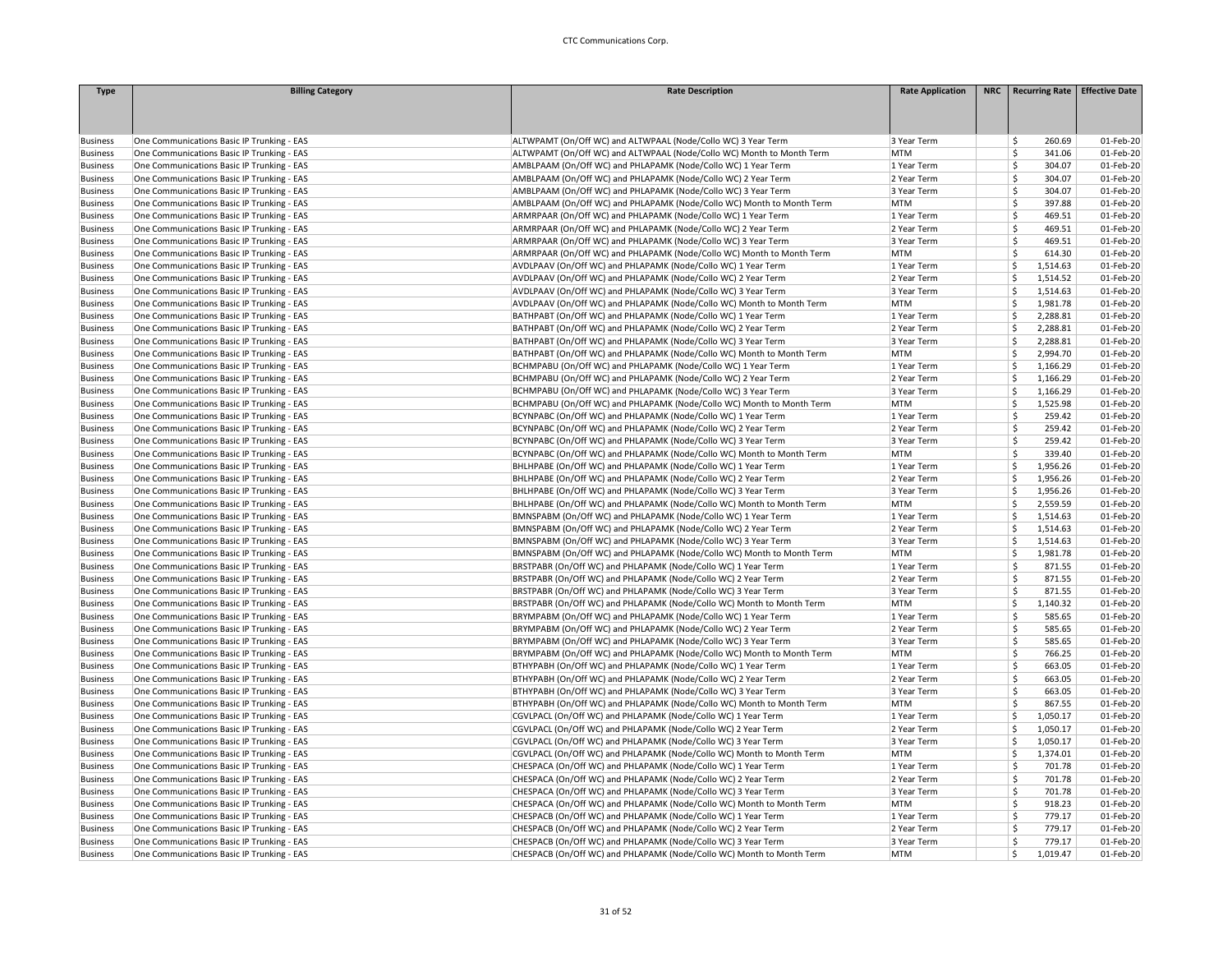| Type | Billing Category | Rate Description | Rate Application | NRC | Recurring Rate | Effective Date |
|---|---|---|---|---|---|---|
| Business | One Communications Basic IP Trunking - EAS | ALTWPAMT (On/Off WC) and ALTWPAAL (Node/Collo WC) 3 Year Term | 3 Year Term | | $ 260.69 | 01-Feb-20 |
| Business | One Communications Basic IP Trunking - EAS | ALTWPAMT (On/Off WC) and ALTWPAAL (Node/Collo WC) Month to Month Term | MTM | | $ 341.06 | 01-Feb-20 |
| Business | One Communications Basic IP Trunking - EAS | AMBLPAAM (On/Off WC) and PHLAPAMK (Node/Collo WC) 1 Year Term | 1 Year Term | | $ 304.07 | 01-Feb-20 |
| Business | One Communications Basic IP Trunking - EAS | AMBLPAAM (On/Off WC) and PHLAPAMK (Node/Collo WC) 2 Year Term | 2 Year Term | | $ 304.07 | 01-Feb-20 |
| Business | One Communications Basic IP Trunking - EAS | AMBLPAAM (On/Off WC) and PHLAPAMK (Node/Collo WC) 3 Year Term | 3 Year Term | | $ 304.07 | 01-Feb-20 |
| Business | One Communications Basic IP Trunking - EAS | AMBLPAAM (On/Off WC) and PHLAPAMK (Node/Collo WC) Month to Month Term | MTM | | $ 397.88 | 01-Feb-20 |
| Business | One Communications Basic IP Trunking - EAS | ARMRPAAR (On/Off WC) and PHLAPAMK (Node/Collo WC) 1 Year Term | 1 Year Term | | $ 469.51 | 01-Feb-20 |
| Business | One Communications Basic IP Trunking - EAS | ARMRPAAR (On/Off WC) and PHLAPAMK (Node/Collo WC) 2 Year Term | 2 Year Term | | $ 469.51 | 01-Feb-20 |
| Business | One Communications Basic IP Trunking - EAS | ARMRPAAR (On/Off WC) and PHLAPAMK (Node/Collo WC) 3 Year Term | 3 Year Term | | $ 469.51 | 01-Feb-20 |
| Business | One Communications Basic IP Trunking - EAS | ARMRPAAR (On/Off WC) and PHLAPAMK (Node/Collo WC) Month to Month Term | MTM | | $ 614.30 | 01-Feb-20 |
| Business | One Communications Basic IP Trunking - EAS | AVDLPAAV (On/Off WC) and PHLAPAMK (Node/Collo WC) 1 Year Term | 1 Year Term | | $ 1,514.63 | 01-Feb-20 |
| Business | One Communications Basic IP Trunking - EAS | AVDLPAAV (On/Off WC) and PHLAPAMK (Node/Collo WC) 2 Year Term | 2 Year Term | | $ 1,514.52 | 01-Feb-20 |
| Business | One Communications Basic IP Trunking - EAS | AVDLPAAV (On/Off WC) and PHLAPAMK (Node/Collo WC) 3 Year Term | 3 Year Term | | $ 1,514.63 | 01-Feb-20 |
| Business | One Communications Basic IP Trunking - EAS | AVDLPAAV (On/Off WC) and PHLAPAMK (Node/Collo WC) Month to Month Term | MTM | | $ 1,981.78 | 01-Feb-20 |
| Business | One Communications Basic IP Trunking - EAS | BATHPABT (On/Off WC) and PHLAPAMK (Node/Collo WC) 1 Year Term | 1 Year Term | | $ 2,288.81 | 01-Feb-20 |
| Business | One Communications Basic IP Trunking - EAS | BATHPABT (On/Off WC) and PHLAPAMK (Node/Collo WC) 2 Year Term | 2 Year Term | | $ 2,288.81 | 01-Feb-20 |
| Business | One Communications Basic IP Trunking - EAS | BATHPABT (On/Off WC) and PHLAPAMK (Node/Collo WC) 3 Year Term | 3 Year Term | | $ 2,288.81 | 01-Feb-20 |
| Business | One Communications Basic IP Trunking - EAS | BATHPABT (On/Off WC) and PHLAPAMK (Node/Collo WC) Month to Month Term | MTM | | $ 2,994.70 | 01-Feb-20 |
| Business | One Communications Basic IP Trunking - EAS | BCHMPABU (On/Off WC) and PHLAPAMK (Node/Collo WC) 1 Year Term | 1 Year Term | | $ 1,166.29 | 01-Feb-20 |
| Business | One Communications Basic IP Trunking - EAS | BCHMPABU (On/Off WC) and PHLAPAMK (Node/Collo WC) 2 Year Term | 2 Year Term | | $ 1,166.29 | 01-Feb-20 |
| Business | One Communications Basic IP Trunking - EAS | BCHMPABU (On/Off WC) and PHLAPAMK (Node/Collo WC) 3 Year Term | 3 Year Term | | $ 1,166.29 | 01-Feb-20 |
| Business | One Communications Basic IP Trunking - EAS | BCHMPABU (On/Off WC) and PHLAPAMK (Node/Collo WC) Month to Month Term | MTM | | $ 1,525.98 | 01-Feb-20 |
| Business | One Communications Basic IP Trunking - EAS | BCYNPABC (On/Off WC) and PHLAPAMK (Node/Collo WC) 1 Year Term | 1 Year Term | | $ 259.42 | 01-Feb-20 |
| Business | One Communications Basic IP Trunking - EAS | BCYNPABC (On/Off WC) and PHLAPAMK (Node/Collo WC) 2 Year Term | 2 Year Term | | $ 259.42 | 01-Feb-20 |
| Business | One Communications Basic IP Trunking - EAS | BCYNPABC (On/Off WC) and PHLAPAMK (Node/Collo WC) 3 Year Term | 3 Year Term | | $ 259.42 | 01-Feb-20 |
| Business | One Communications Basic IP Trunking - EAS | BCYNPABC (On/Off WC) and PHLAPAMK (Node/Collo WC) Month to Month Term | MTM | | $ 339.40 | 01-Feb-20 |
| Business | One Communications Basic IP Trunking - EAS | BHLHPABE (On/Off WC) and PHLAPAMK (Node/Collo WC) 1 Year Term | 1 Year Term | | $ 1,956.26 | 01-Feb-20 |
| Business | One Communications Basic IP Trunking - EAS | BHLHPABE (On/Off WC) and PHLAPAMK (Node/Collo WC) 2 Year Term | 2 Year Term | | $ 1,956.26 | 01-Feb-20 |
| Business | One Communications Basic IP Trunking - EAS | BHLHPABE (On/Off WC) and PHLAPAMK (Node/Collo WC) 3 Year Term | 3 Year Term | | $ 1,956.26 | 01-Feb-20 |
| Business | One Communications Basic IP Trunking - EAS | BHLHPABE (On/Off WC) and PHLAPAMK (Node/Collo WC) Month to Month Term | MTM | | $ 2,559.59 | 01-Feb-20 |
| Business | One Communications Basic IP Trunking - EAS | BMNSPABM (On/Off WC) and PHLAPAMK (Node/Collo WC) 1 Year Term | 1 Year Term | | $ 1,514.63 | 01-Feb-20 |
| Business | One Communications Basic IP Trunking - EAS | BMNSPABM (On/Off WC) and PHLAPAMK (Node/Collo WC) 2 Year Term | 2 Year Term | | $ 1,514.63 | 01-Feb-20 |
| Business | One Communications Basic IP Trunking - EAS | BMNSPABM (On/Off WC) and PHLAPAMK (Node/Collo WC) 3 Year Term | 3 Year Term | | $ 1,514.63 | 01-Feb-20 |
| Business | One Communications Basic IP Trunking - EAS | BMNSPABM (On/Off WC) and PHLAPAMK (Node/Collo WC) Month to Month Term | MTM | | $ 1,981.78 | 01-Feb-20 |
| Business | One Communications Basic IP Trunking - EAS | BRSTPABR (On/Off WC) and PHLAPAMK (Node/Collo WC) 1 Year Term | 1 Year Term | | $ 871.55 | 01-Feb-20 |
| Business | One Communications Basic IP Trunking - EAS | BRSTPABR (On/Off WC) and PHLAPAMK (Node/Collo WC) 2 Year Term | 2 Year Term | | $ 871.55 | 01-Feb-20 |
| Business | One Communications Basic IP Trunking - EAS | BRSTPABR (On/Off WC) and PHLAPAMK (Node/Collo WC) 3 Year Term | 3 Year Term | | $ 871.55 | 01-Feb-20 |
| Business | One Communications Basic IP Trunking - EAS | BRSTPABR (On/Off WC) and PHLAPAMK (Node/Collo WC) Month to Month Term | MTM | | $ 1,140.32 | 01-Feb-20 |
| Business | One Communications Basic IP Trunking - EAS | BRYMPABM (On/Off WC) and PHLAPAMK (Node/Collo WC) 1 Year Term | 1 Year Term | | $ 585.65 | 01-Feb-20 |
| Business | One Communications Basic IP Trunking - EAS | BRYMPABM (On/Off WC) and PHLAPAMK (Node/Collo WC) 2 Year Term | 2 Year Term | | $ 585.65 | 01-Feb-20 |
| Business | One Communications Basic IP Trunking - EAS | BRYMPABM (On/Off WC) and PHLAPAMK (Node/Collo WC) 3 Year Term | 3 Year Term | | $ 585.65 | 01-Feb-20 |
| Business | One Communications Basic IP Trunking - EAS | BRYMPABM (On/Off WC) and PHLAPAMK (Node/Collo WC) Month to Month Term | MTM | | $ 766.25 | 01-Feb-20 |
| Business | One Communications Basic IP Trunking - EAS | BTHYPABH (On/Off WC) and PHLAPAMK (Node/Collo WC) 1 Year Term | 1 Year Term | | $ 663.05 | 01-Feb-20 |
| Business | One Communications Basic IP Trunking - EAS | BTHYPABH (On/Off WC) and PHLAPAMK (Node/Collo WC) 2 Year Term | 2 Year Term | | $ 663.05 | 01-Feb-20 |
| Business | One Communications Basic IP Trunking - EAS | BTHYPABH (On/Off WC) and PHLAPAMK (Node/Collo WC) 3 Year Term | 3 Year Term | | $ 663.05 | 01-Feb-20 |
| Business | One Communications Basic IP Trunking - EAS | BTHYPABH (On/Off WC) and PHLAPAMK (Node/Collo WC) Month to Month Term | MTM | | $ 867.55 | 01-Feb-20 |
| Business | One Communications Basic IP Trunking - EAS | CGVLPACL (On/Off WC) and PHLAPAMK (Node/Collo WC) 1 Year Term | 1 Year Term | | $ 1,050.17 | 01-Feb-20 |
| Business | One Communications Basic IP Trunking - EAS | CGVLPACL (On/Off WC) and PHLAPAMK (Node/Collo WC) 2 Year Term | 2 Year Term | | $ 1,050.17 | 01-Feb-20 |
| Business | One Communications Basic IP Trunking - EAS | CGVLPACL (On/Off WC) and PHLAPAMK (Node/Collo WC) 3 Year Term | 3 Year Term | | $ 1,050.17 | 01-Feb-20 |
| Business | One Communications Basic IP Trunking - EAS | CGVLPACL (On/Off WC) and PHLAPAMK (Node/Collo WC) Month to Month Term | MTM | | $ 1,374.01 | 01-Feb-20 |
| Business | One Communications Basic IP Trunking - EAS | CHESPACA (On/Off WC) and PHLAPAMK (Node/Collo WC) 1 Year Term | 1 Year Term | | $ 701.78 | 01-Feb-20 |
| Business | One Communications Basic IP Trunking - EAS | CHESPACA (On/Off WC) and PHLAPAMK (Node/Collo WC) 2 Year Term | 2 Year Term | | $ 701.78 | 01-Feb-20 |
| Business | One Communications Basic IP Trunking - EAS | CHESPACA (On/Off WC) and PHLAPAMK (Node/Collo WC) 3 Year Term | 3 Year Term | | $ 701.78 | 01-Feb-20 |
| Business | One Communications Basic IP Trunking - EAS | CHESPACA (On/Off WC) and PHLAPAMK (Node/Collo WC) Month to Month Term | MTM | | $ 918.23 | 01-Feb-20 |
| Business | One Communications Basic IP Trunking - EAS | CHESPACB (On/Off WC) and PHLAPAMK (Node/Collo WC) 1 Year Term | 1 Year Term | | $ 779.17 | 01-Feb-20 |
| Business | One Communications Basic IP Trunking - EAS | CHESPACB (On/Off WC) and PHLAPAMK (Node/Collo WC) 2 Year Term | 2 Year Term | | $ 779.17 | 01-Feb-20 |
| Business | One Communications Basic IP Trunking - EAS | CHESPACB (On/Off WC) and PHLAPAMK (Node/Collo WC) 3 Year Term | 3 Year Term | | $ 779.17 | 01-Feb-20 |
| Business | One Communications Basic IP Trunking - EAS | CHESPACB (On/Off WC) and PHLAPAMK (Node/Collo WC) Month to Month Term | MTM | | $ 1,019.47 | 01-Feb-20 |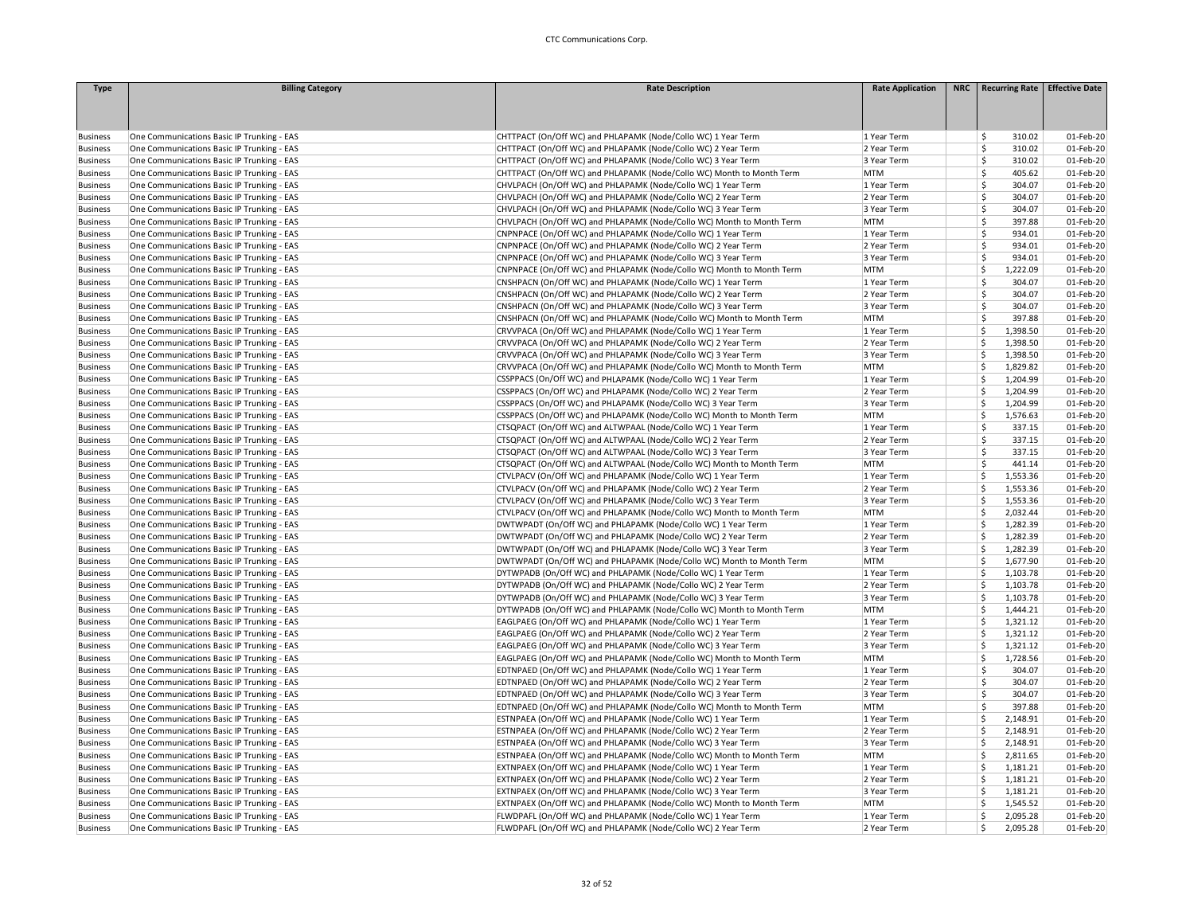| Type | Billing Category | Rate Description | Rate Application | NRC | Recurring Rate | Effective Date |
|---|---|---|---|---|---|---|
| Business | One Communications Basic IP Trunking - EAS | CHTTPACT (On/Off WC) and PHLAPAMK (Node/Collo WC) 1 Year Term | 1 Year Term | | $ 310.02 | 01-Feb-20 |
| Business | One Communications Basic IP Trunking - EAS | CHTTPACT (On/Off WC) and PHLAPAMK (Node/Collo WC) 2 Year Term | 2 Year Term | | $ 310.02 | 01-Feb-20 |
| Business | One Communications Basic IP Trunking - EAS | CHTTPACT (On/Off WC) and PHLAPAMK (Node/Collo WC) 3 Year Term | 3 Year Term | | $ 310.02 | 01-Feb-20 |
| Business | One Communications Basic IP Trunking - EAS | CHTTPACT (On/Off WC) and PHLAPAMK (Node/Collo WC) Month to Month Term | MTM | | $ 405.62 | 01-Feb-20 |
| Business | One Communications Basic IP Trunking - EAS | CHVLPACH (On/Off WC) and PHLAPAMK (Node/Collo WC) 1 Year Term | 1 Year Term | | $ 304.07 | 01-Feb-20 |
| Business | One Communications Basic IP Trunking - EAS | CHVLPACH (On/Off WC) and PHLAPAMK (Node/Collo WC) 2 Year Term | 2 Year Term | | $ 304.07 | 01-Feb-20 |
| Business | One Communications Basic IP Trunking - EAS | CHVLPACH (On/Off WC) and PHLAPAMK (Node/Collo WC) 3 Year Term | 3 Year Term | | $ 304.07 | 01-Feb-20 |
| Business | One Communications Basic IP Trunking - EAS | CHVLPACH (On/Off WC) and PHLAPAMK (Node/Collo WC) Month to Month Term | MTM | | $ 397.88 | 01-Feb-20 |
| Business | One Communications Basic IP Trunking - EAS | CNPNPACE (On/Off WC) and PHLAPAMK (Node/Collo WC) 1 Year Term | 1 Year Term | | $ 934.01 | 01-Feb-20 |
| Business | One Communications Basic IP Trunking - EAS | CNPNPACE (On/Off WC) and PHLAPAMK (Node/Collo WC) 2 Year Term | 2 Year Term | | $ 934.01 | 01-Feb-20 |
| Business | One Communications Basic IP Trunking - EAS | CNPNPACE (On/Off WC) and PHLAPAMK (Node/Collo WC) 3 Year Term | 3 Year Term | | $ 934.01 | 01-Feb-20 |
| Business | One Communications Basic IP Trunking - EAS | CNPNPACE (On/Off WC) and PHLAPAMK (Node/Collo WC) Month to Month Term | MTM | | $ 1,222.09 | 01-Feb-20 |
| Business | One Communications Basic IP Trunking - EAS | CNSHPACN (On/Off WC) and PHLAPAMK (Node/Collo WC) 1 Year Term | 1 Year Term | | $ 304.07 | 01-Feb-20 |
| Business | One Communications Basic IP Trunking - EAS | CNSHPACN (On/Off WC) and PHLAPAMK (Node/Collo WC) 2 Year Term | 2 Year Term | | $ 304.07 | 01-Feb-20 |
| Business | One Communications Basic IP Trunking - EAS | CNSHPACN (On/Off WC) and PHLAPAMK (Node/Collo WC) 3 Year Term | 3 Year Term | | $ 304.07 | 01-Feb-20 |
| Business | One Communications Basic IP Trunking - EAS | CNSHPACN (On/Off WC) and PHLAPAMK (Node/Collo WC) Month to Month Term | MTM | | $ 397.88 | 01-Feb-20 |
| Business | One Communications Basic IP Trunking - EAS | CRVVPACA (On/Off WC) and PHLAPAMK (Node/Collo WC) 1 Year Term | 1 Year Term | | $ 1,398.50 | 01-Feb-20 |
| Business | One Communications Basic IP Trunking - EAS | CRVVPACA (On/Off WC) and PHLAPAMK (Node/Collo WC) 2 Year Term | 2 Year Term | | $ 1,398.50 | 01-Feb-20 |
| Business | One Communications Basic IP Trunking - EAS | CRVVPACA (On/Off WC) and PHLAPAMK (Node/Collo WC) 3 Year Term | 3 Year Term | | $ 1,398.50 | 01-Feb-20 |
| Business | One Communications Basic IP Trunking - EAS | CRVVPACA (On/Off WC) and PHLAPAMK (Node/Collo WC) Month to Month Term | MTM | | $ 1,829.82 | 01-Feb-20 |
| Business | One Communications Basic IP Trunking - EAS | CSSPPACS (On/Off WC) and PHLAPAMK (Node/Collo WC) 1 Year Term | 1 Year Term | | $ 1,204.99 | 01-Feb-20 |
| Business | One Communications Basic IP Trunking - EAS | CSSPPACS (On/Off WC) and PHLAPAMK (Node/Collo WC) 2 Year Term | 2 Year Term | | $ 1,204.99 | 01-Feb-20 |
| Business | One Communications Basic IP Trunking - EAS | CSSPPACS (On/Off WC) and PHLAPAMK (Node/Collo WC) 3 Year Term | 3 Year Term | | $ 1,204.99 | 01-Feb-20 |
| Business | One Communications Basic IP Trunking - EAS | CSSPPACS (On/Off WC) and PHLAPAMK (Node/Collo WC) Month to Month Term | MTM | | $ 1,576.63 | 01-Feb-20 |
| Business | One Communications Basic IP Trunking - EAS | CTSQPACT (On/Off WC) and ALTWPAAL (Node/Collo WC) 1 Year Term | 1 Year Term | | $ 337.15 | 01-Feb-20 |
| Business | One Communications Basic IP Trunking - EAS | CTSQPACT (On/Off WC) and ALTWPAAL (Node/Collo WC) 2 Year Term | 2 Year Term | | $ 337.15 | 01-Feb-20 |
| Business | One Communications Basic IP Trunking - EAS | CTSQPACT (On/Off WC) and ALTWPAAL (Node/Collo WC) 3 Year Term | 3 Year Term | | $ 337.15 | 01-Feb-20 |
| Business | One Communications Basic IP Trunking - EAS | CTSQPACT (On/Off WC) and ALTWPAAL (Node/Collo WC) Month to Month Term | MTM | | $ 441.14 | 01-Feb-20 |
| Business | One Communications Basic IP Trunking - EAS | CTVLPACV (On/Off WC) and PHLAPAMK (Node/Collo WC) 1 Year Term | 1 Year Term | | $ 1,553.36 | 01-Feb-20 |
| Business | One Communications Basic IP Trunking - EAS | CTVLPACV (On/Off WC) and PHLAPAMK (Node/Collo WC) 2 Year Term | 2 Year Term | | $ 1,553.36 | 01-Feb-20 |
| Business | One Communications Basic IP Trunking - EAS | CTVLPACV (On/Off WC) and PHLAPAMK (Node/Collo WC) 3 Year Term | 3 Year Term | | $ 1,553.36 | 01-Feb-20 |
| Business | One Communications Basic IP Trunking - EAS | CTVLPACV (On/Off WC) and PHLAPAMK (Node/Collo WC) Month to Month Term | MTM | | $ 2,032.44 | 01-Feb-20 |
| Business | One Communications Basic IP Trunking - EAS | DWTWPADT (On/Off WC) and PHLAPAMK (Node/Collo WC) 1 Year Term | 1 Year Term | | $ 1,282.39 | 01-Feb-20 |
| Business | One Communications Basic IP Trunking - EAS | DWTWPADT (On/Off WC) and PHLAPAMK (Node/Collo WC) 2 Year Term | 2 Year Term | | $ 1,282.39 | 01-Feb-20 |
| Business | One Communications Basic IP Trunking - EAS | DWTWPADT (On/Off WC) and PHLAPAMK (Node/Collo WC) 3 Year Term | 3 Year Term | | $ 1,282.39 | 01-Feb-20 |
| Business | One Communications Basic IP Trunking - EAS | DWTWPADT (On/Off WC) and PHLAPAMK (Node/Collo WC) Month to Month Term | MTM | | $ 1,677.90 | 01-Feb-20 |
| Business | One Communications Basic IP Trunking - EAS | DYTWPADB (On/Off WC) and PHLAPAMK (Node/Collo WC) 1 Year Term | 1 Year Term | | $ 1,103.78 | 01-Feb-20 |
| Business | One Communications Basic IP Trunking - EAS | DYTWPADB (On/Off WC) and PHLAPAMK (Node/Collo WC) 2 Year Term | 2 Year Term | | $ 1,103.78 | 01-Feb-20 |
| Business | One Communications Basic IP Trunking - EAS | DYTWPADB (On/Off WC) and PHLAPAMK (Node/Collo WC) 3 Year Term | 3 Year Term | | $ 1,103.78 | 01-Feb-20 |
| Business | One Communications Basic IP Trunking - EAS | DYTWPADB (On/Off WC) and PHLAPAMK (Node/Collo WC) Month to Month Term | MTM | | $ 1,444.21 | 01-Feb-20 |
| Business | One Communications Basic IP Trunking - EAS | EAGLPAEG (On/Off WC) and PHLAPAMK (Node/Collo WC) 1 Year Term | 1 Year Term | | $ 1,321.12 | 01-Feb-20 |
| Business | One Communications Basic IP Trunking - EAS | EAGLPAEG (On/Off WC) and PHLAPAMK (Node/Collo WC) 2 Year Term | 2 Year Term | | $ 1,321.12 | 01-Feb-20 |
| Business | One Communications Basic IP Trunking - EAS | EAGLPAEG (On/Off WC) and PHLAPAMK (Node/Collo WC) 3 Year Term | 3 Year Term | | $ 1,321.12 | 01-Feb-20 |
| Business | One Communications Basic IP Trunking - EAS | EAGLPAEG (On/Off WC) and PHLAPAMK (Node/Collo WC) Month to Month Term | MTM | | $ 1,728.56 | 01-Feb-20 |
| Business | One Communications Basic IP Trunking - EAS | EDTNPAED (On/Off WC) and PHLAPAMK (Node/Collo WC) 1 Year Term | 1 Year Term | | $ 304.07 | 01-Feb-20 |
| Business | One Communications Basic IP Trunking - EAS | EDTNPAED (On/Off WC) and PHLAPAMK (Node/Collo WC) 2 Year Term | 2 Year Term | | $ 304.07 | 01-Feb-20 |
| Business | One Communications Basic IP Trunking - EAS | EDTNPAED (On/Off WC) and PHLAPAMK (Node/Collo WC) 3 Year Term | 3 Year Term | | $ 304.07 | 01-Feb-20 |
| Business | One Communications Basic IP Trunking - EAS | EDTNPAED (On/Off WC) and PHLAPAMK (Node/Collo WC) Month to Month Term | MTM | | $ 397.88 | 01-Feb-20 |
| Business | One Communications Basic IP Trunking - EAS | ESTNPAEA (On/Off WC) and PHLAPAMK (Node/Collo WC) 1 Year Term | 1 Year Term | | $ 2,148.91 | 01-Feb-20 |
| Business | One Communications Basic IP Trunking - EAS | ESTNPAEA (On/Off WC) and PHLAPAMK (Node/Collo WC) 2 Year Term | 2 Year Term | | $ 2,148.91 | 01-Feb-20 |
| Business | One Communications Basic IP Trunking - EAS | ESTNPAEA (On/Off WC) and PHLAPAMK (Node/Collo WC) 3 Year Term | 3 Year Term | | $ 2,148.91 | 01-Feb-20 |
| Business | One Communications Basic IP Trunking - EAS | ESTNPAEA (On/Off WC) and PHLAPAMK (Node/Collo WC) Month to Month Term | MTM | | $ 2,811.65 | 01-Feb-20 |
| Business | One Communications Basic IP Trunking - EAS | EXTNPAEX (On/Off WC) and PHLAPAMK (Node/Collo WC) 1 Year Term | 1 Year Term | | $ 1,181.21 | 01-Feb-20 |
| Business | One Communications Basic IP Trunking - EAS | EXTNPAEX (On/Off WC) and PHLAPAMK (Node/Collo WC) 2 Year Term | 2 Year Term | | $ 1,181.21 | 01-Feb-20 |
| Business | One Communications Basic IP Trunking - EAS | EXTNPAEX (On/Off WC) and PHLAPAMK (Node/Collo WC) 3 Year Term | 3 Year Term | | $ 1,181.21 | 01-Feb-20 |
| Business | One Communications Basic IP Trunking - EAS | EXTNPAEX (On/Off WC) and PHLAPAMK (Node/Collo WC) Month to Month Term | MTM | | $ 1,545.52 | 01-Feb-20 |
| Business | One Communications Basic IP Trunking - EAS | FLWDPAFL (On/Off WC) and PHLAPAMK (Node/Collo WC) 1 Year Term | 1 Year Term | | $ 2,095.28 | 01-Feb-20 |
| Business | One Communications Basic IP Trunking - EAS | FLWDPAFL (On/Off WC) and PHLAPAMK (Node/Collo WC) 2 Year Term | 2 Year Term | | $ 2,095.28 | 01-Feb-20 |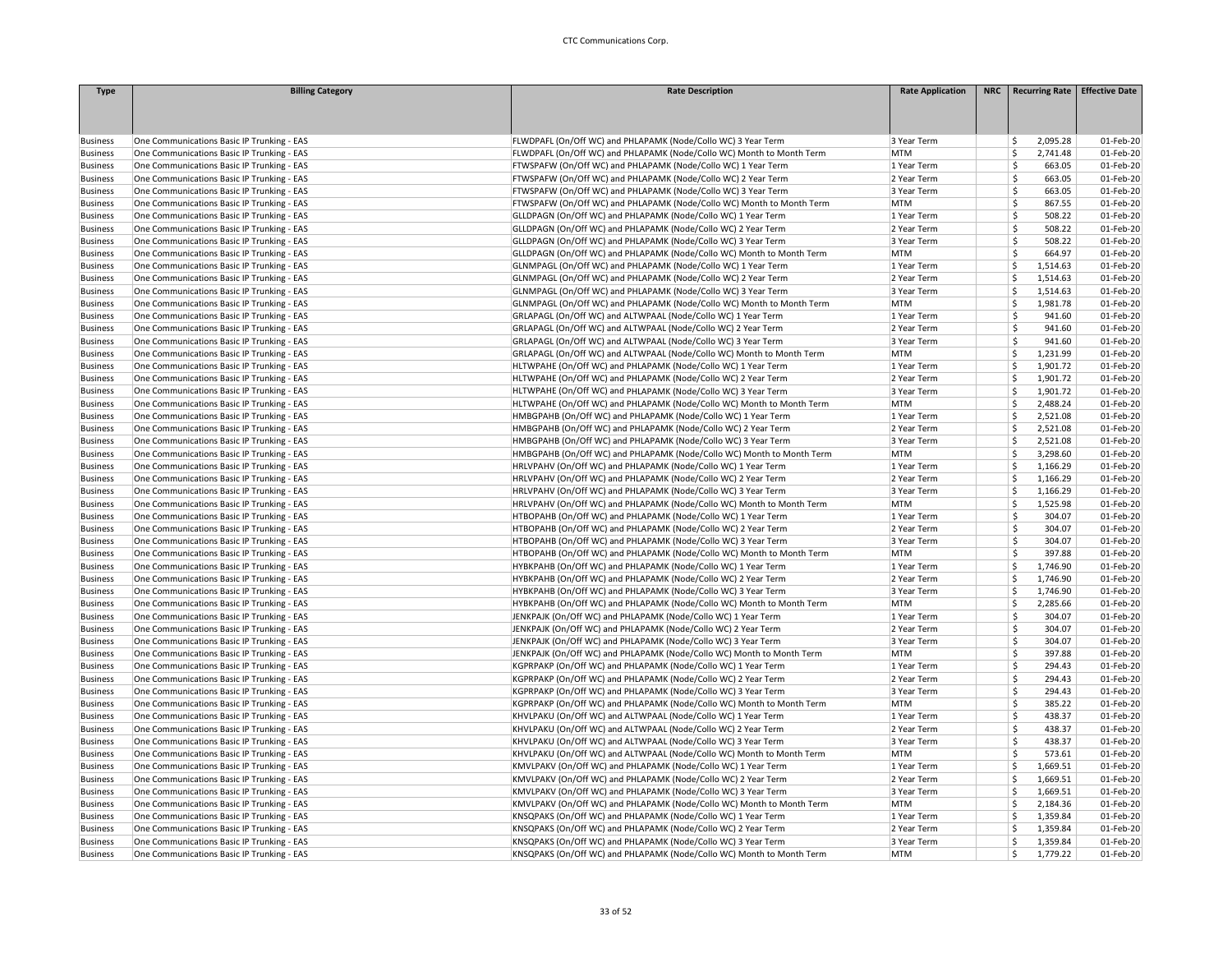| Type | Billing Category | Rate Description | Rate Application | NRC | Recurring Rate | Effective Date |
|---|---|---|---|---|---|---|
| Business | One Communications Basic IP Trunking - EAS | FLWDPAFL (On/Off WC) and PHLAPAMK (Node/Collo WC) 3 Year Term | 3 Year Term | | $ 2,095.28 | 01-Feb-20 |
| Business | One Communications Basic IP Trunking - EAS | FLWDPAFL (On/Off WC) and PHLAPAMK (Node/Collo WC) Month to Month Term | MTM | | $ 2,741.48 | 01-Feb-20 |
| Business | One Communications Basic IP Trunking - EAS | FTWSPAFW (On/Off WC) and PHLAPAMK (Node/Collo WC) 1 Year Term | 1 Year Term | | $ 663.05 | 01-Feb-20 |
| Business | One Communications Basic IP Trunking - EAS | FTWSPAFW (On/Off WC) and PHLAPAMK (Node/Collo WC) 2 Year Term | 2 Year Term | | $ 663.05 | 01-Feb-20 |
| Business | One Communications Basic IP Trunking - EAS | FTWSPAFW (On/Off WC) and PHLAPAMK (Node/Collo WC) 3 Year Term | 3 Year Term | | $ 663.05 | 01-Feb-20 |
| Business | One Communications Basic IP Trunking - EAS | FTWSPAFW (On/Off WC) and PHLAPAMK (Node/Collo WC) Month to Month Term | MTM | | $ 867.55 | 01-Feb-20 |
| Business | One Communications Basic IP Trunking - EAS | GLLDPAGN (On/Off WC) and PHLAPAMK (Node/Collo WC) 1 Year Term | 1 Year Term | | $ 508.22 | 01-Feb-20 |
| Business | One Communications Basic IP Trunking - EAS | GLLDPAGN (On/Off WC) and PHLAPAMK (Node/Collo WC) 2 Year Term | 2 Year Term | | $ 508.22 | 01-Feb-20 |
| Business | One Communications Basic IP Trunking - EAS | GLLDPAGN (On/Off WC) and PHLAPAMK (Node/Collo WC) 3 Year Term | 3 Year Term | | $ 508.22 | 01-Feb-20 |
| Business | One Communications Basic IP Trunking - EAS | GLLDPAGN (On/Off WC) and PHLAPAMK (Node/Collo WC) Month to Month Term | MTM | | $ 664.97 | 01-Feb-20 |
| Business | One Communications Basic IP Trunking - EAS | GLNMPAGL (On/Off WC) and PHLAPAMK (Node/Collo WC) 1 Year Term | 1 Year Term | | $ 1,514.63 | 01-Feb-20 |
| Business | One Communications Basic IP Trunking - EAS | GLNMPAGL (On/Off WC) and PHLAPAMK (Node/Collo WC) 2 Year Term | 2 Year Term | | $ 1,514.63 | 01-Feb-20 |
| Business | One Communications Basic IP Trunking - EAS | GLNMPAGL (On/Off WC) and PHLAPAMK (Node/Collo WC) 3 Year Term | 3 Year Term | | $ 1,514.63 | 01-Feb-20 |
| Business | One Communications Basic IP Trunking - EAS | GLNMPAGL (On/Off WC) and PHLAPAMK (Node/Collo WC) Month to Month Term | MTM | | $ 1,981.78 | 01-Feb-20 |
| Business | One Communications Basic IP Trunking - EAS | GRLAPAGL (On/Off WC) and ALTWPAAL (Node/Collo WC) 1 Year Term | 1 Year Term | | $ 941.60 | 01-Feb-20 |
| Business | One Communications Basic IP Trunking - EAS | GRLAPAGL (On/Off WC) and ALTWPAAL (Node/Collo WC) 2 Year Term | 2 Year Term | | $ 941.60 | 01-Feb-20 |
| Business | One Communications Basic IP Trunking - EAS | GRLAPAGL (On/Off WC) and ALTWPAAL (Node/Collo WC) 3 Year Term | 3 Year Term | | $ 941.60 | 01-Feb-20 |
| Business | One Communications Basic IP Trunking - EAS | GRLAPAGL (On/Off WC) and ALTWPAAL (Node/Collo WC) Month to Month Term | MTM | | $ 1,231.99 | 01-Feb-20 |
| Business | One Communications Basic IP Trunking - EAS | HLTWPAHE (On/Off WC) and PHLAPAMK (Node/Collo WC) 1 Year Term | 1 Year Term | | $ 1,901.72 | 01-Feb-20 |
| Business | One Communications Basic IP Trunking - EAS | HLTWPAHE (On/Off WC) and PHLAPAMK (Node/Collo WC) 2 Year Term | 2 Year Term | | $ 1,901.72 | 01-Feb-20 |
| Business | One Communications Basic IP Trunking - EAS | HLTWPAHE (On/Off WC) and PHLAPAMK (Node/Collo WC) 3 Year Term | 3 Year Term | | $ 1,901.72 | 01-Feb-20 |
| Business | One Communications Basic IP Trunking - EAS | HLTWPAHE (On/Off WC) and PHLAPAMK (Node/Collo WC) Month to Month Term | MTM | | $ 2,488.24 | 01-Feb-20 |
| Business | One Communications Basic IP Trunking - EAS | HMBGPAHB (On/Off WC) and PHLAPAMK (Node/Collo WC) 1 Year Term | 1 Year Term | | $ 2,521.08 | 01-Feb-20 |
| Business | One Communications Basic IP Trunking - EAS | HMBGPAHB (On/Off WC) and PHLAPAMK (Node/Collo WC) 2 Year Term | 2 Year Term | | $ 2,521.08 | 01-Feb-20 |
| Business | One Communications Basic IP Trunking - EAS | HMBGPAHB (On/Off WC) and PHLAPAMK (Node/Collo WC) 3 Year Term | 3 Year Term | | $ 2,521.08 | 01-Feb-20 |
| Business | One Communications Basic IP Trunking - EAS | HMBGPAHB (On/Off WC) and PHLAPAMK (Node/Collo WC) Month to Month Term | MTM | | $ 3,298.60 | 01-Feb-20 |
| Business | One Communications Basic IP Trunking - EAS | HRLVPAHV (On/Off WC) and PHLAPAMK (Node/Collo WC) 1 Year Term | 1 Year Term | | $ 1,166.29 | 01-Feb-20 |
| Business | One Communications Basic IP Trunking - EAS | HRLVPAHV (On/Off WC) and PHLAPAMK (Node/Collo WC) 2 Year Term | 2 Year Term | | $ 1,166.29 | 01-Feb-20 |
| Business | One Communications Basic IP Trunking - EAS | HRLVPAHV (On/Off WC) and PHLAPAMK (Node/Collo WC) 3 Year Term | 3 Year Term | | $ 1,166.29 | 01-Feb-20 |
| Business | One Communications Basic IP Trunking - EAS | HRLVPAHV (On/Off WC) and PHLAPAMK (Node/Collo WC) Month to Month Term | MTM | | $ 1,525.98 | 01-Feb-20 |
| Business | One Communications Basic IP Trunking - EAS | HTBOPAHB (On/Off WC) and PHLAPAMK (Node/Collo WC) 1 Year Term | 1 Year Term | | $ 304.07 | 01-Feb-20 |
| Business | One Communications Basic IP Trunking - EAS | HTBOPAHB (On/Off WC) and PHLAPAMK (Node/Collo WC) 2 Year Term | 2 Year Term | | $ 304.07 | 01-Feb-20 |
| Business | One Communications Basic IP Trunking - EAS | HTBOPAHB (On/Off WC) and PHLAPAMK (Node/Collo WC) 3 Year Term | 3 Year Term | | $ 304.07 | 01-Feb-20 |
| Business | One Communications Basic IP Trunking - EAS | HTBOPAHB (On/Off WC) and PHLAPAMK (Node/Collo WC) Month to Month Term | MTM | | $ 397.88 | 01-Feb-20 |
| Business | One Communications Basic IP Trunking - EAS | HYBKPAHB (On/Off WC) and PHLAPAMK (Node/Collo WC) 1 Year Term | 1 Year Term | | $ 1,746.90 | 01-Feb-20 |
| Business | One Communications Basic IP Trunking - EAS | HYBKPAHB (On/Off WC) and PHLAPAMK (Node/Collo WC) 2 Year Term | 2 Year Term | | $ 1,746.90 | 01-Feb-20 |
| Business | One Communications Basic IP Trunking - EAS | HYBKPAHB (On/Off WC) and PHLAPAMK (Node/Collo WC) 3 Year Term | 3 Year Term | | $ 1,746.90 | 01-Feb-20 |
| Business | One Communications Basic IP Trunking - EAS | HYBKPAHB (On/Off WC) and PHLAPAMK (Node/Collo WC) Month to Month Term | MTM | | $ 2,285.66 | 01-Feb-20 |
| Business | One Communications Basic IP Trunking - EAS | JENKPAJK (On/Off WC) and PHLAPAMK (Node/Collo WC) 1 Year Term | 1 Year Term | | $ 304.07 | 01-Feb-20 |
| Business | One Communications Basic IP Trunking - EAS | JENKPAJK (On/Off WC) and PHLAPAMK (Node/Collo WC) 2 Year Term | 2 Year Term | | $ 304.07 | 01-Feb-20 |
| Business | One Communications Basic IP Trunking - EAS | JENKPAJK (On/Off WC) and PHLAPAMK (Node/Collo WC) 3 Year Term | 3 Year Term | | $ 304.07 | 01-Feb-20 |
| Business | One Communications Basic IP Trunking - EAS | JENKPAJK (On/Off WC) and PHLAPAMK (Node/Collo WC) Month to Month Term | MTM | | $ 397.88 | 01-Feb-20 |
| Business | One Communications Basic IP Trunking - EAS | KGPRPAKP (On/Off WC) and PHLAPAMK (Node/Collo WC) 1 Year Term | 1 Year Term | | $ 294.43 | 01-Feb-20 |
| Business | One Communications Basic IP Trunking - EAS | KGPRPAKP (On/Off WC) and PHLAPAMK (Node/Collo WC) 2 Year Term | 2 Year Term | | $ 294.43 | 01-Feb-20 |
| Business | One Communications Basic IP Trunking - EAS | KGPRPAKP (On/Off WC) and PHLAPAMK (Node/Collo WC) 3 Year Term | 3 Year Term | | $ 294.43 | 01-Feb-20 |
| Business | One Communications Basic IP Trunking - EAS | KGPRPAKP (On/Off WC) and PHLAPAMK (Node/Collo WC) Month to Month Term | MTM | | $ 385.22 | 01-Feb-20 |
| Business | One Communications Basic IP Trunking - EAS | KHVLPAKU (On/Off WC) and ALTWPAAL (Node/Collo WC) 1 Year Term | 1 Year Term | | $ 438.37 | 01-Feb-20 |
| Business | One Communications Basic IP Trunking - EAS | KHVLPAKU (On/Off WC) and ALTWPAAL (Node/Collo WC) 2 Year Term | 2 Year Term | | $ 438.37 | 01-Feb-20 |
| Business | One Communications Basic IP Trunking - EAS | KHVLPAKU (On/Off WC) and ALTWPAAL (Node/Collo WC) 3 Year Term | 3 Year Term | | $ 438.37 | 01-Feb-20 |
| Business | One Communications Basic IP Trunking - EAS | KHVLPAKU (On/Off WC) and ALTWPAAL (Node/Collo WC) Month to Month Term | MTM | | $ 573.61 | 01-Feb-20 |
| Business | One Communications Basic IP Trunking - EAS | KMVLPAKV (On/Off WC) and PHLAPAMK (Node/Collo WC) 1 Year Term | 1 Year Term | | $ 1,669.51 | 01-Feb-20 |
| Business | One Communications Basic IP Trunking - EAS | KMVLPAKV (On/Off WC) and PHLAPAMK (Node/Collo WC) 2 Year Term | 2 Year Term | | $ 1,669.51 | 01-Feb-20 |
| Business | One Communications Basic IP Trunking - EAS | KMVLPAKV (On/Off WC) and PHLAPAMK (Node/Collo WC) 3 Year Term | 3 Year Term | | $ 1,669.51 | 01-Feb-20 |
| Business | One Communications Basic IP Trunking - EAS | KMVLPAKV (On/Off WC) and PHLAPAMK (Node/Collo WC) Month to Month Term | MTM | | $ 2,184.36 | 01-Feb-20 |
| Business | One Communications Basic IP Trunking - EAS | KNSQPAKS (On/Off WC) and PHLAPAMK (Node/Collo WC) 1 Year Term | 1 Year Term | | $ 1,359.84 | 01-Feb-20 |
| Business | One Communications Basic IP Trunking - EAS | KNSQPAKS (On/Off WC) and PHLAPAMK (Node/Collo WC) 2 Year Term | 2 Year Term | | $ 1,359.84 | 01-Feb-20 |
| Business | One Communications Basic IP Trunking - EAS | KNSQPAKS (On/Off WC) and PHLAPAMK (Node/Collo WC) 3 Year Term | 3 Year Term | | $ 1,359.84 | 01-Feb-20 |
| Business | One Communications Basic IP Trunking - EAS | KNSQPAKS (On/Off WC) and PHLAPAMK (Node/Collo WC) Month to Month Term | MTM | | $ 1,779.22 | 01-Feb-20 |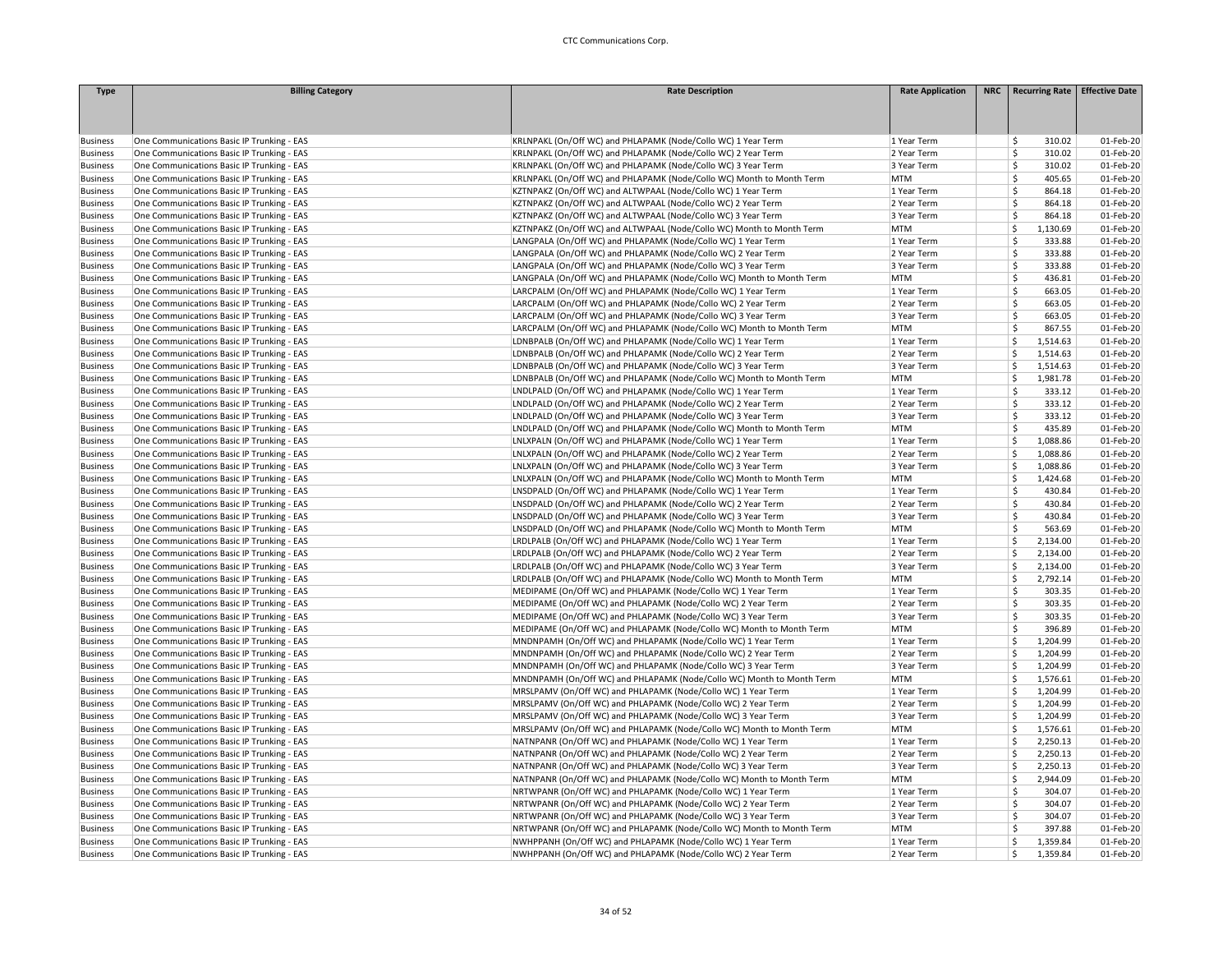| Type | Billing Category | Rate Description | Rate Application | NRC | Recurring Rate | Effective Date |
|---|---|---|---|---|---|---|
| Business | One Communications Basic IP Trunking - EAS | KRLNPAKL (On/Off WC) and PHLAPAMK (Node/Collo WC) 1 Year Term | 1 Year Term | | $ 310.02 | 01-Feb-20 |
| Business | One Communications Basic IP Trunking - EAS | KRLNPAKL (On/Off WC) and PHLAPAMK (Node/Collo WC) 2 Year Term | 2 Year Term | | $ 310.02 | 01-Feb-20 |
| Business | One Communications Basic IP Trunking - EAS | KRLNPAKL (On/Off WC) and PHLAPAMK (Node/Collo WC) 3 Year Term | 3 Year Term | | $ 310.02 | 01-Feb-20 |
| Business | One Communications Basic IP Trunking - EAS | KRLNPAKL (On/Off WC) and PHLAPAMK (Node/Collo WC) Month to Month Term | MTM | | $ 405.65 | 01-Feb-20 |
| Business | One Communications Basic IP Trunking - EAS | KZTNPAKZ (On/Off WC) and ALTWPAAL (Node/Collo WC) 1 Year Term | 1 Year Term | | $ 864.18 | 01-Feb-20 |
| Business | One Communications Basic IP Trunking - EAS | KZTNPAKZ (On/Off WC) and ALTWPAAL (Node/Collo WC) 2 Year Term | 2 Year Term | | $ 864.18 | 01-Feb-20 |
| Business | One Communications Basic IP Trunking - EAS | KZTNPAKZ (On/Off WC) and ALTWPAAL (Node/Collo WC) 3 Year Term | 3 Year Term | | $ 864.18 | 01-Feb-20 |
| Business | One Communications Basic IP Trunking - EAS | KZTNPAKZ (On/Off WC) and ALTWPAAL (Node/Collo WC) Month to Month Term | MTM | | $ 1,130.69 | 01-Feb-20 |
| Business | One Communications Basic IP Trunking - EAS | LANGPALA (On/Off WC) and PHLAPAMK (Node/Collo WC) 1 Year Term | 1 Year Term | | $ 333.88 | 01-Feb-20 |
| Business | One Communications Basic IP Trunking - EAS | LANGPALA (On/Off WC) and PHLAPAMK (Node/Collo WC) 2 Year Term | 2 Year Term | | $ 333.88 | 01-Feb-20 |
| Business | One Communications Basic IP Trunking - EAS | LANGPALA (On/Off WC) and PHLAPAMK (Node/Collo WC) 3 Year Term | 3 Year Term | | $ 333.88 | 01-Feb-20 |
| Business | One Communications Basic IP Trunking - EAS | LANGPALA (On/Off WC) and PHLAPAMK (Node/Collo WC) Month to Month Term | MTM | | $ 436.81 | 01-Feb-20 |
| Business | One Communications Basic IP Trunking - EAS | LARCPALM (On/Off WC) and PHLAPAMK (Node/Collo WC) 1 Year Term | 1 Year Term | | $ 663.05 | 01-Feb-20 |
| Business | One Communications Basic IP Trunking - EAS | LARCPALM (On/Off WC) and PHLAPAMK (Node/Collo WC) 2 Year Term | 2 Year Term | | $ 663.05 | 01-Feb-20 |
| Business | One Communications Basic IP Trunking - EAS | LARCPALM (On/Off WC) and PHLAPAMK (Node/Collo WC) 3 Year Term | 3 Year Term | | $ 663.05 | 01-Feb-20 |
| Business | One Communications Basic IP Trunking - EAS | LARCPALM (On/Off WC) and PHLAPAMK (Node/Collo WC) Month to Month Term | MTM | | $ 867.55 | 01-Feb-20 |
| Business | One Communications Basic IP Trunking - EAS | LDNBPALB (On/Off WC) and PHLAPAMK (Node/Collo WC) 1 Year Term | 1 Year Term | | $ 1,514.63 | 01-Feb-20 |
| Business | One Communications Basic IP Trunking - EAS | LDNBPALB (On/Off WC) and PHLAPAMK (Node/Collo WC) 2 Year Term | 2 Year Term | | $ 1,514.63 | 01-Feb-20 |
| Business | One Communications Basic IP Trunking - EAS | LDNBPALB (On/Off WC) and PHLAPAMK (Node/Collo WC) 3 Year Term | 3 Year Term | | $ 1,514.63 | 01-Feb-20 |
| Business | One Communications Basic IP Trunking - EAS | LDNBPALB (On/Off WC) and PHLAPAMK (Node/Collo WC) Month to Month Term | MTM | | $ 1,981.78 | 01-Feb-20 |
| Business | One Communications Basic IP Trunking - EAS | LNDLPALD (On/Off WC) and PHLAPAMK (Node/Collo WC) 1 Year Term | 1 Year Term | | $ 333.12 | 01-Feb-20 |
| Business | One Communications Basic IP Trunking - EAS | LNDLPALD (On/Off WC) and PHLAPAMK (Node/Collo WC) 2 Year Term | 2 Year Term | | $ 333.12 | 01-Feb-20 |
| Business | One Communications Basic IP Trunking - EAS | LNDLPALD (On/Off WC) and PHLAPAMK (Node/Collo WC) 3 Year Term | 3 Year Term | | $ 333.12 | 01-Feb-20 |
| Business | One Communications Basic IP Trunking - EAS | LNDLPALD (On/Off WC) and PHLAPAMK (Node/Collo WC) Month to Month Term | MTM | | $ 435.89 | 01-Feb-20 |
| Business | One Communications Basic IP Trunking - EAS | LNLXPALN (On/Off WC) and PHLAPAMK (Node/Collo WC) 1 Year Term | 1 Year Term | | $ 1,088.86 | 01-Feb-20 |
| Business | One Communications Basic IP Trunking - EAS | LNLXPALN (On/Off WC) and PHLAPAMK (Node/Collo WC) 2 Year Term | 2 Year Term | | $ 1,088.86 | 01-Feb-20 |
| Business | One Communications Basic IP Trunking - EAS | LNLXPALN (On/Off WC) and PHLAPAMK (Node/Collo WC) 3 Year Term | 3 Year Term | | $ 1,088.86 | 01-Feb-20 |
| Business | One Communications Basic IP Trunking - EAS | LNLXPALN (On/Off WC) and PHLAPAMK (Node/Collo WC) Month to Month Term | MTM | | $ 1,424.68 | 01-Feb-20 |
| Business | One Communications Basic IP Trunking - EAS | LNSDPALD (On/Off WC) and PHLAPAMK (Node/Collo WC) 1 Year Term | 1 Year Term | | $ 430.84 | 01-Feb-20 |
| Business | One Communications Basic IP Trunking - EAS | LNSDPALD (On/Off WC) and PHLAPAMK (Node/Collo WC) 2 Year Term | 2 Year Term | | $ 430.84 | 01-Feb-20 |
| Business | One Communications Basic IP Trunking - EAS | LNSDPALD (On/Off WC) and PHLAPAMK (Node/Collo WC) 3 Year Term | 3 Year Term | | $ 430.84 | 01-Feb-20 |
| Business | One Communications Basic IP Trunking - EAS | LNSDPALD (On/Off WC) and PHLAPAMK (Node/Collo WC) Month to Month Term | MTM | | $ 563.69 | 01-Feb-20 |
| Business | One Communications Basic IP Trunking - EAS | LRDLPALB (On/Off WC) and PHLAPAMK (Node/Collo WC) 1 Year Term | 1 Year Term | | $ 2,134.00 | 01-Feb-20 |
| Business | One Communications Basic IP Trunking - EAS | LRDLPALB (On/Off WC) and PHLAPAMK (Node/Collo WC) 2 Year Term | 2 Year Term | | $ 2,134.00 | 01-Feb-20 |
| Business | One Communications Basic IP Trunking - EAS | LRDLPALB (On/Off WC) and PHLAPAMK (Node/Collo WC) 3 Year Term | 3 Year Term | | $ 2,134.00 | 01-Feb-20 |
| Business | One Communications Basic IP Trunking - EAS | LRDLPALB (On/Off WC) and PHLAPAMK (Node/Collo WC) Month to Month Term | MTM | | $ 2,792.14 | 01-Feb-20 |
| Business | One Communications Basic IP Trunking - EAS | MEDIPAME (On/Off WC) and PHLAPAMK (Node/Collo WC) 1 Year Term | 1 Year Term | | $ 303.35 | 01-Feb-20 |
| Business | One Communications Basic IP Trunking - EAS | MEDIPAME (On/Off WC) and PHLAPAMK (Node/Collo WC) 2 Year Term | 2 Year Term | | $ 303.35 | 01-Feb-20 |
| Business | One Communications Basic IP Trunking - EAS | MEDIPAME (On/Off WC) and PHLAPAMK (Node/Collo WC) 3 Year Term | 3 Year Term | | $ 303.35 | 01-Feb-20 |
| Business | One Communications Basic IP Trunking - EAS | MEDIPAME (On/Off WC) and PHLAPAMK (Node/Collo WC) Month to Month Term | MTM | | $ 396.89 | 01-Feb-20 |
| Business | One Communications Basic IP Trunking - EAS | MNDNPAMH (On/Off WC) and PHLAPAMK (Node/Collo WC) 1 Year Term | 1 Year Term | | $ 1,204.99 | 01-Feb-20 |
| Business | One Communications Basic IP Trunking - EAS | MNDNPAMH (On/Off WC) and PHLAPAMK (Node/Collo WC) 2 Year Term | 2 Year Term | | $ 1,204.99 | 01-Feb-20 |
| Business | One Communications Basic IP Trunking - EAS | MNDNPAMH (On/Off WC) and PHLAPAMK (Node/Collo WC) 3 Year Term | 3 Year Term | | $ 1,204.99 | 01-Feb-20 |
| Business | One Communications Basic IP Trunking - EAS | MNDNPAMH (On/Off WC) and PHLAPAMK (Node/Collo WC) Month to Month Term | MTM | | $ 1,576.61 | 01-Feb-20 |
| Business | One Communications Basic IP Trunking - EAS | MRSLPAMV (On/Off WC) and PHLAPAMK (Node/Collo WC) 1 Year Term | 1 Year Term | | $ 1,204.99 | 01-Feb-20 |
| Business | One Communications Basic IP Trunking - EAS | MRSLPAMV (On/Off WC) and PHLAPAMK (Node/Collo WC) 2 Year Term | 2 Year Term | | $ 1,204.99 | 01-Feb-20 |
| Business | One Communications Basic IP Trunking - EAS | MRSLPAMV (On/Off WC) and PHLAPAMK (Node/Collo WC) 3 Year Term | 3 Year Term | | $ 1,204.99 | 01-Feb-20 |
| Business | One Communications Basic IP Trunking - EAS | MRSLPAMV (On/Off WC) and PHLAPAMK (Node/Collo WC) Month to Month Term | MTM | | $ 1,576.61 | 01-Feb-20 |
| Business | One Communications Basic IP Trunking - EAS | NATNPANR (On/Off WC) and PHLAPAMK (Node/Collo WC) 1 Year Term | 1 Year Term | | $ 2,250.13 | 01-Feb-20 |
| Business | One Communications Basic IP Trunking - EAS | NATNPANR (On/Off WC) and PHLAPAMK (Node/Collo WC) 2 Year Term | 2 Year Term | | $ 2,250.13 | 01-Feb-20 |
| Business | One Communications Basic IP Trunking - EAS | NATNPANR (On/Off WC) and PHLAPAMK (Node/Collo WC) 3 Year Term | 3 Year Term | | $ 2,250.13 | 01-Feb-20 |
| Business | One Communications Basic IP Trunking - EAS | NATNPANR (On/Off WC) and PHLAPAMK (Node/Collo WC) Month to Month Term | MTM | | $ 2,944.09 | 01-Feb-20 |
| Business | One Communications Basic IP Trunking - EAS | NRTWPANR (On/Off WC) and PHLAPAMK (Node/Collo WC) 1 Year Term | 1 Year Term | | $ 304.07 | 01-Feb-20 |
| Business | One Communications Basic IP Trunking - EAS | NRTWPANR (On/Off WC) and PHLAPAMK (Node/Collo WC) 2 Year Term | 2 Year Term | | $ 304.07 | 01-Feb-20 |
| Business | One Communications Basic IP Trunking - EAS | NRTWPANR (On/Off WC) and PHLAPAMK (Node/Collo WC) 3 Year Term | 3 Year Term | | $ 304.07 | 01-Feb-20 |
| Business | One Communications Basic IP Trunking - EAS | NRTWPANR (On/Off WC) and PHLAPAMK (Node/Collo WC) Month to Month Term | MTM | | $ 397.88 | 01-Feb-20 |
| Business | One Communications Basic IP Trunking - EAS | NWHPPANH (On/Off WC) and PHLAPAMK (Node/Collo WC) 1 Year Term | 1 Year Term | | $ 1,359.84 | 01-Feb-20 |
| Business | One Communications Basic IP Trunking - EAS | NWHPPANH (On/Off WC) and PHLAPAMK (Node/Collo WC) 2 Year Term | 2 Year Term | | $ 1,359.84 | 01-Feb-20 |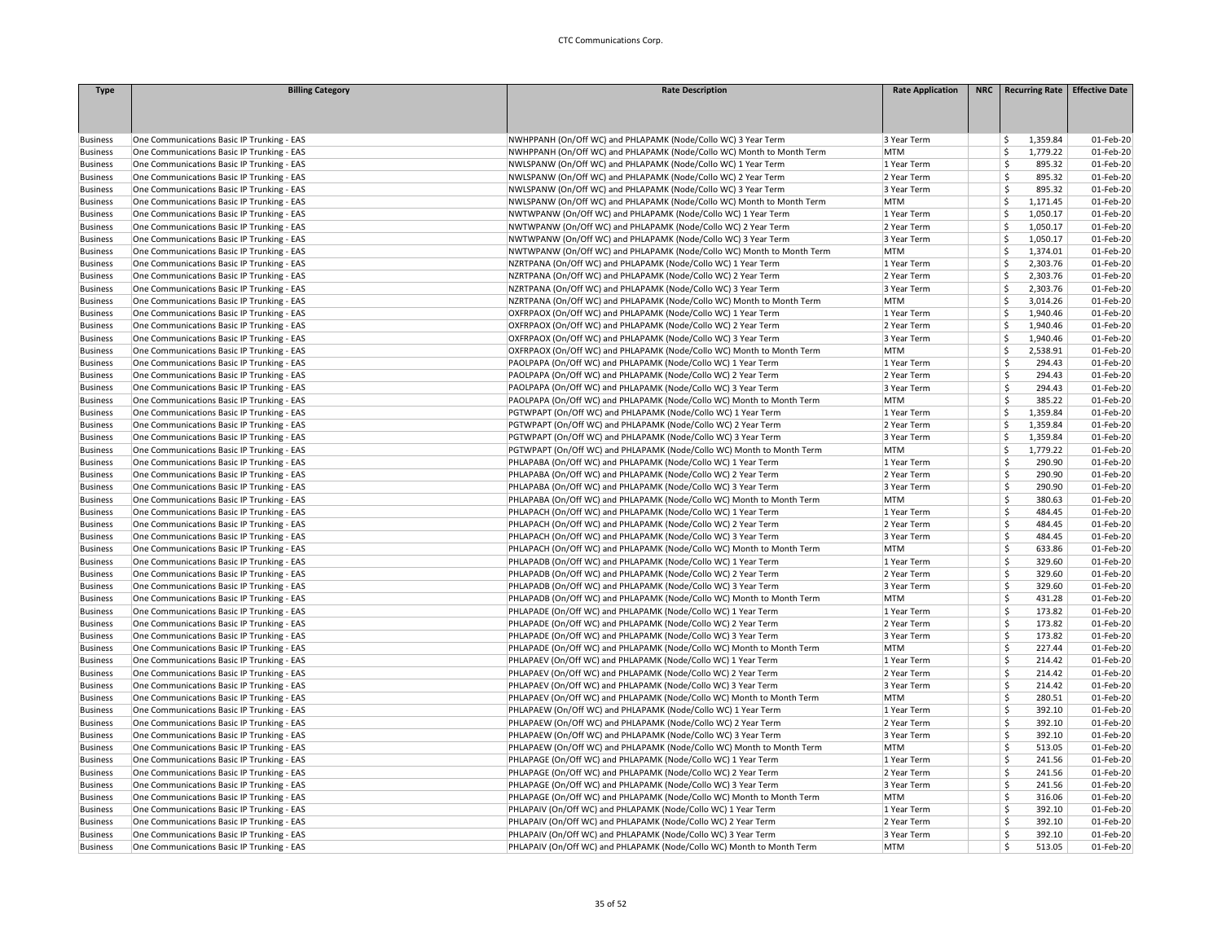| Type | Billing Category | Rate Description | Rate Application | NRC | Recurring Rate | Effective Date |
|---|---|---|---|---|---|---|
| Business | One Communications Basic IP Trunking - EAS | NWHPPANH (On/Off WC) and PHLAPAMK (Node/Collo WC) 3 Year Term | 3 Year Term | | $ 1,359.84 | 01-Feb-20 |
| Business | One Communications Basic IP Trunking - EAS | NWHPPANH (On/Off WC) and PHLAPAMK (Node/Collo WC) Month to Month Term | MTM | | $ 1,779.22 | 01-Feb-20 |
| Business | One Communications Basic IP Trunking - EAS | NWLSPANW (On/Off WC) and PHLAPAMK (Node/Collo WC) 1 Year Term | 1 Year Term | | $ 895.32 | 01-Feb-20 |
| Business | One Communications Basic IP Trunking - EAS | NWLSPANW (On/Off WC) and PHLAPAMK (Node/Collo WC) 2 Year Term | 2 Year Term | | $ 895.32 | 01-Feb-20 |
| Business | One Communications Basic IP Trunking - EAS | NWLSPANW (On/Off WC) and PHLAPAMK (Node/Collo WC) 3 Year Term | 3 Year Term | | $ 895.32 | 01-Feb-20 |
| Business | One Communications Basic IP Trunking - EAS | NWLSPANW (On/Off WC) and PHLAPAMK (Node/Collo WC) Month to Month Term | MTM | | $ 1,171.45 | 01-Feb-20 |
| Business | One Communications Basic IP Trunking - EAS | NWTWPANW (On/Off WC) and PHLAPAMK (Node/Collo WC) 1 Year Term | 1 Year Term | | $ 1,050.17 | 01-Feb-20 |
| Business | One Communications Basic IP Trunking - EAS | NWTWPANW (On/Off WC) and PHLAPAMK (Node/Collo WC) 2 Year Term | 2 Year Term | | $ 1,050.17 | 01-Feb-20 |
| Business | One Communications Basic IP Trunking - EAS | NWTWPANW (On/Off WC) and PHLAPAMK (Node/Collo WC) 3 Year Term | 3 Year Term | | $ 1,050.17 | 01-Feb-20 |
| Business | One Communications Basic IP Trunking - EAS | NWTWPANW (On/Off WC) and PHLAPAMK (Node/Collo WC) Month to Month Term | MTM | | $ 1,374.01 | 01-Feb-20 |
| Business | One Communications Basic IP Trunking - EAS | NZRTPANA (On/Off WC) and PHLAPAMK (Node/Collo WC) 1 Year Term | 1 Year Term | | $ 2,303.76 | 01-Feb-20 |
| Business | One Communications Basic IP Trunking - EAS | NZRTPANA (On/Off WC) and PHLAPAMK (Node/Collo WC) 2 Year Term | 2 Year Term | | $ 2,303.76 | 01-Feb-20 |
| Business | One Communications Basic IP Trunking - EAS | NZRTPANA (On/Off WC) and PHLAPAMK (Node/Collo WC) 3 Year Term | 3 Year Term | | $ 2,303.76 | 01-Feb-20 |
| Business | One Communications Basic IP Trunking - EAS | NZRTPANA (On/Off WC) and PHLAPAMK (Node/Collo WC) Month to Month Term | MTM | | $ 3,014.26 | 01-Feb-20 |
| Business | One Communications Basic IP Trunking - EAS | OXFRPAOX (On/Off WC) and PHLAPAMK (Node/Collo WC) 1 Year Term | 1 Year Term | | $ 1,940.46 | 01-Feb-20 |
| Business | One Communications Basic IP Trunking - EAS | OXFRPAOX (On/Off WC) and PHLAPAMK (Node/Collo WC) 2 Year Term | 2 Year Term | | $ 1,940.46 | 01-Feb-20 |
| Business | One Communications Basic IP Trunking - EAS | OXFRPAOX (On/Off WC) and PHLAPAMK (Node/Collo WC) 3 Year Term | 3 Year Term | | $ 1,940.46 | 01-Feb-20 |
| Business | One Communications Basic IP Trunking - EAS | OXFRPAOX (On/Off WC) and PHLAPAMK (Node/Collo WC) Month to Month Term | MTM | | $ 2,538.91 | 01-Feb-20 |
| Business | One Communications Basic IP Trunking - EAS | PAOLPAPA (On/Off WC) and PHLAPAMK (Node/Collo WC) 1 Year Term | 1 Year Term | | $ 294.43 | 01-Feb-20 |
| Business | One Communications Basic IP Trunking - EAS | PAOLPAPA (On/Off WC) and PHLAPAMK (Node/Collo WC) 2 Year Term | 2 Year Term | | $ 294.43 | 01-Feb-20 |
| Business | One Communications Basic IP Trunking - EAS | PAOLPAPA (On/Off WC) and PHLAPAMK (Node/Collo WC) 3 Year Term | 3 Year Term | | $ 294.43 | 01-Feb-20 |
| Business | One Communications Basic IP Trunking - EAS | PAOLPAPA (On/Off WC) and PHLAPAMK (Node/Collo WC) Month to Month Term | MTM | | $ 385.22 | 01-Feb-20 |
| Business | One Communications Basic IP Trunking - EAS | PGTWPAPT (On/Off WC) and PHLAPAMK (Node/Collo WC) 1 Year Term | 1 Year Term | | $ 1,359.84 | 01-Feb-20 |
| Business | One Communications Basic IP Trunking - EAS | PGTWPAPT (On/Off WC) and PHLAPAMK (Node/Collo WC) 2 Year Term | 2 Year Term | | $ 1,359.84 | 01-Feb-20 |
| Business | One Communications Basic IP Trunking - EAS | PGTWPAPT (On/Off WC) and PHLAPAMK (Node/Collo WC) 3 Year Term | 3 Year Term | | $ 1,359.84 | 01-Feb-20 |
| Business | One Communications Basic IP Trunking - EAS | PGTWPAPT (On/Off WC) and PHLAPAMK (Node/Collo WC) Month to Month Term | MTM | | $ 1,779.22 | 01-Feb-20 |
| Business | One Communications Basic IP Trunking - EAS | PHLAPABA (On/Off WC) and PHLAPAMK (Node/Collo WC) 1 Year Term | 1 Year Term | | $ 290.90 | 01-Feb-20 |
| Business | One Communications Basic IP Trunking - EAS | PHLAPABA (On/Off WC) and PHLAPAMK (Node/Collo WC) 2 Year Term | 2 Year Term | | $ 290.90 | 01-Feb-20 |
| Business | One Communications Basic IP Trunking - EAS | PHLAPABA (On/Off WC) and PHLAPAMK (Node/Collo WC) 3 Year Term | 3 Year Term | | $ 290.90 | 01-Feb-20 |
| Business | One Communications Basic IP Trunking - EAS | PHLAPABA (On/Off WC) and PHLAPAMK (Node/Collo WC) Month to Month Term | MTM | | $ 380.63 | 01-Feb-20 |
| Business | One Communications Basic IP Trunking - EAS | PHLAPACH (On/Off WC) and PHLAPAMK (Node/Collo WC) 1 Year Term | 1 Year Term | | $ 484.45 | 01-Feb-20 |
| Business | One Communications Basic IP Trunking - EAS | PHLAPACH (On/Off WC) and PHLAPAMK (Node/Collo WC) 2 Year Term | 2 Year Term | | $ 484.45 | 01-Feb-20 |
| Business | One Communications Basic IP Trunking - EAS | PHLAPACH (On/Off WC) and PHLAPAMK (Node/Collo WC) 3 Year Term | 3 Year Term | | $ 484.45 | 01-Feb-20 |
| Business | One Communications Basic IP Trunking - EAS | PHLAPACH (On/Off WC) and PHLAPAMK (Node/Collo WC) Month to Month Term | MTM | | $ 633.86 | 01-Feb-20 |
| Business | One Communications Basic IP Trunking - EAS | PHLAPADB (On/Off WC) and PHLAPAMK (Node/Collo WC) 1 Year Term | 1 Year Term | | $ 329.60 | 01-Feb-20 |
| Business | One Communications Basic IP Trunking - EAS | PHLAPADB (On/Off WC) and PHLAPAMK (Node/Collo WC) 2 Year Term | 2 Year Term | | $ 329.60 | 01-Feb-20 |
| Business | One Communications Basic IP Trunking - EAS | PHLAPADB (On/Off WC) and PHLAPAMK (Node/Collo WC) 3 Year Term | 3 Year Term | | $ 329.60 | 01-Feb-20 |
| Business | One Communications Basic IP Trunking - EAS | PHLAPADB (On/Off WC) and PHLAPAMK (Node/Collo WC) Month to Month Term | MTM | | $ 431.28 | 01-Feb-20 |
| Business | One Communications Basic IP Trunking - EAS | PHLAPADE (On/Off WC) and PHLAPAMK (Node/Collo WC) 1 Year Term | 1 Year Term | | $ 173.82 | 01-Feb-20 |
| Business | One Communications Basic IP Trunking - EAS | PHLAPADE (On/Off WC) and PHLAPAMK (Node/Collo WC) 2 Year Term | 2 Year Term | | $ 173.82 | 01-Feb-20 |
| Business | One Communications Basic IP Trunking - EAS | PHLAPADE (On/Off WC) and PHLAPAMK (Node/Collo WC) 3 Year Term | 3 Year Term | | $ 173.82 | 01-Feb-20 |
| Business | One Communications Basic IP Trunking - EAS | PHLAPADE (On/Off WC) and PHLAPAMK (Node/Collo WC) Month to Month Term | MTM | | $ 227.44 | 01-Feb-20 |
| Business | One Communications Basic IP Trunking - EAS | PHLAPAEV (On/Off WC) and PHLAPAMK (Node/Collo WC) 1 Year Term | 1 Year Term | | $ 214.42 | 01-Feb-20 |
| Business | One Communications Basic IP Trunking - EAS | PHLAPAEV (On/Off WC) and PHLAPAMK (Node/Collo WC) 2 Year Term | 2 Year Term | | $ 214.42 | 01-Feb-20 |
| Business | One Communications Basic IP Trunking - EAS | PHLAPAEV (On/Off WC) and PHLAPAMK (Node/Collo WC) 3 Year Term | 3 Year Term | | $ 214.42 | 01-Feb-20 |
| Business | One Communications Basic IP Trunking - EAS | PHLAPAEV (On/Off WC) and PHLAPAMK (Node/Collo WC) Month to Month Term | MTM | | $ 280.51 | 01-Feb-20 |
| Business | One Communications Basic IP Trunking - EAS | PHLAPAEW (On/Off WC) and PHLAPAMK (Node/Collo WC) 1 Year Term | 1 Year Term | | $ 392.10 | 01-Feb-20 |
| Business | One Communications Basic IP Trunking - EAS | PHLAPAEW (On/Off WC) and PHLAPAMK (Node/Collo WC) 2 Year Term | 2 Year Term | | $ 392.10 | 01-Feb-20 |
| Business | One Communications Basic IP Trunking - EAS | PHLAPAEW (On/Off WC) and PHLAPAMK (Node/Collo WC) 3 Year Term | 3 Year Term | | $ 392.10 | 01-Feb-20 |
| Business | One Communications Basic IP Trunking - EAS | PHLAPAEW (On/Off WC) and PHLAPAMK (Node/Collo WC) Month to Month Term | MTM | | $ 513.05 | 01-Feb-20 |
| Business | One Communications Basic IP Trunking - EAS | PHLAPAGE (On/Off WC) and PHLAPAMK (Node/Collo WC) 1 Year Term | 1 Year Term | | $ 241.56 | 01-Feb-20 |
| Business | One Communications Basic IP Trunking - EAS | PHLAPAGE (On/Off WC) and PHLAPAMK (Node/Collo WC) 2 Year Term | 2 Year Term | | $ 241.56 | 01-Feb-20 |
| Business | One Communications Basic IP Trunking - EAS | PHLAPAGE (On/Off WC) and PHLAPAMK (Node/Collo WC) 3 Year Term | 3 Year Term | | $ 241.56 | 01-Feb-20 |
| Business | One Communications Basic IP Trunking - EAS | PHLAPAGE (On/Off WC) and PHLAPAMK (Node/Collo WC) Month to Month Term | MTM | | $ 316.06 | 01-Feb-20 |
| Business | One Communications Basic IP Trunking - EAS | PHLAPAIV (On/Off WC) and PHLAPAMK (Node/Collo WC) 1 Year Term | 1 Year Term | | $ 392.10 | 01-Feb-20 |
| Business | One Communications Basic IP Trunking - EAS | PHLAPAIV (On/Off WC) and PHLAPAMK (Node/Collo WC) 2 Year Term | 2 Year Term | | $ 392.10 | 01-Feb-20 |
| Business | One Communications Basic IP Trunking - EAS | PHLAPAIV (On/Off WC) and PHLAPAMK (Node/Collo WC) 3 Year Term | 3 Year Term | | $ 392.10 | 01-Feb-20 |
| Business | One Communications Basic IP Trunking - EAS | PHLAPAIV (On/Off WC) and PHLAPAMK (Node/Collo WC) Month to Month Term | MTM | | $ 513.05 | 01-Feb-20 |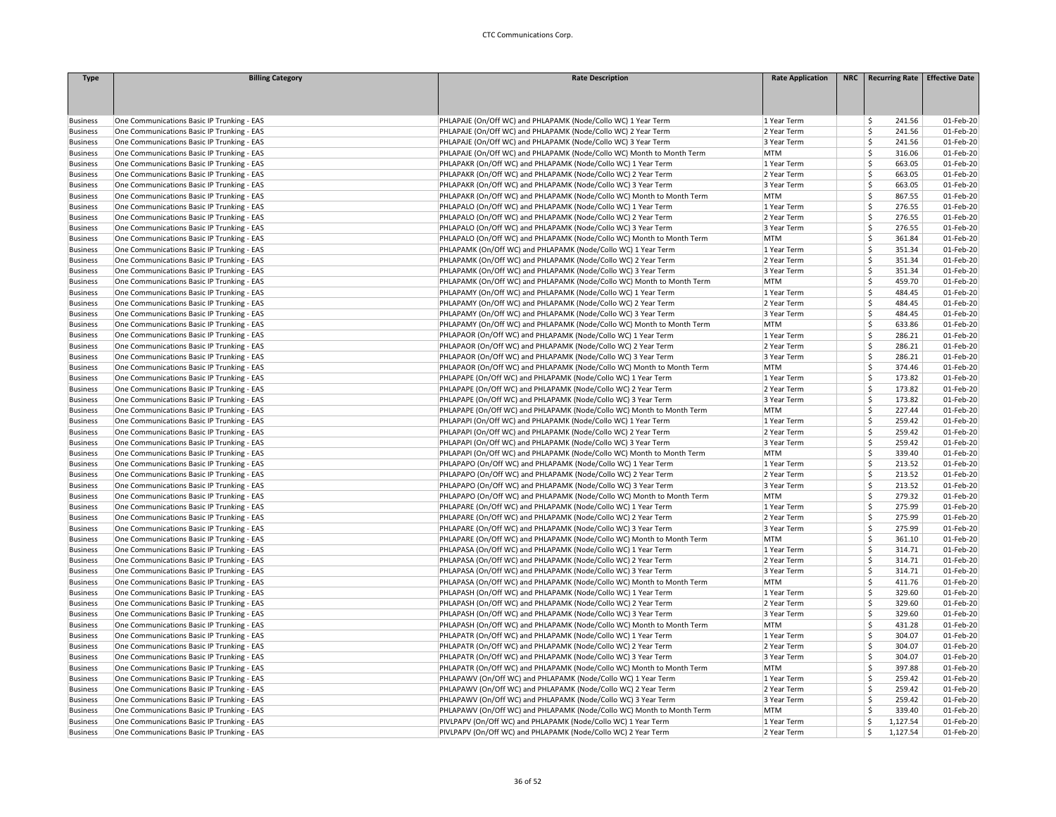| Type | Billing Category | Rate Description | Rate Application | NRC | Recurring Rate | Effective Date |
|---|---|---|---|---|---|---|
| Business | One Communications Basic IP Trunking - EAS | PHLAPAJE (On/Off WC) and PHLAPAMK (Node/Collo WC) 1 Year Term | 1 Year Term | | $ 241.56 | 01-Feb-20 |
| Business | One Communications Basic IP Trunking - EAS | PHLAPAJE (On/Off WC) and PHLAPAMK (Node/Collo WC) 2 Year Term | 2 Year Term | | $ 241.56 | 01-Feb-20 |
| Business | One Communications Basic IP Trunking - EAS | PHLAPAJE (On/Off WC) and PHLAPAMK (Node/Collo WC) 3 Year Term | 3 Year Term | | $ 241.56 | 01-Feb-20 |
| Business | One Communications Basic IP Trunking - EAS | PHLAPAJE (On/Off WC) and PHLAPAMK (Node/Collo WC) Month to Month Term | MTM | | $ 316.06 | 01-Feb-20 |
| Business | One Communications Basic IP Trunking - EAS | PHLAPAKR (On/Off WC) and PHLAPAMK (Node/Collo WC) 1 Year Term | 1 Year Term | | $ 663.05 | 01-Feb-20 |
| Business | One Communications Basic IP Trunking - EAS | PHLAPAKR (On/Off WC) and PHLAPAMK (Node/Collo WC) 2 Year Term | 2 Year Term | | $ 663.05 | 01-Feb-20 |
| Business | One Communications Basic IP Trunking - EAS | PHLAPAKR (On/Off WC) and PHLAPAMK (Node/Collo WC) 3 Year Term | 3 Year Term | | $ 663.05 | 01-Feb-20 |
| Business | One Communications Basic IP Trunking - EAS | PHLAPAKR (On/Off WC) and PHLAPAMK (Node/Collo WC) Month to Month Term | MTM | | $ 867.55 | 01-Feb-20 |
| Business | One Communications Basic IP Trunking - EAS | PHLAPALO (On/Off WC) and PHLAPAMK (Node/Collo WC) 1 Year Term | 1 Year Term | | $ 276.55 | 01-Feb-20 |
| Business | One Communications Basic IP Trunking - EAS | PHLAPALO (On/Off WC) and PHLAPAMK (Node/Collo WC) 2 Year Term | 2 Year Term | | $ 276.55 | 01-Feb-20 |
| Business | One Communications Basic IP Trunking - EAS | PHLAPALO (On/Off WC) and PHLAPAMK (Node/Collo WC) 3 Year Term | 3 Year Term | | $ 276.55 | 01-Feb-20 |
| Business | One Communications Basic IP Trunking - EAS | PHLAPALO (On/Off WC) and PHLAPAMK (Node/Collo WC) Month to Month Term | MTM | | $ 361.84 | 01-Feb-20 |
| Business | One Communications Basic IP Trunking - EAS | PHLAPAMK (On/Off WC) and PHLAPAMK (Node/Collo WC) 1 Year Term | 1 Year Term | | $ 351.34 | 01-Feb-20 |
| Business | One Communications Basic IP Trunking - EAS | PHLAPAMK (On/Off WC) and PHLAPAMK (Node/Collo WC) 2 Year Term | 2 Year Term | | $ 351.34 | 01-Feb-20 |
| Business | One Communications Basic IP Trunking - EAS | PHLAPAMK (On/Off WC) and PHLAPAMK (Node/Collo WC) 3 Year Term | 3 Year Term | | $ 351.34 | 01-Feb-20 |
| Business | One Communications Basic IP Trunking - EAS | PHLAPAMK (On/Off WC) and PHLAPAMK (Node/Collo WC) Month to Month Term | MTM | | $ 459.70 | 01-Feb-20 |
| Business | One Communications Basic IP Trunking - EAS | PHLAPAMY (On/Off WC) and PHLAPAMK (Node/Collo WC) 1 Year Term | 1 Year Term | | $ 484.45 | 01-Feb-20 |
| Business | One Communications Basic IP Trunking - EAS | PHLAPAMY (On/Off WC) and PHLAPAMK (Node/Collo WC) 2 Year Term | 2 Year Term | | $ 484.45 | 01-Feb-20 |
| Business | One Communications Basic IP Trunking - EAS | PHLAPAMY (On/Off WC) and PHLAPAMK (Node/Collo WC) 3 Year Term | 3 Year Term | | $ 484.45 | 01-Feb-20 |
| Business | One Communications Basic IP Trunking - EAS | PHLAPAMY (On/Off WC) and PHLAPAMK (Node/Collo WC) Month to Month Term | MTM | | $ 633.86 | 01-Feb-20 |
| Business | One Communications Basic IP Trunking - EAS | PHLAPAOR (On/Off WC) and PHLAPAMK (Node/Collo WC) 1 Year Term | 1 Year Term | | $ 286.21 | 01-Feb-20 |
| Business | One Communications Basic IP Trunking - EAS | PHLAPAOR (On/Off WC) and PHLAPAMK (Node/Collo WC) 2 Year Term | 2 Year Term | | $ 286.21 | 01-Feb-20 |
| Business | One Communications Basic IP Trunking - EAS | PHLAPAOR (On/Off WC) and PHLAPAMK (Node/Collo WC) 3 Year Term | 3 Year Term | | $ 286.21 | 01-Feb-20 |
| Business | One Communications Basic IP Trunking - EAS | PHLAPAOR (On/Off WC) and PHLAPAMK (Node/Collo WC) Month to Month Term | MTM | | $ 374.46 | 01-Feb-20 |
| Business | One Communications Basic IP Trunking - EAS | PHLAPAPE (On/Off WC) and PHLAPAMK (Node/Collo WC) 1 Year Term | 1 Year Term | | $ 173.82 | 01-Feb-20 |
| Business | One Communications Basic IP Trunking - EAS | PHLAPAPE (On/Off WC) and PHLAPAMK (Node/Collo WC) 2 Year Term | 2 Year Term | | $ 173.82 | 01-Feb-20 |
| Business | One Communications Basic IP Trunking - EAS | PHLAPAPE (On/Off WC) and PHLAPAMK (Node/Collo WC) 3 Year Term | 3 Year Term | | $ 173.82 | 01-Feb-20 |
| Business | One Communications Basic IP Trunking - EAS | PHLAPAPE (On/Off WC) and PHLAPAMK (Node/Collo WC) Month to Month Term | MTM | | $ 227.44 | 01-Feb-20 |
| Business | One Communications Basic IP Trunking - EAS | PHLAPAPI (On/Off WC) and PHLAPAMK (Node/Collo WC) 1 Year Term | 1 Year Term | | $ 259.42 | 01-Feb-20 |
| Business | One Communications Basic IP Trunking - EAS | PHLAPAPI (On/Off WC) and PHLAPAMK (Node/Collo WC) 2 Year Term | 2 Year Term | | $ 259.42 | 01-Feb-20 |
| Business | One Communications Basic IP Trunking - EAS | PHLAPAPI (On/Off WC) and PHLAPAMK (Node/Collo WC) 3 Year Term | 3 Year Term | | $ 259.42 | 01-Feb-20 |
| Business | One Communications Basic IP Trunking - EAS | PHLAPAPI (On/Off WC) and PHLAPAMK (Node/Collo WC) Month to Month Term | MTM | | $ 339.40 | 01-Feb-20 |
| Business | One Communications Basic IP Trunking - EAS | PHLAPAPO (On/Off WC) and PHLAPAMK (Node/Collo WC) 1 Year Term | 1 Year Term | | $ 213.52 | 01-Feb-20 |
| Business | One Communications Basic IP Trunking - EAS | PHLAPAPO (On/Off WC) and PHLAPAMK (Node/Collo WC) 2 Year Term | 2 Year Term | | $ 213.52 | 01-Feb-20 |
| Business | One Communications Basic IP Trunking - EAS | PHLAPAPO (On/Off WC) and PHLAPAMK (Node/Collo WC) 3 Year Term | 3 Year Term | | $ 213.52 | 01-Feb-20 |
| Business | One Communications Basic IP Trunking - EAS | PHLAPAPO (On/Off WC) and PHLAPAMK (Node/Collo WC) Month to Month Term | MTM | | $ 279.32 | 01-Feb-20 |
| Business | One Communications Basic IP Trunking - EAS | PHLAPARE (On/Off WC) and PHLAPAMK (Node/Collo WC) 1 Year Term | 1 Year Term | | $ 275.99 | 01-Feb-20 |
| Business | One Communications Basic IP Trunking - EAS | PHLAPARE (On/Off WC) and PHLAPAMK (Node/Collo WC) 2 Year Term | 2 Year Term | | $ 275.99 | 01-Feb-20 |
| Business | One Communications Basic IP Trunking - EAS | PHLAPARE (On/Off WC) and PHLAPAMK (Node/Collo WC) 3 Year Term | 3 Year Term | | $ 275.99 | 01-Feb-20 |
| Business | One Communications Basic IP Trunking - EAS | PHLAPARE (On/Off WC) and PHLAPAMK (Node/Collo WC) Month to Month Term | MTM | | $ 361.10 | 01-Feb-20 |
| Business | One Communications Basic IP Trunking - EAS | PHLAPASA (On/Off WC) and PHLAPAMK (Node/Collo WC) 1 Year Term | 1 Year Term | | $ 314.71 | 01-Feb-20 |
| Business | One Communications Basic IP Trunking - EAS | PHLAPASA (On/Off WC) and PHLAPAMK (Node/Collo WC) 2 Year Term | 2 Year Term | | $ 314.71 | 01-Feb-20 |
| Business | One Communications Basic IP Trunking - EAS | PHLAPASA (On/Off WC) and PHLAPAMK (Node/Collo WC) 3 Year Term | 3 Year Term | | $ 314.71 | 01-Feb-20 |
| Business | One Communications Basic IP Trunking - EAS | PHLAPASA (On/Off WC) and PHLAPAMK (Node/Collo WC) Month to Month Term | MTM | | $ 411.76 | 01-Feb-20 |
| Business | One Communications Basic IP Trunking - EAS | PHLAPASH (On/Off WC) and PHLAPAMK (Node/Collo WC) 1 Year Term | 1 Year Term | | $ 329.60 | 01-Feb-20 |
| Business | One Communications Basic IP Trunking - EAS | PHLAPASH (On/Off WC) and PHLAPAMK (Node/Collo WC) 2 Year Term | 2 Year Term | | $ 329.60 | 01-Feb-20 |
| Business | One Communications Basic IP Trunking - EAS | PHLAPASH (On/Off WC) and PHLAPAMK (Node/Collo WC) 3 Year Term | 3 Year Term | | $ 329.60 | 01-Feb-20 |
| Business | One Communications Basic IP Trunking - EAS | PHLAPASH (On/Off WC) and PHLAPAMK (Node/Collo WC) Month to Month Term | MTM | | $ 431.28 | 01-Feb-20 |
| Business | One Communications Basic IP Trunking - EAS | PHLAPATR (On/Off WC) and PHLAPAMK (Node/Collo WC) 1 Year Term | 1 Year Term | | $ 304.07 | 01-Feb-20 |
| Business | One Communications Basic IP Trunking - EAS | PHLAPATR (On/Off WC) and PHLAPAMK (Node/Collo WC) 2 Year Term | 2 Year Term | | $ 304.07 | 01-Feb-20 |
| Business | One Communications Basic IP Trunking - EAS | PHLAPATR (On/Off WC) and PHLAPAMK (Node/Collo WC) 3 Year Term | 3 Year Term | | $ 304.07 | 01-Feb-20 |
| Business | One Communications Basic IP Trunking - EAS | PHLAPATR (On/Off WC) and PHLAPAMK (Node/Collo WC) Month to Month Term | MTM | | $ 397.88 | 01-Feb-20 |
| Business | One Communications Basic IP Trunking - EAS | PHLAPAWV (On/Off WC) and PHLAPAMK (Node/Collo WC) 1 Year Term | 1 Year Term | | $ 259.42 | 01-Feb-20 |
| Business | One Communications Basic IP Trunking - EAS | PHLAPAWV (On/Off WC) and PHLAPAMK (Node/Collo WC) 2 Year Term | 2 Year Term | | $ 259.42 | 01-Feb-20 |
| Business | One Communications Basic IP Trunking - EAS | PHLAPAWV (On/Off WC) and PHLAPAMK (Node/Collo WC) 3 Year Term | 3 Year Term | | $ 259.42 | 01-Feb-20 |
| Business | One Communications Basic IP Trunking - EAS | PHLAPAWV (On/Off WC) and PHLAPAMK (Node/Collo WC) Month to Month Term | MTM | | $ 339.40 | 01-Feb-20 |
| Business | One Communications Basic IP Trunking - EAS | PIVLPAPV (On/Off WC) and PHLAPAMK (Node/Collo WC) 1 Year Term | 1 Year Term | | $ 1,127.54 | 01-Feb-20 |
| Business | One Communications Basic IP Trunking - EAS | PIVLPAPV (On/Off WC) and PHLAPAMK (Node/Collo WC) 2 Year Term | 2 Year Term | | $ 1,127.54 | 01-Feb-20 |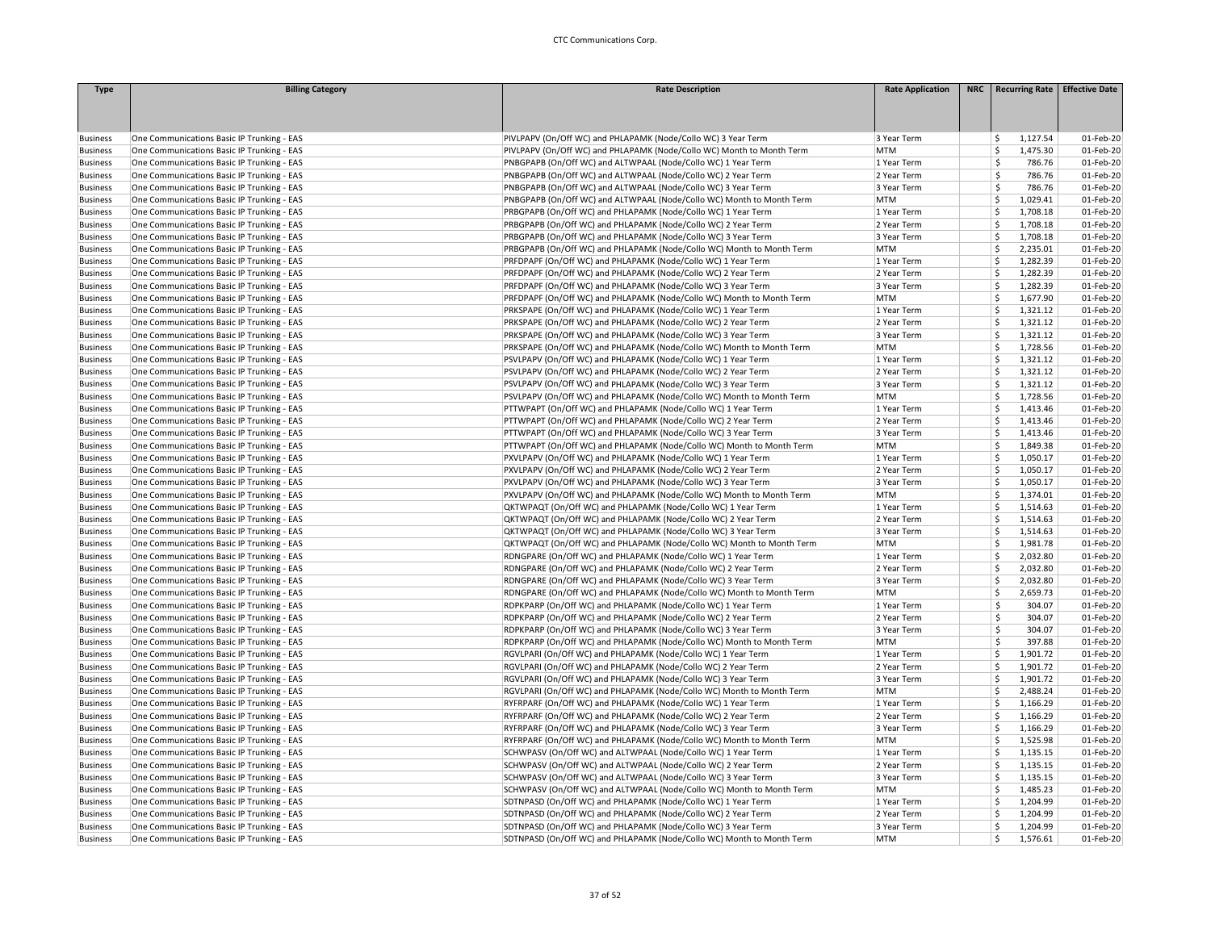| Type | Billing Category | Rate Description | Rate Application | NRC | Recurring Rate | Effective Date |
|---|---|---|---|---|---|---|
| Business | One Communications Basic IP Trunking - EAS | PIVLPAPV (On/Off WC) and PHLAPAMK (Node/Collo WC) 3 Year Term | 3 Year Term | | $ 1,127.54 | 01-Feb-20 |
| Business | One Communications Basic IP Trunking - EAS | PIVLPAPV (On/Off WC) and PHLAPAMK (Node/Collo WC) Month to Month Term | MTM | | $ 1,475.30 | 01-Feb-20 |
| Business | One Communications Basic IP Trunking - EAS | PNBGPAPB (On/Off WC) and ALTWPAAL (Node/Collo WC) 1 Year Term | 1 Year Term | | $ 786.76 | 01-Feb-20 |
| Business | One Communications Basic IP Trunking - EAS | PNBGPAPB (On/Off WC) and ALTWPAAL (Node/Collo WC) 2 Year Term | 2 Year Term | | $ 786.76 | 01-Feb-20 |
| Business | One Communications Basic IP Trunking - EAS | PNBGPAPB (On/Off WC) and ALTWPAAL (Node/Collo WC) 3 Year Term | 3 Year Term | | $ 786.76 | 01-Feb-20 |
| Business | One Communications Basic IP Trunking - EAS | PNBGPAPB (On/Off WC) and ALTWPAAL (Node/Collo WC) Month to Month Term | MTM | | $ 1,029.41 | 01-Feb-20 |
| Business | One Communications Basic IP Trunking - EAS | PRBGPAPB (On/Off WC) and PHLAPAMK (Node/Collo WC) 1 Year Term | 1 Year Term | | $ 1,708.18 | 01-Feb-20 |
| Business | One Communications Basic IP Trunking - EAS | PRBGPAPB (On/Off WC) and PHLAPAMK (Node/Collo WC) 2 Year Term | 2 Year Term | | $ 1,708.18 | 01-Feb-20 |
| Business | One Communications Basic IP Trunking - EAS | PRBGPAPB (On/Off WC) and PHLAPAMK (Node/Collo WC) 3 Year Term | 3 Year Term | | $ 1,708.18 | 01-Feb-20 |
| Business | One Communications Basic IP Trunking - EAS | PRBGPAPB (On/Off WC) and PHLAPAMK (Node/Collo WC) Month to Month Term | MTM | | $ 2,235.01 | 01-Feb-20 |
| Business | One Communications Basic IP Trunking - EAS | PRFDPAPF (On/Off WC) and PHLAPAMK (Node/Collo WC) 1 Year Term | 1 Year Term | | $ 1,282.39 | 01-Feb-20 |
| Business | One Communications Basic IP Trunking - EAS | PRFDPAPF (On/Off WC) and PHLAPAMK (Node/Collo WC) 2 Year Term | 2 Year Term | | $ 1,282.39 | 01-Feb-20 |
| Business | One Communications Basic IP Trunking - EAS | PRFDPAPF (On/Off WC) and PHLAPAMK (Node/Collo WC) 3 Year Term | 3 Year Term | | $ 1,282.39 | 01-Feb-20 |
| Business | One Communications Basic IP Trunking - EAS | PRFDPAPF (On/Off WC) and PHLAPAMK (Node/Collo WC) Month to Month Term | MTM | | $ 1,677.90 | 01-Feb-20 |
| Business | One Communications Basic IP Trunking - EAS | PRKSPAPE (On/Off WC) and PHLAPAMK (Node/Collo WC) 1 Year Term | 1 Year Term | | $ 1,321.12 | 01-Feb-20 |
| Business | One Communications Basic IP Trunking - EAS | PRKSPAPE (On/Off WC) and PHLAPAMK (Node/Collo WC) 2 Year Term | 2 Year Term | | $ 1,321.12 | 01-Feb-20 |
| Business | One Communications Basic IP Trunking - EAS | PRKSPAPE (On/Off WC) and PHLAPAMK (Node/Collo WC) 3 Year Term | 3 Year Term | | $ 1,321.12 | 01-Feb-20 |
| Business | One Communications Basic IP Trunking - EAS | PRKSPAPE (On/Off WC) and PHLAPAMK (Node/Collo WC) Month to Month Term | MTM | | $ 1,728.56 | 01-Feb-20 |
| Business | One Communications Basic IP Trunking - EAS | PSVLPAPV (On/Off WC) and PHLAPAMK (Node/Collo WC) 1 Year Term | 1 Year Term | | $ 1,321.12 | 01-Feb-20 |
| Business | One Communications Basic IP Trunking - EAS | PSVLPAPV (On/Off WC) and PHLAPAMK (Node/Collo WC) 2 Year Term | 2 Year Term | | $ 1,321.12 | 01-Feb-20 |
| Business | One Communications Basic IP Trunking - EAS | PSVLPAPV (On/Off WC) and PHLAPAMK (Node/Collo WC) 3 Year Term | 3 Year Term | | $ 1,321.12 | 01-Feb-20 |
| Business | One Communications Basic IP Trunking - EAS | PSVLPAPV (On/Off WC) and PHLAPAMK (Node/Collo WC) Month to Month Term | MTM | | $ 1,728.56 | 01-Feb-20 |
| Business | One Communications Basic IP Trunking - EAS | PTTWPAPT (On/Off WC) and PHLAPAMK (Node/Collo WC) 1 Year Term | 1 Year Term | | $ 1,413.46 | 01-Feb-20 |
| Business | One Communications Basic IP Trunking - EAS | PTTWPAPT (On/Off WC) and PHLAPAMK (Node/Collo WC) 2 Year Term | 2 Year Term | | $ 1,413.46 | 01-Feb-20 |
| Business | One Communications Basic IP Trunking - EAS | PTTWPAPT (On/Off WC) and PHLAPAMK (Node/Collo WC) 3 Year Term | 3 Year Term | | $ 1,413.46 | 01-Feb-20 |
| Business | One Communications Basic IP Trunking - EAS | PTTWPAPT (On/Off WC) and PHLAPAMK (Node/Collo WC) Month to Month Term | MTM | | $ 1,849.38 | 01-Feb-20 |
| Business | One Communications Basic IP Trunking - EAS | PXVLPAPV (On/Off WC) and PHLAPAMK (Node/Collo WC) 1 Year Term | 1 Year Term | | $ 1,050.17 | 01-Feb-20 |
| Business | One Communications Basic IP Trunking - EAS | PXVLPAPV (On/Off WC) and PHLAPAMK (Node/Collo WC) 2 Year Term | 2 Year Term | | $ 1,050.17 | 01-Feb-20 |
| Business | One Communications Basic IP Trunking - EAS | PXVLPAPV (On/Off WC) and PHLAPAMK (Node/Collo WC) 3 Year Term | 3 Year Term | | $ 1,050.17 | 01-Feb-20 |
| Business | One Communications Basic IP Trunking - EAS | PXVLPAPV (On/Off WC) and PHLAPAMK (Node/Collo WC) Month to Month Term | MTM | | $ 1,374.01 | 01-Feb-20 |
| Business | One Communications Basic IP Trunking - EAS | QKTWPAQT (On/Off WC) and PHLAPAMK (Node/Collo WC) 1 Year Term | 1 Year Term | | $ 1,514.63 | 01-Feb-20 |
| Business | One Communications Basic IP Trunking - EAS | QKTWPAQT (On/Off WC) and PHLAPAMK (Node/Collo WC) 2 Year Term | 2 Year Term | | $ 1,514.63 | 01-Feb-20 |
| Business | One Communications Basic IP Trunking - EAS | QKTWPAQT (On/Off WC) and PHLAPAMK (Node/Collo WC) 3 Year Term | 3 Year Term | | $ 1,514.63 | 01-Feb-20 |
| Business | One Communications Basic IP Trunking - EAS | QKTWPAQT (On/Off WC) and PHLAPAMK (Node/Collo WC) Month to Month Term | MTM | | $ 1,981.78 | 01-Feb-20 |
| Business | One Communications Basic IP Trunking - EAS | RDNGPARE (On/Off WC) and PHLAPAMK (Node/Collo WC) 1 Year Term | 1 Year Term | | $ 2,032.80 | 01-Feb-20 |
| Business | One Communications Basic IP Trunking - EAS | RDNGPARE (On/Off WC) and PHLAPAMK (Node/Collo WC) 2 Year Term | 2 Year Term | | $ 2,032.80 | 01-Feb-20 |
| Business | One Communications Basic IP Trunking - EAS | RDNGPARE (On/Off WC) and PHLAPAMK (Node/Collo WC) 3 Year Term | 3 Year Term | | $ 2,032.80 | 01-Feb-20 |
| Business | One Communications Basic IP Trunking - EAS | RDNGPARE (On/Off WC) and PHLAPAMK (Node/Collo WC) Month to Month Term | MTM | | $ 2,659.73 | 01-Feb-20 |
| Business | One Communications Basic IP Trunking - EAS | RDPKPARP (On/Off WC) and PHLAPAMK (Node/Collo WC) 1 Year Term | 1 Year Term | | $ 304.07 | 01-Feb-20 |
| Business | One Communications Basic IP Trunking - EAS | RDPKPARP (On/Off WC) and PHLAPAMK (Node/Collo WC) 2 Year Term | 2 Year Term | | $ 304.07 | 01-Feb-20 |
| Business | One Communications Basic IP Trunking - EAS | RDPKPARP (On/Off WC) and PHLAPAMK (Node/Collo WC) 3 Year Term | 3 Year Term | | $ 304.07 | 01-Feb-20 |
| Business | One Communications Basic IP Trunking - EAS | RDPKPARP (On/Off WC) and PHLAPAMK (Node/Collo WC) Month to Month Term | MTM | | $ 397.88 | 01-Feb-20 |
| Business | One Communications Basic IP Trunking - EAS | RGVLPARI (On/Off WC) and PHLAPAMK (Node/Collo WC) 1 Year Term | 1 Year Term | | $ 1,901.72 | 01-Feb-20 |
| Business | One Communications Basic IP Trunking - EAS | RGVLPARI (On/Off WC) and PHLAPAMK (Node/Collo WC) 2 Year Term | 2 Year Term | | $ 1,901.72 | 01-Feb-20 |
| Business | One Communications Basic IP Trunking - EAS | RGVLPARI (On/Off WC) and PHLAPAMK (Node/Collo WC) 3 Year Term | 3 Year Term | | $ 1,901.72 | 01-Feb-20 |
| Business | One Communications Basic IP Trunking - EAS | RGVLPARI (On/Off WC) and PHLAPAMK (Node/Collo WC) Month to Month Term | MTM | | $ 2,488.24 | 01-Feb-20 |
| Business | One Communications Basic IP Trunking - EAS | RYFRPARF (On/Off WC) and PHLAPAMK (Node/Collo WC) 1 Year Term | 1 Year Term | | $ 1,166.29 | 01-Feb-20 |
| Business | One Communications Basic IP Trunking - EAS | RYFRPARF (On/Off WC) and PHLAPAMK (Node/Collo WC) 2 Year Term | 2 Year Term | | $ 1,166.29 | 01-Feb-20 |
| Business | One Communications Basic IP Trunking - EAS | RYFRPARF (On/Off WC) and PHLAPAMK (Node/Collo WC) 3 Year Term | 3 Year Term | | $ 1,166.29 | 01-Feb-20 |
| Business | One Communications Basic IP Trunking - EAS | RYFRPARF (On/Off WC) and PHLAPAMK (Node/Collo WC) Month to Month Term | MTM | | $ 1,525.98 | 01-Feb-20 |
| Business | One Communications Basic IP Trunking - EAS | SCHWPASV (On/Off WC) and ALTWPAAL (Node/Collo WC) 1 Year Term | 1 Year Term | | $ 1,135.15 | 01-Feb-20 |
| Business | One Communications Basic IP Trunking - EAS | SCHWPASV (On/Off WC) and ALTWPAAL (Node/Collo WC) 2 Year Term | 2 Year Term | | $ 1,135.15 | 01-Feb-20 |
| Business | One Communications Basic IP Trunking - EAS | SCHWPASV (On/Off WC) and ALTWPAAL (Node/Collo WC) 3 Year Term | 3 Year Term | | $ 1,135.15 | 01-Feb-20 |
| Business | One Communications Basic IP Trunking - EAS | SCHWPASV (On/Off WC) and ALTWPAAL (Node/Collo WC) Month to Month Term | MTM | | $ 1,485.23 | 01-Feb-20 |
| Business | One Communications Basic IP Trunking - EAS | SDTNPASD (On/Off WC) and PHLAPAMK (Node/Collo WC) 1 Year Term | 1 Year Term | | $ 1,204.99 | 01-Feb-20 |
| Business | One Communications Basic IP Trunking - EAS | SDTNPASD (On/Off WC) and PHLAPAMK (Node/Collo WC) 2 Year Term | 2 Year Term | | $ 1,204.99 | 01-Feb-20 |
| Business | One Communications Basic IP Trunking - EAS | SDTNPASD (On/Off WC) and PHLAPAMK (Node/Collo WC) 3 Year Term | 3 Year Term | | $ 1,204.99 | 01-Feb-20 |
| Business | One Communications Basic IP Trunking - EAS | SDTNPASD (On/Off WC) and PHLAPAMK (Node/Collo WC) Month to Month Term | MTM | | $ 1,576.61 | 01-Feb-20 |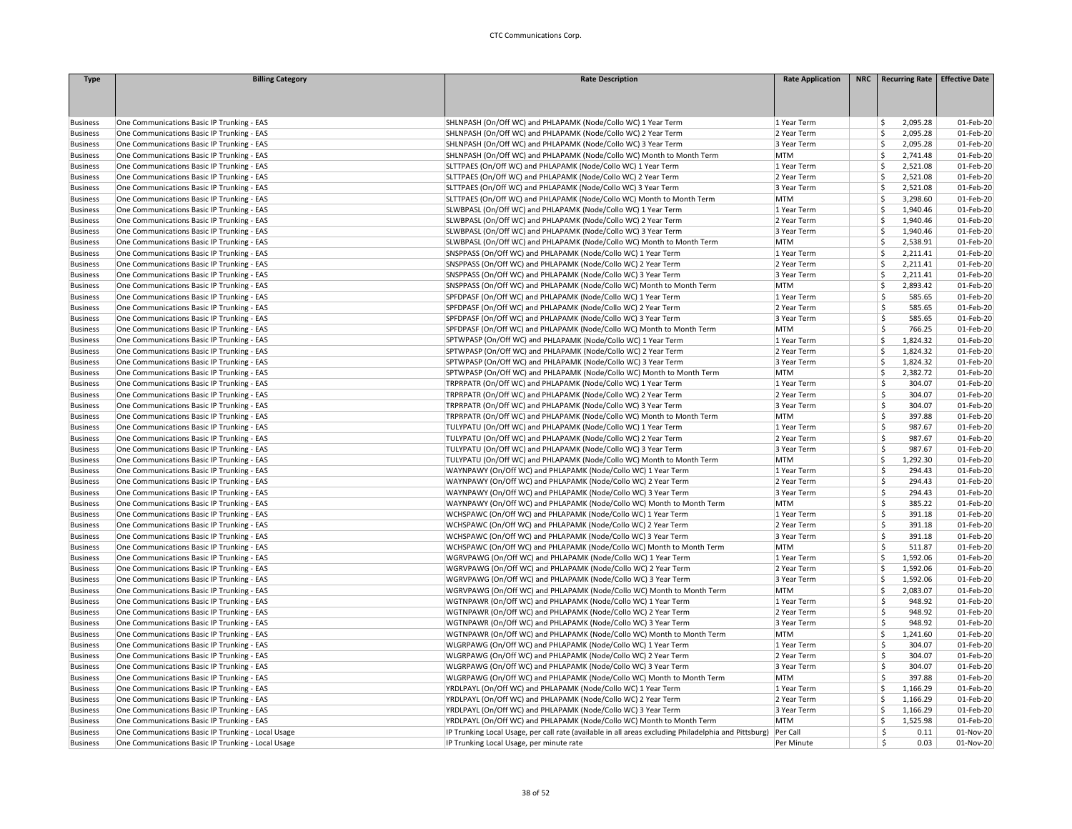| Type | Billing Category | Rate Description | Rate Application | NRC | Recurring Rate | Effective Date |
|---|---|---|---|---|---|---|
| Business | One Communications Basic IP Trunking - EAS | SHLNPASH (On/Off WC) and PHLAPAMK (Node/Collo WC) 1 Year Term | 1 Year Term | | $ 2,095.28 | 01-Feb-20 |
| Business | One Communications Basic IP Trunking - EAS | SHLNPASH (On/Off WC) and PHLAPAMK (Node/Collo WC) 2 Year Term | 2 Year Term | | $ 2,095.28 | 01-Feb-20 |
| Business | One Communications Basic IP Trunking - EAS | SHLNPASH (On/Off WC) and PHLAPAMK (Node/Collo WC) 3 Year Term | 3 Year Term | | $ 2,095.28 | 01-Feb-20 |
| Business | One Communications Basic IP Trunking - EAS | SHLNPASH (On/Off WC) and PHLAPAMK (Node/Collo WC) Month to Month Term | MTM | | $ 2,741.48 | 01-Feb-20 |
| Business | One Communications Basic IP Trunking - EAS | SLTTPAES (On/Off WC) and PHLAPAMK (Node/Collo WC) 1 Year Term | 1 Year Term | | $ 2,521.08 | 01-Feb-20 |
| Business | One Communications Basic IP Trunking - EAS | SLTTPAES (On/Off WC) and PHLAPAMK (Node/Collo WC) 2 Year Term | 2 Year Term | | $ 2,521.08 | 01-Feb-20 |
| Business | One Communications Basic IP Trunking - EAS | SLTTPAES (On/Off WC) and PHLAPAMK (Node/Collo WC) 3 Year Term | 3 Year Term | | $ 2,521.08 | 01-Feb-20 |
| Business | One Communications Basic IP Trunking - EAS | SLTTPAES (On/Off WC) and PHLAPAMK (Node/Collo WC) Month to Month Term | MTM | | $ 3,298.60 | 01-Feb-20 |
| Business | One Communications Basic IP Trunking - EAS | SLWBPASL (On/Off WC) and PHLAPAMK (Node/Collo WC) 1 Year Term | 1 Year Term | | $ 1,940.46 | 01-Feb-20 |
| Business | One Communications Basic IP Trunking - EAS | SLWBPASL (On/Off WC) and PHLAPAMK (Node/Collo WC) 2 Year Term | 2 Year Term | | $ 1,940.46 | 01-Feb-20 |
| Business | One Communications Basic IP Trunking - EAS | SLWBPASL (On/Off WC) and PHLAPAMK (Node/Collo WC) 3 Year Term | 3 Year Term | | $ 1,940.46 | 01-Feb-20 |
| Business | One Communications Basic IP Trunking - EAS | SLWBPASL (On/Off WC) and PHLAPAMK (Node/Collo WC) Month to Month Term | MTM | | $ 2,538.91 | 01-Feb-20 |
| Business | One Communications Basic IP Trunking - EAS | SNSPPASS (On/Off WC) and PHLAPAMK (Node/Collo WC) 1 Year Term | 1 Year Term | | $ 2,211.41 | 01-Feb-20 |
| Business | One Communications Basic IP Trunking - EAS | SNSPPASS (On/Off WC) and PHLAPAMK (Node/Collo WC) 2 Year Term | 2 Year Term | | $ 2,211.41 | 01-Feb-20 |
| Business | One Communications Basic IP Trunking - EAS | SNSPPASS (On/Off WC) and PHLAPAMK (Node/Collo WC) 3 Year Term | 3 Year Term | | $ 2,211.41 | 01-Feb-20 |
| Business | One Communications Basic IP Trunking - EAS | SNSPPASS (On/Off WC) and PHLAPAMK (Node/Collo WC) Month to Month Term | MTM | | $ 2,893.42 | 01-Feb-20 |
| Business | One Communications Basic IP Trunking - EAS | SPFDPASF (On/Off WC) and PHLAPAMK (Node/Collo WC) 1 Year Term | 1 Year Term | | $ 585.65 | 01-Feb-20 |
| Business | One Communications Basic IP Trunking - EAS | SPFDPASF (On/Off WC) and PHLAPAMK (Node/Collo WC) 2 Year Term | 2 Year Term | | $ 585.65 | 01-Feb-20 |
| Business | One Communications Basic IP Trunking - EAS | SPFDPASF (On/Off WC) and PHLAPAMK (Node/Collo WC) 3 Year Term | 3 Year Term | | $ 585.65 | 01-Feb-20 |
| Business | One Communications Basic IP Trunking - EAS | SPFDPASF (On/Off WC) and PHLAPAMK (Node/Collo WC) Month to Month Term | MTM | | $ 766.25 | 01-Feb-20 |
| Business | One Communications Basic IP Trunking - EAS | SPTWPASP (On/Off WC) and PHLAPAMK (Node/Collo WC) 1 Year Term | 1 Year Term | | $ 1,824.32 | 01-Feb-20 |
| Business | One Communications Basic IP Trunking - EAS | SPTWPASP (On/Off WC) and PHLAPAMK (Node/Collo WC) 2 Year Term | 2 Year Term | | $ 1,824.32 | 01-Feb-20 |
| Business | One Communications Basic IP Trunking - EAS | SPTWPASP (On/Off WC) and PHLAPAMK (Node/Collo WC) 3 Year Term | 3 Year Term | | $ 1,824.32 | 01-Feb-20 |
| Business | One Communications Basic IP Trunking - EAS | SPTWPASP (On/Off WC) and PHLAPAMK (Node/Collo WC) Month to Month Term | MTM | | $ 2,382.72 | 01-Feb-20 |
| Business | One Communications Basic IP Trunking - EAS | TRPRPATR (On/Off WC) and PHLAPAMK (Node/Collo WC) 1 Year Term | 1 Year Term | | $ 304.07 | 01-Feb-20 |
| Business | One Communications Basic IP Trunking - EAS | TRPRPATR (On/Off WC) and PHLAPAMK (Node/Collo WC) 2 Year Term | 2 Year Term | | $ 304.07 | 01-Feb-20 |
| Business | One Communications Basic IP Trunking - EAS | TRPRPATR (On/Off WC) and PHLAPAMK (Node/Collo WC) 3 Year Term | 3 Year Term | | $ 304.07 | 01-Feb-20 |
| Business | One Communications Basic IP Trunking - EAS | TRPRPATR (On/Off WC) and PHLAPAMK (Node/Collo WC) Month to Month Term | MTM | | $ 397.88 | 01-Feb-20 |
| Business | One Communications Basic IP Trunking - EAS | TULYPATU (On/Off WC) and PHLAPAMK (Node/Collo WC) 1 Year Term | 1 Year Term | | $ 987.67 | 01-Feb-20 |
| Business | One Communications Basic IP Trunking - EAS | TULYPATU (On/Off WC) and PHLAPAMK (Node/Collo WC) 2 Year Term | 2 Year Term | | $ 987.67 | 01-Feb-20 |
| Business | One Communications Basic IP Trunking - EAS | TULYPATU (On/Off WC) and PHLAPAMK (Node/Collo WC) 3 Year Term | 3 Year Term | | $ 987.67 | 01-Feb-20 |
| Business | One Communications Basic IP Trunking - EAS | TULYPATU (On/Off WC) and PHLAPAMK (Node/Collo WC) Month to Month Term | MTM | | $ 1,292.30 | 01-Feb-20 |
| Business | One Communications Basic IP Trunking - EAS | WAYNPAWY (On/Off WC) and PHLAPAMK (Node/Collo WC) 1 Year Term | 1 Year Term | | $ 294.43 | 01-Feb-20 |
| Business | One Communications Basic IP Trunking - EAS | WAYNPAWY (On/Off WC) and PHLAPAMK (Node/Collo WC) 2 Year Term | 2 Year Term | | $ 294.43 | 01-Feb-20 |
| Business | One Communications Basic IP Trunking - EAS | WAYNPAWY (On/Off WC) and PHLAPAMK (Node/Collo WC) 3 Year Term | 3 Year Term | | $ 294.43 | 01-Feb-20 |
| Business | One Communications Basic IP Trunking - EAS | WAYNPAWY (On/Off WC) and PHLAPAMK (Node/Collo WC) Month to Month Term | MTM | | $ 385.22 | 01-Feb-20 |
| Business | One Communications Basic IP Trunking - EAS | WCHSPAWC (On/Off WC) and PHLAPAMK (Node/Collo WC) 1 Year Term | 1 Year Term | | $ 391.18 | 01-Feb-20 |
| Business | One Communications Basic IP Trunking - EAS | WCHSPAWC (On/Off WC) and PHLAPAMK (Node/Collo WC) 2 Year Term | 2 Year Term | | $ 391.18 | 01-Feb-20 |
| Business | One Communications Basic IP Trunking - EAS | WCHSPAWC (On/Off WC) and PHLAPAMK (Node/Collo WC) 3 Year Term | 3 Year Term | | $ 391.18 | 01-Feb-20 |
| Business | One Communications Basic IP Trunking - EAS | WCHSPAWC (On/Off WC) and PHLAPAMK (Node/Collo WC) Month to Month Term | MTM | | $ 511.87 | 01-Feb-20 |
| Business | One Communications Basic IP Trunking - EAS | WGRVPAWG (On/Off WC) and PHLAPAMK (Node/Collo WC) 1 Year Term | 1 Year Term | | $ 1,592.06 | 01-Feb-20 |
| Business | One Communications Basic IP Trunking - EAS | WGRVPAWG (On/Off WC) and PHLAPAMK (Node/Collo WC) 2 Year Term | 2 Year Term | | $ 1,592.06 | 01-Feb-20 |
| Business | One Communications Basic IP Trunking - EAS | WGRVPAWG (On/Off WC) and PHLAPAMK (Node/Collo WC) 3 Year Term | 3 Year Term | | $ 1,592.06 | 01-Feb-20 |
| Business | One Communications Basic IP Trunking - EAS | WGRVPAWG (On/Off WC) and PHLAPAMK (Node/Collo WC) Month to Month Term | MTM | | $ 2,083.07 | 01-Feb-20 |
| Business | One Communications Basic IP Trunking - EAS | WGTNPAWR (On/Off WC) and PHLAPAMK (Node/Collo WC) 1 Year Term | 1 Year Term | | $ 948.92 | 01-Feb-20 |
| Business | One Communications Basic IP Trunking - EAS | WGTNPAWR (On/Off WC) and PHLAPAMK (Node/Collo WC) 2 Year Term | 2 Year Term | | $ 948.92 | 01-Feb-20 |
| Business | One Communications Basic IP Trunking - EAS | WGTNPAWR (On/Off WC) and PHLAPAMK (Node/Collo WC) 3 Year Term | 3 Year Term | | $ 948.92 | 01-Feb-20 |
| Business | One Communications Basic IP Trunking - EAS | WGTNPAWR (On/Off WC) and PHLAPAMK (Node/Collo WC) Month to Month Term | MTM | | $ 1,241.60 | 01-Feb-20 |
| Business | One Communications Basic IP Trunking - EAS | WLGRPAWG (On/Off WC) and PHLAPAMK (Node/Collo WC) 1 Year Term | 1 Year Term | | $ 304.07 | 01-Feb-20 |
| Business | One Communications Basic IP Trunking - EAS | WLGRPAWG (On/Off WC) and PHLAPAMK (Node/Collo WC) 2 Year Term | 2 Year Term | | $ 304.07 | 01-Feb-20 |
| Business | One Communications Basic IP Trunking - EAS | WLGRPAWG (On/Off WC) and PHLAPAMK (Node/Collo WC) 3 Year Term | 3 Year Term | | $ 304.07 | 01-Feb-20 |
| Business | One Communications Basic IP Trunking - EAS | WLGRPAWG (On/Off WC) and PHLAPAMK (Node/Collo WC) Month to Month Term | MTM | | $ 397.88 | 01-Feb-20 |
| Business | One Communications Basic IP Trunking - EAS | YRDLPAYL (On/Off WC) and PHLAPAMK (Node/Collo WC) 1 Year Term | 1 Year Term | | $ 1,166.29 | 01-Feb-20 |
| Business | One Communications Basic IP Trunking - EAS | YRDLPAYL (On/Off WC) and PHLAPAMK (Node/Collo WC) 2 Year Term | 2 Year Term | | $ 1,166.29 | 01-Feb-20 |
| Business | One Communications Basic IP Trunking - EAS | YRDLPAYL (On/Off WC) and PHLAPAMK (Node/Collo WC) 3 Year Term | 3 Year Term | | $ 1,166.29 | 01-Feb-20 |
| Business | One Communications Basic IP Trunking - EAS | YRDLPAYL (On/Off WC) and PHLAPAMK (Node/Collo WC) Month to Month Term | MTM | | $ 1,525.98 | 01-Feb-20 |
| Business | One Communications Basic IP Trunking - Local Usage | IP Trunking Local Usage, per call rate (available in all areas excluding Philadelphia and Pittsburg) | Per Call | | $ 0.11 | 01-Nov-20 |
| Business | One Communications Basic IP Trunking - Local Usage | IP Trunking Local Usage, per minute rate | Per Minute | | $ 0.03 | 01-Nov-20 |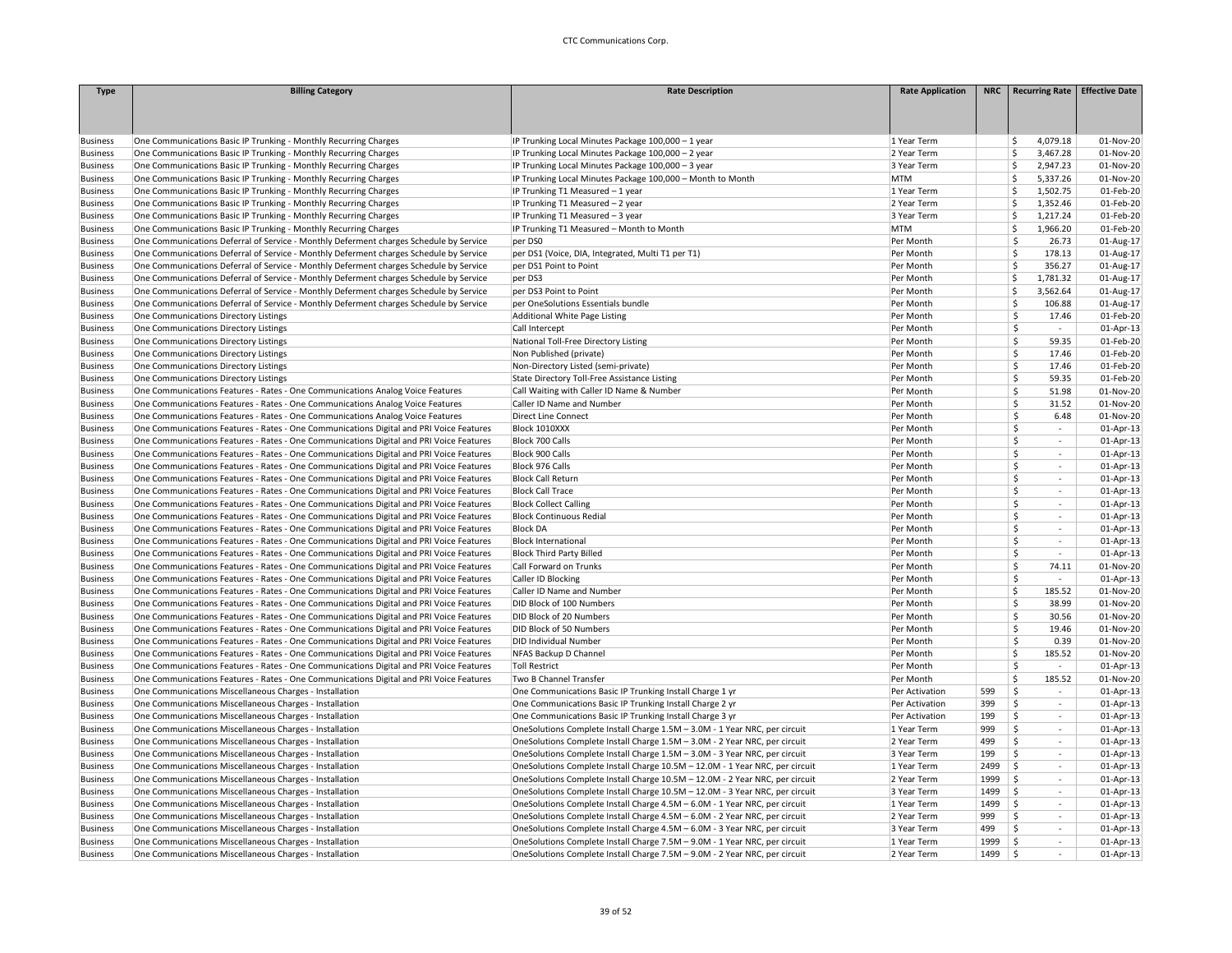| Type | Billing Category | Rate Description | Rate Application | NRC | Recurring Rate | Effective Date |
|---|---|---|---|---|---|---|
| Business | One Communications Basic IP Trunking - Monthly Recurring Charges | IP Trunking Local Minutes Package 100,000 – 1 year | 1 Year Term | | $ 4,079.18 | 01-Nov-20 |
| Business | One Communications Basic IP Trunking - Monthly Recurring Charges | IP Trunking Local Minutes Package 100,000 – 2 year | 2 Year Term | | $ 3,467.28 | 01-Nov-20 |
| Business | One Communications Basic IP Trunking - Monthly Recurring Charges | IP Trunking Local Minutes Package 100,000 – 3 year | 3 Year Term | | $ 2,947.23 | 01-Nov-20 |
| Business | One Communications Basic IP Trunking - Monthly Recurring Charges | IP Trunking Local Minutes Package 100,000 – Month to Month | MTM | | $ 5,337.26 | 01-Nov-20 |
| Business | One Communications Basic IP Trunking - Monthly Recurring Charges | IP Trunking T1 Measured – 1 year | 1 Year Term | | $ 1,502.75 | 01-Feb-20 |
| Business | One Communications Basic IP Trunking - Monthly Recurring Charges | IP Trunking T1 Measured – 2 year | 2 Year Term | | $ 1,352.46 | 01-Feb-20 |
| Business | One Communications Basic IP Trunking - Monthly Recurring Charges | IP Trunking T1 Measured – 3 year | 3 Year Term | | $ 1,217.24 | 01-Feb-20 |
| Business | One Communications Basic IP Trunking - Monthly Recurring Charges | IP Trunking T1 Measured – Month to Month | MTM | | $ 1,966.20 | 01-Feb-20 |
| Business | One Communications Deferral of Service - Monthly Deferment charges Schedule by Service | per DS0 | Per Month | | $ 26.73 | 01-Aug-17 |
| Business | One Communications Deferral of Service - Monthly Deferment charges Schedule by Service | per DS1 (Voice, DIA, Integrated, Multi T1 per T1) | Per Month | | $ 178.13 | 01-Aug-17 |
| Business | One Communications Deferral of Service - Monthly Deferment charges Schedule by Service | per DS1 Point to Point | Per Month | | $ 356.27 | 01-Aug-17 |
| Business | One Communications Deferral of Service - Monthly Deferment charges Schedule by Service | per DS3 | Per Month | | $ 1,781.32 | 01-Aug-17 |
| Business | One Communications Deferral of Service - Monthly Deferment charges Schedule by Service | per DS3 Point to Point | Per Month | | $ 3,562.64 | 01-Aug-17 |
| Business | One Communications Deferral of Service - Monthly Deferment charges Schedule by Service | per OneSolutions Essentials bundle | Per Month | | $ 106.88 | 01-Aug-17 |
| Business | One Communications Directory Listings | Additional White Page Listing | Per Month | | $ 17.46 | 01-Feb-20 |
| Business | One Communications Directory Listings | Call Intercept | Per Month | | $ - | 01-Apr-13 |
| Business | One Communications Directory Listings | National Toll-Free Directory Listing | Per Month | | $ 59.35 | 01-Feb-20 |
| Business | One Communications Directory Listings | Non Published (private) | Per Month | | $ 17.46 | 01-Feb-20 |
| Business | One Communications Directory Listings | Non-Directory Listed (semi-private) | Per Month | | $ 17.46 | 01-Feb-20 |
| Business | One Communications Directory Listings | State Directory Toll-Free Assistance Listing | Per Month | | $ 59.35 | 01-Feb-20 |
| Business | One Communications Features - Rates - One Communications Analog Voice Features | Call Waiting with Caller ID Name & Number | Per Month | | $ 51.98 | 01-Nov-20 |
| Business | One Communications Features - Rates - One Communications Analog Voice Features | Caller ID Name and Number | Per Month | | $ 31.52 | 01-Nov-20 |
| Business | One Communications Features - Rates - One Communications Analog Voice Features | Direct Line Connect | Per Month | | $ 6.48 | 01-Nov-20 |
| Business | One Communications Features - Rates - One Communications Digital and PRI Voice Features | Block 1010XXX | Per Month | | $ - | 01-Apr-13 |
| Business | One Communications Features - Rates - One Communications Digital and PRI Voice Features | Block 700 Calls | Per Month | | $ - | 01-Apr-13 |
| Business | One Communications Features - Rates - One Communications Digital and PRI Voice Features | Block 900 Calls | Per Month | | $ - | 01-Apr-13 |
| Business | One Communications Features - Rates - One Communications Digital and PRI Voice Features | Block 976 Calls | Per Month | | $ - | 01-Apr-13 |
| Business | One Communications Features - Rates - One Communications Digital and PRI Voice Features | Block Call Return | Per Month | | $ - | 01-Apr-13 |
| Business | One Communications Features - Rates - One Communications Digital and PRI Voice Features | Block Call Trace | Per Month | | $ - | 01-Apr-13 |
| Business | One Communications Features - Rates - One Communications Digital and PRI Voice Features | Block Collect Calling | Per Month | | $ - | 01-Apr-13 |
| Business | One Communications Features - Rates - One Communications Digital and PRI Voice Features | Block Continuous Redial | Per Month | | $ - | 01-Apr-13 |
| Business | One Communications Features - Rates - One Communications Digital and PRI Voice Features | Block DA | Per Month | | $ - | 01-Apr-13 |
| Business | One Communications Features - Rates - One Communications Digital and PRI Voice Features | Block International | Per Month | | $ - | 01-Apr-13 |
| Business | One Communications Features - Rates - One Communications Digital and PRI Voice Features | Block Third Party Billed | Per Month | | $ - | 01-Apr-13 |
| Business | One Communications Features - Rates - One Communications Digital and PRI Voice Features | Call Forward on Trunks | Per Month | | $ 74.11 | 01-Nov-20 |
| Business | One Communications Features - Rates - One Communications Digital and PRI Voice Features | Caller ID Blocking | Per Month | | $ - | 01-Apr-13 |
| Business | One Communications Features - Rates - One Communications Digital and PRI Voice Features | Caller ID Name and Number | Per Month | | $ 185.52 | 01-Nov-20 |
| Business | One Communications Features - Rates - One Communications Digital and PRI Voice Features | DID Block of 100 Numbers | Per Month | | $ 38.99 | 01-Nov-20 |
| Business | One Communications Features - Rates - One Communications Digital and PRI Voice Features | DID Block of 20 Numbers | Per Month | | $ 30.56 | 01-Nov-20 |
| Business | One Communications Features - Rates - One Communications Digital and PRI Voice Features | DID Block of 50 Numbers | Per Month | | $ 19.46 | 01-Nov-20 |
| Business | One Communications Features - Rates - One Communications Digital and PRI Voice Features | DID Individual Number | Per Month | | $ 0.39 | 01-Nov-20 |
| Business | One Communications Features - Rates - One Communications Digital and PRI Voice Features | NFAS Backup D Channel | Per Month | | $ 185.52 | 01-Nov-20 |
| Business | One Communications Features - Rates - One Communications Digital and PRI Voice Features | Toll Restrict | Per Month | | $ - | 01-Apr-13 |
| Business | One Communications Features - Rates - One Communications Digital and PRI Voice Features | Two B Channel Transfer | Per Month | | $ 185.52 | 01-Nov-20 |
| Business | One Communications Miscellaneous Charges - Installation | One Communications Basic IP Trunking Install Charge 1 yr | Per Activation | 599 | $ - | 01-Apr-13 |
| Business | One Communications Miscellaneous Charges - Installation | One Communications Basic IP Trunking Install Charge 2 yr | Per Activation | 399 | $ - | 01-Apr-13 |
| Business | One Communications Miscellaneous Charges - Installation | One Communications Basic IP Trunking Install Charge 3 yr | Per Activation | 199 | $ - | 01-Apr-13 |
| Business | One Communications Miscellaneous Charges - Installation | OneSolutions Complete Install Charge 1.5M – 3.0M - 1 Year NRC, per circuit | 1 Year Term | 999 | $ - | 01-Apr-13 |
| Business | One Communications Miscellaneous Charges - Installation | OneSolutions Complete Install Charge 1.5M – 3.0M - 2 Year NRC, per circuit | 2 Year Term | 499 | $ - | 01-Apr-13 |
| Business | One Communications Miscellaneous Charges - Installation | OneSolutions Complete Install Charge 1.5M – 3.0M - 3 Year NRC, per circuit | 3 Year Term | 199 | $ - | 01-Apr-13 |
| Business | One Communications Miscellaneous Charges - Installation | OneSolutions Complete Install Charge 10.5M – 12.0M - 1 Year NRC, per circuit | 1 Year Term | 2499 | $ - | 01-Apr-13 |
| Business | One Communications Miscellaneous Charges - Installation | OneSolutions Complete Install Charge 10.5M – 12.0M - 2 Year NRC, per circuit | 2 Year Term | 1999 | $ - | 01-Apr-13 |
| Business | One Communications Miscellaneous Charges - Installation | OneSolutions Complete Install Charge 10.5M – 12.0M - 3 Year NRC, per circuit | 3 Year Term | 1499 | $ - | 01-Apr-13 |
| Business | One Communications Miscellaneous Charges - Installation | OneSolutions Complete Install Charge 4.5M – 6.0M - 1 Year NRC, per circuit | 1 Year Term | 1499 | $ - | 01-Apr-13 |
| Business | One Communications Miscellaneous Charges - Installation | OneSolutions Complete Install Charge 4.5M – 6.0M - 2 Year NRC, per circuit | 2 Year Term | 999 | $ - | 01-Apr-13 |
| Business | One Communications Miscellaneous Charges - Installation | OneSolutions Complete Install Charge 4.5M – 6.0M - 3 Year NRC, per circuit | 3 Year Term | 499 | $ - | 01-Apr-13 |
| Business | One Communications Miscellaneous Charges - Installation | OneSolutions Complete Install Charge 7.5M – 9.0M - 1 Year NRC, per circuit | 1 Year Term | 1999 | $ - | 01-Apr-13 |
| Business | One Communications Miscellaneous Charges - Installation | OneSolutions Complete Install Charge 7.5M – 9.0M - 2 Year NRC, per circuit | 2 Year Term | 1499 | $ - | 01-Apr-13 |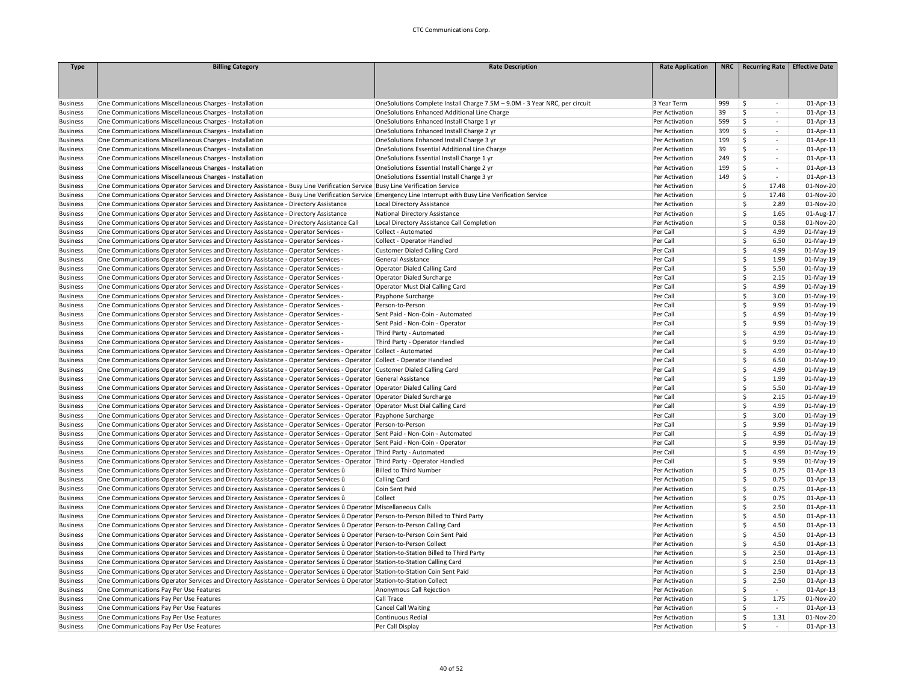| Type | Billing Category | Rate Description | Rate Application | NRC | Recurring Rate | Effective Date |
|---|---|---|---|---|---|---|
| Business | One Communications Miscellaneous Charges - Installation | OneSolutions Complete Install Charge 7.5M – 9.0M - 3 Year NRC, per circuit | 3 Year Term | 999 | $ - | 01-Apr-13 |
| Business | One Communications Miscellaneous Charges - Installation | OneSolutions Enhanced Additional Line Charge | Per Activation | 39 | $ - | 01-Apr-13 |
| Business | One Communications Miscellaneous Charges - Installation | OneSolutions Enhanced Install Charge 1 yr | Per Activation | 599 | $ - | 01-Apr-13 |
| Business | One Communications Miscellaneous Charges - Installation | OneSolutions Enhanced Install Charge 2 yr | Per Activation | 399 | $ - | 01-Apr-13 |
| Business | One Communications Miscellaneous Charges - Installation | OneSolutions Enhanced Install Charge 3 yr | Per Activation | 199 | $ - | 01-Apr-13 |
| Business | One Communications Miscellaneous Charges - Installation | OneSolutions Essential Additional Line Charge | Per Activation | 39 | $ - | 01-Apr-13 |
| Business | One Communications Miscellaneous Charges - Installation | OneSolutions Essential Install Charge 1 yr | Per Activation | 249 | $ - | 01-Apr-13 |
| Business | One Communications Miscellaneous Charges - Installation | OneSolutions Essential Install Charge 2 yr | Per Activation | 199 | $ - | 01-Apr-13 |
| Business | One Communications Miscellaneous Charges - Installation | OneSolutions Essential Install Charge 3 yr | Per Activation | 149 | $ - | 01-Apr-13 |
| Business | One Communications Operator Services and Directory Assistance - Busy Line Verification Service | Busy Line Verification Service | Per Activation | | $ 17.48 | 01-Nov-20 |
| Business | One Communications Operator Services and Directory Assistance - Busy Line Verification Service | Emergency Line Interrupt with Busy Line Verification Service | Per Activation | | $ 17.48 | 01-Nov-20 |
| Business | One Communications Operator Services and Directory Assistance - Directory Assistance | Local Directory Assistance | Per Activation | | $ 2.89 | 01-Nov-20 |
| Business | One Communications Operator Services and Directory Assistance - Directory Assistance | National Directory Assistance | Per Activation | | $ 1.65 | 01-Aug-17 |
| Business | One Communications Operator Services and Directory Assistance - Directory Assistance Call | Local Directory Assistance Call Completion | Per Activation | | $ 0.58 | 01-Nov-20 |
| Business | One Communications Operator Services and Directory Assistance - Operator Services - | Collect - Automated | Per Call | | $ 4.99 | 01-May-19 |
| Business | One Communications Operator Services and Directory Assistance - Operator Services - | Collect - Operator Handled | Per Call | | $ 6.50 | 01-May-19 |
| Business | One Communications Operator Services and Directory Assistance - Operator Services - | Customer Dialed Calling Card | Per Call | | $ 4.99 | 01-May-19 |
| Business | One Communications Operator Services and Directory Assistance - Operator Services - | General Assistance | Per Call | | $ 1.99 | 01-May-19 |
| Business | One Communications Operator Services and Directory Assistance - Operator Services - | Operator Dialed Calling Card | Per Call | | $ 5.50 | 01-May-19 |
| Business | One Communications Operator Services and Directory Assistance - Operator Services - | Operator Dialed Surcharge | Per Call | | $ 2.15 | 01-May-19 |
| Business | One Communications Operator Services and Directory Assistance - Operator Services - | Operator Must Dial Calling Card | Per Call | | $ 4.99 | 01-May-19 |
| Business | One Communications Operator Services and Directory Assistance - Operator Services - | Payphone Surcharge | Per Call | | $ 3.00 | 01-May-19 |
| Business | One Communications Operator Services and Directory Assistance - Operator Services - | Person-to-Person | Per Call | | $ 9.99 | 01-May-19 |
| Business | One Communications Operator Services and Directory Assistance - Operator Services - | Sent Paid - Non-Coin - Automated | Per Call | | $ 4.99 | 01-May-19 |
| Business | One Communications Operator Services and Directory Assistance - Operator Services - | Sent Paid - Non-Coin - Operator | Per Call | | $ 9.99 | 01-May-19 |
| Business | One Communications Operator Services and Directory Assistance - Operator Services - | Third Party - Automated | Per Call | | $ 4.99 | 01-May-19 |
| Business | One Communications Operator Services and Directory Assistance - Operator Services - | Third Party - Operator Handled | Per Call | | $ 9.99 | 01-May-19 |
| Business | One Communications Operator Services and Directory Assistance - Operator Services - Operator | Collect - Automated | Per Call | | $ 4.99 | 01-May-19 |
| Business | One Communications Operator Services and Directory Assistance - Operator Services - Operator | Collect - Operator Handled | Per Call | | $ 6.50 | 01-May-19 |
| Business | One Communications Operator Services and Directory Assistance - Operator Services - Operator | Customer Dialed Calling Card | Per Call | | $ 4.99 | 01-May-19 |
| Business | One Communications Operator Services and Directory Assistance - Operator Services - Operator | General Assistance | Per Call | | $ 1.99 | 01-May-19 |
| Business | One Communications Operator Services and Directory Assistance - Operator Services - Operator | Operator Dialed Calling Card | Per Call | | $ 5.50 | 01-May-19 |
| Business | One Communications Operator Services and Directory Assistance - Operator Services - Operator | Operator Dialed Surcharge | Per Call | | $ 2.15 | 01-May-19 |
| Business | One Communications Operator Services and Directory Assistance - Operator Services - Operator | Operator Must Dial Calling Card | Per Call | | $ 4.99 | 01-May-19 |
| Business | One Communications Operator Services and Directory Assistance - Operator Services - Operator | Payphone Surcharge | Per Call | | $ 3.00 | 01-May-19 |
| Business | One Communications Operator Services and Directory Assistance - Operator Services - Operator | Person-to-Person | Per Call | | $ 9.99 | 01-May-19 |
| Business | One Communications Operator Services and Directory Assistance - Operator Services - Operator | Sent Paid - Non-Coin - Automated | Per Call | | $ 4.99 | 01-May-19 |
| Business | One Communications Operator Services and Directory Assistance - Operator Services - Operator | Sent Paid - Non-Coin - Operator | Per Call | | $ 9.99 | 01-May-19 |
| Business | One Communications Operator Services and Directory Assistance - Operator Services - Operator | Third Party - Automated | Per Call | | $ 4.99 | 01-May-19 |
| Business | One Communications Operator Services and Directory Assistance - Operator Services - Operator | Third Party - Operator Handled | Per Call | | $ 9.99 | 01-May-19 |
| Business | One Communications Operator Services and Directory Assistance - Operator Services û | Billed to Third Number | Per Activation | | $ 0.75 | 01-Apr-13 |
| Business | One Communications Operator Services and Directory Assistance - Operator Services û | Calling Card | Per Activation | | $ 0.75 | 01-Apr-13 |
| Business | One Communications Operator Services and Directory Assistance - Operator Services û | Coin Sent Paid | Per Activation | | $ 0.75 | 01-Apr-13 |
| Business | One Communications Operator Services and Directory Assistance - Operator Services û | Collect | Per Activation | | $ 0.75 | 01-Apr-13 |
| Business | One Communications Operator Services and Directory Assistance - Operator Services û Operator | Miscellaneous Calls | Per Activation | | $ 2.50 | 01-Apr-13 |
| Business | One Communications Operator Services and Directory Assistance - Operator Services û Operator | Person-to-Person Billed to Third Party | Per Activation | | $ 4.50 | 01-Apr-13 |
| Business | One Communications Operator Services and Directory Assistance - Operator Services û Operator | Person-to-Person Calling Card | Per Activation | | $ 4.50 | 01-Apr-13 |
| Business | One Communications Operator Services and Directory Assistance - Operator Services û Operator | Person-to-Person Coin Sent Paid | Per Activation | | $ 4.50 | 01-Apr-13 |
| Business | One Communications Operator Services and Directory Assistance - Operator Services û Operator | Person-to-Person Collect | Per Activation | | $ 4.50 | 01-Apr-13 |
| Business | One Communications Operator Services and Directory Assistance - Operator Services û Operator | Station-to-Station Billed to Third Party | Per Activation | | $ 2.50 | 01-Apr-13 |
| Business | One Communications Operator Services and Directory Assistance - Operator Services û Operator | Station-to-Station Calling Card | Per Activation | | $ 2.50 | 01-Apr-13 |
| Business | One Communications Operator Services and Directory Assistance - Operator Services û Operator | Station-to-Station Coin Sent Paid | Per Activation | | $ 2.50 | 01-Apr-13 |
| Business | One Communications Operator Services and Directory Assistance - Operator Services û Operator | Station-to-Station Collect | Per Activation | | $ 2.50 | 01-Apr-13 |
| Business | One Communications Pay Per Use Features | Anonymous Call Rejection | Per Activation | | $ - | 01-Apr-13 |
| Business | One Communications Pay Per Use Features | Call Trace | Per Activation | | $ 1.75 | 01-Nov-20 |
| Business | One Communications Pay Per Use Features | Cancel Call Waiting | Per Activation | | $ - | 01-Apr-13 |
| Business | One Communications Pay Per Use Features | Continuous Redial | Per Activation | | $ 1.31 | 01-Nov-20 |
| Business | One Communications Pay Per Use Features | Per Call Display | Per Activation | | $ - | 01-Apr-13 |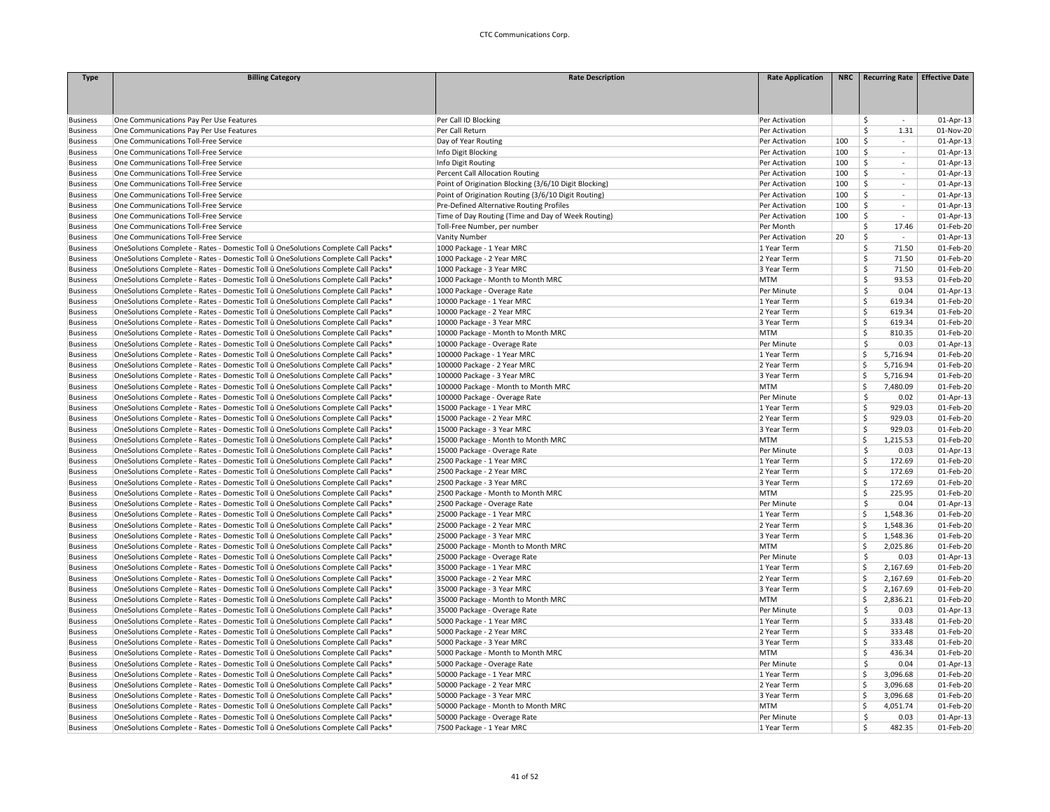| Type | Billing Category | Rate Description | Rate Application | NRC | Recurring Rate | Effective Date |
|---|---|---|---|---|---|---|
| Business | One Communications Pay Per Use Features | Per Call ID Blocking | Per Activation | | $ - | 01-Apr-13 |
| Business | One Communications Pay Per Use Features | Per Call Return | Per Activation | | $ 1.31 | 01-Nov-20 |
| Business | One Communications Toll-Free Service | Day of Year Routing | Per Activation | 100 | $ - | 01-Apr-13 |
| Business | One Communications Toll-Free Service | Info Digit Blocking | Per Activation | 100 | $ - | 01-Apr-13 |
| Business | One Communications Toll-Free Service | Info Digit Routing | Per Activation | 100 | $ - | 01-Apr-13 |
| Business | One Communications Toll-Free Service | Percent Call Allocation Routing | Per Activation | 100 | $ - | 01-Apr-13 |
| Business | One Communications Toll-Free Service | Point of Origination Blocking (3/6/10 Digit Blocking) | Per Activation | 100 | $ - | 01-Apr-13 |
| Business | One Communications Toll-Free Service | Point of Origination Routing (3/6/10 Digit Routing) | Per Activation | 100 | $ - | 01-Apr-13 |
| Business | One Communications Toll-Free Service | Pre-Defined Alternative Routing Profiles | Per Activation | 100 | $ - | 01-Apr-13 |
| Business | One Communications Toll-Free Service | Time of Day Routing (Time and Day of Week Routing) | Per Activation | 100 | $ - | 01-Apr-13 |
| Business | One Communications Toll-Free Service | Toll-Free Number, per number | Per Month | | $ 17.46 | 01-Feb-20 |
| Business | One Communications Toll-Free Service | Vanity Number | Per Activation | 20 | $ - | 01-Apr-13 |
| Business | OneSolutions Complete - Rates - Domestic Toll û OneSolutions Complete Call Packs* | 1000 Package - 1 Year MRC | 1 Year Term | | $ 71.50 | 01-Feb-20 |
| Business | OneSolutions Complete - Rates - Domestic Toll û OneSolutions Complete Call Packs* | 1000 Package - 2 Year MRC | 2 Year Term | | $ 71.50 | 01-Feb-20 |
| Business | OneSolutions Complete - Rates - Domestic Toll û OneSolutions Complete Call Packs* | 1000 Package - 3 Year MRC | 3 Year Term | | $ 71.50 | 01-Feb-20 |
| Business | OneSolutions Complete - Rates - Domestic Toll û OneSolutions Complete Call Packs* | 1000 Package - Month to Month MRC | MTM | | $ 93.53 | 01-Feb-20 |
| Business | OneSolutions Complete - Rates - Domestic Toll û OneSolutions Complete Call Packs* | 1000 Package - Overage Rate | Per Minute | | $ 0.04 | 01-Apr-13 |
| Business | OneSolutions Complete - Rates - Domestic Toll û OneSolutions Complete Call Packs* | 10000 Package - 1 Year MRC | 1 Year Term | | $ 619.34 | 01-Feb-20 |
| Business | OneSolutions Complete - Rates - Domestic Toll û OneSolutions Complete Call Packs* | 10000 Package - 2 Year MRC | 2 Year Term | | $ 619.34 | 01-Feb-20 |
| Business | OneSolutions Complete - Rates - Domestic Toll û OneSolutions Complete Call Packs* | 10000 Package - 3 Year MRC | 3 Year Term | | $ 619.34 | 01-Feb-20 |
| Business | OneSolutions Complete - Rates - Domestic Toll û OneSolutions Complete Call Packs* | 10000 Package - Month to Month MRC | MTM | | $ 810.35 | 01-Feb-20 |
| Business | OneSolutions Complete - Rates - Domestic Toll û OneSolutions Complete Call Packs* | 10000 Package - Overage Rate | Per Minute | | $ 0.03 | 01-Apr-13 |
| Business | OneSolutions Complete - Rates - Domestic Toll û OneSolutions Complete Call Packs* | 100000 Package - 1 Year MRC | 1 Year Term | | $ 5,716.94 | 01-Feb-20 |
| Business | OneSolutions Complete - Rates - Domestic Toll û OneSolutions Complete Call Packs* | 100000 Package - 2 Year MRC | 2 Year Term | | $ 5,716.94 | 01-Feb-20 |
| Business | OneSolutions Complete - Rates - Domestic Toll û OneSolutions Complete Call Packs* | 100000 Package - 3 Year MRC | 3 Year Term | | $ 5,716.94 | 01-Feb-20 |
| Business | OneSolutions Complete - Rates - Domestic Toll û OneSolutions Complete Call Packs* | 100000 Package - Month to Month MRC | MTM | | $ 7,480.09 | 01-Feb-20 |
| Business | OneSolutions Complete - Rates - Domestic Toll û OneSolutions Complete Call Packs* | 100000 Package - Overage Rate | Per Minute | | $ 0.02 | 01-Apr-13 |
| Business | OneSolutions Complete - Rates - Domestic Toll û OneSolutions Complete Call Packs* | 15000 Package - 1 Year MRC | 1 Year Term | | $ 929.03 | 01-Feb-20 |
| Business | OneSolutions Complete - Rates - Domestic Toll û OneSolutions Complete Call Packs* | 15000 Package - 2 Year MRC | 2 Year Term | | $ 929.03 | 01-Feb-20 |
| Business | OneSolutions Complete - Rates - Domestic Toll û OneSolutions Complete Call Packs* | 15000 Package - 3 Year MRC | 3 Year Term | | $ 929.03 | 01-Feb-20 |
| Business | OneSolutions Complete - Rates - Domestic Toll û OneSolutions Complete Call Packs* | 15000 Package - Month to Month MRC | MTM | | $ 1,215.53 | 01-Feb-20 |
| Business | OneSolutions Complete - Rates - Domestic Toll û OneSolutions Complete Call Packs* | 15000 Package - Overage Rate | Per Minute | | $ 0.03 | 01-Apr-13 |
| Business | OneSolutions Complete - Rates - Domestic Toll û OneSolutions Complete Call Packs* | 2500 Package - 1 Year MRC | 1 Year Term | | $ 172.69 | 01-Feb-20 |
| Business | OneSolutions Complete - Rates - Domestic Toll û OneSolutions Complete Call Packs* | 2500 Package - 2 Year MRC | 2 Year Term | | $ 172.69 | 01-Feb-20 |
| Business | OneSolutions Complete - Rates - Domestic Toll û OneSolutions Complete Call Packs* | 2500 Package - 3 Year MRC | 3 Year Term | | $ 172.69 | 01-Feb-20 |
| Business | OneSolutions Complete - Rates - Domestic Toll û OneSolutions Complete Call Packs* | 2500 Package - Month to Month MRC | MTM | | $ 225.95 | 01-Feb-20 |
| Business | OneSolutions Complete - Rates - Domestic Toll û OneSolutions Complete Call Packs* | 2500 Package - Overage Rate | Per Minute | | $ 0.04 | 01-Apr-13 |
| Business | OneSolutions Complete - Rates - Domestic Toll û OneSolutions Complete Call Packs* | 25000 Package - 1 Year MRC | 1 Year Term | | $ 1,548.36 | 01-Feb-20 |
| Business | OneSolutions Complete - Rates - Domestic Toll û OneSolutions Complete Call Packs* | 25000 Package - 2 Year MRC | 2 Year Term | | $ 1,548.36 | 01-Feb-20 |
| Business | OneSolutions Complete - Rates - Domestic Toll û OneSolutions Complete Call Packs* | 25000 Package - 3 Year MRC | 3 Year Term | | $ 1,548.36 | 01-Feb-20 |
| Business | OneSolutions Complete - Rates - Domestic Toll û OneSolutions Complete Call Packs* | 25000 Package - Month to Month MRC | MTM | | $ 2,025.86 | 01-Feb-20 |
| Business | OneSolutions Complete - Rates - Domestic Toll û OneSolutions Complete Call Packs* | 25000 Package - Overage Rate | Per Minute | | $ 0.03 | 01-Apr-13 |
| Business | OneSolutions Complete - Rates - Domestic Toll û OneSolutions Complete Call Packs* | 35000 Package - 1 Year MRC | 1 Year Term | | $ 2,167.69 | 01-Feb-20 |
| Business | OneSolutions Complete - Rates - Domestic Toll û OneSolutions Complete Call Packs* | 35000 Package - 2 Year MRC | 2 Year Term | | $ 2,167.69 | 01-Feb-20 |
| Business | OneSolutions Complete - Rates - Domestic Toll û OneSolutions Complete Call Packs* | 35000 Package - 3 Year MRC | 3 Year Term | | $ 2,167.69 | 01-Feb-20 |
| Business | OneSolutions Complete - Rates - Domestic Toll û OneSolutions Complete Call Packs* | 35000 Package - Month to Month MRC | MTM | | $ 2,836.21 | 01-Feb-20 |
| Business | OneSolutions Complete - Rates - Domestic Toll û OneSolutions Complete Call Packs* | 35000 Package - Overage Rate | Per Minute | | $ 0.03 | 01-Apr-13 |
| Business | OneSolutions Complete - Rates - Domestic Toll û OneSolutions Complete Call Packs* | 5000 Package - 1 Year MRC | 1 Year Term | | $ 333.48 | 01-Feb-20 |
| Business | OneSolutions Complete - Rates - Domestic Toll û OneSolutions Complete Call Packs* | 5000 Package - 2 Year MRC | 2 Year Term | | $ 333.48 | 01-Feb-20 |
| Business | OneSolutions Complete - Rates - Domestic Toll û OneSolutions Complete Call Packs* | 5000 Package - 3 Year MRC | 3 Year Term | | $ 333.48 | 01-Feb-20 |
| Business | OneSolutions Complete - Rates - Domestic Toll û OneSolutions Complete Call Packs* | 5000 Package - Month to Month MRC | MTM | | $ 436.34 | 01-Feb-20 |
| Business | OneSolutions Complete - Rates - Domestic Toll û OneSolutions Complete Call Packs* | 5000 Package - Overage Rate | Per Minute | | $ 0.04 | 01-Apr-13 |
| Business | OneSolutions Complete - Rates - Domestic Toll û OneSolutions Complete Call Packs* | 50000 Package - 1 Year MRC | 1 Year Term | | $ 3,096.68 | 01-Feb-20 |
| Business | OneSolutions Complete - Rates - Domestic Toll û OneSolutions Complete Call Packs* | 50000 Package - 2 Year MRC | 2 Year Term | | $ 3,096.68 | 01-Feb-20 |
| Business | OneSolutions Complete - Rates - Domestic Toll û OneSolutions Complete Call Packs* | 50000 Package - 3 Year MRC | 3 Year Term | | $ 3,096.68 | 01-Feb-20 |
| Business | OneSolutions Complete - Rates - Domestic Toll û OneSolutions Complete Call Packs* | 50000 Package - Month to Month MRC | MTM | | $ 4,051.74 | 01-Feb-20 |
| Business | OneSolutions Complete - Rates - Domestic Toll û OneSolutions Complete Call Packs* | 50000 Package - Overage Rate | Per Minute | | $ 0.03 | 01-Apr-13 |
| Business | OneSolutions Complete - Rates - Domestic Toll û OneSolutions Complete Call Packs* | 7500 Package - 1 Year MRC | 1 Year Term | | $ 482.35 | 01-Feb-20 |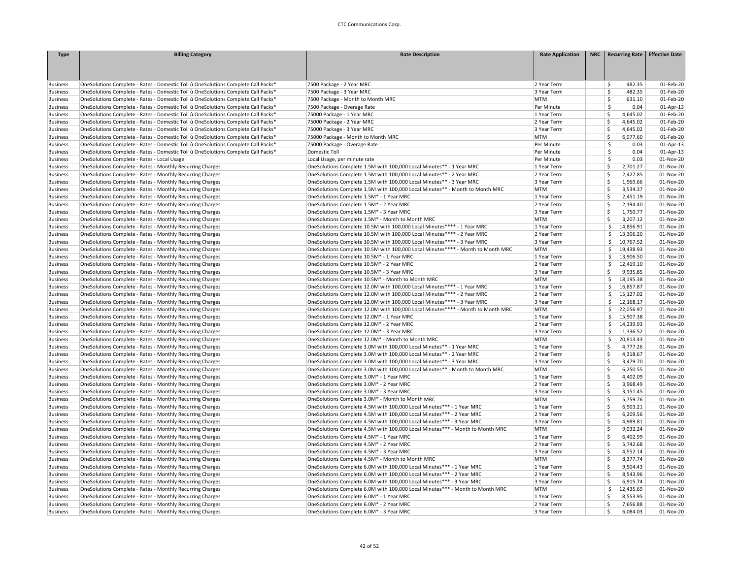| Type | Billing Category | Rate Description | Rate Application | NRC | Recurring Rate | Effective Date |
|---|---|---|---|---|---|---|
| Business | OneSolutions Complete - Rates - Domestic Toll û OneSolutions Complete Call Packs* | 7500 Package - 2 Year MRC | 2 Year Term | | $ 482.35 | 01-Feb-20 |
| Business | OneSolutions Complete - Rates - Domestic Toll û OneSolutions Complete Call Packs* | 7500 Package - 3 Year MRC | 3 Year Term | | $ 482.35 | 01-Feb-20 |
| Business | OneSolutions Complete - Rates - Domestic Toll û OneSolutions Complete Call Packs* | 7500 Package - Month to Month MRC | MTM | | $ 631.10 | 01-Feb-20 |
| Business | OneSolutions Complete - Rates - Domestic Toll û OneSolutions Complete Call Packs* | 7500 Package - Overage Rate | Per Minute | | $ 0.04 | 01-Apr-13 |
| Business | OneSolutions Complete - Rates - Domestic Toll û OneSolutions Complete Call Packs* | 75000 Package - 1 Year MRC | 1 Year Term | | $ 4,645.02 | 01-Feb-20 |
| Business | OneSolutions Complete - Rates - Domestic Toll û OneSolutions Complete Call Packs* | 75000 Package - 2 Year MRC | 2 Year Term | | $ 4,645.02 | 01-Feb-20 |
| Business | OneSolutions Complete - Rates - Domestic Toll û OneSolutions Complete Call Packs* | 75000 Package - 3 Year MRC | 3 Year Term | | $ 4,645.02 | 01-Feb-20 |
| Business | OneSolutions Complete - Rates - Domestic Toll û OneSolutions Complete Call Packs* | 75000 Package - Month to Month MRC | MTM | | $ 6,077.60 | 01-Feb-20 |
| Business | OneSolutions Complete - Rates - Domestic Toll û OneSolutions Complete Call Packs* | 75000 Package - Overage Rate | Per Minute | | $ 0.03 | 01-Apr-13 |
| Business | OneSolutions Complete - Rates - Domestic Toll û OneSolutions Complete Call Packs* | Domestic Toll | Per Minute | | $ 0.04 | 01-Apr-13 |
| Business | OneSolutions Complete - Rates - Local Usage | Local Usage, per minute rate | Per Minute | | $ 0.03 | 01-Nov-20 |
| Business | OneSolutions Complete - Rates - Monthly Recurring Charges | OneSolutions Complete 1.5M with 100,000 Local Minutes** - 1 Year MRC | 1 Year Term | | $ 2,701.27 | 01-Nov-20 |
| Business | OneSolutions Complete - Rates - Monthly Recurring Charges | OneSolutions Complete 1.5M with 100,000 Local Minutes** - 2 Year MRC | 2 Year Term | | $ 2,427.85 | 01-Nov-20 |
| Business | OneSolutions Complete - Rates - Monthly Recurring Charges | OneSolutions Complete 1.5M with 100,000 Local Minutes** - 3 Year MRC | 3 Year Term | | $ 1,969.66 | 01-Nov-20 |
| Business | OneSolutions Complete - Rates - Monthly Recurring Charges | OneSolutions Complete 1.5M with 100,000 Local Minutes** - Month to Month MRC | MTM | | $ 3,534.37 | 01-Nov-20 |
| Business | OneSolutions Complete - Rates - Monthly Recurring Charges | OneSolutions Complete 1.5M* - 1 Year MRC | 1 Year Term | | $ 2,451.19 | 01-Nov-20 |
| Business | OneSolutions Complete - Rates - Monthly Recurring Charges | OneSolutions Complete 1.5M* - 2 Year MRC | 2 Year Term | | $ 2,194.40 | 01-Nov-20 |
| Business | OneSolutions Complete - Rates - Monthly Recurring Charges | OneSolutions Complete 1.5M* - 3 Year MRC | 3 Year Term | | $ 1,750.77 | 01-Nov-20 |
| Business | OneSolutions Complete - Rates - Monthly Recurring Charges | OneSolutions Complete 1.5M* - Month to Month MRC | MTM | | $ 3,207.12 | 01-Nov-20 |
| Business | OneSolutions Complete - Rates - Monthly Recurring Charges | OneSolutions Complete 10.5M with 100,000 Local Minutes**** - 1 Year MRC | 1 Year Term | | $ 14,856.91 | 01-Nov-20 |
| Business | OneSolutions Complete - Rates - Monthly Recurring Charges | OneSolutions Complete 10.5M with 100,000 Local Minutes**** - 2 Year MRC | 2 Year Term | | $ 13,306.20 | 01-Nov-20 |
| Business | OneSolutions Complete - Rates - Monthly Recurring Charges | OneSolutions Complete 10.5M with 100,000 Local Minutes**** - 3 Year MRC | 3 Year Term | | $ 10,767.52 | 01-Nov-20 |
| Business | OneSolutions Complete - Rates - Monthly Recurring Charges | OneSolutions Complete 10.5M with 100,000 Local Minutes**** - Month to Month MRC | MTM | | $ 19,438.93 | 01-Nov-20 |
| Business | OneSolutions Complete - Rates - Monthly Recurring Charges | OneSolutions Complete 10.5M* - 1 Year MRC | 1 Year Term | | $ 13,906.50 | 01-Nov-20 |
| Business | OneSolutions Complete - Rates - Monthly Recurring Charges | OneSolutions Complete 10.5M* - 2 Year MRC | 2 Year Term | | $ 12,419.10 | 01-Nov-20 |
| Business | OneSolutions Complete - Rates - Monthly Recurring Charges | OneSolutions Complete 10.5M* - 3 Year MRC | 3 Year Term | | $ 9,935.85 | 01-Nov-20 |
| Business | OneSolutions Complete - Rates - Monthly Recurring Charges | OneSolutions Complete 10.5M* - Month to Month MRC | MTM | | $ 18,195.38 | 01-Nov-20 |
| Business | OneSolutions Complete - Rates - Monthly Recurring Charges | OneSolutions Complete 12.0M with 100,000 Local Minutes**** - 1 Year MRC | 1 Year Term | | $ 16,857.87 | 01-Nov-20 |
| Business | OneSolutions Complete - Rates - Monthly Recurring Charges | OneSolutions Complete 12.0M with 100,000 Local Minutes**** - 2 Year MRC | 2 Year Term | | $ 15,127.02 | 01-Nov-20 |
| Business | OneSolutions Complete - Rates - Monthly Recurring Charges | OneSolutions Complete 12.0M with 100,000 Local Minutes**** - 3 Year MRC | 3 Year Term | | $ 12,168.17 | 01-Nov-20 |
| Business | OneSolutions Complete - Rates - Monthly Recurring Charges | OneSolutions Complete 12.0M with 100,000 Local Minutes**** - Month to Month MRC | MTM | | $ 22,056.97 | 01-Nov-20 |
| Business | OneSolutions Complete - Rates - Monthly Recurring Charges | OneSolutions Complete 12.0M* - 1 Year MRC | 1 Year Term | | $ 15,907.38 | 01-Nov-20 |
| Business | OneSolutions Complete - Rates - Monthly Recurring Charges | OneSolutions Complete 12.0M* - 2 Year MRC | 2 Year Term | | $ 14,239.93 | 01-Nov-20 |
| Business | OneSolutions Complete - Rates - Monthly Recurring Charges | OneSolutions Complete 12.0M* - 3 Year MRC | 3 Year Term | | $ 11,336.52 | 01-Nov-20 |
| Business | OneSolutions Complete - Rates - Monthly Recurring Charges | OneSolutions Complete 12.0M* - Month to Month MRC | MTM | | $ 20,813.43 | 01-Nov-20 |
| Business | OneSolutions Complete - Rates - Monthly Recurring Charges | OneSolutions Complete 3.0M with 100,000 Local Minutes** - 1 Year MRC | 1 Year Term | | $ 4,777.26 | 01-Nov-20 |
| Business | OneSolutions Complete - Rates - Monthly Recurring Charges | OneSolutions Complete 3.0M with 100,000 Local Minutes** - 2 Year MRC | 2 Year Term | | $ 4,318.67 | 01-Nov-20 |
| Business | OneSolutions Complete - Rates - Monthly Recurring Charges | OneSolutions Complete 3.0M with 100,000 Local Minutes** - 3 Year MRC | 3 Year Term | | $ 3,479.70 | 01-Nov-20 |
| Business | OneSolutions Complete - Rates - Monthly Recurring Charges | OneSolutions Complete 3.0M with 100,000 Local Minutes** - Month to Month MRC | MTM | | $ 6,250.55 | 01-Nov-20 |
| Business | OneSolutions Complete - Rates - Monthly Recurring Charges | OneSolutions Complete 3.0M* - 1 Year MRC | 1 Year Term | | $ 4,402.09 | 01-Nov-20 |
| Business | OneSolutions Complete - Rates - Monthly Recurring Charges | OneSolutions Complete 3.0M* - 2 Year MRC | 2 Year Term | | $ 3,968.49 | 01-Nov-20 |
| Business | OneSolutions Complete - Rates - Monthly Recurring Charges | OneSolutions Complete 3.0M* - 3 Year MRC | 3 Year Term | | $ 3,151.45 | 01-Nov-20 |
| Business | OneSolutions Complete - Rates - Monthly Recurring Charges | OneSolutions Complete 3.0M* - Month to Month MRC | MTM | | $ 5,759.76 | 01-Nov-20 |
| Business | OneSolutions Complete - Rates - Monthly Recurring Charges | OneSolutions Complete 4.5M with 100,000 Local Minutes*** - 1 Year MRC | 1 Year Term | | $ 6,903.21 | 01-Nov-20 |
| Business | OneSolutions Complete - Rates - Monthly Recurring Charges | OneSolutions Complete 4.5M with 100,000 Local Minutes*** - 2 Year MRC | 2 Year Term | | $ 6,209.56 | 01-Nov-20 |
| Business | OneSolutions Complete - Rates - Monthly Recurring Charges | OneSolutions Complete 4.5M with 100,000 Local Minutes*** - 3 Year MRC | 3 Year Term | | $ 4,989.81 | 01-Nov-20 |
| Business | OneSolutions Complete - Rates - Monthly Recurring Charges | OneSolutions Complete 4.5M with 100,000 Local Minutes*** - Month to Month MRC | MTM | | $ 9,032.24 | 01-Nov-20 |
| Business | OneSolutions Complete - Rates - Monthly Recurring Charges | OneSolutions Complete 4.5M* - 1 Year MRC | 1 Year Term | | $ 6,402.99 | 01-Nov-20 |
| Business | OneSolutions Complete - Rates - Monthly Recurring Charges | OneSolutions Complete 4.5M* - 2 Year MRC | 2 Year Term | | $ 5,742.68 | 01-Nov-20 |
| Business | OneSolutions Complete - Rates - Monthly Recurring Charges | OneSolutions Complete 4.5M* - 3 Year MRC | 3 Year Term | | $ 4,552.14 | 01-Nov-20 |
| Business | OneSolutions Complete - Rates - Monthly Recurring Charges | OneSolutions Complete 4.5M* - Month to Month MRC | MTM | | $ 8,377.74 | 01-Nov-20 |
| Business | OneSolutions Complete - Rates - Monthly Recurring Charges | OneSolutions Complete 6.0M with 100,000 Local Minutes*** - 1 Year MRC | 1 Year Term | | $ 9,504.43 | 01-Nov-20 |
| Business | OneSolutions Complete - Rates - Monthly Recurring Charges | OneSolutions Complete 6.0M with 100,000 Local Minutes*** - 2 Year MRC | 2 Year Term | | $ 8,543.96 | 01-Nov-20 |
| Business | OneSolutions Complete - Rates - Monthly Recurring Charges | OneSolutions Complete 6.0M with 100,000 Local Minutes*** - 3 Year MRC | 3 Year Term | | $ 6,915.74 | 01-Nov-20 |
| Business | OneSolutions Complete - Rates - Monthly Recurring Charges | OneSolutions Complete 6.0M with 100,000 Local Minutes*** - Month to Month MRC | MTM | | $ 12,435.69 | 01-Nov-20 |
| Business | OneSolutions Complete - Rates - Monthly Recurring Charges | OneSolutions Complete 6.0M* - 1 Year MRC | 1 Year Term | | $ 8,553.95 | 01-Nov-20 |
| Business | OneSolutions Complete - Rates - Monthly Recurring Charges | OneSolutions Complete 6.0M* - 2 Year MRC | 2 Year Term | | $ 7,656.88 | 01-Nov-20 |
| Business | OneSolutions Complete - Rates - Monthly Recurring Charges | OneSolutions Complete 6.0M* - 3 Year MRC | 3 Year Term | | $ 6,084.03 | 01-Nov-20 |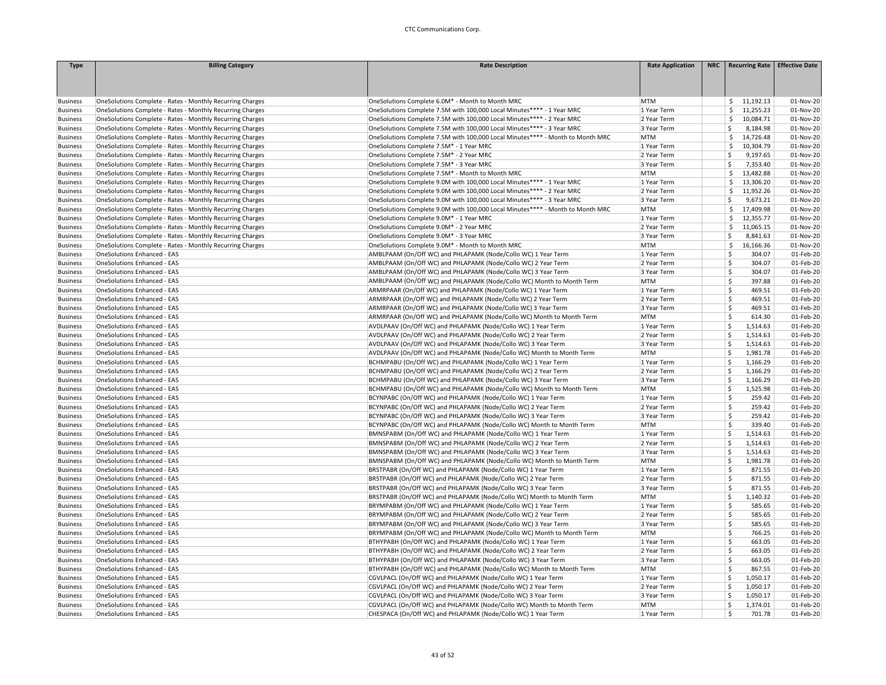| Type | Billing Category | Rate Description | Rate Application | NRC | Recurring Rate | Effective Date |
|---|---|---|---|---|---|---|
| Business | OneSolutions Complete - Rates - Monthly Recurring Charges | OneSolutions Complete 6.0M* - Month to Month MRC | MTM | | $ 11,192.13 | 01-Nov-20 |
| Business | OneSolutions Complete - Rates - Monthly Recurring Charges | OneSolutions Complete 7.5M with 100,000 Local Minutes**** - 1 Year MRC | 1 Year Term | | $ 11,255.23 | 01-Nov-20 |
| Business | OneSolutions Complete - Rates - Monthly Recurring Charges | OneSolutions Complete 7.5M with 100,000 Local Minutes**** - 2 Year MRC | 2 Year Term | | $ 10,084.71 | 01-Nov-20 |
| Business | OneSolutions Complete - Rates - Monthly Recurring Charges | OneSolutions Complete 7.5M with 100,000 Local Minutes**** - 3 Year MRC | 3 Year Term | | $ 8,184.98 | 01-Nov-20 |
| Business | OneSolutions Complete - Rates - Monthly Recurring Charges | OneSolutions Complete 7.5M with 100,000 Local Minutes**** - Month to Month MRC | MTM | | $ 14,726.48 | 01-Nov-20 |
| Business | OneSolutions Complete - Rates - Monthly Recurring Charges | OneSolutions Complete 7.5M* - 1 Year MRC | 1 Year Term | | $ 10,304.79 | 01-Nov-20 |
| Business | OneSolutions Complete - Rates - Monthly Recurring Charges | OneSolutions Complete 7.5M* - 2 Year MRC | 2 Year Term | | $ 9,197.65 | 01-Nov-20 |
| Business | OneSolutions Complete - Rates - Monthly Recurring Charges | OneSolutions Complete 7.5M* - 3 Year MRC | 3 Year Term | | $ 7,353.40 | 01-Nov-20 |
| Business | OneSolutions Complete - Rates - Monthly Recurring Charges | OneSolutions Complete 7.5M* - Month to Month MRC | MTM | | $ 13,482.88 | 01-Nov-20 |
| Business | OneSolutions Complete - Rates - Monthly Recurring Charges | OneSolutions Complete 9.0M with 100,000 Local Minutes**** - 1 Year MRC | 1 Year Term | | $ 13,306.20 | 01-Nov-20 |
| Business | OneSolutions Complete - Rates - Monthly Recurring Charges | OneSolutions Complete 9.0M with 100,000 Local Minutes**** - 2 Year MRC | 2 Year Term | | $ 11,952.26 | 01-Nov-20 |
| Business | OneSolutions Complete - Rates - Monthly Recurring Charges | OneSolutions Complete 9.0M with 100,000 Local Minutes**** - 3 Year MRC | 3 Year Term | | $ 9,673.21 | 01-Nov-20 |
| Business | OneSolutions Complete - Rates - Monthly Recurring Charges | OneSolutions Complete 9.0M with 100,000 Local Minutes**** - Month to Month MRC | MTM | | $ 17,409.98 | 01-Nov-20 |
| Business | OneSolutions Complete - Rates - Monthly Recurring Charges | OneSolutions Complete 9.0M* - 1 Year MRC | 1 Year Term | | $ 12,355.77 | 01-Nov-20 |
| Business | OneSolutions Complete - Rates - Monthly Recurring Charges | OneSolutions Complete 9.0M* - 2 Year MRC | 2 Year Term | | $ 11,065.15 | 01-Nov-20 |
| Business | OneSolutions Complete - Rates - Monthly Recurring Charges | OneSolutions Complete 9.0M* - 3 Year MRC | 3 Year Term | | $ 8,841.63 | 01-Nov-20 |
| Business | OneSolutions Complete - Rates - Monthly Recurring Charges | OneSolutions Complete 9.0M* - Month to Month MRC | MTM | | $ 16,166.36 | 01-Nov-20 |
| Business | OneSolutions Enhanced - EAS | AMBLPAAM (On/Off WC) and PHLAPAMK (Node/Collo WC) 1 Year Term | 1 Year Term | | $ 304.07 | 01-Feb-20 |
| Business | OneSolutions Enhanced - EAS | AMBLPAAM (On/Off WC) and PHLAPAMK (Node/Collo WC) 2 Year Term | 2 Year Term | | $ 304.07 | 01-Feb-20 |
| Business | OneSolutions Enhanced - EAS | AMBLPAAM (On/Off WC) and PHLAPAMK (Node/Collo WC) 3 Year Term | 3 Year Term | | $ 304.07 | 01-Feb-20 |
| Business | OneSolutions Enhanced - EAS | AMBLPAAM (On/Off WC) and PHLAPAMK (Node/Collo WC) Month to Month Term | MTM | | $ 397.88 | 01-Feb-20 |
| Business | OneSolutions Enhanced - EAS | ARMRPAAR (On/Off WC) and PHLAPAMK (Node/Collo WC) 1 Year Term | 1 Year Term | | $ 469.51 | 01-Feb-20 |
| Business | OneSolutions Enhanced - EAS | ARMRPAAR (On/Off WC) and PHLAPAMK (Node/Collo WC) 2 Year Term | 2 Year Term | | $ 469.51 | 01-Feb-20 |
| Business | OneSolutions Enhanced - EAS | ARMRPAAR (On/Off WC) and PHLAPAMK (Node/Collo WC) 3 Year Term | 3 Year Term | | $ 469.51 | 01-Feb-20 |
| Business | OneSolutions Enhanced - EAS | ARMRPAAR (On/Off WC) and PHLAPAMK (Node/Collo WC) Month to Month Term | MTM | | $ 614.30 | 01-Feb-20 |
| Business | OneSolutions Enhanced - EAS | AVDLPAAV (On/Off WC) and PHLAPAMK (Node/Collo WC) 1 Year Term | 1 Year Term | | $ 1,514.63 | 01-Feb-20 |
| Business | OneSolutions Enhanced - EAS | AVDLPAAV (On/Off WC) and PHLAPAMK (Node/Collo WC) 2 Year Term | 2 Year Term | | $ 1,514.63 | 01-Feb-20 |
| Business | OneSolutions Enhanced - EAS | AVDLPAAV (On/Off WC) and PHLAPAMK (Node/Collo WC) 3 Year Term | 3 Year Term | | $ 1,514.63 | 01-Feb-20 |
| Business | OneSolutions Enhanced - EAS | AVDLPAAV (On/Off WC) and PHLAPAMK (Node/Collo WC) Month to Month Term | MTM | | $ 1,981.78 | 01-Feb-20 |
| Business | OneSolutions Enhanced - EAS | BCHMPABU (On/Off WC) and PHLAPAMK (Node/Collo WC) 1 Year Term | 1 Year Term | | $ 1,166.29 | 01-Feb-20 |
| Business | OneSolutions Enhanced - EAS | BCHMPABU (On/Off WC) and PHLAPAMK (Node/Collo WC) 2 Year Term | 2 Year Term | | $ 1,166.29 | 01-Feb-20 |
| Business | OneSolutions Enhanced - EAS | BCHMPABU (On/Off WC) and PHLAPAMK (Node/Collo WC) 3 Year Term | 3 Year Term | | $ 1,166.29 | 01-Feb-20 |
| Business | OneSolutions Enhanced - EAS | BCHMPABU (On/Off WC) and PHLAPAMK (Node/Collo WC) Month to Month Term | MTM | | $ 1,525.98 | 01-Feb-20 |
| Business | OneSolutions Enhanced - EAS | BCYNPABC (On/Off WC) and PHLAPAMK (Node/Collo WC) 1 Year Term | 1 Year Term | | $ 259.42 | 01-Feb-20 |
| Business | OneSolutions Enhanced - EAS | BCYNPABC (On/Off WC) and PHLAPAMK (Node/Collo WC) 2 Year Term | 2 Year Term | | $ 259.42 | 01-Feb-20 |
| Business | OneSolutions Enhanced - EAS | BCYNPABC (On/Off WC) and PHLAPAMK (Node/Collo WC) 3 Year Term | 3 Year Term | | $ 259.42 | 01-Feb-20 |
| Business | OneSolutions Enhanced - EAS | BCYNPABC (On/Off WC) and PHLAPAMK (Node/Collo WC) Month to Month Term | MTM | | $ 339.40 | 01-Feb-20 |
| Business | OneSolutions Enhanced - EAS | BMNSPABM (On/Off WC) and PHLAPAMK (Node/Collo WC) 1 Year Term | 1 Year Term | | $ 1,514.63 | 01-Feb-20 |
| Business | OneSolutions Enhanced - EAS | BMNSPABM (On/Off WC) and PHLAPAMK (Node/Collo WC) 2 Year Term | 2 Year Term | | $ 1,514.63 | 01-Feb-20 |
| Business | OneSolutions Enhanced - EAS | BMNSPABM (On/Off WC) and PHLAPAMK (Node/Collo WC) 3 Year Term | 3 Year Term | | $ 1,514.63 | 01-Feb-20 |
| Business | OneSolutions Enhanced - EAS | BMNSPABM (On/Off WC) and PHLAPAMK (Node/Collo WC) Month to Month Term | MTM | | $ 1,981.78 | 01-Feb-20 |
| Business | OneSolutions Enhanced - EAS | BRSTPABR (On/Off WC) and PHLAPAMK (Node/Collo WC) 1 Year Term | 1 Year Term | | $ 871.55 | 01-Feb-20 |
| Business | OneSolutions Enhanced - EAS | BRSTPABR (On/Off WC) and PHLAPAMK (Node/Collo WC) 2 Year Term | 2 Year Term | | $ 871.55 | 01-Feb-20 |
| Business | OneSolutions Enhanced - EAS | BRSTPABR (On/Off WC) and PHLAPAMK (Node/Collo WC) 3 Year Term | 3 Year Term | | $ 871.55 | 01-Feb-20 |
| Business | OneSolutions Enhanced - EAS | BRSTPABR (On/Off WC) and PHLAPAMK (Node/Collo WC) Month to Month Term | MTM | | $ 1,140.32 | 01-Feb-20 |
| Business | OneSolutions Enhanced - EAS | BRYMPABM (On/Off WC) and PHLAPAMK (Node/Collo WC) 1 Year Term | 1 Year Term | | $ 585.65 | 01-Feb-20 |
| Business | OneSolutions Enhanced - EAS | BRYMPABM (On/Off WC) and PHLAPAMK (Node/Collo WC) 2 Year Term | 2 Year Term | | $ 585.65 | 01-Feb-20 |
| Business | OneSolutions Enhanced - EAS | BRYMPABM (On/Off WC) and PHLAPAMK (Node/Collo WC) 3 Year Term | 3 Year Term | | $ 585.65 | 01-Feb-20 |
| Business | OneSolutions Enhanced - EAS | BRYMPABM (On/Off WC) and PHLAPAMK (Node/Collo WC) Month to Month Term | MTM | | $ 766.25 | 01-Feb-20 |
| Business | OneSolutions Enhanced - EAS | BTHYPABH (On/Off WC) and PHLAPAMK (Node/Collo WC) 1 Year Term | 1 Year Term | | $ 663.05 | 01-Feb-20 |
| Business | OneSolutions Enhanced - EAS | BTHYPABH (On/Off WC) and PHLAPAMK (Node/Collo WC) 2 Year Term | 2 Year Term | | $ 663.05 | 01-Feb-20 |
| Business | OneSolutions Enhanced - EAS | BTHYPABH (On/Off WC) and PHLAPAMK (Node/Collo WC) 3 Year Term | 3 Year Term | | $ 663.05 | 01-Feb-20 |
| Business | OneSolutions Enhanced - EAS | BTHYPABH (On/Off WC) and PHLAPAMK (Node/Collo WC) Month to Month Term | MTM | | $ 867.55 | 01-Feb-20 |
| Business | OneSolutions Enhanced - EAS | CGVLPACL (On/Off WC) and PHLAPAMK (Node/Collo WC) 1 Year Term | 1 Year Term | | $ 1,050.17 | 01-Feb-20 |
| Business | OneSolutions Enhanced - EAS | CGVLPACL (On/Off WC) and PHLAPAMK (Node/Collo WC) 2 Year Term | 2 Year Term | | $ 1,050.17 | 01-Feb-20 |
| Business | OneSolutions Enhanced - EAS | CGVLPACL (On/Off WC) and PHLAPAMK (Node/Collo WC) 3 Year Term | 3 Year Term | | $ 1,050.17 | 01-Feb-20 |
| Business | OneSolutions Enhanced - EAS | CGVLPACL (On/Off WC) and PHLAPAMK (Node/Collo WC) Month to Month Term | MTM | | $ 1,374.01 | 01-Feb-20 |
| Business | OneSolutions Enhanced - EAS | CHESPACA (On/Off WC) and PHLAPAMK (Node/Collo WC) 1 Year Term | 1 Year Term | | $ 701.78 | 01-Feb-20 |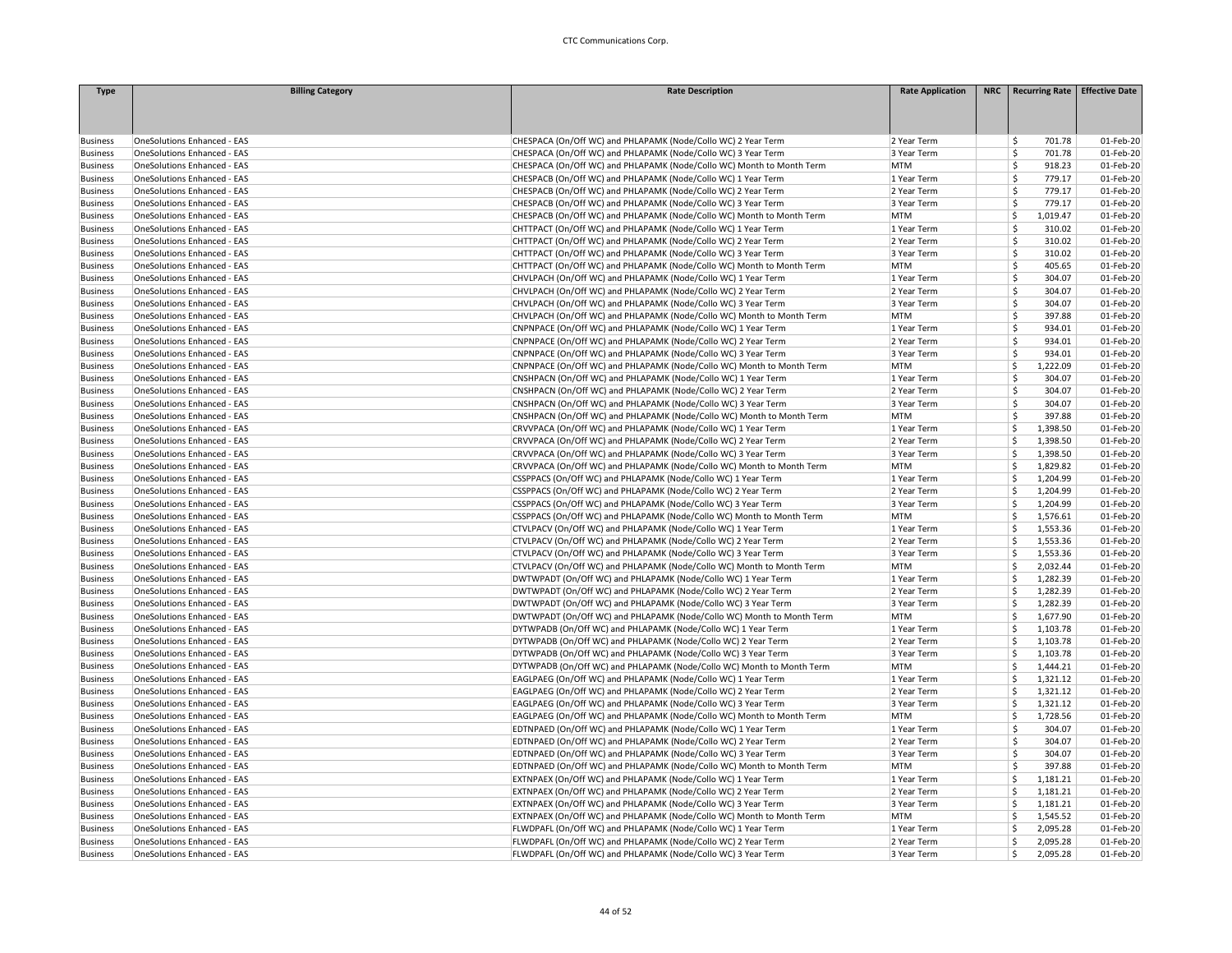| Type | Billing Category | Rate Description | Rate Application | NRC | Recurring Rate | Effective Date |
|---|---|---|---|---|---|---|
| Business | OneSolutions Enhanced - EAS | CHESPACA (On/Off WC) and PHLAPAMK (Node/Collo WC) 2 Year Term | 2 Year Term | | $ 701.78 | 01-Feb-20 |
| Business | OneSolutions Enhanced - EAS | CHESPACA (On/Off WC) and PHLAPAMK (Node/Collo WC) 3 Year Term | 3 Year Term | | $ 701.78 | 01-Feb-20 |
| Business | OneSolutions Enhanced - EAS | CHESPACA (On/Off WC) and PHLAPAMK (Node/Collo WC) Month to Month Term | MTM | | $ 918.23 | 01-Feb-20 |
| Business | OneSolutions Enhanced - EAS | CHESPACB (On/Off WC) and PHLAPAMK (Node/Collo WC) 1 Year Term | 1 Year Term | | $ 779.17 | 01-Feb-20 |
| Business | OneSolutions Enhanced - EAS | CHESPACB (On/Off WC) and PHLAPAMK (Node/Collo WC) 2 Year Term | 2 Year Term | | $ 779.17 | 01-Feb-20 |
| Business | OneSolutions Enhanced - EAS | CHESPACB (On/Off WC) and PHLAPAMK (Node/Collo WC) 3 Year Term | 3 Year Term | | $ 779.17 | 01-Feb-20 |
| Business | OneSolutions Enhanced - EAS | CHESPACB (On/Off WC) and PHLAPAMK (Node/Collo WC) Month to Month Term | MTM | | $ 1,019.47 | 01-Feb-20 |
| Business | OneSolutions Enhanced - EAS | CHTTPACT (On/Off WC) and PHLAPAMK (Node/Collo WC) 1 Year Term | 1 Year Term | | $ 310.02 | 01-Feb-20 |
| Business | OneSolutions Enhanced - EAS | CHTTPACT (On/Off WC) and PHLAPAMK (Node/Collo WC) 2 Year Term | 2 Year Term | | $ 310.02 | 01-Feb-20 |
| Business | OneSolutions Enhanced - EAS | CHTTPACT (On/Off WC) and PHLAPAMK (Node/Collo WC) 3 Year Term | 3 Year Term | | $ 310.02 | 01-Feb-20 |
| Business | OneSolutions Enhanced - EAS | CHTTPACT (On/Off WC) and PHLAPAMK (Node/Collo WC) Month to Month Term | MTM | | $ 405.65 | 01-Feb-20 |
| Business | OneSolutions Enhanced - EAS | CHVLPACH (On/Off WC) and PHLAPAMK (Node/Collo WC) 1 Year Term | 1 Year Term | | $ 304.07 | 01-Feb-20 |
| Business | OneSolutions Enhanced - EAS | CHVLPACH (On/Off WC) and PHLAPAMK (Node/Collo WC) 2 Year Term | 2 Year Term | | $ 304.07 | 01-Feb-20 |
| Business | OneSolutions Enhanced - EAS | CHVLPACH (On/Off WC) and PHLAPAMK (Node/Collo WC) 3 Year Term | 3 Year Term | | $ 304.07 | 01-Feb-20 |
| Business | OneSolutions Enhanced - EAS | CHVLPACH (On/Off WC) and PHLAPAMK (Node/Collo WC) Month to Month Term | MTM | | $ 397.88 | 01-Feb-20 |
| Business | OneSolutions Enhanced - EAS | CNPNPACE (On/Off WC) and PHLAPAMK (Node/Collo WC) 1 Year Term | 1 Year Term | | $ 934.01 | 01-Feb-20 |
| Business | OneSolutions Enhanced - EAS | CNPNPACE (On/Off WC) and PHLAPAMK (Node/Collo WC) 2 Year Term | 2 Year Term | | $ 934.01 | 01-Feb-20 |
| Business | OneSolutions Enhanced - EAS | CNPNPACE (On/Off WC) and PHLAPAMK (Node/Collo WC) 3 Year Term | 3 Year Term | | $ 934.01 | 01-Feb-20 |
| Business | OneSolutions Enhanced - EAS | CNPNPACE (On/Off WC) and PHLAPAMK (Node/Collo WC) Month to Month Term | MTM | | $ 1,222.09 | 01-Feb-20 |
| Business | OneSolutions Enhanced - EAS | CNSHPACN (On/Off WC) and PHLAPAMK (Node/Collo WC) 1 Year Term | 1 Year Term | | $ 304.07 | 01-Feb-20 |
| Business | OneSolutions Enhanced - EAS | CNSHPACN (On/Off WC) and PHLAPAMK (Node/Collo WC) 2 Year Term | 2 Year Term | | $ 304.07 | 01-Feb-20 |
| Business | OneSolutions Enhanced - EAS | CNSHPACN (On/Off WC) and PHLAPAMK (Node/Collo WC) 3 Year Term | 3 Year Term | | $ 304.07 | 01-Feb-20 |
| Business | OneSolutions Enhanced - EAS | CNSHPACN (On/Off WC) and PHLAPAMK (Node/Collo WC) Month to Month Term | MTM | | $ 397.88 | 01-Feb-20 |
| Business | OneSolutions Enhanced - EAS | CRVVPACA (On/Off WC) and PHLAPAMK (Node/Collo WC) 1 Year Term | 1 Year Term | | $ 1,398.50 | 01-Feb-20 |
| Business | OneSolutions Enhanced - EAS | CRVVPACA (On/Off WC) and PHLAPAMK (Node/Collo WC) 2 Year Term | 2 Year Term | | $ 1,398.50 | 01-Feb-20 |
| Business | OneSolutions Enhanced - EAS | CRVVPACA (On/Off WC) and PHLAPAMK (Node/Collo WC) 3 Year Term | 3 Year Term | | $ 1,398.50 | 01-Feb-20 |
| Business | OneSolutions Enhanced - EAS | CRVVPACA (On/Off WC) and PHLAPAMK (Node/Collo WC) Month to Month Term | MTM | | $ 1,829.82 | 01-Feb-20 |
| Business | OneSolutions Enhanced - EAS | CSSPPACS (On/Off WC) and PHLAPAMK (Node/Collo WC) 1 Year Term | 1 Year Term | | $ 1,204.99 | 01-Feb-20 |
| Business | OneSolutions Enhanced - EAS | CSSPPACS (On/Off WC) and PHLAPAMK (Node/Collo WC) 2 Year Term | 2 Year Term | | $ 1,204.99 | 01-Feb-20 |
| Business | OneSolutions Enhanced - EAS | CSSPPACS (On/Off WC) and PHLAPAMK (Node/Collo WC) 3 Year Term | 3 Year Term | | $ 1,204.99 | 01-Feb-20 |
| Business | OneSolutions Enhanced - EAS | CSSPPACS (On/Off WC) and PHLAPAMK (Node/Collo WC) Month to Month Term | MTM | | $ 1,576.61 | 01-Feb-20 |
| Business | OneSolutions Enhanced - EAS | CTVLPACV (On/Off WC) and PHLAPAMK (Node/Collo WC) 1 Year Term | 1 Year Term | | $ 1,553.36 | 01-Feb-20 |
| Business | OneSolutions Enhanced - EAS | CTVLPACV (On/Off WC) and PHLAPAMK (Node/Collo WC) 2 Year Term | 2 Year Term | | $ 1,553.36 | 01-Feb-20 |
| Business | OneSolutions Enhanced - EAS | CTVLPACV (On/Off WC) and PHLAPAMK (Node/Collo WC) 3 Year Term | 3 Year Term | | $ 1,553.36 | 01-Feb-20 |
| Business | OneSolutions Enhanced - EAS | CTVLPACV (On/Off WC) and PHLAPAMK (Node/Collo WC) Month to Month Term | MTM | | $ 2,032.44 | 01-Feb-20 |
| Business | OneSolutions Enhanced - EAS | DWTWPADT (On/Off WC) and PHLAPAMK (Node/Collo WC) 1 Year Term | 1 Year Term | | $ 1,282.39 | 01-Feb-20 |
| Business | OneSolutions Enhanced - EAS | DWTWPADT (On/Off WC) and PHLAPAMK (Node/Collo WC) 2 Year Term | 2 Year Term | | $ 1,282.39 | 01-Feb-20 |
| Business | OneSolutions Enhanced - EAS | DWTWPADT (On/Off WC) and PHLAPAMK (Node/Collo WC) 3 Year Term | 3 Year Term | | $ 1,282.39 | 01-Feb-20 |
| Business | OneSolutions Enhanced - EAS | DWTWPADT (On/Off WC) and PHLAPAMK (Node/Collo WC) Month to Month Term | MTM | | $ 1,677.90 | 01-Feb-20 |
| Business | OneSolutions Enhanced - EAS | DYTWPADB (On/Off WC) and PHLAPAMK (Node/Collo WC) 1 Year Term | 1 Year Term | | $ 1,103.78 | 01-Feb-20 |
| Business | OneSolutions Enhanced - EAS | DYTWPADB (On/Off WC) and PHLAPAMK (Node/Collo WC) 2 Year Term | 2 Year Term | | $ 1,103.78 | 01-Feb-20 |
| Business | OneSolutions Enhanced - EAS | DYTWPADB (On/Off WC) and PHLAPAMK (Node/Collo WC) 3 Year Term | 3 Year Term | | $ 1,103.78 | 01-Feb-20 |
| Business | OneSolutions Enhanced - EAS | DYTWPADB (On/Off WC) and PHLAPAMK (Node/Collo WC) Month to Month Term | MTM | | $ 1,444.21 | 01-Feb-20 |
| Business | OneSolutions Enhanced - EAS | EAGLPAEG (On/Off WC) and PHLAPAMK (Node/Collo WC) 1 Year Term | 1 Year Term | | $ 1,321.12 | 01-Feb-20 |
| Business | OneSolutions Enhanced - EAS | EAGLPAEG (On/Off WC) and PHLAPAMK (Node/Collo WC) 2 Year Term | 2 Year Term | | $ 1,321.12 | 01-Feb-20 |
| Business | OneSolutions Enhanced - EAS | EAGLPAEG (On/Off WC) and PHLAPAMK (Node/Collo WC) 3 Year Term | 3 Year Term | | $ 1,321.12 | 01-Feb-20 |
| Business | OneSolutions Enhanced - EAS | EAGLPAEG (On/Off WC) and PHLAPAMK (Node/Collo WC) Month to Month Term | MTM | | $ 1,728.56 | 01-Feb-20 |
| Business | OneSolutions Enhanced - EAS | EDTNPAED (On/Off WC) and PHLAPAMK (Node/Collo WC) 1 Year Term | 1 Year Term | | $ 304.07 | 01-Feb-20 |
| Business | OneSolutions Enhanced - EAS | EDTNPAED (On/Off WC) and PHLAPAMK (Node/Collo WC) 2 Year Term | 2 Year Term | | $ 304.07 | 01-Feb-20 |
| Business | OneSolutions Enhanced - EAS | EDTNPAED (On/Off WC) and PHLAPAMK (Node/Collo WC) 3 Year Term | 3 Year Term | | $ 304.07 | 01-Feb-20 |
| Business | OneSolutions Enhanced - EAS | EDTNPAED (On/Off WC) and PHLAPAMK (Node/Collo WC) Month to Month Term | MTM | | $ 397.88 | 01-Feb-20 |
| Business | OneSolutions Enhanced - EAS | EXTNPAEX (On/Off WC) and PHLAPAMK (Node/Collo WC) 1 Year Term | 1 Year Term | | $ 1,181.21 | 01-Feb-20 |
| Business | OneSolutions Enhanced - EAS | EXTNPAEX (On/Off WC) and PHLAPAMK (Node/Collo WC) 2 Year Term | 2 Year Term | | $ 1,181.21 | 01-Feb-20 |
| Business | OneSolutions Enhanced - EAS | EXTNPAEX (On/Off WC) and PHLAPAMK (Node/Collo WC) 3 Year Term | 3 Year Term | | $ 1,181.21 | 01-Feb-20 |
| Business | OneSolutions Enhanced - EAS | EXTNPAEX (On/Off WC) and PHLAPAMK (Node/Collo WC) Month to Month Term | MTM | | $ 1,545.52 | 01-Feb-20 |
| Business | OneSolutions Enhanced - EAS | FLWDPAFL (On/Off WC) and PHLAPAMK (Node/Collo WC) 1 Year Term | 1 Year Term | | $ 2,095.28 | 01-Feb-20 |
| Business | OneSolutions Enhanced - EAS | FLWDPAFL (On/Off WC) and PHLAPAMK (Node/Collo WC) 2 Year Term | 2 Year Term | | $ 2,095.28 | 01-Feb-20 |
| Business | OneSolutions Enhanced - EAS | FLWDPAFL (On/Off WC) and PHLAPAMK (Node/Collo WC) 3 Year Term | 3 Year Term | | $ 2,095.28 | 01-Feb-20 |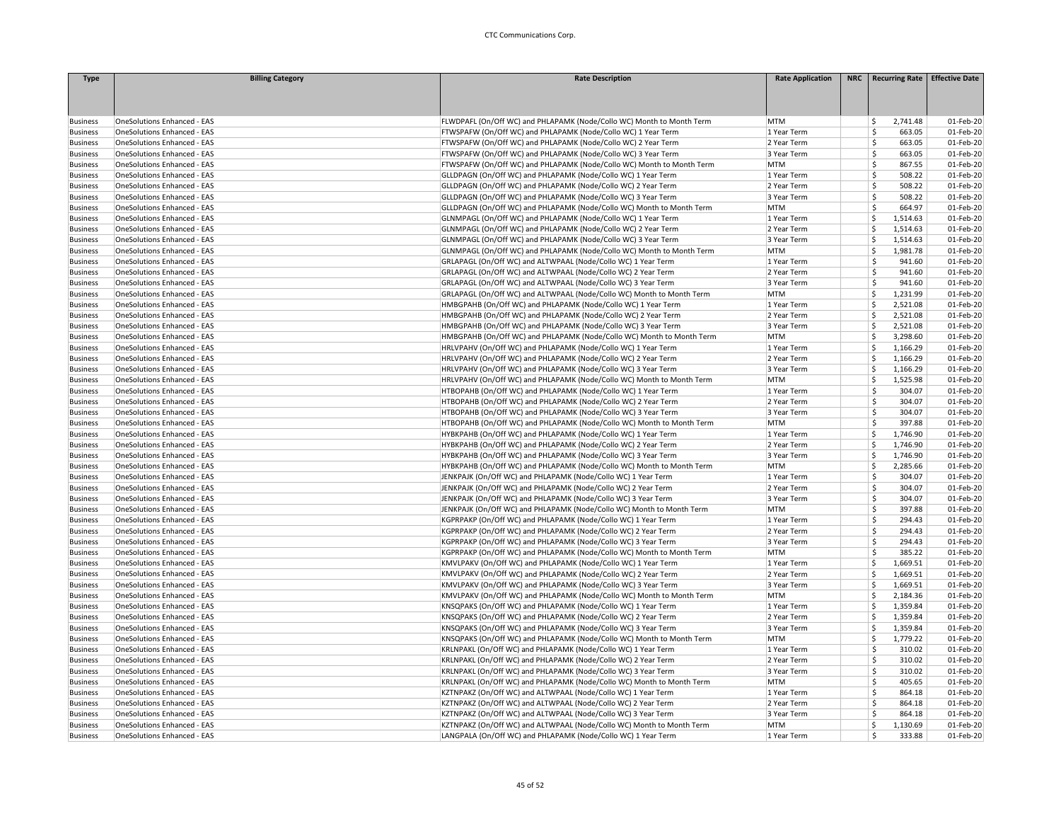| Type | Billing Category | Rate Description | Rate Application | NRC | Recurring Rate | Effective Date |
|---|---|---|---|---|---|---|
| Business | OneSolutions Enhanced - EAS | FLWDPAFL (On/Off WC) and PHLAPAMK (Node/Collo WC) Month to Month Term | MTM | | $ 2,741.48 | 01-Feb-20 |
| Business | OneSolutions Enhanced - EAS | FTWSPAFW (On/Off WC) and PHLAPAMK (Node/Collo WC) 1 Year Term | 1 Year Term | | $ 663.05 | 01-Feb-20 |
| Business | OneSolutions Enhanced - EAS | FTWSPAFW (On/Off WC) and PHLAPAMK (Node/Collo WC) 2 Year Term | 2 Year Term | | $ 663.05 | 01-Feb-20 |
| Business | OneSolutions Enhanced - EAS | FTWSPAFW (On/Off WC) and PHLAPAMK (Node/Collo WC) 3 Year Term | 3 Year Term | | $ 663.05 | 01-Feb-20 |
| Business | OneSolutions Enhanced - EAS | FTWSPAFW (On/Off WC) and PHLAPAMK (Node/Collo WC) Month to Month Term | MTM | | $ 867.55 | 01-Feb-20 |
| Business | OneSolutions Enhanced - EAS | GLLDPAGN (On/Off WC) and PHLAPAMK (Node/Collo WC) 1 Year Term | 1 Year Term | | $ 508.22 | 01-Feb-20 |
| Business | OneSolutions Enhanced - EAS | GLLDPAGN (On/Off WC) and PHLAPAMK (Node/Collo WC) 2 Year Term | 2 Year Term | | $ 508.22 | 01-Feb-20 |
| Business | OneSolutions Enhanced - EAS | GLLDPAGN (On/Off WC) and PHLAPAMK (Node/Collo WC) 3 Year Term | 3 Year Term | | $ 508.22 | 01-Feb-20 |
| Business | OneSolutions Enhanced - EAS | GLLDPAGN (On/Off WC) and PHLAPAMK (Node/Collo WC) Month to Month Term | MTM | | $ 664.97 | 01-Feb-20 |
| Business | OneSolutions Enhanced - EAS | GLNMPAGL (On/Off WC) and PHLAPAMK (Node/Collo WC) 1 Year Term | 1 Year Term | | $ 1,514.63 | 01-Feb-20 |
| Business | OneSolutions Enhanced - EAS | GLNMPAGL (On/Off WC) and PHLAPAMK (Node/Collo WC) 2 Year Term | 2 Year Term | | $ 1,514.63 | 01-Feb-20 |
| Business | OneSolutions Enhanced - EAS | GLNMPAGL (On/Off WC) and PHLAPAMK (Node/Collo WC) 3 Year Term | 3 Year Term | | $ 1,514.63 | 01-Feb-20 |
| Business | OneSolutions Enhanced - EAS | GLNMPAGL (On/Off WC) and PHLAPAMK (Node/Collo WC) Month to Month Term | MTM | | $ 1,981.78 | 01-Feb-20 |
| Business | OneSolutions Enhanced - EAS | GRLAPAGL (On/Off WC) and ALTWPAAL (Node/Collo WC) 1 Year Term | 1 Year Term | | $ 941.60 | 01-Feb-20 |
| Business | OneSolutions Enhanced - EAS | GRLAPAGL (On/Off WC) and ALTWPAAL (Node/Collo WC) 2 Year Term | 2 Year Term | | $ 941.60 | 01-Feb-20 |
| Business | OneSolutions Enhanced - EAS | GRLAPAGL (On/Off WC) and ALTWPAAL (Node/Collo WC) 3 Year Term | 3 Year Term | | $ 941.60 | 01-Feb-20 |
| Business | OneSolutions Enhanced - EAS | GRLAPAGL (On/Off WC) and ALTWPAAL (Node/Collo WC) Month to Month Term | MTM | | $ 1,231.99 | 01-Feb-20 |
| Business | OneSolutions Enhanced - EAS | HMBGPAHB (On/Off WC) and PHLAPAMK (Node/Collo WC) 1 Year Term | 1 Year Term | | $ 2,521.08 | 01-Feb-20 |
| Business | OneSolutions Enhanced - EAS | HMBGPAHB (On/Off WC) and PHLAPAMK (Node/Collo WC) 2 Year Term | 2 Year Term | | $ 2,521.08 | 01-Feb-20 |
| Business | OneSolutions Enhanced - EAS | HMBGPAHB (On/Off WC) and PHLAPAMK (Node/Collo WC) 3 Year Term | 3 Year Term | | $ 2,521.08 | 01-Feb-20 |
| Business | OneSolutions Enhanced - EAS | HMBGPAHB (On/Off WC) and PHLAPAMK (Node/Collo WC) Month to Month Term | MTM | | $ 3,298.60 | 01-Feb-20 |
| Business | OneSolutions Enhanced - EAS | HRLVPAHV (On/Off WC) and PHLAPAMK (Node/Collo WC) 1 Year Term | 1 Year Term | | $ 1,166.29 | 01-Feb-20 |
| Business | OneSolutions Enhanced - EAS | HRLVPAHV (On/Off WC) and PHLAPAMK (Node/Collo WC) 2 Year Term | 2 Year Term | | $ 1,166.29 | 01-Feb-20 |
| Business | OneSolutions Enhanced - EAS | HRLVPAHV (On/Off WC) and PHLAPAMK (Node/Collo WC) 3 Year Term | 3 Year Term | | $ 1,166.29 | 01-Feb-20 |
| Business | OneSolutions Enhanced - EAS | HRLVPAHV (On/Off WC) and PHLAPAMK (Node/Collo WC) Month to Month Term | MTM | | $ 1,525.98 | 01-Feb-20 |
| Business | OneSolutions Enhanced - EAS | HTBOPAHB (On/Off WC) and PHLAPAMK (Node/Collo WC) 1 Year Term | 1 Year Term | | $ 304.07 | 01-Feb-20 |
| Business | OneSolutions Enhanced - EAS | HTBOPAHB (On/Off WC) and PHLAPAMK (Node/Collo WC) 2 Year Term | 2 Year Term | | $ 304.07 | 01-Feb-20 |
| Business | OneSolutions Enhanced - EAS | HTBOPAHB (On/Off WC) and PHLAPAMK (Node/Collo WC) 3 Year Term | 3 Year Term | | $ 304.07 | 01-Feb-20 |
| Business | OneSolutions Enhanced - EAS | HTBOPAHB (On/Off WC) and PHLAPAMK (Node/Collo WC) Month to Month Term | MTM | | $ 397.88 | 01-Feb-20 |
| Business | OneSolutions Enhanced - EAS | HYBKPAHB (On/Off WC) and PHLAPAMK (Node/Collo WC) 1 Year Term | 1 Year Term | | $ 1,746.90 | 01-Feb-20 |
| Business | OneSolutions Enhanced - EAS | HYBKPAHB (On/Off WC) and PHLAPAMK (Node/Collo WC) 2 Year Term | 2 Year Term | | $ 1,746.90 | 01-Feb-20 |
| Business | OneSolutions Enhanced - EAS | HYBKPAHB (On/Off WC) and PHLAPAMK (Node/Collo WC) 3 Year Term | 3 Year Term | | $ 1,746.90 | 01-Feb-20 |
| Business | OneSolutions Enhanced - EAS | HYBKPAHB (On/Off WC) and PHLAPAMK (Node/Collo WC) Month to Month Term | MTM | | $ 2,285.66 | 01-Feb-20 |
| Business | OneSolutions Enhanced - EAS | JENKPAJK (On/Off WC) and PHLAPAMK (Node/Collo WC) 1 Year Term | 1 Year Term | | $ 304.07 | 01-Feb-20 |
| Business | OneSolutions Enhanced - EAS | JENKPAJK (On/Off WC) and PHLAPAMK (Node/Collo WC) 2 Year Term | 2 Year Term | | $ 304.07 | 01-Feb-20 |
| Business | OneSolutions Enhanced - EAS | JENKPAJK (On/Off WC) and PHLAPAMK (Node/Collo WC) 3 Year Term | 3 Year Term | | $ 304.07 | 01-Feb-20 |
| Business | OneSolutions Enhanced - EAS | JENKPAJK (On/Off WC) and PHLAPAMK (Node/Collo WC) Month to Month Term | MTM | | $ 397.88 | 01-Feb-20 |
| Business | OneSolutions Enhanced - EAS | KGPRPAKP (On/Off WC) and PHLAPAMK (Node/Collo WC) 1 Year Term | 1 Year Term | | $ 294.43 | 01-Feb-20 |
| Business | OneSolutions Enhanced - EAS | KGPRPAKP (On/Off WC) and PHLAPAMK (Node/Collo WC) 2 Year Term | 2 Year Term | | $ 294.43 | 01-Feb-20 |
| Business | OneSolutions Enhanced - EAS | KGPRPAKP (On/Off WC) and PHLAPAMK (Node/Collo WC) 3 Year Term | 3 Year Term | | $ 294.43 | 01-Feb-20 |
| Business | OneSolutions Enhanced - EAS | KGPRPAKP (On/Off WC) and PHLAPAMK (Node/Collo WC) Month to Month Term | MTM | | $ 385.22 | 01-Feb-20 |
| Business | OneSolutions Enhanced - EAS | KMVLPAKV (On/Off WC) and PHLAPAMK (Node/Collo WC) 1 Year Term | 1 Year Term | | $ 1,669.51 | 01-Feb-20 |
| Business | OneSolutions Enhanced - EAS | KMVLPAKV (On/Off WC) and PHLAPAMK (Node/Collo WC) 2 Year Term | 2 Year Term | | $ 1,669.51 | 01-Feb-20 |
| Business | OneSolutions Enhanced - EAS | KMVLPAKV (On/Off WC) and PHLAPAMK (Node/Collo WC) 3 Year Term | 3 Year Term | | $ 1,669.51 | 01-Feb-20 |
| Business | OneSolutions Enhanced - EAS | KMVLPAKV (On/Off WC) and PHLAPAMK (Node/Collo WC) Month to Month Term | MTM | | $ 2,184.36 | 01-Feb-20 |
| Business | OneSolutions Enhanced - EAS | KNSQPAKS (On/Off WC) and PHLAPAMK (Node/Collo WC) 1 Year Term | 1 Year Term | | $ 1,359.84 | 01-Feb-20 |
| Business | OneSolutions Enhanced - EAS | KNSQPAKS (On/Off WC) and PHLAPAMK (Node/Collo WC) 2 Year Term | 2 Year Term | | $ 1,359.84 | 01-Feb-20 |
| Business | OneSolutions Enhanced - EAS | KNSQPAKS (On/Off WC) and PHLAPAMK (Node/Collo WC) 3 Year Term | 3 Year Term | | $ 1,359.84 | 01-Feb-20 |
| Business | OneSolutions Enhanced - EAS | KNSQPAKS (On/Off WC) and PHLAPAMK (Node/Collo WC) Month to Month Term | MTM | | $ 1,779.22 | 01-Feb-20 |
| Business | OneSolutions Enhanced - EAS | KRLNPAKL (On/Off WC) and PHLAPAMK (Node/Collo WC) 1 Year Term | 1 Year Term | | $ 310.02 | 01-Feb-20 |
| Business | OneSolutions Enhanced - EAS | KRLNPAKL (On/Off WC) and PHLAPAMK (Node/Collo WC) 2 Year Term | 2 Year Term | | $ 310.02 | 01-Feb-20 |
| Business | OneSolutions Enhanced - EAS | KRLNPAKL (On/Off WC) and PHLAPAMK (Node/Collo WC) 3 Year Term | 3 Year Term | | $ 310.02 | 01-Feb-20 |
| Business | OneSolutions Enhanced - EAS | KRLNPAKL (On/Off WC) and PHLAPAMK (Node/Collo WC) Month to Month Term | MTM | | $ 405.65 | 01-Feb-20 |
| Business | OneSolutions Enhanced - EAS | KZTNPAKZ (On/Off WC) and ALTWPAAL (Node/Collo WC) 1 Year Term | 1 Year Term | | $ 864.18 | 01-Feb-20 |
| Business | OneSolutions Enhanced - EAS | KZTNPAKZ (On/Off WC) and ALTWPAAL (Node/Collo WC) 2 Year Term | 2 Year Term | | $ 864.18 | 01-Feb-20 |
| Business | OneSolutions Enhanced - EAS | KZTNPAKZ (On/Off WC) and ALTWPAAL (Node/Collo WC) 3 Year Term | 3 Year Term | | $ 864.18 | 01-Feb-20 |
| Business | OneSolutions Enhanced - EAS | KZTNPAKZ (On/Off WC) and ALTWPAAL (Node/Collo WC) Month to Month Term | MTM | | $ 1,130.69 | 01-Feb-20 |
| Business | OneSolutions Enhanced - EAS | LANGPALA (On/Off WC) and PHLAPAMK (Node/Collo WC) 1 Year Term | 1 Year Term | | $ 333.88 | 01-Feb-20 |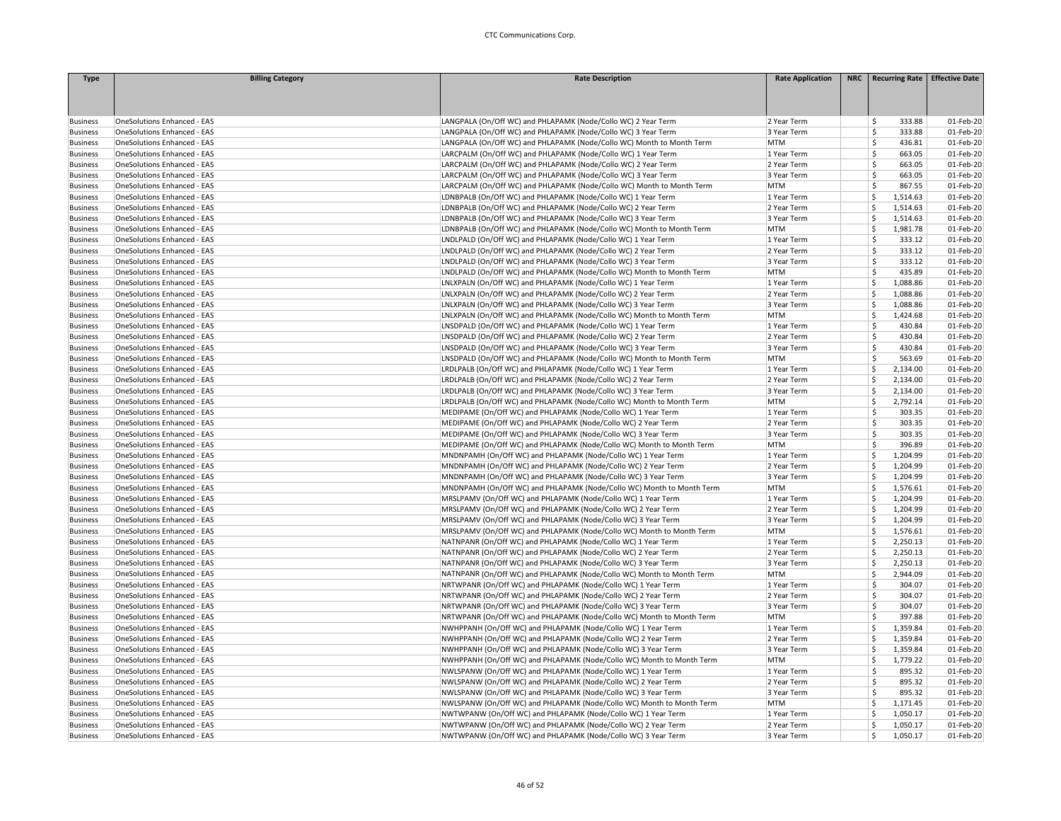| Type | Billing Category | Rate Description | Rate Application | NRC | Recurring Rate | Effective Date |
|---|---|---|---|---|---|---|
| Business | OneSolutions Enhanced - EAS | LANGPALA (On/Off WC) and PHLAPAMK (Node/Collo WC) 2 Year Term | 2 Year Term | | $ 333.88 | 01-Feb-20 |
| Business | OneSolutions Enhanced - EAS | LANGPALA (On/Off WC) and PHLAPAMK (Node/Collo WC) 3 Year Term | 3 Year Term | | $ 333.88 | 01-Feb-20 |
| Business | OneSolutions Enhanced - EAS | LANGPALA (On/Off WC) and PHLAPAMK (Node/Collo WC) Month to Month Term | MTM | | $ 436.81 | 01-Feb-20 |
| Business | OneSolutions Enhanced - EAS | LARCPALM (On/Off WC) and PHLAPAMK (Node/Collo WC) 1 Year Term | 1 Year Term | | $ 663.05 | 01-Feb-20 |
| Business | OneSolutions Enhanced - EAS | LARCPALM (On/Off WC) and PHLAPAMK (Node/Collo WC) 2 Year Term | 2 Year Term | | $ 663.05 | 01-Feb-20 |
| Business | OneSolutions Enhanced - EAS | LARCPALM (On/Off WC) and PHLAPAMK (Node/Collo WC) 3 Year Term | 3 Year Term | | $ 663.05 | 01-Feb-20 |
| Business | OneSolutions Enhanced - EAS | LARCPALM (On/Off WC) and PHLAPAMK (Node/Collo WC) Month to Month Term | MTM | | $ 867.55 | 01-Feb-20 |
| Business | OneSolutions Enhanced - EAS | LDNBPALB (On/Off WC) and PHLAPAMK (Node/Collo WC) 1 Year Term | 1 Year Term | | $ 1,514.63 | 01-Feb-20 |
| Business | OneSolutions Enhanced - EAS | LDNBPALB (On/Off WC) and PHLAPAMK (Node/Collo WC) 2 Year Term | 2 Year Term | | $ 1,514.63 | 01-Feb-20 |
| Business | OneSolutions Enhanced - EAS | LDNBPALB (On/Off WC) and PHLAPAMK (Node/Collo WC) 3 Year Term | 3 Year Term | | $ 1,514.63 | 01-Feb-20 |
| Business | OneSolutions Enhanced - EAS | LDNBPALB (On/Off WC) and PHLAPAMK (Node/Collo WC) Month to Month Term | MTM | | $ 1,981.78 | 01-Feb-20 |
| Business | OneSolutions Enhanced - EAS | LNDLPALD (On/Off WC) and PHLAPAMK (Node/Collo WC) 1 Year Term | 1 Year Term | | $ 333.12 | 01-Feb-20 |
| Business | OneSolutions Enhanced - EAS | LNDLPALD (On/Off WC) and PHLAPAMK (Node/Collo WC) 2 Year Term | 2 Year Term | | $ 333.12 | 01-Feb-20 |
| Business | OneSolutions Enhanced - EAS | LNDLPALD (On/Off WC) and PHLAPAMK (Node/Collo WC) 3 Year Term | 3 Year Term | | $ 333.12 | 01-Feb-20 |
| Business | OneSolutions Enhanced - EAS | LNDLPALD (On/Off WC) and PHLAPAMK (Node/Collo WC) Month to Month Term | MTM | | $ 435.89 | 01-Feb-20 |
| Business | OneSolutions Enhanced - EAS | LNLXPALN (On/Off WC) and PHLAPAMK (Node/Collo WC) 1 Year Term | 1 Year Term | | $ 1,088.86 | 01-Feb-20 |
| Business | OneSolutions Enhanced - EAS | LNLXPALN (On/Off WC) and PHLAPAMK (Node/Collo WC) 2 Year Term | 2 Year Term | | $ 1,088.86 | 01-Feb-20 |
| Business | OneSolutions Enhanced - EAS | LNLXPALN (On/Off WC) and PHLAPAMK (Node/Collo WC) 3 Year Term | 3 Year Term | | $ 1,088.86 | 01-Feb-20 |
| Business | OneSolutions Enhanced - EAS | LNLXPALN (On/Off WC) and PHLAPAMK (Node/Collo WC) Month to Month Term | MTM | | $ 1,424.68 | 01-Feb-20 |
| Business | OneSolutions Enhanced - EAS | LNSDPALD (On/Off WC) and PHLAPAMK (Node/Collo WC) 1 Year Term | 1 Year Term | | $ 430.84 | 01-Feb-20 |
| Business | OneSolutions Enhanced - EAS | LNSDPALD (On/Off WC) and PHLAPAMK (Node/Collo WC) 2 Year Term | 2 Year Term | | $ 430.84 | 01-Feb-20 |
| Business | OneSolutions Enhanced - EAS | LNSDPALD (On/Off WC) and PHLAPAMK (Node/Collo WC) 3 Year Term | 3 Year Term | | $ 430.84 | 01-Feb-20 |
| Business | OneSolutions Enhanced - EAS | LNSDPALD (On/Off WC) and PHLAPAMK (Node/Collo WC) Month to Month Term | MTM | | $ 563.69 | 01-Feb-20 |
| Business | OneSolutions Enhanced - EAS | LRDLPALB (On/Off WC) and PHLAPAMK (Node/Collo WC) 1 Year Term | 1 Year Term | | $ 2,134.00 | 01-Feb-20 |
| Business | OneSolutions Enhanced - EAS | LRDLPALB (On/Off WC) and PHLAPAMK (Node/Collo WC) 2 Year Term | 2 Year Term | | $ 2,134.00 | 01-Feb-20 |
| Business | OneSolutions Enhanced - EAS | LRDLPALB (On/Off WC) and PHLAPAMK (Node/Collo WC) 3 Year Term | 3 Year Term | | $ 2,134.00 | 01-Feb-20 |
| Business | OneSolutions Enhanced - EAS | LRDLPALB (On/Off WC) and PHLAPAMK (Node/Collo WC) Month to Month Term | MTM | | $ 2,792.14 | 01-Feb-20 |
| Business | OneSolutions Enhanced - EAS | MEDIPAME (On/Off WC) and PHLAPAMK (Node/Collo WC) 1 Year Term | 1 Year Term | | $ 303.35 | 01-Feb-20 |
| Business | OneSolutions Enhanced - EAS | MEDIPAME (On/Off WC) and PHLAPAMK (Node/Collo WC) 2 Year Term | 2 Year Term | | $ 303.35 | 01-Feb-20 |
| Business | OneSolutions Enhanced - EAS | MEDIPAME (On/Off WC) and PHLAPAMK (Node/Collo WC) 3 Year Term | 3 Year Term | | $ 303.35 | 01-Feb-20 |
| Business | OneSolutions Enhanced - EAS | MEDIPAME (On/Off WC) and PHLAPAMK (Node/Collo WC) Month to Month Term | MTM | | $ 396.89 | 01-Feb-20 |
| Business | OneSolutions Enhanced - EAS | MNDNPAMH (On/Off WC) and PHLAPAMK (Node/Collo WC) 1 Year Term | 1 Year Term | | $ 1,204.99 | 01-Feb-20 |
| Business | OneSolutions Enhanced - EAS | MNDNPAMH (On/Off WC) and PHLAPAMK (Node/Collo WC) 2 Year Term | 2 Year Term | | $ 1,204.99 | 01-Feb-20 |
| Business | OneSolutions Enhanced - EAS | MNDNPAMH (On/Off WC) and PHLAPAMK (Node/Collo WC) 3 Year Term | 3 Year Term | | $ 1,204.99 | 01-Feb-20 |
| Business | OneSolutions Enhanced - EAS | MNDNPAMH (On/Off WC) and PHLAPAMK (Node/Collo WC) Month to Month Term | MTM | | $ 1,576.61 | 01-Feb-20 |
| Business | OneSolutions Enhanced - EAS | MRSLPAMV (On/Off WC) and PHLAPAMK (Node/Collo WC) 1 Year Term | 1 Year Term | | $ 1,204.99 | 01-Feb-20 |
| Business | OneSolutions Enhanced - EAS | MRSLPAMV (On/Off WC) and PHLAPAMK (Node/Collo WC) 2 Year Term | 2 Year Term | | $ 1,204.99 | 01-Feb-20 |
| Business | OneSolutions Enhanced - EAS | MRSLPAMV (On/Off WC) and PHLAPAMK (Node/Collo WC) 3 Year Term | 3 Year Term | | $ 1,204.99 | 01-Feb-20 |
| Business | OneSolutions Enhanced - EAS | MRSLPAMV (On/Off WC) and PHLAPAMK (Node/Collo WC) Month to Month Term | MTM | | $ 1,576.61 | 01-Feb-20 |
| Business | OneSolutions Enhanced - EAS | NATNPANR (On/Off WC) and PHLAPAMK (Node/Collo WC) 1 Year Term | 1 Year Term | | $ 2,250.13 | 01-Feb-20 |
| Business | OneSolutions Enhanced - EAS | NATNPANR (On/Off WC) and PHLAPAMK (Node/Collo WC) 2 Year Term | 2 Year Term | | $ 2,250.13 | 01-Feb-20 |
| Business | OneSolutions Enhanced - EAS | NATNPANR (On/Off WC) and PHLAPAMK (Node/Collo WC) 3 Year Term | 3 Year Term | | $ 2,250.13 | 01-Feb-20 |
| Business | OneSolutions Enhanced - EAS | NATNPANR (On/Off WC) and PHLAPAMK (Node/Collo WC) Month to Month Term | MTM | | $ 2,944.09 | 01-Feb-20 |
| Business | OneSolutions Enhanced - EAS | NRTWPANR (On/Off WC) and PHLAPAMK (Node/Collo WC) 1 Year Term | 1 Year Term | | $ 304.07 | 01-Feb-20 |
| Business | OneSolutions Enhanced - EAS | NRTWPANR (On/Off WC) and PHLAPAMK (Node/Collo WC) 2 Year Term | 2 Year Term | | $ 304.07 | 01-Feb-20 |
| Business | OneSolutions Enhanced - EAS | NRTWPANR (On/Off WC) and PHLAPAMK (Node/Collo WC) 3 Year Term | 3 Year Term | | $ 304.07 | 01-Feb-20 |
| Business | OneSolutions Enhanced - EAS | NRTWPANR (On/Off WC) and PHLAPAMK (Node/Collo WC) Month to Month Term | MTM | | $ 397.88 | 01-Feb-20 |
| Business | OneSolutions Enhanced - EAS | NWHPPANH (On/Off WC) and PHLAPAMK (Node/Collo WC) 1 Year Term | 1 Year Term | | $ 1,359.84 | 01-Feb-20 |
| Business | OneSolutions Enhanced - EAS | NWHPPANH (On/Off WC) and PHLAPAMK (Node/Collo WC) 2 Year Term | 2 Year Term | | $ 1,359.84 | 01-Feb-20 |
| Business | OneSolutions Enhanced - EAS | NWHPPANH (On/Off WC) and PHLAPAMK (Node/Collo WC) 3 Year Term | 3 Year Term | | $ 1,359.84 | 01-Feb-20 |
| Business | OneSolutions Enhanced - EAS | NWHPPANH (On/Off WC) and PHLAPAMK (Node/Collo WC) Month to Month Term | MTM | | $ 1,779.22 | 01-Feb-20 |
| Business | OneSolutions Enhanced - EAS | NWLSPANW (On/Off WC) and PHLAPAMK (Node/Collo WC) 1 Year Term | 1 Year Term | | $ 895.32 | 01-Feb-20 |
| Business | OneSolutions Enhanced - EAS | NWLSPANW (On/Off WC) and PHLAPAMK (Node/Collo WC) 2 Year Term | 2 Year Term | | $ 895.32 | 01-Feb-20 |
| Business | OneSolutions Enhanced - EAS | NWLSPANW (On/Off WC) and PHLAPAMK (Node/Collo WC) 3 Year Term | 3 Year Term | | $ 895.32 | 01-Feb-20 |
| Business | OneSolutions Enhanced - EAS | NWLSPANW (On/Off WC) and PHLAPAMK (Node/Collo WC) Month to Month Term | MTM | | $ 1,171.45 | 01-Feb-20 |
| Business | OneSolutions Enhanced - EAS | NWTWPANW (On/Off WC) and PHLAPAMK (Node/Collo WC) 1 Year Term | 1 Year Term | | $ 1,050.17 | 01-Feb-20 |
| Business | OneSolutions Enhanced - EAS | NWTWPANW (On/Off WC) and PHLAPAMK (Node/Collo WC) 2 Year Term | 2 Year Term | | $ 1,050.17 | 01-Feb-20 |
| Business | OneSolutions Enhanced - EAS | NWTWPANW (On/Off WC) and PHLAPAMK (Node/Collo WC) 3 Year Term | 3 Year Term | | $ 1,050.17 | 01-Feb-20 |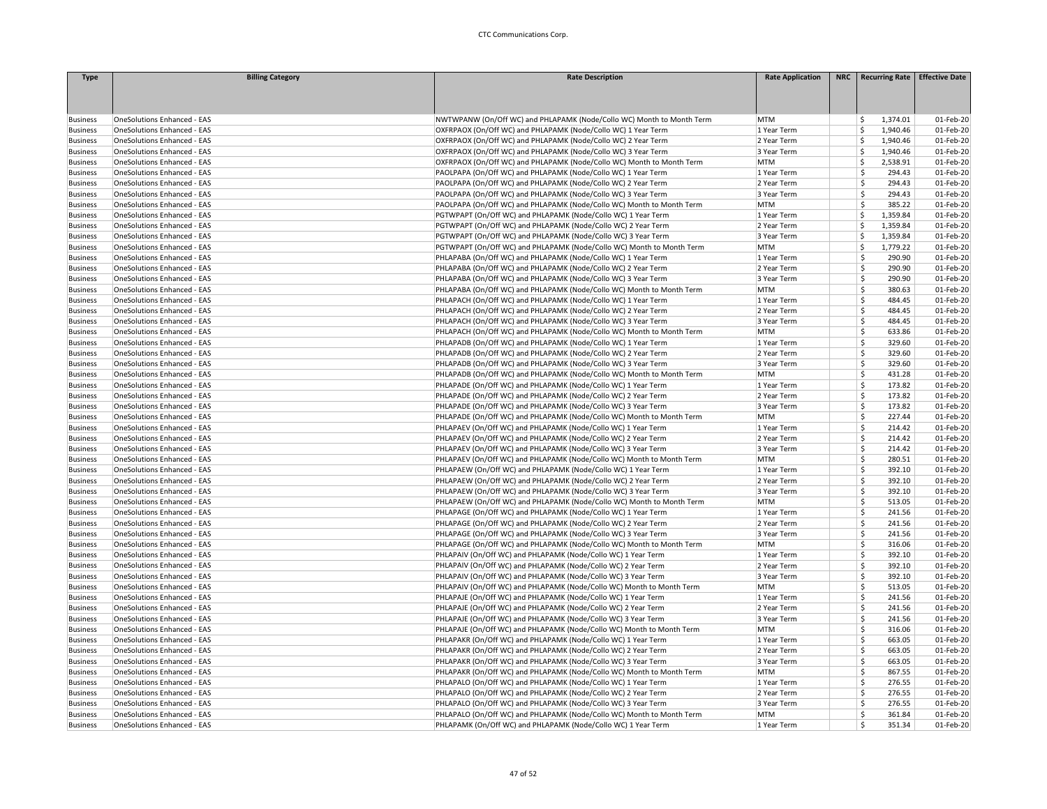| Type | Billing Category | Rate Description | Rate Application | NRC | Recurring Rate | Effective Date |
|---|---|---|---|---|---|---|
| Business | OneSolutions Enhanced - EAS | NWTWPANW (On/Off WC) and PHLAPAMK (Node/Collo WC) Month to Month Term | MTM | | $ 1,374.01 | 01-Feb-20 |
| Business | OneSolutions Enhanced - EAS | OXFRPAOX (On/Off WC) and PHLAPAMK (Node/Collo WC) 1 Year Term | 1 Year Term | | $ 1,940.46 | 01-Feb-20 |
| Business | OneSolutions Enhanced - EAS | OXFRPAOX (On/Off WC) and PHLAPAMK (Node/Collo WC) 2 Year Term | 2 Year Term | | $ 1,940.46 | 01-Feb-20 |
| Business | OneSolutions Enhanced - EAS | OXFRPAOX (On/Off WC) and PHLAPAMK (Node/Collo WC) 3 Year Term | 3 Year Term | | $ 1,940.46 | 01-Feb-20 |
| Business | OneSolutions Enhanced - EAS | OXFRPAOX (On/Off WC) and PHLAPAMK (Node/Collo WC) Month to Month Term | MTM | | $ 2,538.91 | 01-Feb-20 |
| Business | OneSolutions Enhanced - EAS | PAOLPAPA (On/Off WC) and PHLAPAMK (Node/Collo WC) 1 Year Term | 1 Year Term | | $ 294.43 | 01-Feb-20 |
| Business | OneSolutions Enhanced - EAS | PAOLPAPA (On/Off WC) and PHLAPAMK (Node/Collo WC) 2 Year Term | 2 Year Term | | $ 294.43 | 01-Feb-20 |
| Business | OneSolutions Enhanced - EAS | PAOLPAPA (On/Off WC) and PHLAPAMK (Node/Collo WC) 3 Year Term | 3 Year Term | | $ 294.43 | 01-Feb-20 |
| Business | OneSolutions Enhanced - EAS | PAOLPAPA (On/Off WC) and PHLAPAMK (Node/Collo WC) Month to Month Term | MTM | | $ 385.22 | 01-Feb-20 |
| Business | OneSolutions Enhanced - EAS | PGTWPAPT (On/Off WC) and PHLAPAMK (Node/Collo WC) 1 Year Term | 1 Year Term | | $ 1,359.84 | 01-Feb-20 |
| Business | OneSolutions Enhanced - EAS | PGTWPAPT (On/Off WC) and PHLAPAMK (Node/Collo WC) 2 Year Term | 2 Year Term | | $ 1,359.84 | 01-Feb-20 |
| Business | OneSolutions Enhanced - EAS | PGTWPAPT (On/Off WC) and PHLAPAMK (Node/Collo WC) 3 Year Term | 3 Year Term | | $ 1,359.84 | 01-Feb-20 |
| Business | OneSolutions Enhanced - EAS | PGTWPAPT (On/Off WC) and PHLAPAMK (Node/Collo WC) Month to Month Term | MTM | | $ 1,779.22 | 01-Feb-20 |
| Business | OneSolutions Enhanced - EAS | PHLAPABA (On/Off WC) and PHLAPAMK (Node/Collo WC) 1 Year Term | 1 Year Term | | $ 290.90 | 01-Feb-20 |
| Business | OneSolutions Enhanced - EAS | PHLAPABA (On/Off WC) and PHLAPAMK (Node/Collo WC) 2 Year Term | 2 Year Term | | $ 290.90 | 01-Feb-20 |
| Business | OneSolutions Enhanced - EAS | PHLAPABA (On/Off WC) and PHLAPAMK (Node/Collo WC) 3 Year Term | 3 Year Term | | $ 290.90 | 01-Feb-20 |
| Business | OneSolutions Enhanced - EAS | PHLAPABA (On/Off WC) and PHLAPAMK (Node/Collo WC) Month to Month Term | MTM | | $ 380.63 | 01-Feb-20 |
| Business | OneSolutions Enhanced - EAS | PHLAPACH (On/Off WC) and PHLAPAMK (Node/Collo WC) 1 Year Term | 1 Year Term | | $ 484.45 | 01-Feb-20 |
| Business | OneSolutions Enhanced - EAS | PHLAPACH (On/Off WC) and PHLAPAMK (Node/Collo WC) 2 Year Term | 2 Year Term | | $ 484.45 | 01-Feb-20 |
| Business | OneSolutions Enhanced - EAS | PHLAPACH (On/Off WC) and PHLAPAMK (Node/Collo WC) 3 Year Term | 3 Year Term | | $ 484.45 | 01-Feb-20 |
| Business | OneSolutions Enhanced - EAS | PHLAPACH (On/Off WC) and PHLAPAMK (Node/Collo WC) Month to Month Term | MTM | | $ 633.86 | 01-Feb-20 |
| Business | OneSolutions Enhanced - EAS | PHLAPADB (On/Off WC) and PHLAPAMK (Node/Collo WC) 1 Year Term | 1 Year Term | | $ 329.60 | 01-Feb-20 |
| Business | OneSolutions Enhanced - EAS | PHLAPADB (On/Off WC) and PHLAPAMK (Node/Collo WC) 2 Year Term | 2 Year Term | | $ 329.60 | 01-Feb-20 |
| Business | OneSolutions Enhanced - EAS | PHLAPADB (On/Off WC) and PHLAPAMK (Node/Collo WC) 3 Year Term | 3 Year Term | | $ 329.60 | 01-Feb-20 |
| Business | OneSolutions Enhanced - EAS | PHLAPADB (On/Off WC) and PHLAPAMK (Node/Collo WC) Month to Month Term | MTM | | $ 431.28 | 01-Feb-20 |
| Business | OneSolutions Enhanced - EAS | PHLAPADE (On/Off WC) and PHLAPAMK (Node/Collo WC) 1 Year Term | 1 Year Term | | $ 173.82 | 01-Feb-20 |
| Business | OneSolutions Enhanced - EAS | PHLAPADE (On/Off WC) and PHLAPAMK (Node/Collo WC) 2 Year Term | 2 Year Term | | $ 173.82 | 01-Feb-20 |
| Business | OneSolutions Enhanced - EAS | PHLAPADE (On/Off WC) and PHLAPAMK (Node/Collo WC) 3 Year Term | 3 Year Term | | $ 173.82 | 01-Feb-20 |
| Business | OneSolutions Enhanced - EAS | PHLAPADE (On/Off WC) and PHLAPAMK (Node/Collo WC) Month to Month Term | MTM | | $ 227.44 | 01-Feb-20 |
| Business | OneSolutions Enhanced - EAS | PHLAPAEV (On/Off WC) and PHLAPAMK (Node/Collo WC) 1 Year Term | 1 Year Term | | $ 214.42 | 01-Feb-20 |
| Business | OneSolutions Enhanced - EAS | PHLAPAEV (On/Off WC) and PHLAPAMK (Node/Collo WC) 2 Year Term | 2 Year Term | | $ 214.42 | 01-Feb-20 |
| Business | OneSolutions Enhanced - EAS | PHLAPAEV (On/Off WC) and PHLAPAMK (Node/Collo WC) 3 Year Term | 3 Year Term | | $ 214.42 | 01-Feb-20 |
| Business | OneSolutions Enhanced - EAS | PHLAPAEV (On/Off WC) and PHLAPAMK (Node/Collo WC) Month to Month Term | MTM | | $ 280.51 | 01-Feb-20 |
| Business | OneSolutions Enhanced - EAS | PHLAPAEW (On/Off WC) and PHLAPAMK (Node/Collo WC) 1 Year Term | 1 Year Term | | $ 392.10 | 01-Feb-20 |
| Business | OneSolutions Enhanced - EAS | PHLAPAEW (On/Off WC) and PHLAPAMK (Node/Collo WC) 2 Year Term | 2 Year Term | | $ 392.10 | 01-Feb-20 |
| Business | OneSolutions Enhanced - EAS | PHLAPAEW (On/Off WC) and PHLAPAMK (Node/Collo WC) 3 Year Term | 3 Year Term | | $ 392.10 | 01-Feb-20 |
| Business | OneSolutions Enhanced - EAS | PHLAPAEW (On/Off WC) and PHLAPAMK (Node/Collo WC) Month to Month Term | MTM | | $ 513.05 | 01-Feb-20 |
| Business | OneSolutions Enhanced - EAS | PHLAPAGE (On/Off WC) and PHLAPAMK (Node/Collo WC) 1 Year Term | 1 Year Term | | $ 241.56 | 01-Feb-20 |
| Business | OneSolutions Enhanced - EAS | PHLAPAGE (On/Off WC) and PHLAPAMK (Node/Collo WC) 2 Year Term | 2 Year Term | | $ 241.56 | 01-Feb-20 |
| Business | OneSolutions Enhanced - EAS | PHLAPAGE (On/Off WC) and PHLAPAMK (Node/Collo WC) 3 Year Term | 3 Year Term | | $ 241.56 | 01-Feb-20 |
| Business | OneSolutions Enhanced - EAS | PHLAPAGE (On/Off WC) and PHLAPAMK (Node/Collo WC) Month to Month Term | MTM | | $ 316.06 | 01-Feb-20 |
| Business | OneSolutions Enhanced - EAS | PHLAPAIV (On/Off WC) and PHLAPAMK (Node/Collo WC) 1 Year Term | 1 Year Term | | $ 392.10 | 01-Feb-20 |
| Business | OneSolutions Enhanced - EAS | PHLAPAIV (On/Off WC) and PHLAPAMK (Node/Collo WC) 2 Year Term | 2 Year Term | | $ 392.10 | 01-Feb-20 |
| Business | OneSolutions Enhanced - EAS | PHLAPAIV (On/Off WC) and PHLAPAMK (Node/Collo WC) 3 Year Term | 3 Year Term | | $ 392.10 | 01-Feb-20 |
| Business | OneSolutions Enhanced - EAS | PHLAPAIV (On/Off WC) and PHLAPAMK (Node/Collo WC) Month to Month Term | MTM | | $ 513.05 | 01-Feb-20 |
| Business | OneSolutions Enhanced - EAS | PHLAPAJE (On/Off WC) and PHLAPAMK (Node/Collo WC) 1 Year Term | 1 Year Term | | $ 241.56 | 01-Feb-20 |
| Business | OneSolutions Enhanced - EAS | PHLAPAJE (On/Off WC) and PHLAPAMK (Node/Collo WC) 2 Year Term | 2 Year Term | | $ 241.56 | 01-Feb-20 |
| Business | OneSolutions Enhanced - EAS | PHLAPAJE (On/Off WC) and PHLAPAMK (Node/Collo WC) 3 Year Term | 3 Year Term | | $ 241.56 | 01-Feb-20 |
| Business | OneSolutions Enhanced - EAS | PHLAPAJE (On/Off WC) and PHLAPAMK (Node/Collo WC) Month to Month Term | MTM | | $ 316.06 | 01-Feb-20 |
| Business | OneSolutions Enhanced - EAS | PHLAPAKR (On/Off WC) and PHLAPAMK (Node/Collo WC) 1 Year Term | 1 Year Term | | $ 663.05 | 01-Feb-20 |
| Business | OneSolutions Enhanced - EAS | PHLAPAKR (On/Off WC) and PHLAPAMK (Node/Collo WC) 2 Year Term | 2 Year Term | | $ 663.05 | 01-Feb-20 |
| Business | OneSolutions Enhanced - EAS | PHLAPAKR (On/Off WC) and PHLAPAMK (Node/Collo WC) 3 Year Term | 3 Year Term | | $ 663.05 | 01-Feb-20 |
| Business | OneSolutions Enhanced - EAS | PHLAPAKR (On/Off WC) and PHLAPAMK (Node/Collo WC) Month to Month Term | MTM | | $ 867.55 | 01-Feb-20 |
| Business | OneSolutions Enhanced - EAS | PHLAPALO (On/Off WC) and PHLAPAMK (Node/Collo WC) 1 Year Term | 1 Year Term | | $ 276.55 | 01-Feb-20 |
| Business | OneSolutions Enhanced - EAS | PHLAPALO (On/Off WC) and PHLAPAMK (Node/Collo WC) 2 Year Term | 2 Year Term | | $ 276.55 | 01-Feb-20 |
| Business | OneSolutions Enhanced - EAS | PHLAPALO (On/Off WC) and PHLAPAMK (Node/Collo WC) 3 Year Term | 3 Year Term | | $ 276.55 | 01-Feb-20 |
| Business | OneSolutions Enhanced - EAS | PHLAPALO (On/Off WC) and PHLAPAMK (Node/Collo WC) Month to Month Term | MTM | | $ 361.84 | 01-Feb-20 |
| Business | OneSolutions Enhanced - EAS | PHLAPAMK (On/Off WC) and PHLAPAMK (Node/Collo WC) 1 Year Term | 1 Year Term | | $ 351.34 | 01-Feb-20 |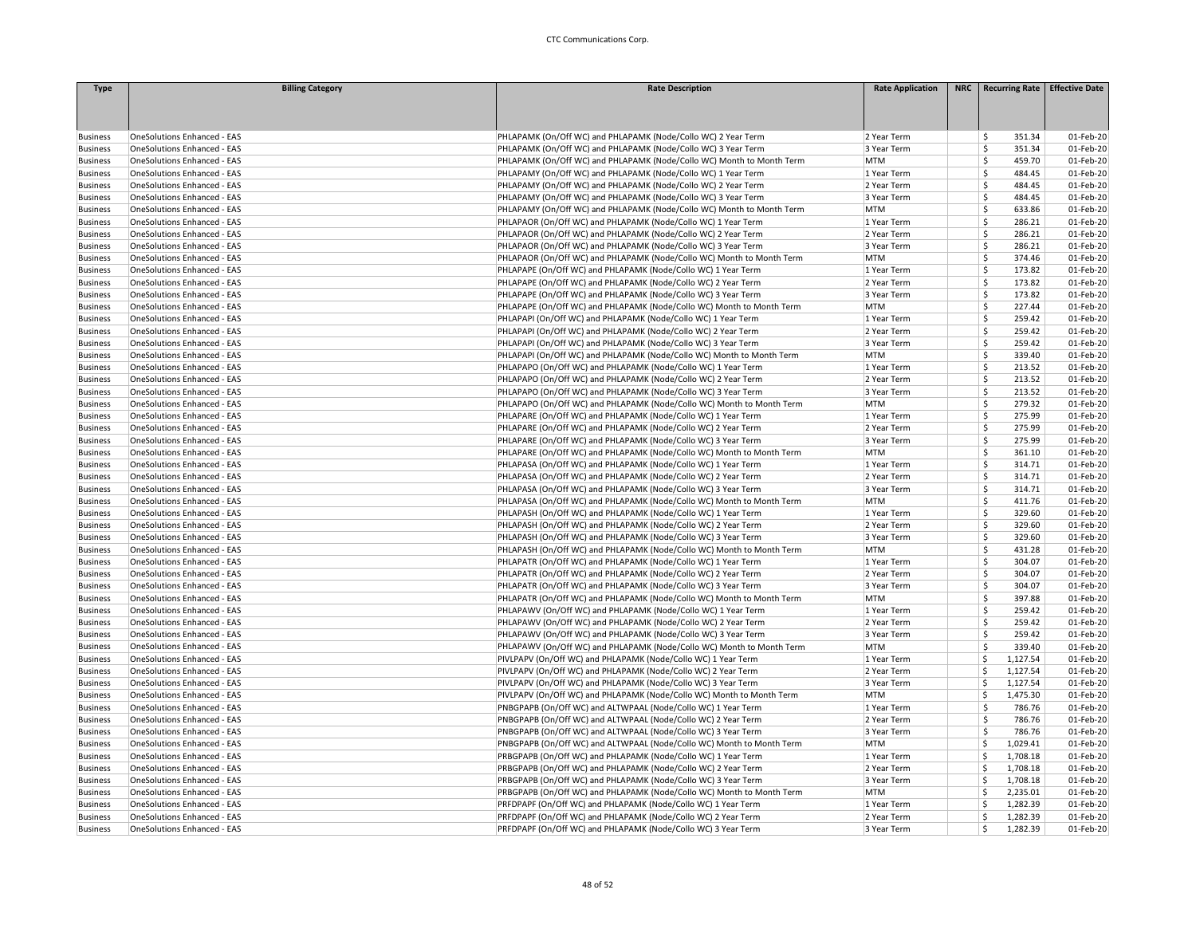| Type | Billing Category | Rate Description | Rate Application | NRC | Recurring Rate | Effective Date |
|---|---|---|---|---|---|---|
| Business | OneSolutions Enhanced - EAS | PHLAPAMK (On/Off WC) and PHLAPAMK (Node/Collo WC) 2 Year Term | 2 Year Term | | $ 351.34 | 01-Feb-20 |
| Business | OneSolutions Enhanced - EAS | PHLAPAMK (On/Off WC) and PHLAPAMK (Node/Collo WC) 3 Year Term | 3 Year Term | | $ 351.34 | 01-Feb-20 |
| Business | OneSolutions Enhanced - EAS | PHLAPAMK (On/Off WC) and PHLAPAMK (Node/Collo WC) Month to Month Term | MTM | | $ 459.70 | 01-Feb-20 |
| Business | OneSolutions Enhanced - EAS | PHLAPAMY (On/Off WC) and PHLAPAMK (Node/Collo WC) 1 Year Term | 1 Year Term | | $ 484.45 | 01-Feb-20 |
| Business | OneSolutions Enhanced - EAS | PHLAPAMY (On/Off WC) and PHLAPAMK (Node/Collo WC) 2 Year Term | 2 Year Term | | $ 484.45 | 01-Feb-20 |
| Business | OneSolutions Enhanced - EAS | PHLAPAMY (On/Off WC) and PHLAPAMK (Node/Collo WC) 3 Year Term | 3 Year Term | | $ 484.45 | 01-Feb-20 |
| Business | OneSolutions Enhanced - EAS | PHLAPAMY (On/Off WC) and PHLAPAMK (Node/Collo WC) Month to Month Term | MTM | | $ 633.86 | 01-Feb-20 |
| Business | OneSolutions Enhanced - EAS | PHLAPAOR (On/Off WC) and PHLAPAMK (Node/Collo WC) 1 Year Term | 1 Year Term | | $ 286.21 | 01-Feb-20 |
| Business | OneSolutions Enhanced - EAS | PHLAPAOR (On/Off WC) and PHLAPAMK (Node/Collo WC) 2 Year Term | 2 Year Term | | $ 286.21 | 01-Feb-20 |
| Business | OneSolutions Enhanced - EAS | PHLAPAOR (On/Off WC) and PHLAPAMK (Node/Collo WC) 3 Year Term | 3 Year Term | | $ 286.21 | 01-Feb-20 |
| Business | OneSolutions Enhanced - EAS | PHLAPAOR (On/Off WC) and PHLAPAMK (Node/Collo WC) Month to Month Term | MTM | | $ 374.46 | 01-Feb-20 |
| Business | OneSolutions Enhanced - EAS | PHLAPAPE (On/Off WC) and PHLAPAMK (Node/Collo WC) 1 Year Term | 1 Year Term | | $ 173.82 | 01-Feb-20 |
| Business | OneSolutions Enhanced - EAS | PHLAPAPE (On/Off WC) and PHLAPAMK (Node/Collo WC) 2 Year Term | 2 Year Term | | $ 173.82 | 01-Feb-20 |
| Business | OneSolutions Enhanced - EAS | PHLAPAPE (On/Off WC) and PHLAPAMK (Node/Collo WC) 3 Year Term | 3 Year Term | | $ 173.82 | 01-Feb-20 |
| Business | OneSolutions Enhanced - EAS | PHLAPAPE (On/Off WC) and PHLAPAMK (Node/Collo WC) Month to Month Term | MTM | | $ 227.44 | 01-Feb-20 |
| Business | OneSolutions Enhanced - EAS | PHLAPAPI (On/Off WC) and PHLAPAMK (Node/Collo WC) 1 Year Term | 1 Year Term | | $ 259.42 | 01-Feb-20 |
| Business | OneSolutions Enhanced - EAS | PHLAPAPI (On/Off WC) and PHLAPAMK (Node/Collo WC) 2 Year Term | 2 Year Term | | $ 259.42 | 01-Feb-20 |
| Business | OneSolutions Enhanced - EAS | PHLAPAPI (On/Off WC) and PHLAPAMK (Node/Collo WC) 3 Year Term | 3 Year Term | | $ 259.42 | 01-Feb-20 |
| Business | OneSolutions Enhanced - EAS | PHLAPAPI (On/Off WC) and PHLAPAMK (Node/Collo WC) Month to Month Term | MTM | | $ 339.40 | 01-Feb-20 |
| Business | OneSolutions Enhanced - EAS | PHLAPAPO (On/Off WC) and PHLAPAMK (Node/Collo WC) 1 Year Term | 1 Year Term | | $ 213.52 | 01-Feb-20 |
| Business | OneSolutions Enhanced - EAS | PHLAPAPO (On/Off WC) and PHLAPAMK (Node/Collo WC) 2 Year Term | 2 Year Term | | $ 213.52 | 01-Feb-20 |
| Business | OneSolutions Enhanced - EAS | PHLAPAPO (On/Off WC) and PHLAPAMK (Node/Collo WC) 3 Year Term | 3 Year Term | | $ 213.52 | 01-Feb-20 |
| Business | OneSolutions Enhanced - EAS | PHLAPAPO (On/Off WC) and PHLAPAMK (Node/Collo WC) Month to Month Term | MTM | | $ 279.32 | 01-Feb-20 |
| Business | OneSolutions Enhanced - EAS | PHLAPARE (On/Off WC) and PHLAPAMK (Node/Collo WC) 1 Year Term | 1 Year Term | | $ 275.99 | 01-Feb-20 |
| Business | OneSolutions Enhanced - EAS | PHLAPARE (On/Off WC) and PHLAPAMK (Node/Collo WC) 2 Year Term | 2 Year Term | | $ 275.99 | 01-Feb-20 |
| Business | OneSolutions Enhanced - EAS | PHLAPARE (On/Off WC) and PHLAPAMK (Node/Collo WC) 3 Year Term | 3 Year Term | | $ 275.99 | 01-Feb-20 |
| Business | OneSolutions Enhanced - EAS | PHLAPARE (On/Off WC) and PHLAPAMK (Node/Collo WC) Month to Month Term | MTM | | $ 361.10 | 01-Feb-20 |
| Business | OneSolutions Enhanced - EAS | PHLAPASA (On/Off WC) and PHLAPAMK (Node/Collo WC) 1 Year Term | 1 Year Term | | $ 314.71 | 01-Feb-20 |
| Business | OneSolutions Enhanced - EAS | PHLAPASA (On/Off WC) and PHLAPAMK (Node/Collo WC) 2 Year Term | 2 Year Term | | $ 314.71 | 01-Feb-20 |
| Business | OneSolutions Enhanced - EAS | PHLAPASA (On/Off WC) and PHLAPAMK (Node/Collo WC) 3 Year Term | 3 Year Term | | $ 314.71 | 01-Feb-20 |
| Business | OneSolutions Enhanced - EAS | PHLAPASA (On/Off WC) and PHLAPAMK (Node/Collo WC) Month to Month Term | MTM | | $ 411.76 | 01-Feb-20 |
| Business | OneSolutions Enhanced - EAS | PHLAPASH (On/Off WC) and PHLAPAMK (Node/Collo WC) 1 Year Term | 1 Year Term | | $ 329.60 | 01-Feb-20 |
| Business | OneSolutions Enhanced - EAS | PHLAPASH (On/Off WC) and PHLAPAMK (Node/Collo WC) 2 Year Term | 2 Year Term | | $ 329.60 | 01-Feb-20 |
| Business | OneSolutions Enhanced - EAS | PHLAPASH (On/Off WC) and PHLAPAMK (Node/Collo WC) 3 Year Term | 3 Year Term | | $ 329.60 | 01-Feb-20 |
| Business | OneSolutions Enhanced - EAS | PHLAPASH (On/Off WC) and PHLAPAMK (Node/Collo WC) Month to Month Term | MTM | | $ 431.28 | 01-Feb-20 |
| Business | OneSolutions Enhanced - EAS | PHLAPATR (On/Off WC) and PHLAPAMK (Node/Collo WC) 1 Year Term | 1 Year Term | | $ 304.07 | 01-Feb-20 |
| Business | OneSolutions Enhanced - EAS | PHLAPATR (On/Off WC) and PHLAPAMK (Node/Collo WC) 2 Year Term | 2 Year Term | | $ 304.07 | 01-Feb-20 |
| Business | OneSolutions Enhanced - EAS | PHLAPATR (On/Off WC) and PHLAPAMK (Node/Collo WC) 3 Year Term | 3 Year Term | | $ 304.07 | 01-Feb-20 |
| Business | OneSolutions Enhanced - EAS | PHLAPATR (On/Off WC) and PHLAPAMK (Node/Collo WC) Month to Month Term | MTM | | $ 397.88 | 01-Feb-20 |
| Business | OneSolutions Enhanced - EAS | PHLAPAWV (On/Off WC) and PHLAPAMK (Node/Collo WC) 1 Year Term | 1 Year Term | | $ 259.42 | 01-Feb-20 |
| Business | OneSolutions Enhanced - EAS | PHLAPAWV (On/Off WC) and PHLAPAMK (Node/Collo WC) 2 Year Term | 2 Year Term | | $ 259.42 | 01-Feb-20 |
| Business | OneSolutions Enhanced - EAS | PHLAPAWV (On/Off WC) and PHLAPAMK (Node/Collo WC) 3 Year Term | 3 Year Term | | $ 259.42 | 01-Feb-20 |
| Business | OneSolutions Enhanced - EAS | PHLAPAWV (On/Off WC) and PHLAPAMK (Node/Collo WC) Month to Month Term | MTM | | $ 339.40 | 01-Feb-20 |
| Business | OneSolutions Enhanced - EAS | PIVLPAPV (On/Off WC) and PHLAPAMK (Node/Collo WC) 1 Year Term | 1 Year Term | | $ 1,127.54 | 01-Feb-20 |
| Business | OneSolutions Enhanced - EAS | PIVLPAPV (On/Off WC) and PHLAPAMK (Node/Collo WC) 2 Year Term | 2 Year Term | | $ 1,127.54 | 01-Feb-20 |
| Business | OneSolutions Enhanced - EAS | PIVLPAPV (On/Off WC) and PHLAPAMK (Node/Collo WC) 3 Year Term | 3 Year Term | | $ 1,127.54 | 01-Feb-20 |
| Business | OneSolutions Enhanced - EAS | PIVLPAPV (On/Off WC) and PHLAPAMK (Node/Collo WC) Month to Month Term | MTM | | $ 1,475.30 | 01-Feb-20 |
| Business | OneSolutions Enhanced - EAS | PNBGPAPB (On/Off WC) and ALTWPAAL (Node/Collo WC) 1 Year Term | 1 Year Term | | $ 786.76 | 01-Feb-20 |
| Business | OneSolutions Enhanced - EAS | PNBGPAPB (On/Off WC) and ALTWPAAL (Node/Collo WC) 2 Year Term | 2 Year Term | | $ 786.76 | 01-Feb-20 |
| Business | OneSolutions Enhanced - EAS | PNBGPAPB (On/Off WC) and ALTWPAAL (Node/Collo WC) 3 Year Term | 3 Year Term | | $ 786.76 | 01-Feb-20 |
| Business | OneSolutions Enhanced - EAS | PNBGPAPB (On/Off WC) and ALTWPAAL (Node/Collo WC) Month to Month Term | MTM | | $ 1,029.41 | 01-Feb-20 |
| Business | OneSolutions Enhanced - EAS | PRBGPAPB (On/Off WC) and PHLAPAMK (Node/Collo WC) 1 Year Term | 1 Year Term | | $ 1,708.18 | 01-Feb-20 |
| Business | OneSolutions Enhanced - EAS | PRBGPAPB (On/Off WC) and PHLAPAMK (Node/Collo WC) 2 Year Term | 2 Year Term | | $ 1,708.18 | 01-Feb-20 |
| Business | OneSolutions Enhanced - EAS | PRBGPAPB (On/Off WC) and PHLAPAMK (Node/Collo WC) 3 Year Term | 3 Year Term | | $ 1,708.18 | 01-Feb-20 |
| Business | OneSolutions Enhanced - EAS | PRBGPAPB (On/Off WC) and PHLAPAMK (Node/Collo WC) Month to Month Term | MTM | | $ 2,235.01 | 01-Feb-20 |
| Business | OneSolutions Enhanced - EAS | PRFDPAPF (On/Off WC) and PHLAPAMK (Node/Collo WC) 1 Year Term | 1 Year Term | | $ 1,282.39 | 01-Feb-20 |
| Business | OneSolutions Enhanced - EAS | PRFDPAPF (On/Off WC) and PHLAPAMK (Node/Collo WC) 2 Year Term | 2 Year Term | | $ 1,282.39 | 01-Feb-20 |
| Business | OneSolutions Enhanced - EAS | PRFDPAPF (On/Off WC) and PHLAPAMK (Node/Collo WC) 3 Year Term | 3 Year Term | | $ 1,282.39 | 01-Feb-20 |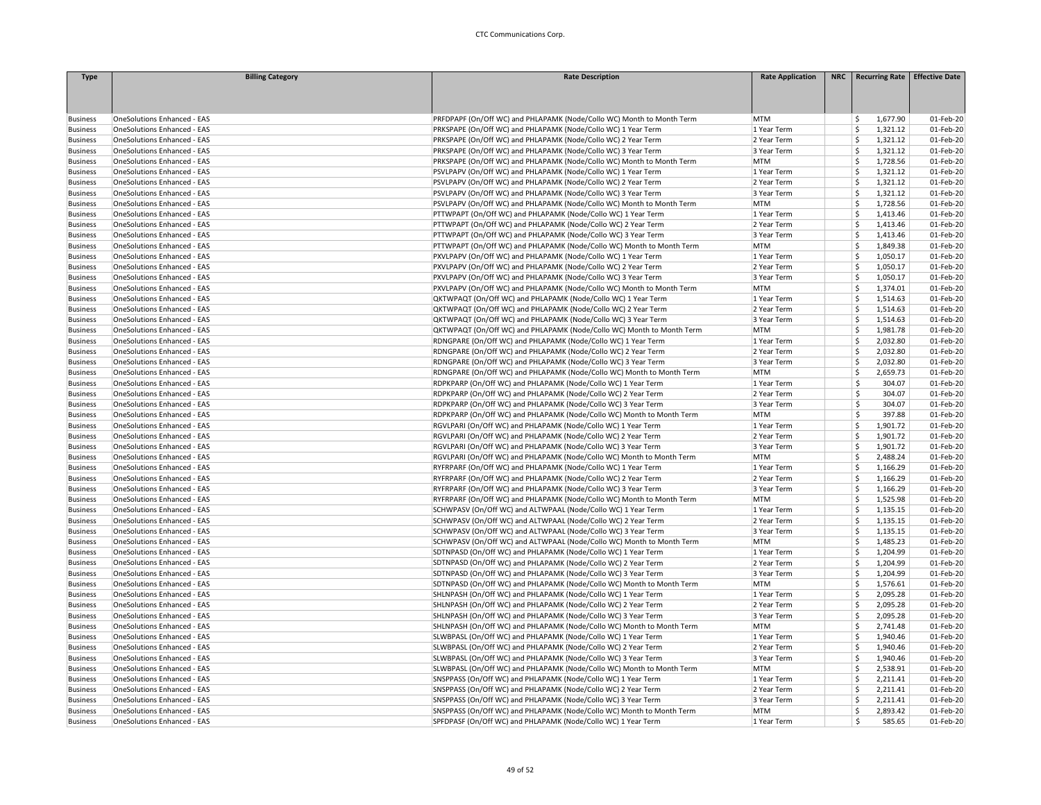| Type | Billing Category | Rate Description | Rate Application | NRC | Recurring Rate | Effective Date |
|---|---|---|---|---|---|---|
| Business | OneSolutions Enhanced - EAS | PRFDPAPF (On/Off WC) and PHLAPAMK (Node/Collo WC) Month to Month Term | MTM | | $ 1,677.90 | 01-Feb-20 |
| Business | OneSolutions Enhanced - EAS | PRKSPAPE (On/Off WC) and PHLAPAMK (Node/Collo WC) 1 Year Term | 1 Year Term | | $ 1,321.12 | 01-Feb-20 |
| Business | OneSolutions Enhanced - EAS | PRKSPAPE (On/Off WC) and PHLAPAMK (Node/Collo WC) 2 Year Term | 2 Year Term | | $ 1,321.12 | 01-Feb-20 |
| Business | OneSolutions Enhanced - EAS | PRKSPAPE (On/Off WC) and PHLAPAMK (Node/Collo WC) 3 Year Term | 3 Year Term | | $ 1,321.12 | 01-Feb-20 |
| Business | OneSolutions Enhanced - EAS | PRKSPAPE (On/Off WC) and PHLAPAMK (Node/Collo WC) Month to Month Term | MTM | | $ 1,728.56 | 01-Feb-20 |
| Business | OneSolutions Enhanced - EAS | PSVLPAPV (On/Off WC) and PHLAPAMK (Node/Collo WC) 1 Year Term | 1 Year Term | | $ 1,321.12 | 01-Feb-20 |
| Business | OneSolutions Enhanced - EAS | PSVLPAPV (On/Off WC) and PHLAPAMK (Node/Collo WC) 2 Year Term | 2 Year Term | | $ 1,321.12 | 01-Feb-20 |
| Business | OneSolutions Enhanced - EAS | PSVLPAPV (On/Off WC) and PHLAPAMK (Node/Collo WC) 3 Year Term | 3 Year Term | | $ 1,321.12 | 01-Feb-20 |
| Business | OneSolutions Enhanced - EAS | PSVLPAPV (On/Off WC) and PHLAPAMK (Node/Collo WC) Month to Month Term | MTM | | $ 1,728.56 | 01-Feb-20 |
| Business | OneSolutions Enhanced - EAS | PTTWPAPT (On/Off WC) and PHLAPAMK (Node/Collo WC) 1 Year Term | 1 Year Term | | $ 1,413.46 | 01-Feb-20 |
| Business | OneSolutions Enhanced - EAS | PTTWPAPT (On/Off WC) and PHLAPAMK (Node/Collo WC) 2 Year Term | 2 Year Term | | $ 1,413.46 | 01-Feb-20 |
| Business | OneSolutions Enhanced - EAS | PTTWPAPT (On/Off WC) and PHLAPAMK (Node/Collo WC) 3 Year Term | 3 Year Term | | $ 1,413.46 | 01-Feb-20 |
| Business | OneSolutions Enhanced - EAS | PTTWPAPT (On/Off WC) and PHLAPAMK (Node/Collo WC) Month to Month Term | MTM | | $ 1,849.38 | 01-Feb-20 |
| Business | OneSolutions Enhanced - EAS | PXVLPAPV (On/Off WC) and PHLAPAMK (Node/Collo WC) 1 Year Term | 1 Year Term | | $ 1,050.17 | 01-Feb-20 |
| Business | OneSolutions Enhanced - EAS | PXVLPAPV (On/Off WC) and PHLAPAMK (Node/Collo WC) 2 Year Term | 2 Year Term | | $ 1,050.17 | 01-Feb-20 |
| Business | OneSolutions Enhanced - EAS | PXVLPAPV (On/Off WC) and PHLAPAMK (Node/Collo WC) 3 Year Term | 3 Year Term | | $ 1,050.17 | 01-Feb-20 |
| Business | OneSolutions Enhanced - EAS | PXVLPAPV (On/Off WC) and PHLAPAMK (Node/Collo WC) Month to Month Term | MTM | | $ 1,374.01 | 01-Feb-20 |
| Business | OneSolutions Enhanced - EAS | QKTWPAQT (On/Off WC) and PHLAPAMK (Node/Collo WC) 1 Year Term | 1 Year Term | | $ 1,514.63 | 01-Feb-20 |
| Business | OneSolutions Enhanced - EAS | QKTWPAQT (On/Off WC) and PHLAPAMK (Node/Collo WC) 2 Year Term | 2 Year Term | | $ 1,514.63 | 01-Feb-20 |
| Business | OneSolutions Enhanced - EAS | QKTWPAQT (On/Off WC) and PHLAPAMK (Node/Collo WC) 3 Year Term | 3 Year Term | | $ 1,514.63 | 01-Feb-20 |
| Business | OneSolutions Enhanced - EAS | QKTWPAQT (On/Off WC) and PHLAPAMK (Node/Collo WC) Month to Month Term | MTM | | $ 1,981.78 | 01-Feb-20 |
| Business | OneSolutions Enhanced - EAS | RDNGPARE (On/Off WC) and PHLAPAMK (Node/Collo WC) 1 Year Term | 1 Year Term | | $ 2,032.80 | 01-Feb-20 |
| Business | OneSolutions Enhanced - EAS | RDNGPARE (On/Off WC) and PHLAPAMK (Node/Collo WC) 2 Year Term | 2 Year Term | | $ 2,032.80 | 01-Feb-20 |
| Business | OneSolutions Enhanced - EAS | RDNGPARE (On/Off WC) and PHLAPAMK (Node/Collo WC) 3 Year Term | 3 Year Term | | $ 2,032.80 | 01-Feb-20 |
| Business | OneSolutions Enhanced - EAS | RDNGPARE (On/Off WC) and PHLAPAMK (Node/Collo WC) Month to Month Term | MTM | | $ 2,659.73 | 01-Feb-20 |
| Business | OneSolutions Enhanced - EAS | RDPKPARP (On/Off WC) and PHLAPAMK (Node/Collo WC) 1 Year Term | 1 Year Term | | $ 304.07 | 01-Feb-20 |
| Business | OneSolutions Enhanced - EAS | RDPKPARP (On/Off WC) and PHLAPAMK (Node/Collo WC) 2 Year Term | 2 Year Term | | $ 304.07 | 01-Feb-20 |
| Business | OneSolutions Enhanced - EAS | RDPKPARP (On/Off WC) and PHLAPAMK (Node/Collo WC) 3 Year Term | 3 Year Term | | $ 304.07 | 01-Feb-20 |
| Business | OneSolutions Enhanced - EAS | RDPKPARP (On/Off WC) and PHLAPAMK (Node/Collo WC) Month to Month Term | MTM | | $ 397.88 | 01-Feb-20 |
| Business | OneSolutions Enhanced - EAS | RGVLPARI (On/Off WC) and PHLAPAMK (Node/Collo WC) 1 Year Term | 1 Year Term | | $ 1,901.72 | 01-Feb-20 |
| Business | OneSolutions Enhanced - EAS | RGVLPARI (On/Off WC) and PHLAPAMK (Node/Collo WC) 2 Year Term | 2 Year Term | | $ 1,901.72 | 01-Feb-20 |
| Business | OneSolutions Enhanced - EAS | RGVLPARI (On/Off WC) and PHLAPAMK (Node/Collo WC) 3 Year Term | 3 Year Term | | $ 1,901.72 | 01-Feb-20 |
| Business | OneSolutions Enhanced - EAS | RGVLPARI (On/Off WC) and PHLAPAMK (Node/Collo WC) Month to Month Term | MTM | | $ 2,488.24 | 01-Feb-20 |
| Business | OneSolutions Enhanced - EAS | RYFRPARF (On/Off WC) and PHLAPAMK (Node/Collo WC) 1 Year Term | 1 Year Term | | $ 1,166.29 | 01-Feb-20 |
| Business | OneSolutions Enhanced - EAS | RYFRPARF (On/Off WC) and PHLAPAMK (Node/Collo WC) 2 Year Term | 2 Year Term | | $ 1,166.29 | 01-Feb-20 |
| Business | OneSolutions Enhanced - EAS | RYFRPARF (On/Off WC) and PHLAPAMK (Node/Collo WC) 3 Year Term | 3 Year Term | | $ 1,166.29 | 01-Feb-20 |
| Business | OneSolutions Enhanced - EAS | RYFRPARF (On/Off WC) and PHLAPAMK (Node/Collo WC) Month to Month Term | MTM | | $ 1,525.98 | 01-Feb-20 |
| Business | OneSolutions Enhanced - EAS | SCHWPASV (On/Off WC) and ALTWPAAL (Node/Collo WC) 1 Year Term | 1 Year Term | | $ 1,135.15 | 01-Feb-20 |
| Business | OneSolutions Enhanced - EAS | SCHWPASV (On/Off WC) and ALTWPAAL (Node/Collo WC) 2 Year Term | 2 Year Term | | $ 1,135.15 | 01-Feb-20 |
| Business | OneSolutions Enhanced - EAS | SCHWPASV (On/Off WC) and ALTWPAAL (Node/Collo WC) 3 Year Term | 3 Year Term | | $ 1,135.15 | 01-Feb-20 |
| Business | OneSolutions Enhanced - EAS | SCHWPASV (On/Off WC) and ALTWPAAL (Node/Collo WC) Month to Month Term | MTM | | $ 1,485.23 | 01-Feb-20 |
| Business | OneSolutions Enhanced - EAS | SDTNPASD (On/Off WC) and PHLAPAMK (Node/Collo WC) 1 Year Term | 1 Year Term | | $ 1,204.99 | 01-Feb-20 |
| Business | OneSolutions Enhanced - EAS | SDTNPASD (On/Off WC) and PHLAPAMK (Node/Collo WC) 2 Year Term | 2 Year Term | | $ 1,204.99 | 01-Feb-20 |
| Business | OneSolutions Enhanced - EAS | SDTNPASD (On/Off WC) and PHLAPAMK (Node/Collo WC) 3 Year Term | 3 Year Term | | $ 1,204.99 | 01-Feb-20 |
| Business | OneSolutions Enhanced - EAS | SDTNPASD (On/Off WC) and PHLAPAMK (Node/Collo WC) Month to Month Term | MTM | | $ 1,576.61 | 01-Feb-20 |
| Business | OneSolutions Enhanced - EAS | SHLNPASH (On/Off WC) and PHLAPAMK (Node/Collo WC) 1 Year Term | 1 Year Term | | $ 2,095.28 | 01-Feb-20 |
| Business | OneSolutions Enhanced - EAS | SHLNPASH (On/Off WC) and PHLAPAMK (Node/Collo WC) 2 Year Term | 2 Year Term | | $ 2,095.28 | 01-Feb-20 |
| Business | OneSolutions Enhanced - EAS | SHLNPASH (On/Off WC) and PHLAPAMK (Node/Collo WC) 3 Year Term | 3 Year Term | | $ 2,095.28 | 01-Feb-20 |
| Business | OneSolutions Enhanced - EAS | SHLNPASH (On/Off WC) and PHLAPAMK (Node/Collo WC) Month to Month Term | MTM | | $ 2,741.48 | 01-Feb-20 |
| Business | OneSolutions Enhanced - EAS | SLWBPASL (On/Off WC) and PHLAPAMK (Node/Collo WC) 1 Year Term | 1 Year Term | | $ 1,940.46 | 01-Feb-20 |
| Business | OneSolutions Enhanced - EAS | SLWBPASL (On/Off WC) and PHLAPAMK (Node/Collo WC) 2 Year Term | 2 Year Term | | $ 1,940.46 | 01-Feb-20 |
| Business | OneSolutions Enhanced - EAS | SLWBPASL (On/Off WC) and PHLAPAMK (Node/Collo WC) 3 Year Term | 3 Year Term | | $ 1,940.46 | 01-Feb-20 |
| Business | OneSolutions Enhanced - EAS | SLWBPASL (On/Off WC) and PHLAPAMK (Node/Collo WC) Month to Month Term | MTM | | $ 2,538.91 | 01-Feb-20 |
| Business | OneSolutions Enhanced - EAS | SNSPPASS (On/Off WC) and PHLAPAMK (Node/Collo WC) 1 Year Term | 1 Year Term | | $ 2,211.41 | 01-Feb-20 |
| Business | OneSolutions Enhanced - EAS | SNSPPASS (On/Off WC) and PHLAPAMK (Node/Collo WC) 2 Year Term | 2 Year Term | | $ 2,211.41 | 01-Feb-20 |
| Business | OneSolutions Enhanced - EAS | SNSPPASS (On/Off WC) and PHLAPAMK (Node/Collo WC) 3 Year Term | 3 Year Term | | $ 2,211.41 | 01-Feb-20 |
| Business | OneSolutions Enhanced - EAS | SNSPPASS (On/Off WC) and PHLAPAMK (Node/Collo WC) Month to Month Term | MTM | | $ 2,893.42 | 01-Feb-20 |
| Business | OneSolutions Enhanced - EAS | SPFDPASF (On/Off WC) and PHLAPAMK (Node/Collo WC) 1 Year Term | 1 Year Term | | $ 585.65 | 01-Feb-20 |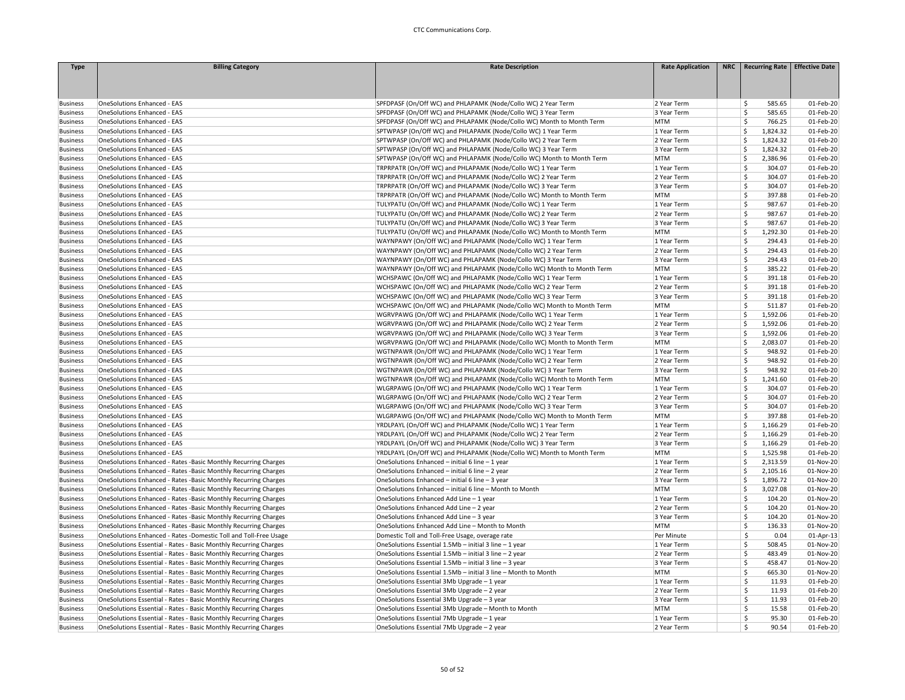| Type | Billing Category | Rate Description | Rate Application | NRC | Recurring Rate | Effective Date |
|---|---|---|---|---|---|---|
| Business | OneSolutions Enhanced - EAS | SPFDPASF (On/Off WC) and PHLAPAMK (Node/Collo WC) 2 Year Term | 2 Year Term | | $ 585.65 | 01-Feb-20 |
| Business | OneSolutions Enhanced - EAS | SPFDPASF (On/Off WC) and PHLAPAMK (Node/Collo WC) 3 Year Term | 3 Year Term | | $ 585.65 | 01-Feb-20 |
| Business | OneSolutions Enhanced - EAS | SPFDPASF (On/Off WC) and PHLAPAMK (Node/Collo WC) Month to Month Term | MTM | | $ 766.25 | 01-Feb-20 |
| Business | OneSolutions Enhanced - EAS | SPTWPASP (On/Off WC) and PHLAPAMK (Node/Collo WC) 1 Year Term | 1 Year Term | | $ 1,824.32 | 01-Feb-20 |
| Business | OneSolutions Enhanced - EAS | SPTWPASP (On/Off WC) and PHLAPAMK (Node/Collo WC) 2 Year Term | 2 Year Term | | $ 1,824.32 | 01-Feb-20 |
| Business | OneSolutions Enhanced - EAS | SPTWPASP (On/Off WC) and PHLAPAMK (Node/Collo WC) 3 Year Term | 3 Year Term | | $ 1,824.32 | 01-Feb-20 |
| Business | OneSolutions Enhanced - EAS | SPTWPASP (On/Off WC) and PHLAPAMK (Node/Collo WC) Month to Month Term | MTM | | $ 2,386.96 | 01-Feb-20 |
| Business | OneSolutions Enhanced - EAS | TRPRPATR (On/Off WC) and PHLAPAMK (Node/Collo WC) 1 Year Term | 1 Year Term | | $ 304.07 | 01-Feb-20 |
| Business | OneSolutions Enhanced - EAS | TRPRPATR (On/Off WC) and PHLAPAMK (Node/Collo WC) 2 Year Term | 2 Year Term | | $ 304.07 | 01-Feb-20 |
| Business | OneSolutions Enhanced - EAS | TRPRPATR (On/Off WC) and PHLAPAMK (Node/Collo WC) 3 Year Term | 3 Year Term | | $ 304.07 | 01-Feb-20 |
| Business | OneSolutions Enhanced - EAS | TRPRPATR (On/Off WC) and PHLAPAMK (Node/Collo WC) Month to Month Term | MTM | | $ 397.88 | 01-Feb-20 |
| Business | OneSolutions Enhanced - EAS | TULYPATU (On/Off WC) and PHLAPAMK (Node/Collo WC) 1 Year Term | 1 Year Term | | $ 987.67 | 01-Feb-20 |
| Business | OneSolutions Enhanced - EAS | TULYPATU (On/Off WC) and PHLAPAMK (Node/Collo WC) 2 Year Term | 2 Year Term | | $ 987.67 | 01-Feb-20 |
| Business | OneSolutions Enhanced - EAS | TULYPATU (On/Off WC) and PHLAPAMK (Node/Collo WC) 3 Year Term | 3 Year Term | | $ 987.67 | 01-Feb-20 |
| Business | OneSolutions Enhanced - EAS | TULYPATU (On/Off WC) and PHLAPAMK (Node/Collo WC) Month to Month Term | MTM | | $ 1,292.30 | 01-Feb-20 |
| Business | OneSolutions Enhanced - EAS | WAYNPAWY (On/Off WC) and PHLAPAMK (Node/Collo WC) 1 Year Term | 1 Year Term | | $ 294.43 | 01-Feb-20 |
| Business | OneSolutions Enhanced - EAS | WAYNPAWY (On/Off WC) and PHLAPAMK (Node/Collo WC) 2 Year Term | 2 Year Term | | $ 294.43 | 01-Feb-20 |
| Business | OneSolutions Enhanced - EAS | WAYNPAWY (On/Off WC) and PHLAPAMK (Node/Collo WC) 3 Year Term | 3 Year Term | | $ 294.43 | 01-Feb-20 |
| Business | OneSolutions Enhanced - EAS | WAYNPAWY (On/Off WC) and PHLAPAMK (Node/Collo WC) Month to Month Term | MTM | | $ 385.22 | 01-Feb-20 |
| Business | OneSolutions Enhanced - EAS | WCHSPAWC (On/Off WC) and PHLAPAMK (Node/Collo WC) 1 Year Term | 1 Year Term | | $ 391.18 | 01-Feb-20 |
| Business | OneSolutions Enhanced - EAS | WCHSPAWC (On/Off WC) and PHLAPAMK (Node/Collo WC) 2 Year Term | 2 Year Term | | $ 391.18 | 01-Feb-20 |
| Business | OneSolutions Enhanced - EAS | WCHSPAWC (On/Off WC) and PHLAPAMK (Node/Collo WC) 3 Year Term | 3 Year Term | | $ 391.18 | 01-Feb-20 |
| Business | OneSolutions Enhanced - EAS | WCHSPAWC (On/Off WC) and PHLAPAMK (Node/Collo WC) Month to Month Term | MTM | | $ 511.87 | 01-Feb-20 |
| Business | OneSolutions Enhanced - EAS | WGRVPAWG (On/Off WC) and PHLAPAMK (Node/Collo WC) 1 Year Term | 1 Year Term | | $ 1,592.06 | 01-Feb-20 |
| Business | OneSolutions Enhanced - EAS | WGRVPAWG (On/Off WC) and PHLAPAMK (Node/Collo WC) 2 Year Term | 2 Year Term | | $ 1,592.06 | 01-Feb-20 |
| Business | OneSolutions Enhanced - EAS | WGRVPAWG (On/Off WC) and PHLAPAMK (Node/Collo WC) 3 Year Term | 3 Year Term | | $ 1,592.06 | 01-Feb-20 |
| Business | OneSolutions Enhanced - EAS | WGRVPAWG (On/Off WC) and PHLAPAMK (Node/Collo WC) Month to Month Term | MTM | | $ 2,083.07 | 01-Feb-20 |
| Business | OneSolutions Enhanced - EAS | WGTNPAWR (On/Off WC) and PHLAPAMK (Node/Collo WC) 1 Year Term | 1 Year Term | | $ 948.92 | 01-Feb-20 |
| Business | OneSolutions Enhanced - EAS | WGTNPAWR (On/Off WC) and PHLAPAMK (Node/Collo WC) 2 Year Term | 2 Year Term | | $ 948.92 | 01-Feb-20 |
| Business | OneSolutions Enhanced - EAS | WGTNPAWR (On/Off WC) and PHLAPAMK (Node/Collo WC) 3 Year Term | 3 Year Term | | $ 948.92 | 01-Feb-20 |
| Business | OneSolutions Enhanced - EAS | WGTNPAWR (On/Off WC) and PHLAPAMK (Node/Collo WC) Month to Month Term | MTM | | $ 1,241.60 | 01-Feb-20 |
| Business | OneSolutions Enhanced - EAS | WLGRPAWG (On/Off WC) and PHLAPAMK (Node/Collo WC) 1 Year Term | 1 Year Term | | $ 304.07 | 01-Feb-20 |
| Business | OneSolutions Enhanced - EAS | WLGRPAWG (On/Off WC) and PHLAPAMK (Node/Collo WC) 2 Year Term | 2 Year Term | | $ 304.07 | 01-Feb-20 |
| Business | OneSolutions Enhanced - EAS | WLGRPAWG (On/Off WC) and PHLAPAMK (Node/Collo WC) 3 Year Term | 3 Year Term | | $ 304.07 | 01-Feb-20 |
| Business | OneSolutions Enhanced - EAS | WLGRPAWG (On/Off WC) and PHLAPAMK (Node/Collo WC) Month to Month Term | MTM | | $ 397.88 | 01-Feb-20 |
| Business | OneSolutions Enhanced - EAS | YRDLPAYL (On/Off WC) and PHLAPAMK (Node/Collo WC) 1 Year Term | 1 Year Term | | $ 1,166.29 | 01-Feb-20 |
| Business | OneSolutions Enhanced - EAS | YRDLPAYL (On/Off WC) and PHLAPAMK (Node/Collo WC) 2 Year Term | 2 Year Term | | $ 1,166.29 | 01-Feb-20 |
| Business | OneSolutions Enhanced - EAS | YRDLPAYL (On/Off WC) and PHLAPAMK (Node/Collo WC) 3 Year Term | 3 Year Term | | $ 1,166.29 | 01-Feb-20 |
| Business | OneSolutions Enhanced - EAS | YRDLPAYL (On/Off WC) and PHLAPAMK (Node/Collo WC) Month to Month Term | MTM | | $ 1,525.98 | 01-Feb-20 |
| Business | OneSolutions Enhanced - Rates -Basic Monthly Recurring Charges | OneSolutions Enhanced – initial 6 line – 1 year | 1 Year Term | | $ 2,313.59 | 01-Nov-20 |
| Business | OneSolutions Enhanced - Rates -Basic Monthly Recurring Charges | OneSolutions Enhanced – initial 6 line – 2 year | 2 Year Term | | $ 2,105.16 | 01-Nov-20 |
| Business | OneSolutions Enhanced - Rates -Basic Monthly Recurring Charges | OneSolutions Enhanced – initial 6 line – 3 year | 3 Year Term | | $ 1,896.72 | 01-Nov-20 |
| Business | OneSolutions Enhanced - Rates -Basic Monthly Recurring Charges | OneSolutions Enhanced – initial 6 line – Month to Month | MTM | | $ 3,027.08 | 01-Nov-20 |
| Business | OneSolutions Enhanced - Rates -Basic Monthly Recurring Charges | OneSolutions Enhanced Add Line – 1 year | 1 Year Term | | $ 104.20 | 01-Nov-20 |
| Business | OneSolutions Enhanced - Rates -Basic Monthly Recurring Charges | OneSolutions Enhanced Add Line – 2 year | 2 Year Term | | $ 104.20 | 01-Nov-20 |
| Business | OneSolutions Enhanced - Rates -Basic Monthly Recurring Charges | OneSolutions Enhanced Add Line – 3 year | 3 Year Term | | $ 104.20 | 01-Nov-20 |
| Business | OneSolutions Enhanced - Rates -Basic Monthly Recurring Charges | OneSolutions Enhanced Add Line – Month to Month | MTM | | $ 136.33 | 01-Nov-20 |
| Business | OneSolutions Enhanced - Rates -Domestic Toll and Toll-Free Usage | Domestic Toll and Toll-Free Usage, overage rate | Per Minute | | $ 0.04 | 01-Apr-13 |
| Business | OneSolutions Essential - Rates - Basic Monthly Recurring Charges | OneSolutions Essential 1.5Mb – initial 3 line – 1 year | 1 Year Term | | $ 508.45 | 01-Nov-20 |
| Business | OneSolutions Essential - Rates - Basic Monthly Recurring Charges | OneSolutions Essential 1.5Mb – initial 3 line – 2 year | 2 Year Term | | $ 483.49 | 01-Nov-20 |
| Business | OneSolutions Essential - Rates - Basic Monthly Recurring Charges | OneSolutions Essential 1.5Mb – initial 3 line – 3 year | 3 Year Term | | $ 458.47 | 01-Nov-20 |
| Business | OneSolutions Essential - Rates - Basic Monthly Recurring Charges | OneSolutions Essential 1.5Mb – initial 3 line – Month to Month | MTM | | $ 665.30 | 01-Nov-20 |
| Business | OneSolutions Essential - Rates - Basic Monthly Recurring Charges | OneSolutions Essential 3Mb Upgrade – 1 year | 1 Year Term | | $ 11.93 | 01-Feb-20 |
| Business | OneSolutions Essential - Rates - Basic Monthly Recurring Charges | OneSolutions Essential 3Mb Upgrade – 2 year | 2 Year Term | | $ 11.93 | 01-Feb-20 |
| Business | OneSolutions Essential - Rates - Basic Monthly Recurring Charges | OneSolutions Essential 3Mb Upgrade – 3 year | 3 Year Term | | $ 11.93 | 01-Feb-20 |
| Business | OneSolutions Essential - Rates - Basic Monthly Recurring Charges | OneSolutions Essential 3Mb Upgrade – Month to Month | MTM | | $ 15.58 | 01-Feb-20 |
| Business | OneSolutions Essential - Rates - Basic Monthly Recurring Charges | OneSolutions Essential 7Mb Upgrade – 1 year | 1 Year Term | | $ 95.30 | 01-Feb-20 |
| Business | OneSolutions Essential - Rates - Basic Monthly Recurring Charges | OneSolutions Essential 7Mb Upgrade – 2 year | 2 Year Term | | $ 90.54 | 01-Feb-20 |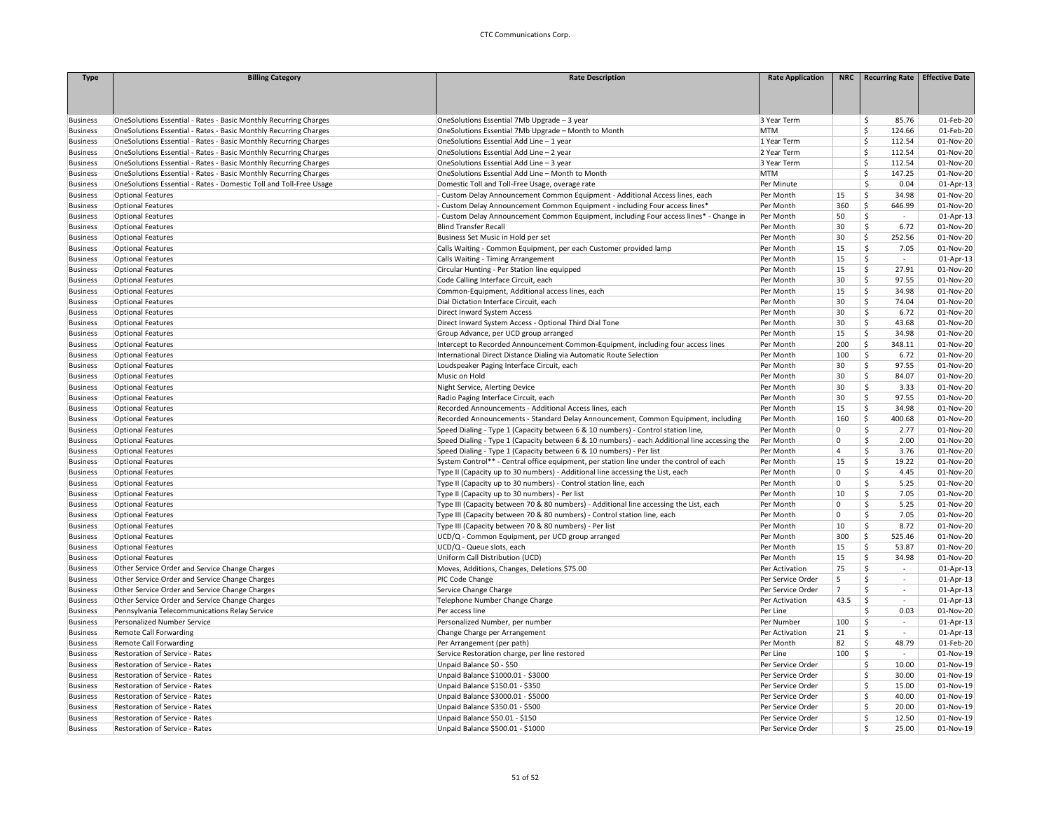| Type | Billing Category | Rate Description | Rate Application | NRC | Recurring Rate | Effective Date |
|---|---|---|---|---|---|---|
| Business | OneSolutions Essential - Rates - Basic Monthly Recurring Charges | OneSolutions Essential 7Mb Upgrade – 3 year | 3 Year Term | | $ 85.76 | 01-Feb-20 |
| Business | OneSolutions Essential - Rates - Basic Monthly Recurring Charges | OneSolutions Essential 7Mb Upgrade – Month to Month | MTM | | $ 124.66 | 01-Feb-20 |
| Business | OneSolutions Essential - Rates - Basic Monthly Recurring Charges | OneSolutions Essential Add Line – 1 year | 1 Year Term | | $ 112.54 | 01-Nov-20 |
| Business | OneSolutions Essential - Rates - Basic Monthly Recurring Charges | OneSolutions Essential Add Line – 2 year | 2 Year Term | | $ 112.54 | 01-Nov-20 |
| Business | OneSolutions Essential - Rates - Basic Monthly Recurring Charges | OneSolutions Essential Add Line – 3 year | 3 Year Term | | $ 112.54 | 01-Nov-20 |
| Business | OneSolutions Essential - Rates - Basic Monthly Recurring Charges | OneSolutions Essential Add Line – Month to Month | MTM | | $ 147.25 | 01-Nov-20 |
| Business | OneSolutions Essential - Rates - Domestic Toll and Toll-Free Usage | Domestic Toll and Toll-Free Usage, overage rate | Per Minute | | $ 0.04 | 01-Apr-13 |
| Business | Optional Features | - Custom Delay Announcement Common Equipment - Additional Access lines, each | Per Month | 15 | $ 34.98 | 01-Nov-20 |
| Business | Optional Features | - Custom Delay Announcement Common Equipment - including Four access lines* | Per Month | 360 | $ 646.99 | 01-Nov-20 |
| Business | Optional Features | - Custom Delay Announcement Common Equipment, including Four access lines* - Change in | Per Month | 50 | $ - | 01-Apr-13 |
| Business | Optional Features | Blind Transfer Recall | Per Month | 30 | $ 6.72 | 01-Nov-20 |
| Business | Optional Features | Business Set Music in Hold per set | Per Month | 30 | $ 252.56 | 01-Nov-20 |
| Business | Optional Features | Calls Waiting - Common Equipment, per each Customer provided lamp | Per Month | 15 | $ 7.05 | 01-Nov-20 |
| Business | Optional Features | Calls Waiting - Timing Arrangement | Per Month | 15 | $ - | 01-Apr-13 |
| Business | Optional Features | Circular Hunting - Per Station line equipped | Per Month | 15 | $ 27.91 | 01-Nov-20 |
| Business | Optional Features | Code Calling Interface Circuit, each | Per Month | 30 | $ 97.55 | 01-Nov-20 |
| Business | Optional Features | Common-Equipment, Additional access lines, each | Per Month | 15 | $ 34.98 | 01-Nov-20 |
| Business | Optional Features | Dial Dictation Interface Circuit, each | Per Month | 30 | $ 74.04 | 01-Nov-20 |
| Business | Optional Features | Direct Inward System Access | Per Month | 30 | $ 6.72 | 01-Nov-20 |
| Business | Optional Features | Direct Inward System Access - Optional Third Dial Tone | Per Month | 30 | $ 43.68 | 01-Nov-20 |
| Business | Optional Features | Group Advance, per UCD group arranged | Per Month | 15 | $ 34.98 | 01-Nov-20 |
| Business | Optional Features | Intercept to Recorded Announcement Common-Equipment, including four access lines | Per Month | 200 | $ 348.11 | 01-Nov-20 |
| Business | Optional Features | International Direct Distance Dialing via Automatic Route Selection | Per Month | 100 | $ 6.72 | 01-Nov-20 |
| Business | Optional Features | Loudspeaker Paging Interface Circuit, each | Per Month | 30 | $ 97.55 | 01-Nov-20 |
| Business | Optional Features | Music on Hold | Per Month | 30 | $ 84.07 | 01-Nov-20 |
| Business | Optional Features | Night Service, Alerting Device | Per Month | 30 | $ 3.33 | 01-Nov-20 |
| Business | Optional Features | Radio Paging Interface Circuit, each | Per Month | 30 | $ 97.55 | 01-Nov-20 |
| Business | Optional Features | Recorded Announcements - Additional Access lines, each | Per Month | 15 | $ 34.98 | 01-Nov-20 |
| Business | Optional Features | Recorded Announcements - Standard Delay Announcement, Common Equipment, including | Per Month | 160 | $ 400.68 | 01-Nov-20 |
| Business | Optional Features | Speed Dialing - Type 1 (Capacity between 6 & 10 numbers) - Control station line, | Per Month | 0 | $ 2.77 | 01-Nov-20 |
| Business | Optional Features | Speed Dialing - Type 1 (Capacity between 6 & 10 numbers) - each Additional line accessing the | Per Month | 0 | $ 2.00 | 01-Nov-20 |
| Business | Optional Features | Speed Dialing - Type 1 (Capacity between 6 & 10 numbers) - Per list | Per Month | 4 | $ 3.76 | 01-Nov-20 |
| Business | Optional Features | System Control** - Central office equipment, per station line under the control of each | Per Month | 15 | $ 19.22 | 01-Nov-20 |
| Business | Optional Features | Type II (Capacity up to 30 numbers) - Additional line accessing the List, each | Per Month | 0 | $ 4.45 | 01-Nov-20 |
| Business | Optional Features | Type II (Capacity up to 30 numbers) - Control station line, each | Per Month | 0 | $ 5.25 | 01-Nov-20 |
| Business | Optional Features | Type II (Capacity up to 30 numbers) - Per list | Per Month | 10 | $ 7.05 | 01-Nov-20 |
| Business | Optional Features | Type III (Capacity between 70 & 80 numbers) - Additional line accessing the List, each | Per Month | 0 | $ 5.25 | 01-Nov-20 |
| Business | Optional Features | Type III (Capacity between 70 & 80 numbers) - Control station line, each | Per Month | 0 | $ 7.05 | 01-Nov-20 |
| Business | Optional Features | Type III (Capacity between 70 & 80 numbers) - Per list | Per Month | 10 | $ 8.72 | 01-Nov-20 |
| Business | Optional Features | UCD/Q - Common Equipment, per UCD group arranged | Per Month | 300 | $ 525.46 | 01-Nov-20 |
| Business | Optional Features | UCD/Q - Queue slots, each | Per Month | 15 | $ 53.87 | 01-Nov-20 |
| Business | Optional Features | Uniform Call Distribution (UCD) | Per Month | 15 | $ 34.98 | 01-Nov-20 |
| Business | Other Service Order and Service Change Charges | Moves, Additions, Changes, Deletions $75.00 | Per Activation | 75 | $ - | 01-Apr-13 |
| Business | Other Service Order and Service Change Charges | PIC Code Change | Per Service Order | 5 | $ - | 01-Apr-13 |
| Business | Other Service Order and Service Change Charges | Service Change Charge | Per Service Order | 7 | $ - | 01-Apr-13 |
| Business | Other Service Order and Service Change Charges | Telephone Number Change Charge | Per Activation | 43.5 | $ - | 01-Apr-13 |
| Business | Pennsylvania Telecommunications Relay Service | Per access line | Per Line | | $ 0.03 | 01-Nov-20 |
| Business | Personalized Number Service | Personalized Number, per number | Per Number | 100 | $ - | 01-Apr-13 |
| Business | Remote Call Forwarding | Change Charge per Arrangement | Per Activation | 21 | $ - | 01-Apr-13 |
| Business | Remote Call Forwarding | Per Arrangement (per path) | Per Month | 82 | $ 48.79 | 01-Feb-20 |
| Business | Restoration of Service - Rates | Service Restoration charge, per line restored | Per Line | 100 | $ - | 01-Nov-19 |
| Business | Restoration of Service - Rates | Unpaid Balance $0 - $50 | Per Service Order | | $ 10.00 | 01-Nov-19 |
| Business | Restoration of Service - Rates | Unpaid Balance $1000.01 - $3000 | Per Service Order | | $ 30.00 | 01-Nov-19 |
| Business | Restoration of Service - Rates | Unpaid Balance $150.01 - $350 | Per Service Order | | $ 15.00 | 01-Nov-19 |
| Business | Restoration of Service - Rates | Unpaid Balance $3000.01 - $5000 | Per Service Order | | $ 40.00 | 01-Nov-19 |
| Business | Restoration of Service - Rates | Unpaid Balance $350.01 - $500 | Per Service Order | | $ 20.00 | 01-Nov-19 |
| Business | Restoration of Service - Rates | Unpaid Balance $50.01 - $150 | Per Service Order | | $ 12.50 | 01-Nov-19 |
| Business | Restoration of Service - Rates | Unpaid Balance $500.01 - $1000 | Per Service Order | | $ 25.00 | 01-Nov-19 |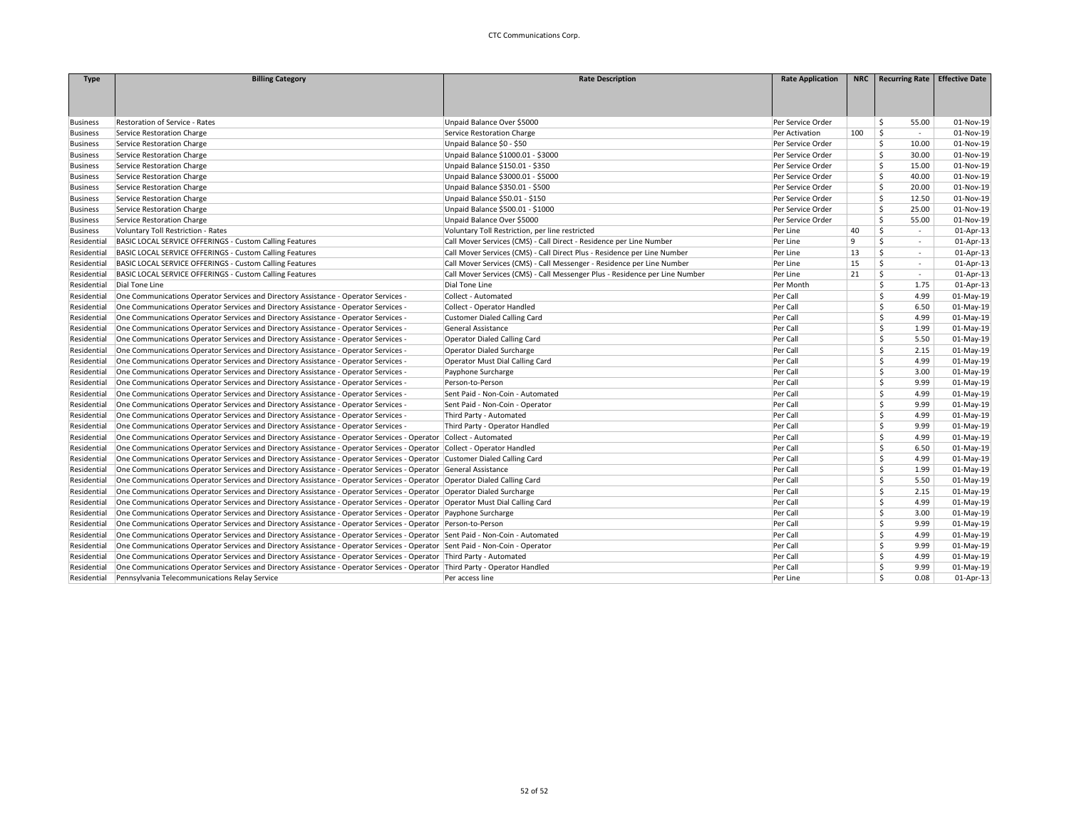| Type | Billing Category | Rate Description | Rate Application | NRC | Recurring Rate | Effective Date |
|---|---|---|---|---|---|---|
| Business | Restoration of Service - Rates | Unpaid Balance Over $5000 | Per Service Order | | $ 55.00 | 01-Nov-19 |
| Business | Service Restoration Charge | Service Restoration Charge | Per Activation | 100 | $ - | 01-Nov-19 |
| Business | Service Restoration Charge | Unpaid Balance $0 - $50 | Per Service Order | | $ 10.00 | 01-Nov-19 |
| Business | Service Restoration Charge | Unpaid Balance $1000.01 - $3000 | Per Service Order | | $ 30.00 | 01-Nov-19 |
| Business | Service Restoration Charge | Unpaid Balance $150.01 - $350 | Per Service Order | | $ 15.00 | 01-Nov-19 |
| Business | Service Restoration Charge | Unpaid Balance $3000.01 - $5000 | Per Service Order | | $ 40.00 | 01-Nov-19 |
| Business | Service Restoration Charge | Unpaid Balance $350.01 - $500 | Per Service Order | | $ 20.00 | 01-Nov-19 |
| Business | Service Restoration Charge | Unpaid Balance $50.01 - $150 | Per Service Order | | $ 12.50 | 01-Nov-19 |
| Business | Service Restoration Charge | Unpaid Balance $500.01 - $1000 | Per Service Order | | $ 25.00 | 01-Nov-19 |
| Business | Service Restoration Charge | Unpaid Balance Over $5000 | Per Service Order | | $ 55.00 | 01-Nov-19 |
| Business | Voluntary Toll Restriction - Rates | Voluntary Toll Restriction, per line restricted | Per Line | 40 | $ - | 01-Apr-13 |
| Residential | BASIC LOCAL SERVICE OFFERINGS - Custom Calling Features | Call Mover Services (CMS) - Call Direct - Residence per Line Number | Per Line | 9 | $ - | 01-Apr-13 |
| Residential | BASIC LOCAL SERVICE OFFERINGS - Custom Calling Features | Call Mover Services (CMS) - Call Direct Plus - Residence per Line Number | Per Line | 13 | $ - | 01-Apr-13 |
| Residential | BASIC LOCAL SERVICE OFFERINGS - Custom Calling Features | Call Mover Services (CMS) - Call Messenger - Residence per Line Number | Per Line | 15 | $ - | 01-Apr-13 |
| Residential | BASIC LOCAL SERVICE OFFERINGS - Custom Calling Features | Call Mover Services (CMS) - Call Messenger Plus - Residence per Line Number | Per Line | 21 | $ - | 01-Apr-13 |
| Residential | Dial Tone Line | Dial Tone Line | Per Month | | $ 1.75 | 01-Apr-13 |
| Residential | One Communications Operator Services and Directory Assistance - Operator Services - | Collect - Automated | Per Call | | $ 4.99 | 01-May-19 |
| Residential | One Communications Operator Services and Directory Assistance - Operator Services - | Collect - Operator Handled | Per Call | | $ 6.50 | 01-May-19 |
| Residential | One Communications Operator Services and Directory Assistance - Operator Services - | Customer Dialed Calling Card | Per Call | | $ 4.99 | 01-May-19 |
| Residential | One Communications Operator Services and Directory Assistance - Operator Services - | General Assistance | Per Call | | $ 1.99 | 01-May-19 |
| Residential | One Communications Operator Services and Directory Assistance - Operator Services - | Operator Dialed Calling Card | Per Call | | $ 5.50 | 01-May-19 |
| Residential | One Communications Operator Services and Directory Assistance - Operator Services - | Operator Dialed Surcharge | Per Call | | $ 2.15 | 01-May-19 |
| Residential | One Communications Operator Services and Directory Assistance - Operator Services - | Operator Must Dial Calling Card | Per Call | | $ 4.99 | 01-May-19 |
| Residential | One Communications Operator Services and Directory Assistance - Operator Services - | Payphone Surcharge | Per Call | | $ 3.00 | 01-May-19 |
| Residential | One Communications Operator Services and Directory Assistance - Operator Services - | Person-to-Person | Per Call | | $ 9.99 | 01-May-19 |
| Residential | One Communications Operator Services and Directory Assistance - Operator Services - | Sent Paid - Non-Coin - Automated | Per Call | | $ 4.99 | 01-May-19 |
| Residential | One Communications Operator Services and Directory Assistance - Operator Services - | Sent Paid - Non-Coin - Operator | Per Call | | $ 9.99 | 01-May-19 |
| Residential | One Communications Operator Services and Directory Assistance - Operator Services - | Third Party - Automated | Per Call | | $ 4.99 | 01-May-19 |
| Residential | One Communications Operator Services and Directory Assistance - Operator Services - | Third Party - Operator Handled | Per Call | | $ 9.99 | 01-May-19 |
| Residential | One Communications Operator Services and Directory Assistance - Operator Services - Operator | Collect - Automated | Per Call | | $ 4.99 | 01-May-19 |
| Residential | One Communications Operator Services and Directory Assistance - Operator Services - Operator | Collect - Operator Handled | Per Call | | $ 6.50 | 01-May-19 |
| Residential | One Communications Operator Services and Directory Assistance - Operator Services - Operator | Customer Dialed Calling Card | Per Call | | $ 4.99 | 01-May-19 |
| Residential | One Communications Operator Services and Directory Assistance - Operator Services - Operator | General Assistance | Per Call | | $ 1.99 | 01-May-19 |
| Residential | One Communications Operator Services and Directory Assistance - Operator Services - Operator | Operator Dialed Calling Card | Per Call | | $ 5.50 | 01-May-19 |
| Residential | One Communications Operator Services and Directory Assistance - Operator Services - Operator | Operator Dialed Surcharge | Per Call | | $ 2.15 | 01-May-19 |
| Residential | One Communications Operator Services and Directory Assistance - Operator Services - Operator | Operator Must Dial Calling Card | Per Call | | $ 4.99 | 01-May-19 |
| Residential | One Communications Operator Services and Directory Assistance - Operator Services - Operator | Payphone Surcharge | Per Call | | $ 3.00 | 01-May-19 |
| Residential | One Communications Operator Services and Directory Assistance - Operator Services - Operator | Person-to-Person | Per Call | | $ 9.99 | 01-May-19 |
| Residential | One Communications Operator Services and Directory Assistance - Operator Services - Operator | Sent Paid - Non-Coin - Automated | Per Call | | $ 4.99 | 01-May-19 |
| Residential | One Communications Operator Services and Directory Assistance - Operator Services - Operator | Sent Paid - Non-Coin - Operator | Per Call | | $ 9.99 | 01-May-19 |
| Residential | One Communications Operator Services and Directory Assistance - Operator Services - Operator | Third Party - Automated | Per Call | | $ 4.99 | 01-May-19 |
| Residential | One Communications Operator Services and Directory Assistance - Operator Services - Operator | Third Party - Operator Handled | Per Call | | $ 9.99 | 01-May-19 |
| Residential | Pennsylvania Telecommunications Relay Service | Per access line | Per Line | | $ 0.08 | 01-Apr-13 |